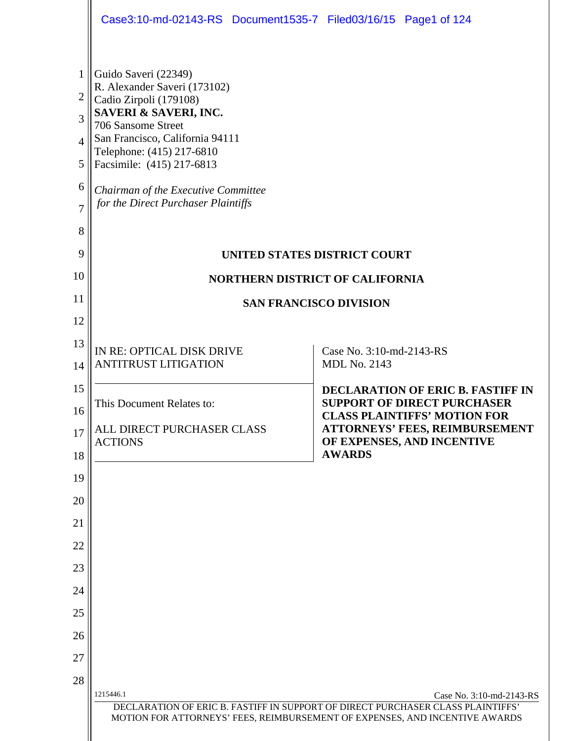Guido Saveri (22349)
R. Alexander Saveri (173102)
Cadio Zirpoli (179108)
**SAVERI & SAVERI, INC.**
706 Sansome Street
San Francisco, California 94111
Telephone: (415) 217-6810
Facsimile: (415) 217-6813

*Chairman of the Executive Committee for the Direct Purchaser Plaintiffs*

**UNITED STATES DISTRICT COURT**

**NORTHERN DISTRICT OF CALIFORNIA**

**SAN FRANCISCO DIVISION**

| | |
|---|---|
| IN RE: OPTICAL DISK DRIVE ANTITRUST LITIGATION | Case No. 3:10-md-2143-RS<br>MDL No. 2143 |
| This Document Relates to:<br><br>ALL DIRECT PURCHASER CLASS ACTIONS | **DECLARATION OF ERIC B. FASTIFF IN SUPPORT OF DIRECT PURCHASER CLASS PLAINTIFFS' MOTION FOR ATTORNEYS' FEES, REIMBURSEMENT OF EXPENSES, AND INCENTIVE AWARDS** |

1215446.1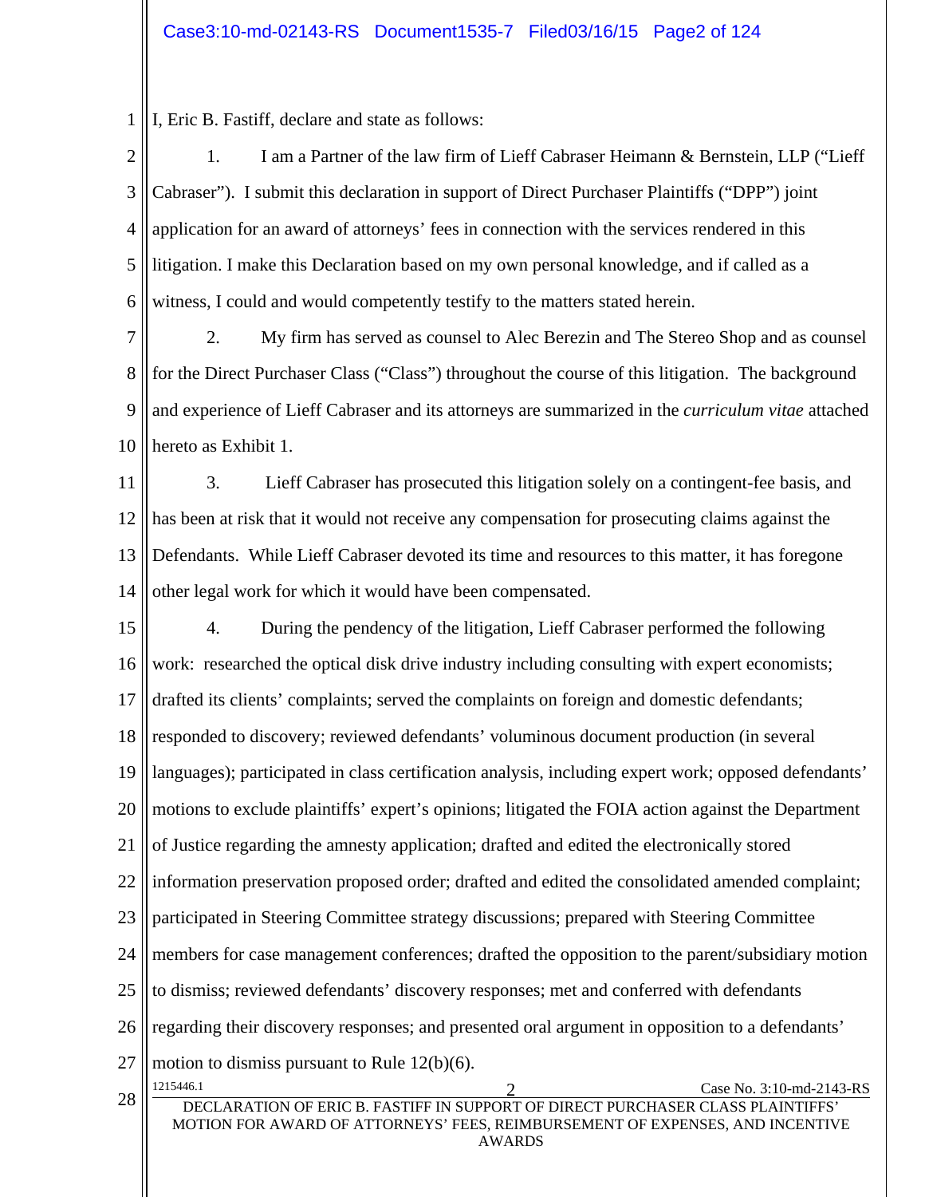I, Eric B. Fastiff, declare and state as follows:

1. I am a Partner of the law firm of Lieff Cabraser Heimann & Bernstein, LLP ("Lieff Cabraser"). I submit this declaration in support of Direct Purchaser Plaintiffs ("DPP") joint application for an award of attorneys' fees in connection with the services rendered in this litigation. I make this Declaration based on my own personal knowledge, and if called as a witness, I could and would competently testify to the matters stated herein.

2. My firm has served as counsel to Alec Berezin and The Stereo Shop and as counsel for the Direct Purchaser Class ("Class") throughout the course of this litigation. The background and experience of Lieff Cabraser and its attorneys are summarized in the *curriculum vitae* attached hereto as Exhibit 1.

3. Lieff Cabraser has prosecuted this litigation solely on a contingent-fee basis, and has been at risk that it would not receive any compensation for prosecuting claims against the Defendants. While Lieff Cabraser devoted its time and resources to this matter, it has foregone other legal work for which it would have been compensated.

4. During the pendency of the litigation, Lieff Cabraser performed the following work: researched the optical disk drive industry including consulting with expert economists; drafted its clients' complaints; served the complaints on foreign and domestic defendants; responded to discovery; reviewed defendants' voluminous document production (in several languages); participated in class certification analysis, including expert work; opposed defendants' motions to exclude plaintiffs' expert's opinions; litigated the FOIA action against the Department of Justice regarding the amnesty application; drafted and edited the electronically stored information preservation proposed order; drafted and edited the consolidated amended complaint; participated in Steering Committee strategy discussions; prepared with Steering Committee members for case management conferences; drafted the opposition to the parent/subsidiary motion to dismiss; reviewed defendants' discovery responses; met and conferred with defendants regarding their discovery responses; and presented oral argument in opposition to a defendants' motion to dismiss pursuant to Rule 12(b)(6).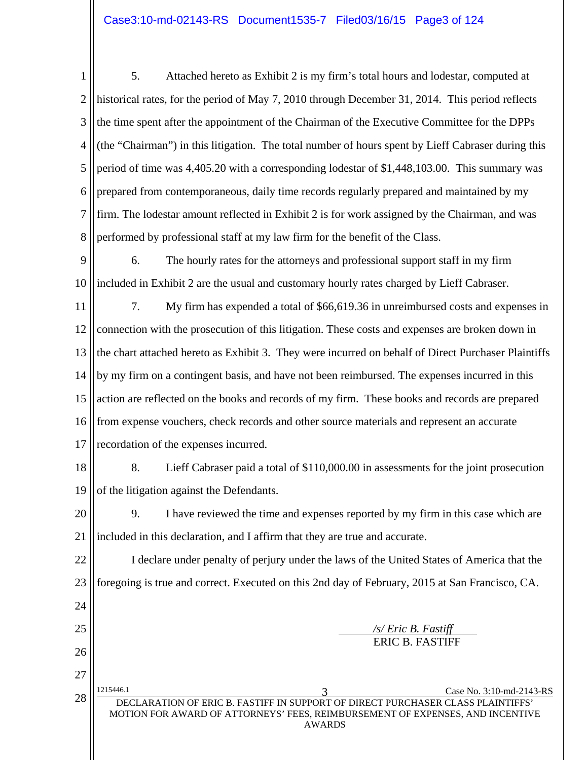5. Attached hereto as Exhibit 2 is my firm's total hours and lodestar, computed at historical rates, for the period of May 7, 2010 through December 31, 2014. This period reflects the time spent after the appointment of the Chairman of the Executive Committee for the DPPs (the "Chairman") in this litigation. The total number of hours spent by Lieff Cabraser during this period of time was 4,405.20 with a corresponding lodestar of $1,448,103.00. This summary was prepared from contemporaneous, daily time records regularly prepared and maintained by my firm. The lodestar amount reflected in Exhibit 2 is for work assigned by the Chairman, and was performed by professional staff at my law firm for the benefit of the Class.

6. The hourly rates for the attorneys and professional support staff in my firm included in Exhibit 2 are the usual and customary hourly rates charged by Lieff Cabraser.

7. My firm has expended a total of $66,619.36 in unreimbursed costs and expenses in connection with the prosecution of this litigation. These costs and expenses are broken down in the chart attached hereto as Exhibit 3. They were incurred on behalf of Direct Purchaser Plaintiffs by my firm on a contingent basis, and have not been reimbursed. The expenses incurred in this action are reflected on the books and records of my firm. These books and records are prepared from expense vouchers, check records and other source materials and represent an accurate recordation of the expenses incurred.

8. Lieff Cabraser paid a total of $110,000.00 in assessments for the joint prosecution of the litigation against the Defendants.

9. I have reviewed the time and expenses reported by my firm in this case which are included in this declaration, and I affirm that they are true and accurate.

I declare under penalty of perjury under the laws of the United States of America that the foregoing is true and correct. Executed on this 2nd day of February, 2015 at San Francisco, CA.

*/s/ Eric B. Fastiff*
ERIC B. FASTIFF

1215446.1 | Case No. 3:10-md-2143-RS

DECLARATION OF ERIC B. FASTIFF IN SUPPORT OF DIRECT PURCHASER CLASS PLAINTIFFS' MOTION FOR AWARD OF ATTORNEYS' FEES, REIMBURSEMENT OF EXPENSES, AND INCENTIVE AWARDS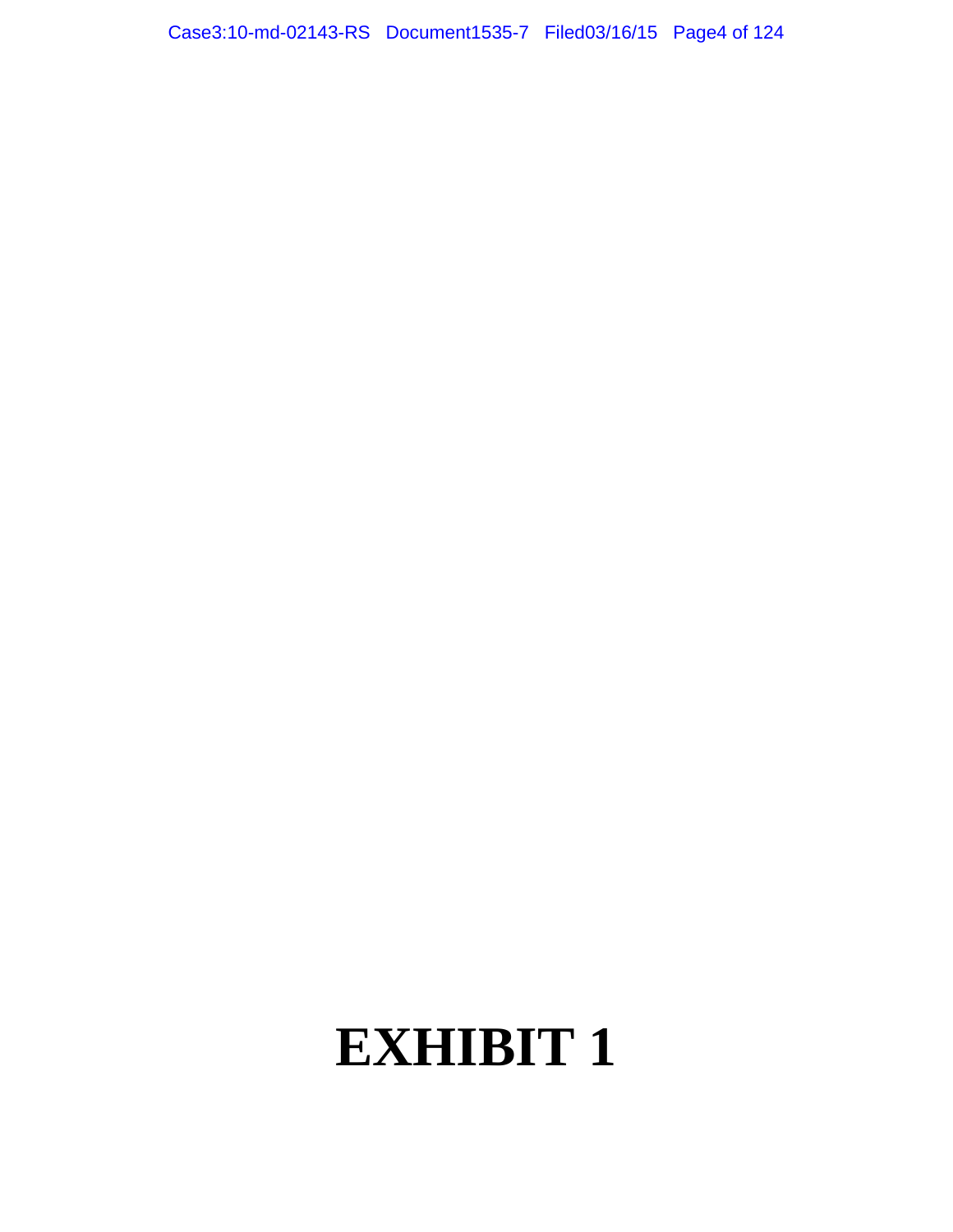# EXHIBIT 1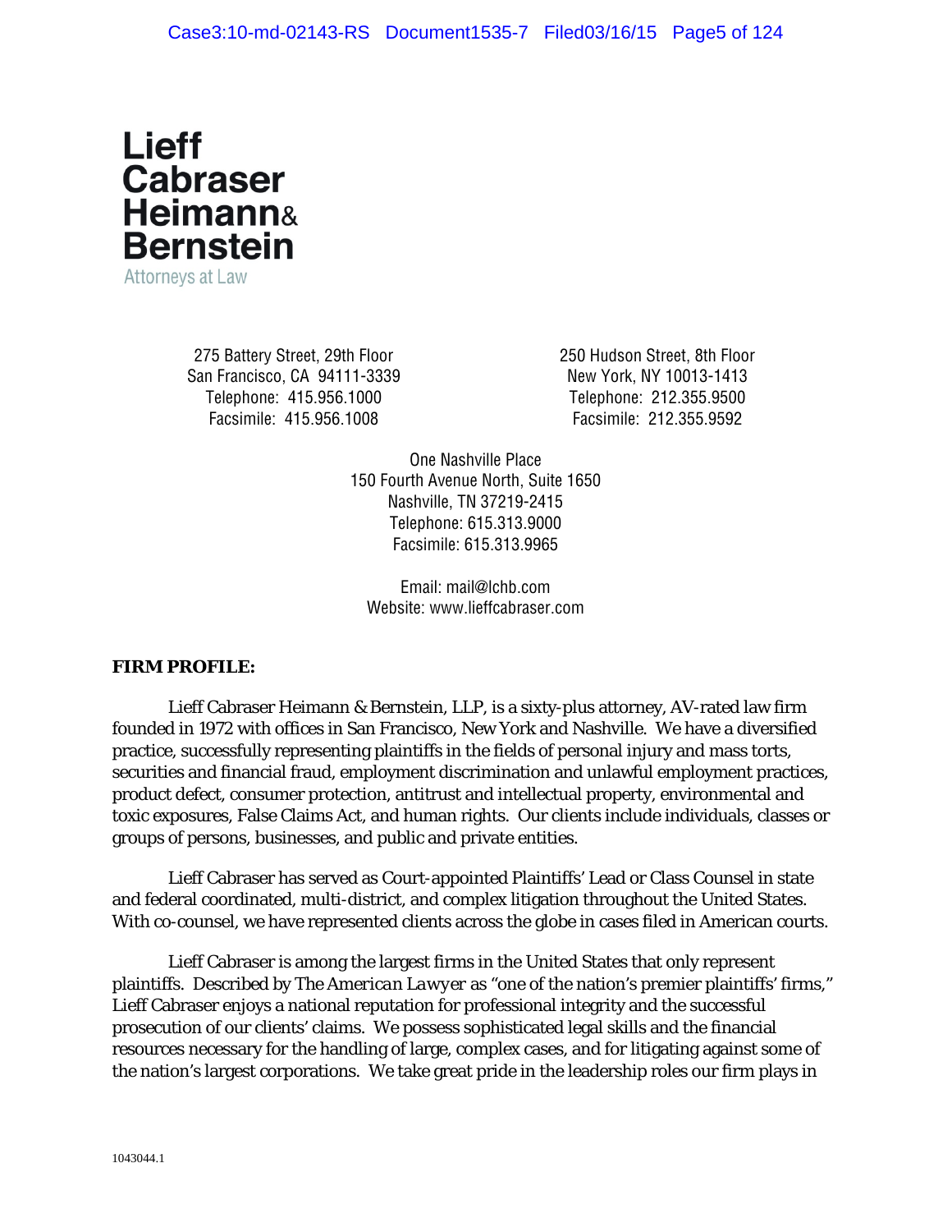**Lieff Cabraser Heimann& Bernstein**

Attorneys at Law

275 Battery Street, 29th Floor
San Francisco, CA 94111-3339
Telephone: 415.956.1000
Facsimile: 415.956.1008

250 Hudson Street, 8th Floor
New York, NY 10013-1413
Telephone: 212.355.9500
Facsimile: 212.355.9592

One Nashville Place
150 Fourth Avenue North, Suite 1650
Nashville, TN 37219-2415
Telephone: 615.313.9000
Facsimile: 615.313.9965

Email: mail@lchb.com
Website: www.lieffcabraser.com

**FIRM PROFILE:**

Lieff Cabraser Heimann & Bernstein, LLP, is a sixty-plus attorney, AV-rated law firm founded in 1972 with offices in San Francisco, New York and Nashville. We have a diversified practice, successfully representing plaintiffs in the fields of personal injury and mass torts, securities and financial fraud, employment discrimination and unlawful employment practices, product defect, consumer protection, antitrust and intellectual property, environmental and toxic exposures, False Claims Act, and human rights. Our clients include individuals, classes or groups of persons, businesses, and public and private entities.

Lieff Cabraser has served as Court-appointed Plaintiffs' Lead or Class Counsel in state and federal coordinated, multi-district, and complex litigation throughout the United States. With co-counsel, we have represented clients across the globe in cases filed in American courts.

Lieff Cabraser is among the largest firms in the United States that only represent plaintiffs. Described by *The American Lawyer* as "one of the nation's premier plaintiffs' firms," Lieff Cabraser enjoys a national reputation for professional integrity and the successful prosecution of our clients' claims. We possess sophisticated legal skills and the financial resources necessary for the handling of large, complex cases, and for litigating against some of the nation's largest corporations. We take great pride in the leadership roles our firm plays in

1043044.1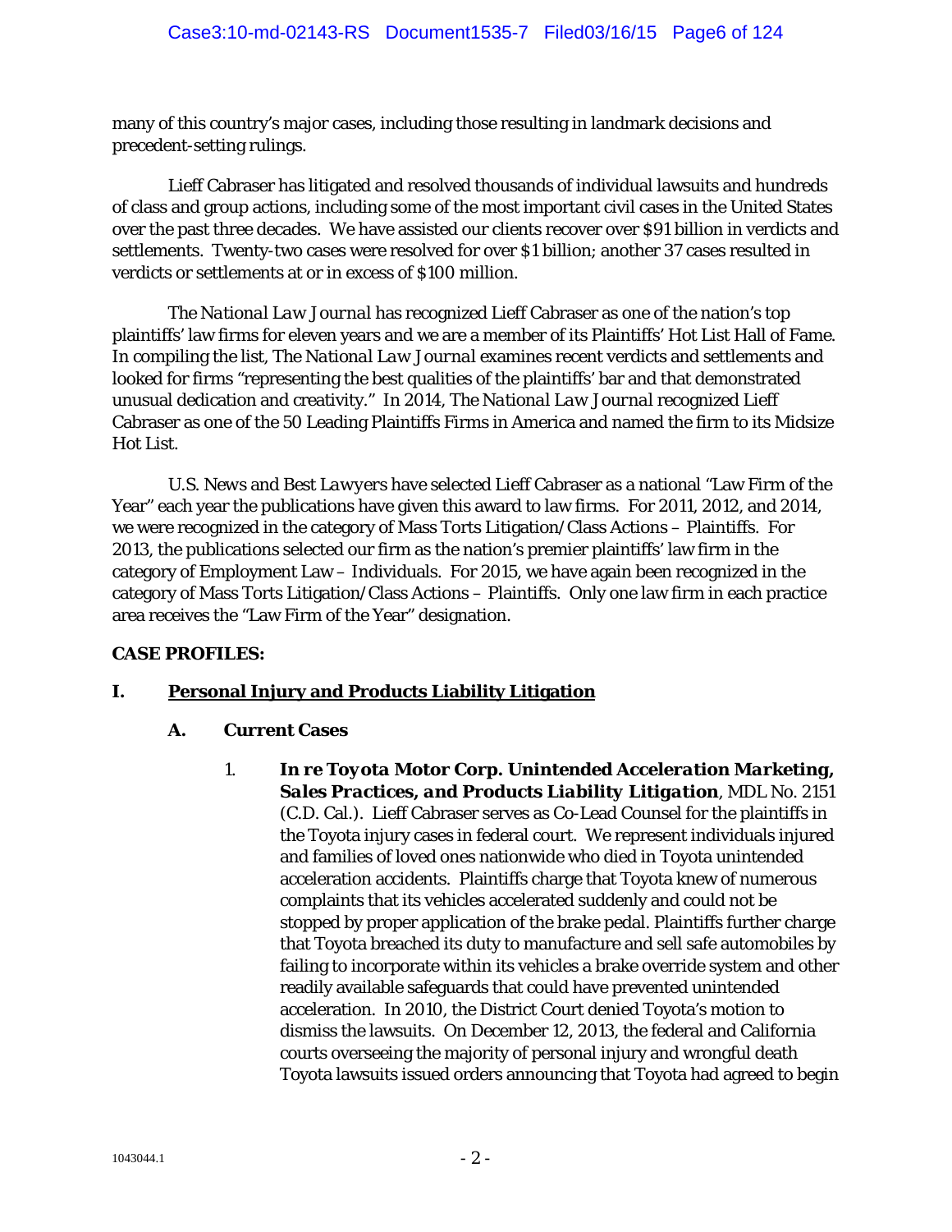many of this country's major cases, including those resulting in landmark decisions and precedent-setting rulings.

Lieff Cabraser has litigated and resolved thousands of individual lawsuits and hundreds of class and group actions, including some of the most important civil cases in the United States over the past three decades. We have assisted our clients recover over $91 billion in verdicts and settlements. Twenty-two cases were resolved for over $1 billion; another 37 cases resulted in verdicts or settlements at or in excess of $100 million.

The *National Law Journal* has recognized Lieff Cabraser as one of the nation's top plaintiffs' law firms for eleven years and we are a member of its Plaintiffs' Hot List Hall of Fame. In compiling the list, The *National Law Journal* examines recent verdicts and settlements and looked for firms "representing the best qualities of the plaintiffs' bar and that demonstrated unusual dedication and creativity." In 2014, The *National Law Journal* recognized Lieff Cabraser as one of the 50 Leading Plaintiffs Firms in America and named the firm to its Midsize Hot List.

*U.S. News* and *Best Lawyers* have selected Lieff Cabraser as a national "Law Firm of the Year" each year the publications have given this award to law firms. For 2011, 2012, and 2014, we were recognized in the category of Mass Torts Litigation/Class Actions – Plaintiffs. For 2013, the publications selected our firm as the nation's premier plaintiffs' law firm in the category of Employment Law – Individuals. For 2015, we have again been recognized in the category of Mass Torts Litigation/Class Actions – Plaintiffs. Only one law firm in each practice area receives the "Law Firm of the Year" designation.

**CASE PROFILES:**

## I. <u>Personal Injury and Products Liability Litigation</u>

### A. Current Cases

1. ***In re Toyota Motor Corp. Unintended Acceleration Marketing, Sales Practices, and Products Liability Litigation***, MDL No. 2151 (C.D. Cal.). Lieff Cabraser serves as Co-Lead Counsel for the plaintiffs in the Toyota injury cases in federal court. We represent individuals injured and families of loved ones nationwide who died in Toyota unintended acceleration accidents. Plaintiffs charge that Toyota knew of numerous complaints that its vehicles accelerated suddenly and could not be stopped by proper application of the brake pedal. Plaintiffs further charge that Toyota breached its duty to manufacture and sell safe automobiles by failing to incorporate within its vehicles a brake override system and other readily available safeguards that could have prevented unintended acceleration. In 2010, the District Court denied Toyota's motion to dismiss the lawsuits. On December 12, 2013, the federal and California courts overseeing the majority of personal injury and wrongful death Toyota lawsuits issued orders announcing that Toyota had agreed to begin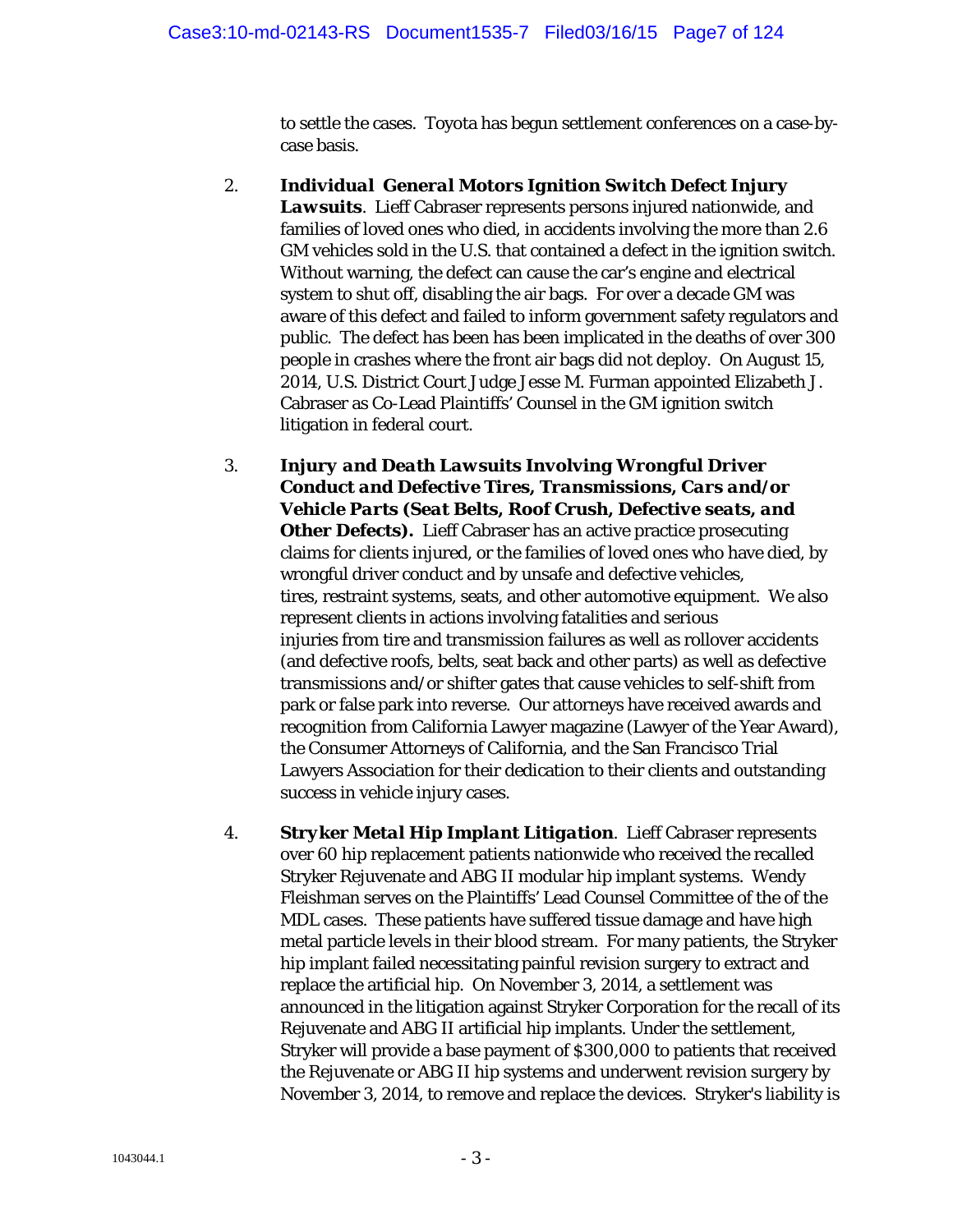to settle the cases. Toyota has begun settlement conferences on a case-by-case basis.

2. ***Individual General Motors Ignition Switch Defect Injury Lawsuits***. Lieff Cabraser represents persons injured nationwide, and families of loved ones who died, in accidents involving the more than 2.6 GM vehicles sold in the U.S. that contained a defect in the ignition switch. Without warning, the defect can cause the car's engine and electrical system to shut off, disabling the air bags. For over a decade GM was aware of this defect and failed to inform government safety regulators and public. The defect has been has been implicated in the deaths of over 300 people in crashes where the front air bags did not deploy. On August 15, 2014, U.S. District Court Judge Jesse M. Furman appointed Elizabeth J. Cabraser as Co-Lead Plaintiffs' Counsel in the GM ignition switch litigation in federal court.

3. ***Injury and Death Lawsuits Involving Wrongful Driver Conduct and Defective Tires, Transmissions, Cars and/or Vehicle Parts (Seat Belts, Roof Crush, Defective seats, and Other Defects).*** Lieff Cabraser has an active practice prosecuting claims for clients injured, or the families of loved ones who have died, by wrongful driver conduct and by unsafe and defective vehicles, tires, restraint systems, seats, and other automotive equipment. We also represent clients in actions involving fatalities and serious injuries from tire and transmission failures as well as rollover accidents (and defective roofs, belts, seat back and other parts) as well as defective transmissions and/or shifter gates that cause vehicles to self-shift from park or false park into reverse. Our attorneys have received awards and recognition from California Lawyer magazine (Lawyer of the Year Award), the Consumer Attorneys of California, and the San Francisco Trial Lawyers Association for their dedication to their clients and outstanding success in vehicle injury cases.

4. ***Stryker Metal Hip Implant Litigation***. Lieff Cabraser represents over 60 hip replacement patients nationwide who received the recalled Stryker Rejuvenate and ABG II modular hip implant systems. Wendy Fleishman serves on the Plaintiffs' Lead Counsel Committee of the of the MDL cases. These patients have suffered tissue damage and have high metal particle levels in their blood stream. For many patients, the Stryker hip implant failed necessitating painful revision surgery to extract and replace the artificial hip. On November 3, 2014, a settlement was announced in the litigation against Stryker Corporation for the recall of its Rejuvenate and ABG II artificial hip implants. Under the settlement, Stryker will provide a base payment of $300,000 to patients that received the Rejuvenate or ABG II hip systems and underwent revision surgery by November 3, 2014, to remove and replace the devices. Stryker's liability is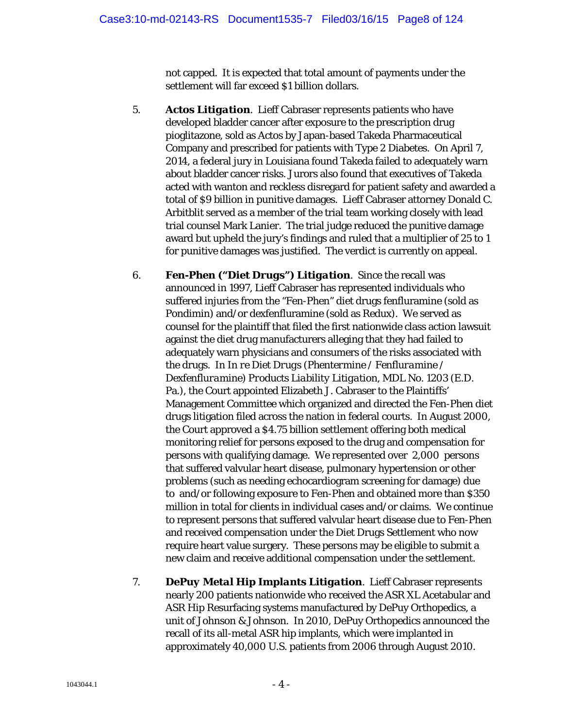not capped. It is expected that total amount of payments under the settlement will far exceed $1 billion dollars.

5. ***Actos Litigation***. Lieff Cabraser represents patients who have developed bladder cancer after exposure to the prescription drug pioglitazone, sold as Actos by Japan-based Takeda Pharmaceutical Company and prescribed for patients with Type 2 Diabetes. On April 7, 2014, a federal jury in Louisiana found Takeda failed to adequately warn about bladder cancer risks. Jurors also found that executives of Takeda acted with wanton and reckless disregard for patient safety and awarded a total of $9 billion in punitive damages. Lieff Cabraser attorney Donald C. Arbitblit served as a member of the trial team working closely with lead trial counsel Mark Lanier. The trial judge reduced the punitive damage award but upheld the jury's findings and ruled that a multiplier of 25 to 1 for punitive damages was justified. The verdict is currently on appeal.

6. ***Fen-Phen ("Diet Drugs") Litigation***. Since the recall was announced in 1997, Lieff Cabraser has represented individuals who suffered injuries from the "Fen-Phen" diet drugs fenfluramine (sold as Pondimin) and/or dexfenfluramine (sold as Redux). We served as counsel for the plaintiff that filed the first nationwide class action lawsuit against the diet drug manufacturers alleging that they had failed to adequately warn physicians and consumers of the risks associated with the drugs. In *In re Diet Drugs (Phentermine / Fenfluramine / Dexfenfluramine) Products Liability Litigation*, MDL No. 1203 (E.D. Pa.), the Court appointed Elizabeth J. Cabraser to the Plaintiffs' Management Committee which organized and directed the Fen-Phen diet drugs litigation filed across the nation in federal courts. In August 2000, the Court approved a $4.75 billion settlement offering both medical monitoring relief for persons exposed to the drug and compensation for persons with qualifying damage. We represented over 2,000 persons that suffered valvular heart disease, pulmonary hypertension or other problems (such as needing echocardiogram screening for damage) due to and/or following exposure to Fen-Phen and obtained more than $350 million in total for clients in individual cases and/or claims. We continue to represent persons that suffered valvular heart disease due to Fen-Phen and received compensation under the Diet Drugs Settlement who now require heart value surgery. These persons may be eligible to submit a new claim and receive additional compensation under the settlement.

7. ***DePuy Metal Hip Implants Litigation***. Lieff Cabraser represents nearly 200 patients nationwide who received the ASR XL Acetabular and ASR Hip Resurfacing systems manufactured by DePuy Orthopedics, a unit of Johnson & Johnson. In 2010, DePuy Orthopedics announced the recall of its all-metal ASR hip implants, which were implanted in approximately 40,000 U.S. patients from 2006 through August 2010.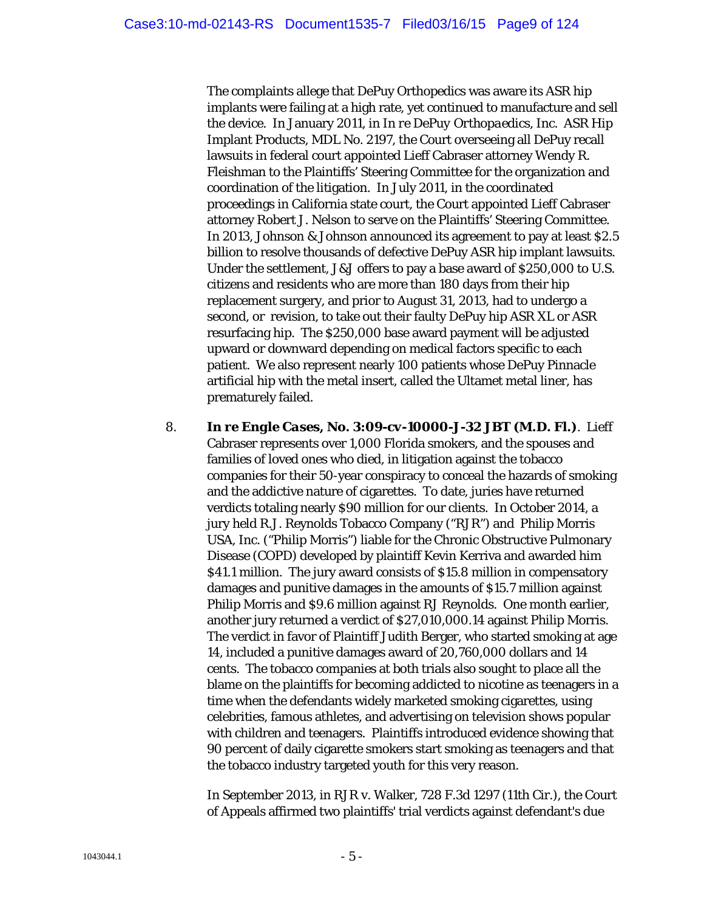The complaints allege that DePuy Orthopedics was aware its ASR hip implants were failing at a high rate, yet continued to manufacture and sell the device. In January 2011, in *In re DePuy Orthopaedics, Inc. ASR Hip Implant Products*, MDL No. 2197, the Court overseeing all DePuy recall lawsuits in federal court appointed Lieff Cabraser attorney Wendy R. Fleishman to the Plaintiffs' Steering Committee for the organization and coordination of the litigation. In July 2011, in the coordinated proceedings in California state court, the Court appointed Lieff Cabraser attorney Robert J. Nelson to serve on the Plaintiffs' Steering Committee. In 2013, Johnson & Johnson announced its agreement to pay at least $2.5 billion to resolve thousands of defective DePuy ASR hip implant lawsuits. Under the settlement, J&J offers to pay a base award of $250,000 to U.S. citizens and residents who are more than 180 days from their hip replacement surgery, and prior to August 31, 2013, had to undergo a second, or revision, to take out their faulty DePuy hip ASR XL or ASR resurfacing hip. The $250,000 base award payment will be adjusted upward or downward depending on medical factors specific to each patient. We also represent nearly 100 patients whose DePuy Pinnacle artificial hip with the metal insert, called the Ultamet metal liner, has prematurely failed.

8. ***In re Engle Cases*, No. 3:09-cv-10000-J-32 JBT (M.D. Fl.)**. Lieff Cabraser represents over 1,000 Florida smokers, and the spouses and families of loved ones who died, in litigation against the tobacco companies for their 50-year conspiracy to conceal the hazards of smoking and the addictive nature of cigarettes. To date, juries have returned verdicts totaling nearly $90 million for our clients. In October 2014, a jury held R.J. Reynolds Tobacco Company ("RJR") and Philip Morris USA, Inc. ("Philip Morris") liable for the Chronic Obstructive Pulmonary Disease (COPD) developed by plaintiff Kevin Kerriva and awarded him $41.1 million. The jury award consists of $15.8 million in compensatory damages and punitive damages in the amounts of $15.7 million against Philip Morris and $9.6 million against RJ Reynolds. One month earlier, another jury returned a verdict of $27,010,000.14 against Philip Morris. The verdict in favor of Plaintiff Judith Berger, who started smoking at age 14, included a punitive damages award of 20,760,000 dollars and 14 cents. The tobacco companies at both trials also sought to place all the blame on the plaintiffs for becoming addicted to nicotine as teenagers in a time when the defendants widely marketed smoking cigarettes, using celebrities, famous athletes, and advertising on television shows popular with children and teenagers. Plaintiffs introduced evidence showing that 90 percent of daily cigarette smokers start smoking as teenagers and that the tobacco industry targeted youth for this very reason.

In September 2013, in *RJR v. Walker*, 728 F.3d 1297 (11th Cir.), the Court of Appeals affirmed two plaintiffs' trial verdicts against defendant's due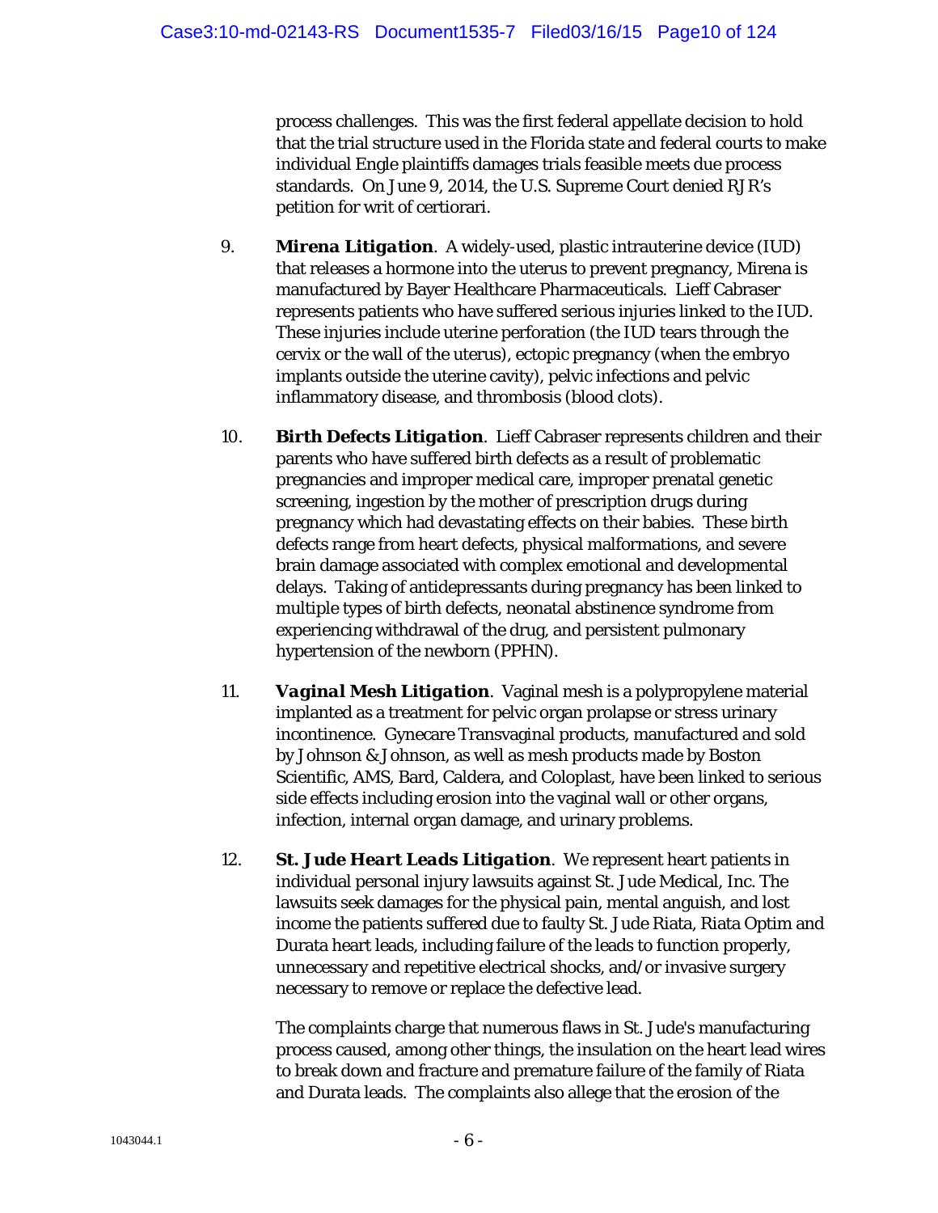process challenges. This was the first federal appellate decision to hold that the trial structure used in the Florida state and federal courts to make individual Engle plaintiffs damages trials feasible meets due process standards. On June 9, 2014, the U.S. Supreme Court denied RJR's petition for writ of certiorari.

9. ***Mirena Litigation***. A widely-used, plastic intrauterine device (IUD) that releases a hormone into the uterus to prevent pregnancy, Mirena is manufactured by Bayer Healthcare Pharmaceuticals. Lieff Cabraser represents patients who have suffered serious injuries linked to the IUD. These injuries include uterine perforation (the IUD tears through the cervix or the wall of the uterus), ectopic pregnancy (when the embryo implants outside the uterine cavity), pelvic infections and pelvic inflammatory disease, and thrombosis (blood clots).

10. ***Birth Defects Litigation***. Lieff Cabraser represents children and their parents who have suffered birth defects as a result of problematic pregnancies and improper medical care, improper prenatal genetic screening, ingestion by the mother of prescription drugs during pregnancy which had devastating effects on their babies. These birth defects range from heart defects, physical malformations, and severe brain damage associated with complex emotional and developmental delays. Taking of antidepressants during pregnancy has been linked to multiple types of birth defects, neonatal abstinence syndrome from experiencing withdrawal of the drug, and persistent pulmonary hypertension of the newborn (PPHN).

11. ***Vaginal Mesh Litigation***. Vaginal mesh is a polypropylene material implanted as a treatment for pelvic organ prolapse or stress urinary incontinence. Gynecare Transvaginal products, manufactured and sold by Johnson & Johnson, as well as mesh products made by Boston Scientific, AMS, Bard, Caldera, and Coloplast, have been linked to serious side effects including erosion into the vaginal wall or other organs, infection, internal organ damage, and urinary problems.

12. ***St. Jude Heart Leads Litigation***. We represent heart patients in individual personal injury lawsuits against St. Jude Medical, Inc. The lawsuits seek damages for the physical pain, mental anguish, and lost income the patients suffered due to faulty St. Jude Riata, Riata Optim and Durata heart leads, including failure of the leads to function properly, unnecessary and repetitive electrical shocks, and/or invasive surgery necessary to remove or replace the defective lead.

The complaints charge that numerous flaws in St. Jude's manufacturing process caused, among other things, the insulation on the heart lead wires to break down and fracture and premature failure of the family of Riata and Durata leads. The complaints also allege that the erosion of the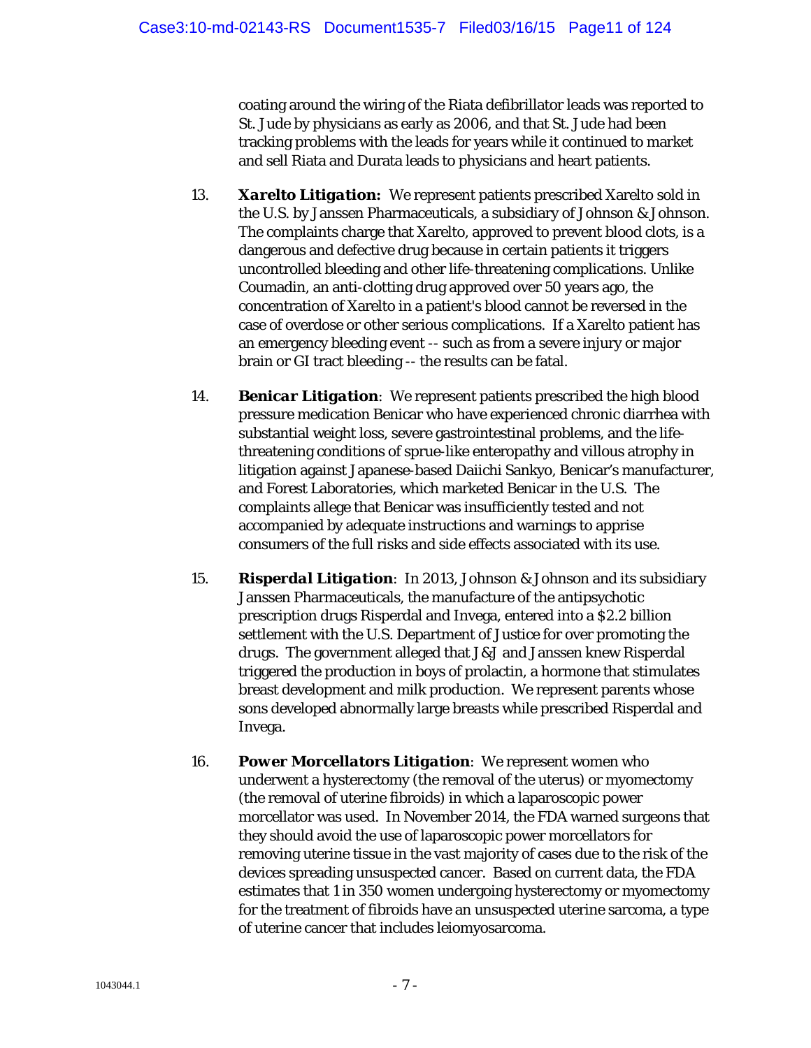coating around the wiring of the Riata defibrillator leads was reported to St. Jude by physicians as early as 2006, and that St. Jude had been tracking problems with the leads for years while it continued to market and sell Riata and Durata leads to physicians and heart patients.

13. ***Xarelto Litigation:*** We represent patients prescribed Xarelto sold in the U.S. by Janssen Pharmaceuticals, a subsidiary of Johnson & Johnson. The complaints charge that Xarelto, approved to prevent blood clots, is a dangerous and defective drug because in certain patients it triggers uncontrolled bleeding and other life-threatening complications. Unlike Coumadin, an anti-clotting drug approved over 50 years ago, the concentration of Xarelto in a patient's blood cannot be reversed in the case of overdose or other serious complications. If a Xarelto patient has an emergency bleeding event -- such as from a severe injury or major brain or GI tract bleeding -- the results can be fatal.

14. ***Benicar Litigation***: We represent patients prescribed the high blood pressure medication Benicar who have experienced chronic diarrhea with substantial weight loss, severe gastrointestinal problems, and the life-threatening conditions of sprue-like enteropathy and villous atrophy in litigation against Japanese-based Daiichi Sankyo, Benicar's manufacturer, and Forest Laboratories, which marketed Benicar in the U.S. The complaints allege that Benicar was insufficiently tested and not accompanied by adequate instructions and warnings to apprise consumers of the full risks and side effects associated with its use.

15. ***Risperdal Litigation***: In 2013, Johnson & Johnson and its subsidiary Janssen Pharmaceuticals, the manufacture of the antipsychotic prescription drugs Risperdal and Invega, entered into a $2.2 billion settlement with the U.S. Department of Justice for over promoting the drugs. The government alleged that J&J and Janssen knew Risperdal triggered the production in boys of prolactin, a hormone that stimulates breast development and milk production. We represent parents whose sons developed abnormally large breasts while prescribed Risperdal and Invega.

16. ***Power Morcellators Litigation***: We represent women who underwent a hysterectomy (the removal of the uterus) or myomectomy (the removal of uterine fibroids) in which a laparoscopic power morcellator was used. In November 2014, the FDA warned surgeons that they should avoid the use of laparoscopic power morcellators for removing uterine tissue in the vast majority of cases due to the risk of the devices spreading unsuspected cancer. Based on current data, the FDA estimates that 1 in 350 women undergoing hysterectomy or myomectomy for the treatment of fibroids have an unsuspected uterine sarcoma, a type of uterine cancer that includes leiomyosarcoma.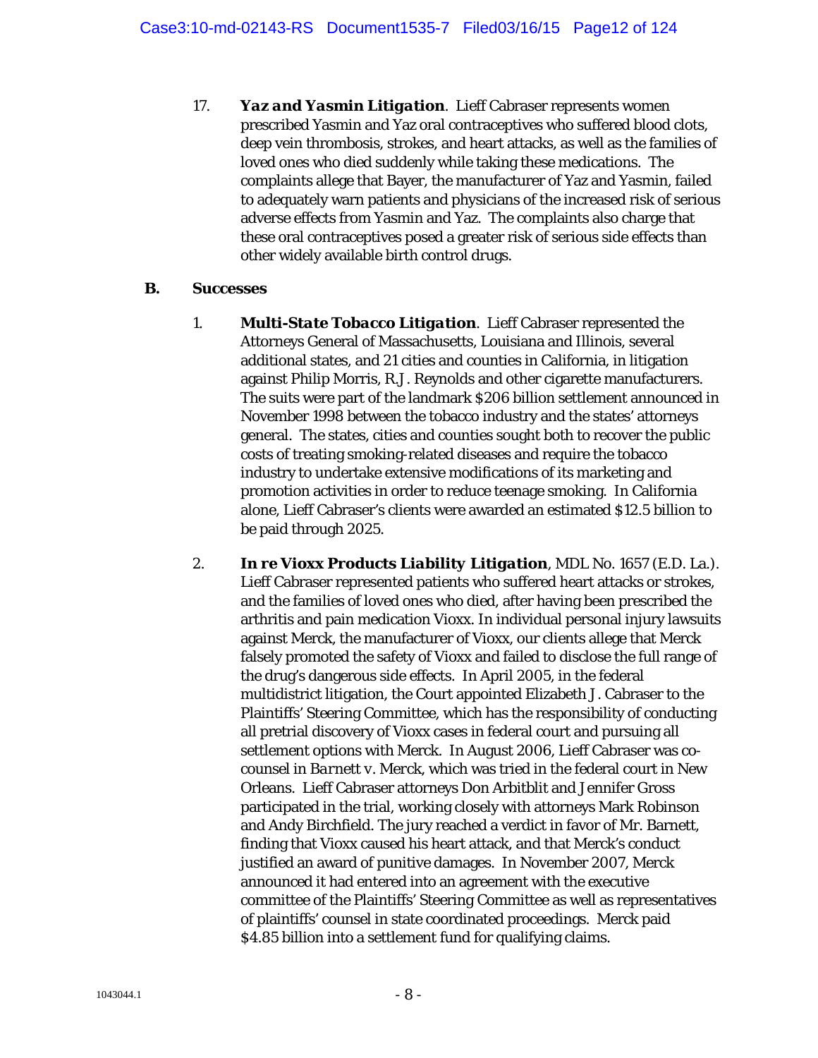17. ***Yaz and Yasmin Litigation***. Lieff Cabraser represents women prescribed Yasmin and Yaz oral contraceptives who suffered blood clots, deep vein thrombosis, strokes, and heart attacks, as well as the families of loved ones who died suddenly while taking these medications. The complaints allege that Bayer, the manufacturer of Yaz and Yasmin, failed to adequately warn patients and physicians of the increased risk of serious adverse effects from Yasmin and Yaz. The complaints also charge that these oral contraceptives posed a greater risk of serious side effects than other widely available birth control drugs.

**B. Successes**

1. ***Multi-State Tobacco Litigation***. Lieff Cabraser represented the Attorneys General of Massachusetts, Louisiana and Illinois, several additional states, and 21 cities and counties in California, in litigation against Philip Morris, R.J. Reynolds and other cigarette manufacturers. The suits were part of the landmark $206 billion settlement announced in November 1998 between the tobacco industry and the states' attorneys general. The states, cities and counties sought both to recover the public costs of treating smoking-related diseases and require the tobacco industry to undertake extensive modifications of its marketing and promotion activities in order to reduce teenage smoking. In California alone, Lieff Cabraser's clients were awarded an estimated $12.5 billion to be paid through 2025.

2. ***In re Vioxx Products Liability Litigation***, MDL No. 1657 (E.D. La.). Lieff Cabraser represented patients who suffered heart attacks or strokes, and the families of loved ones who died, after having been prescribed the arthritis and pain medication Vioxx. In individual personal injury lawsuits against Merck, the manufacturer of Vioxx, our clients allege that Merck falsely promoted the safety of Vioxx and failed to disclose the full range of the drug's dangerous side effects. In April 2005, in the federal multidistrict litigation, the Court appointed Elizabeth J. Cabraser to the Plaintiffs' Steering Committee, which has the responsibility of conducting all pretrial discovery of Vioxx cases in federal court and pursuing all settlement options with Merck. In August 2006, Lieff Cabraser was co-counsel in *Barnett v. Merck*, which was tried in the federal court in New Orleans. Lieff Cabraser attorneys Don Arbitblit and Jennifer Gross participated in the trial, working closely with attorneys Mark Robinson and Andy Birchfield. The jury reached a verdict in favor of Mr. Barnett, finding that Vioxx caused his heart attack, and that Merck's conduct justified an award of punitive damages. In November 2007, Merck announced it had entered into an agreement with the executive committee of the Plaintiffs' Steering Committee as well as representatives of plaintiffs' counsel in state coordinated proceedings. Merck paid $4.85 billion into a settlement fund for qualifying claims.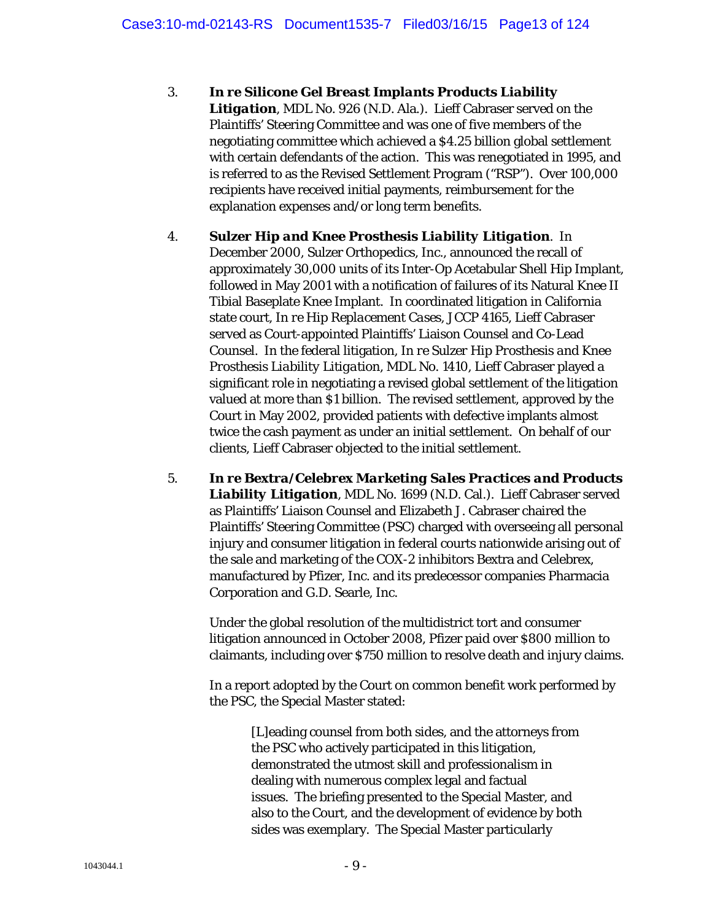3. ***In re* Silicone Gel Breast Implants Products Liability Litigation**, MDL No. 926 (N.D. Ala.). Lieff Cabraser served on the Plaintiffs' Steering Committee and was one of five members of the negotiating committee which achieved a $4.25 billion global settlement with certain defendants of the action. This was renegotiated in 1995, and is referred to as the Revised Settlement Program ("RSP"). Over 100,000 recipients have received initial payments, reimbursement for the explanation expenses and/or long term benefits.

4. ***Sulzer Hip and Knee Prosthesis Liability Litigation***. In December 2000, Sulzer Orthopedics, Inc., announced the recall of approximately 30,000 units of its Inter-Op Acetabular Shell Hip Implant, followed in May 2001 with a notification of failures of its Natural Knee II Tibial Baseplate Knee Implant. In coordinated litigation in California state court, *In re Hip Replacement Cases*, JCCP 4165, Lieff Cabraser served as Court-appointed Plaintiffs' Liaison Counsel and Co-Lead Counsel. In the federal litigation, *In re Sulzer Hip Prosthesis and Knee Prosthesis Liability Litigation*, MDL No. 1410, Lieff Cabraser played a significant role in negotiating a revised global settlement of the litigation valued at more than $1 billion. The revised settlement, approved by the Court in May 2002, provided patients with defective implants almost twice the cash payment as under an initial settlement. On behalf of our clients, Lieff Cabraser objected to the initial settlement.

5. ***In re* Bextra/Celebrex Marketing Sales Practices and Products Liability Litigation**, MDL No. 1699 (N.D. Cal.). Lieff Cabraser served as Plaintiffs' Liaison Counsel and Elizabeth J. Cabraser chaired the Plaintiffs' Steering Committee (PSC) charged with overseeing all personal injury and consumer litigation in federal courts nationwide arising out of the sale and marketing of the COX-2 inhibitors Bextra and Celebrex, manufactured by Pfizer, Inc. and its predecessor companies Pharmacia Corporation and G.D. Searle, Inc.

   Under the global resolution of the multidistrict tort and consumer litigation announced in October 2008, Pfizer paid over $800 million to claimants, including over $750 million to resolve death and injury claims.

   In a report adopted by the Court on common benefit work performed by the PSC, the Special Master stated:

   > [L]eading counsel from both sides, and the attorneys from the PSC who actively participated in this litigation, demonstrated the utmost skill and professionalism in dealing with numerous complex legal and factual issues. The briefing presented to the Special Master, and also to the Court, and the development of evidence by both sides was exemplary. The Special Master particularly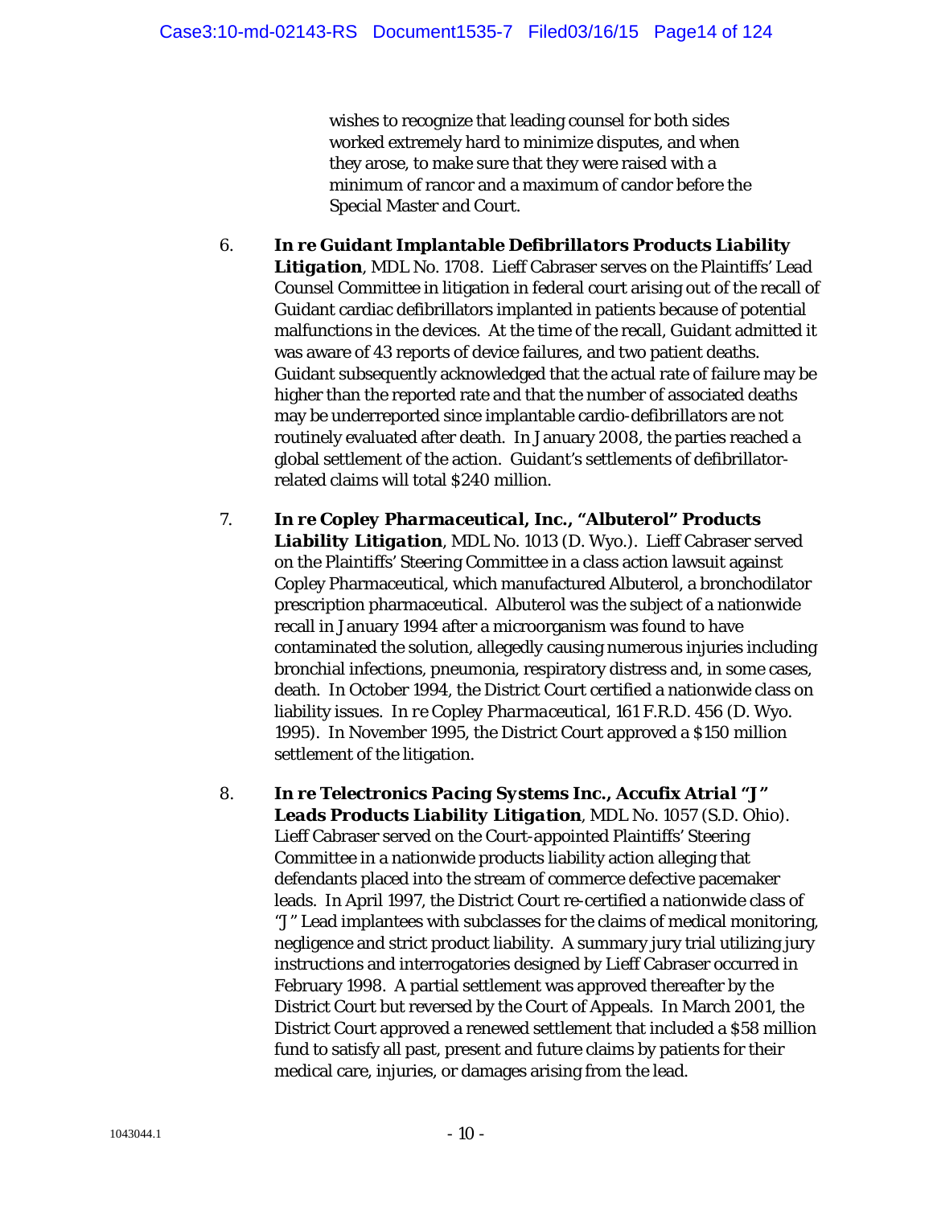wishes to recognize that leading counsel for both sides worked extremely hard to minimize disputes, and when they arose, to make sure that they were raised with a minimum of rancor and a maximum of candor before the Special Master and Court.

6. ***In re Guidant Implantable Defibrillators Products Liability Litigation***, MDL No. 1708. Lieff Cabraser serves on the Plaintiffs' Lead Counsel Committee in litigation in federal court arising out of the recall of Guidant cardiac defibrillators implanted in patients because of potential malfunctions in the devices. At the time of the recall, Guidant admitted it was aware of 43 reports of device failures, and two patient deaths. Guidant subsequently acknowledged that the actual rate of failure may be higher than the reported rate and that the number of associated deaths may be underreported since implantable cardio-defibrillators are not routinely evaluated after death. In January 2008, the parties reached a global settlement of the action. Guidant's settlements of defibrillator-related claims will total $240 million.

7. ***In re Copley Pharmaceutical, Inc., "Albuterol" Products Liability Litigation***, MDL No. 1013 (D. Wyo.). Lieff Cabraser served on the Plaintiffs' Steering Committee in a class action lawsuit against Copley Pharmaceutical, which manufactured Albuterol, a bronchodilator prescription pharmaceutical. Albuterol was the subject of a nationwide recall in January 1994 after a microorganism was found to have contaminated the solution, allegedly causing numerous injuries including bronchial infections, pneumonia, respiratory distress and, in some cases, death. In October 1994, the District Court certified a nationwide class on liability issues. *In re Copley Pharmaceutical*, 161 F.R.D. 456 (D. Wyo. 1995). In November 1995, the District Court approved a $150 million settlement of the litigation.

8. ***In re Telectronics Pacing Systems Inc., Accufix Atrial "J" Leads Products Liability Litigation***, MDL No. 1057 (S.D. Ohio). Lieff Cabraser served on the Court-appointed Plaintiffs' Steering Committee in a nationwide products liability action alleging that defendants placed into the stream of commerce defective pacemaker leads. In April 1997, the District Court re-certified a nationwide class of "J" Lead implantees with subclasses for the claims of medical monitoring, negligence and strict product liability. A summary jury trial utilizing jury instructions and interrogatories designed by Lieff Cabraser occurred in February 1998. A partial settlement was approved thereafter by the District Court but reversed by the Court of Appeals. In March 2001, the District Court approved a renewed settlement that included a $58 million fund to satisfy all past, present and future claims by patients for their medical care, injuries, or damages arising from the lead.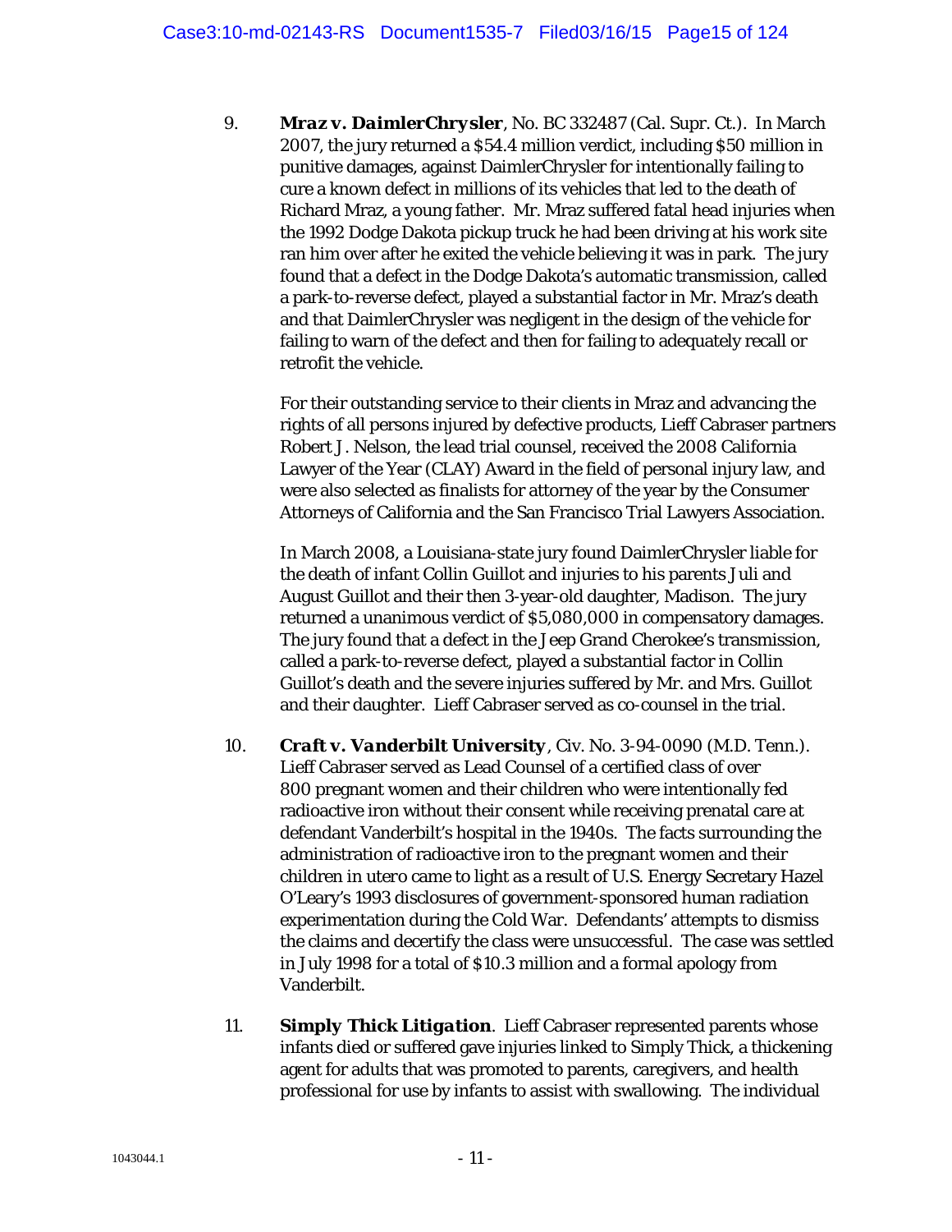9. ***Mraz v. DaimlerChrysler***, No. BC 332487 (Cal. Supr. Ct.). In March 2007, the jury returned a $54.4 million verdict, including $50 million in punitive damages, against DaimlerChrysler for intentionally failing to cure a known defect in millions of its vehicles that led to the death of Richard Mraz, a young father. Mr. Mraz suffered fatal head injuries when the 1992 Dodge Dakota pickup truck he had been driving at his work site ran him over after he exited the vehicle believing it was in park. The jury found that a defect in the Dodge Dakota's automatic transmission, called a park-to-reverse defect, played a substantial factor in Mr. Mraz's death and that DaimlerChrysler was negligent in the design of the vehicle for failing to warn of the defect and then for failing to adequately recall or retrofit the vehicle.

   For their outstanding service to their clients in Mraz and advancing the rights of all persons injured by defective products, Lieff Cabraser partners Robert J. Nelson, the lead trial counsel, received the 2008 California Lawyer of the Year (CLAY) Award in the field of personal injury law, and were also selected as finalists for attorney of the year by the Consumer Attorneys of California and the San Francisco Trial Lawyers Association.

   In March 2008, a Louisiana-state jury found DaimlerChrysler liable for the death of infant Collin Guillot and injuries to his parents Juli and August Guillot and their then 3-year-old daughter, Madison. The jury returned a unanimous verdict of $5,080,000 in compensatory damages. The jury found that a defect in the Jeep Grand Cherokee's transmission, called a park-to-reverse defect, played a substantial factor in Collin Guillot's death and the severe injuries suffered by Mr. and Mrs. Guillot and their daughter. Lieff Cabraser served as co-counsel in the trial.

10. ***Craft v. Vanderbilt University***, Civ. No. 3-94-0090 (M.D. Tenn.). Lieff Cabraser served as Lead Counsel of a certified class of over 800 pregnant women and their children who were intentionally fed radioactive iron without their consent while receiving prenatal care at defendant Vanderbilt's hospital in the 1940s. The facts surrounding the administration of radioactive iron to the pregnant women and their children *in utero* came to light as a result of U.S. Energy Secretary Hazel O'Leary's 1993 disclosures of government-sponsored human radiation experimentation during the Cold War. Defendants' attempts to dismiss the claims and decertify the class were unsuccessful. The case was settled in July 1998 for a total of $10.3 million and a formal apology from Vanderbilt.

11. ***Simply Thick Litigation***. Lieff Cabraser represented parents whose infants died or suffered gave injuries linked to Simply Thick, a thickening agent for adults that was promoted to parents, caregivers, and health professional for use by infants to assist with swallowing. The individual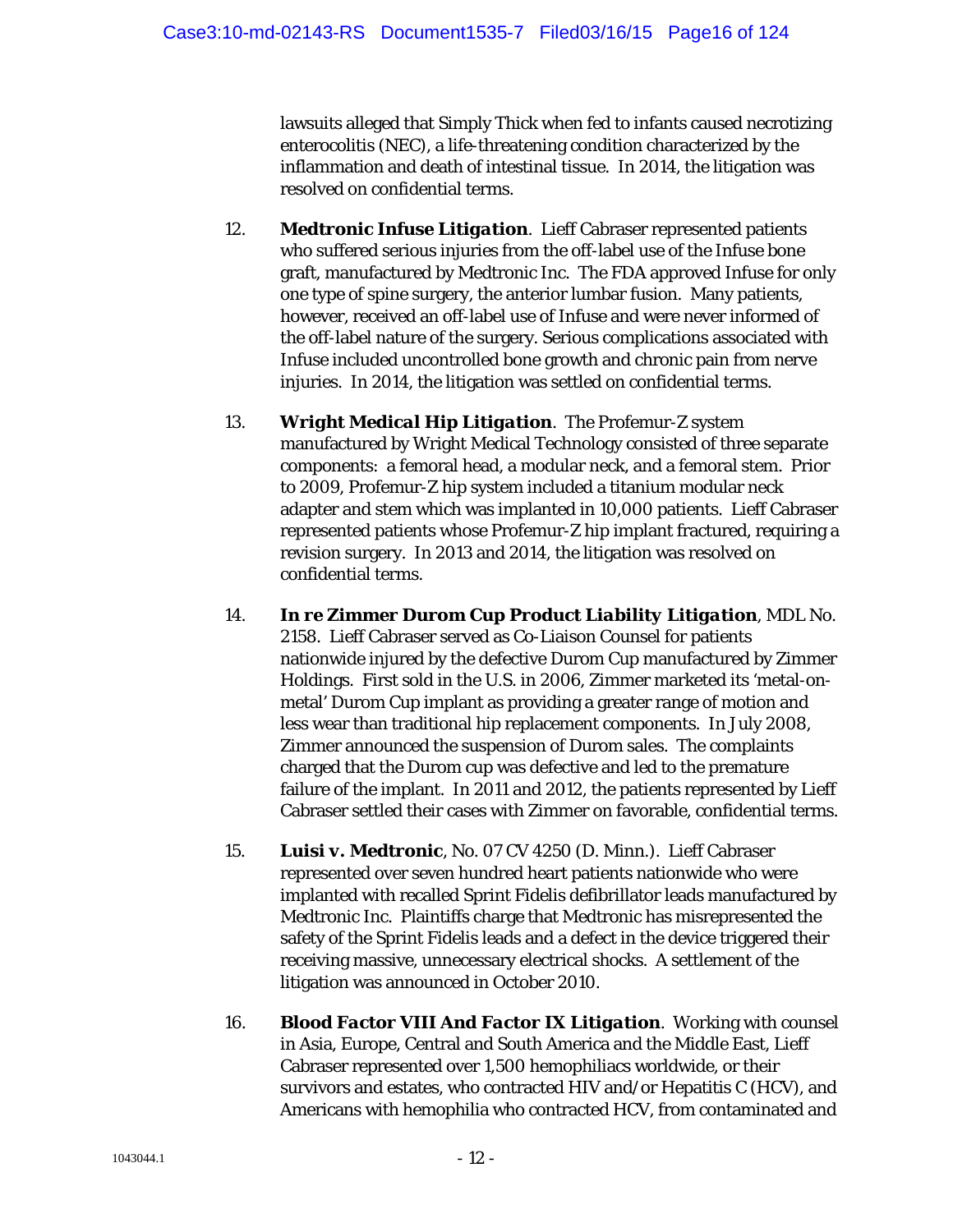lawsuits alleged that Simply Thick when fed to infants caused necrotizing enterocolitis (NEC), a life-threatening condition characterized by the inflammation and death of intestinal tissue. In 2014, the litigation was resolved on confidential terms.

12. ***Medtronic Infuse Litigation***. Lieff Cabraser represented patients who suffered serious injuries from the off-label use of the Infuse bone graft, manufactured by Medtronic Inc. The FDA approved Infuse for only one type of spine surgery, the anterior lumbar fusion. Many patients, however, received an off-label use of Infuse and were never informed of the off-label nature of the surgery. Serious complications associated with Infuse included uncontrolled bone growth and chronic pain from nerve injuries. In 2014, the litigation was settled on confidential terms.

13. ***Wright Medical Hip Litigation***. The Profemur-Z system manufactured by Wright Medical Technology consisted of three separate components: a femoral head, a modular neck, and a femoral stem. Prior to 2009, Profemur-Z hip system included a titanium modular neck adapter and stem which was implanted in 10,000 patients. Lieff Cabraser represented patients whose Profemur-Z hip implant fractured, requiring a revision surgery. In 2013 and 2014, the litigation was resolved on confidential terms.

14. ***In re Zimmer Durom Cup Product Liability Litigation***, MDL No. 2158. Lieff Cabraser served as Co-Liaison Counsel for patients nationwide injured by the defective Durom Cup manufactured by Zimmer Holdings. First sold in the U.S. in 2006, Zimmer marketed its 'metal-on-metal' Durom Cup implant as providing a greater range of motion and less wear than traditional hip replacement components. In July 2008, Zimmer announced the suspension of Durom sales. The complaints charged that the Durom cup was defective and led to the premature failure of the implant. In 2011 and 2012, the patients represented by Lieff Cabraser settled their cases with Zimmer on favorable, confidential terms.

15. ***Luisi v. Medtronic***, No. 07 CV 4250 (D. Minn.). Lieff Cabraser represented over seven hundred heart patients nationwide who were implanted with recalled Sprint Fidelis defibrillator leads manufactured by Medtronic Inc. Plaintiffs charge that Medtronic has misrepresented the safety of the Sprint Fidelis leads and a defect in the device triggered their receiving massive, unnecessary electrical shocks. A settlement of the litigation was announced in October 2010.

16. ***Blood Factor VIII And Factor IX Litigation***. Working with counsel in Asia, Europe, Central and South America and the Middle East, Lieff Cabraser represented over 1,500 hemophiliacs worldwide, or their survivors and estates, who contracted HIV and/or Hepatitis C (HCV), and Americans with hemophilia who contracted HCV, from contaminated and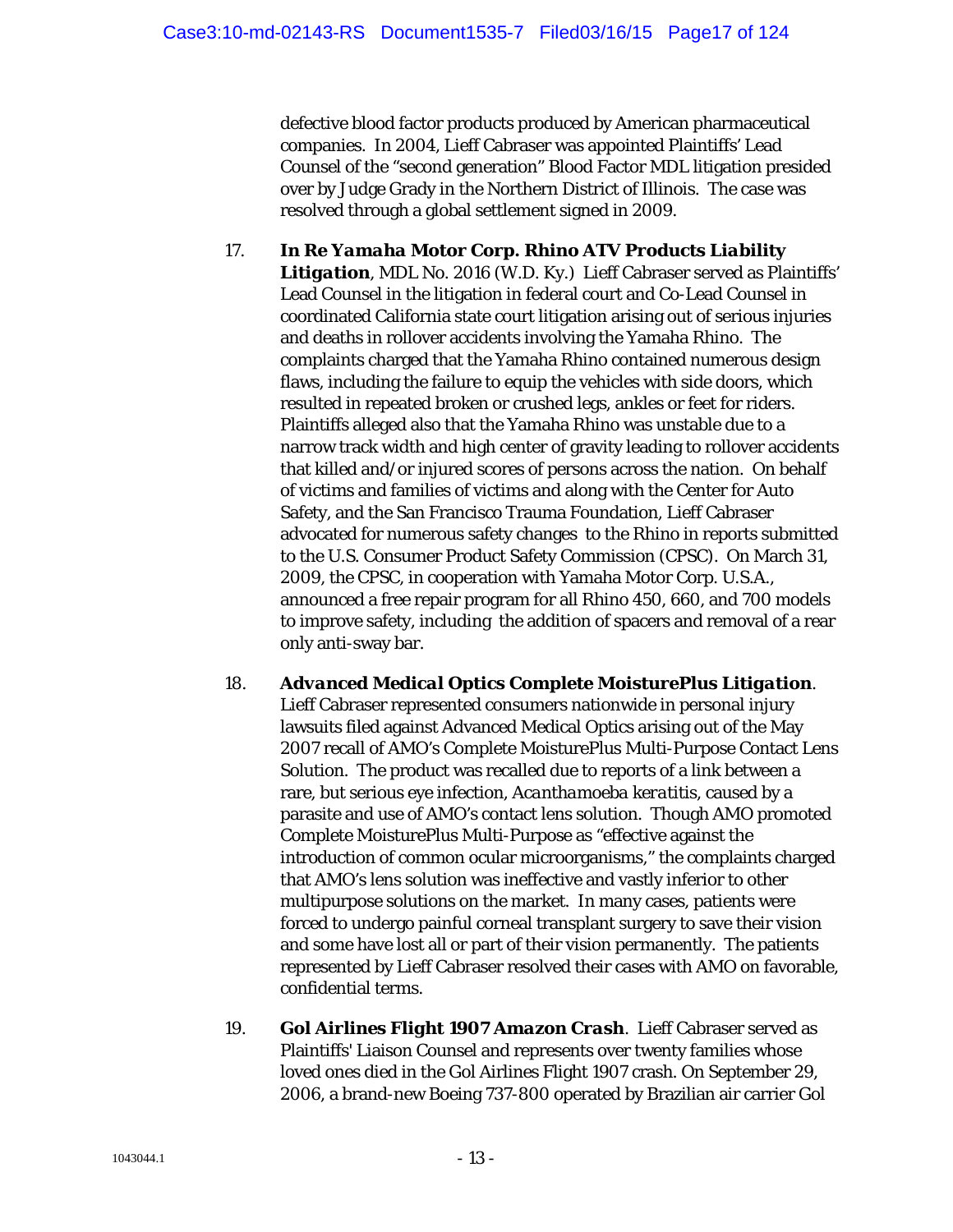defective blood factor products produced by American pharmaceutical companies. In 2004, Lieff Cabraser was appointed Plaintiffs' Lead Counsel of the "second generation" Blood Factor MDL litigation presided over by Judge Grady in the Northern District of Illinois. The case was resolved through a global settlement signed in 2009.

17. ***In Re Yamaha Motor Corp. Rhino ATV Products Liability Litigation***, MDL No. 2016 (W.D. Ky.) Lieff Cabraser served as Plaintiffs' Lead Counsel in the litigation in federal court and Co-Lead Counsel in coordinated California state court litigation arising out of serious injuries and deaths in rollover accidents involving the Yamaha Rhino. The complaints charged that the Yamaha Rhino contained numerous design flaws, including the failure to equip the vehicles with side doors, which resulted in repeated broken or crushed legs, ankles or feet for riders. Plaintiffs alleged also that the Yamaha Rhino was unstable due to a narrow track width and high center of gravity leading to rollover accidents that killed and/or injured scores of persons across the nation. On behalf of victims and families of victims and along with the Center for Auto Safety, and the San Francisco Trauma Foundation, Lieff Cabraser advocated for numerous safety changes to the Rhino in reports submitted to the U.S. Consumer Product Safety Commission (CPSC). On March 31, 2009, the CPSC, in cooperation with Yamaha Motor Corp. U.S.A., announced a free repair program for all Rhino 450, 660, and 700 models to improve safety, including the addition of spacers and removal of a rear only anti-sway bar.

18. ***Advanced Medical Optics Complete MoisturePlus Litigation***. Lieff Cabraser represented consumers nationwide in personal injury lawsuits filed against Advanced Medical Optics arising out of the May 2007 recall of AMO's Complete MoisturePlus Multi-Purpose Contact Lens Solution. The product was recalled due to reports of a link between a rare, but serious eye infection, *Acanthamoeba keratitis*, caused by a parasite and use of AMO's contact lens solution. Though AMO promoted Complete MoisturePlus Multi-Purpose as "effective against the introduction of common ocular microorganisms," the complaints charged that AMO's lens solution was ineffective and vastly inferior to other multipurpose solutions on the market. In many cases, patients were forced to undergo painful corneal transplant surgery to save their vision and some have lost all or part of their vision permanently. The patients represented by Lieff Cabraser resolved their cases with AMO on favorable, confidential terms.

19. ***Gol Airlines Flight 1907 Amazon Crash***. Lieff Cabraser served as Plaintiffs' Liaison Counsel and represents over twenty families whose loved ones died in the Gol Airlines Flight 1907 crash. On September 29, 2006, a brand-new Boeing 737-800 operated by Brazilian air carrier Gol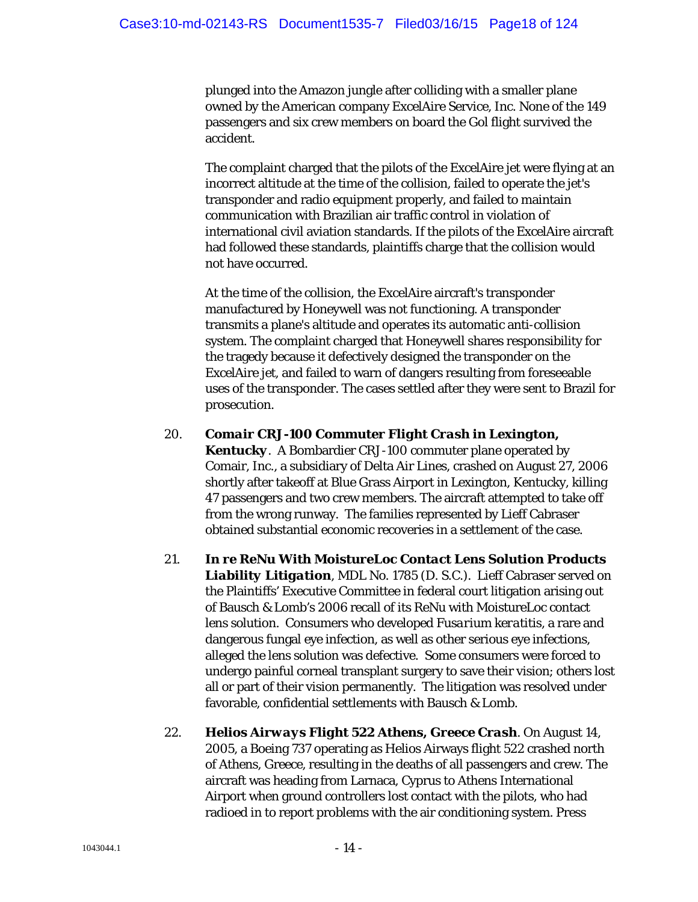plunged into the Amazon jungle after colliding with a smaller plane owned by the American company ExcelAire Service, Inc. None of the 149 passengers and six crew members on board the Gol flight survived the accident.

The complaint charged that the pilots of the ExcelAire jet were flying at an incorrect altitude at the time of the collision, failed to operate the jet's transponder and radio equipment properly, and failed to maintain communication with Brazilian air traffic control in violation of international civil aviation standards. If the pilots of the ExcelAire aircraft had followed these standards, plaintiffs charge that the collision would not have occurred.

At the time of the collision, the ExcelAire aircraft's transponder manufactured by Honeywell was not functioning. A transponder transmits a plane's altitude and operates its automatic anti-collision system. The complaint charged that Honeywell shares responsibility for the tragedy because it defectively designed the transponder on the ExcelAire jet, and failed to warn of dangers resulting from foreseeable uses of the transponder. The cases settled after they were sent to Brazil for prosecution.

20. ***Comair CRJ-100 Commuter Flight Crash in Lexington, Kentucky***. A Bombardier CRJ-100 commuter plane operated by Comair, Inc., a subsidiary of Delta Air Lines, crashed on August 27, 2006 shortly after takeoff at Blue Grass Airport in Lexington, Kentucky, killing 47 passengers and two crew members. The aircraft attempted to take off from the wrong runway. The families represented by Lieff Cabraser obtained substantial economic recoveries in a settlement of the case.

21. ***In re ReNu With MoistureLoc Contact Lens Solution Products Liability Litigation***, MDL No. 1785 (D. S.C.). Lieff Cabraser served on the Plaintiffs' Executive Committee in federal court litigation arising out of Bausch & Lomb's 2006 recall of its ReNu with MoistureLoc contact lens solution. Consumers who developed *Fusarium keratitis*, a rare and dangerous fungal eye infection, as well as other serious eye infections, alleged the lens solution was defective. Some consumers were forced to undergo painful corneal transplant surgery to save their vision; others lost all or part of their vision permanently. The litigation was resolved under favorable, confidential settlements with Bausch & Lomb.

22. ***Helios Airways Flight 522 Athens, Greece Crash***. On August 14, 2005, a Boeing 737 operating as Helios Airways flight 522 crashed north of Athens, Greece, resulting in the deaths of all passengers and crew. The aircraft was heading from Larnaca, Cyprus to Athens International Airport when ground controllers lost contact with the pilots, who had radioed in to report problems with the air conditioning system. Press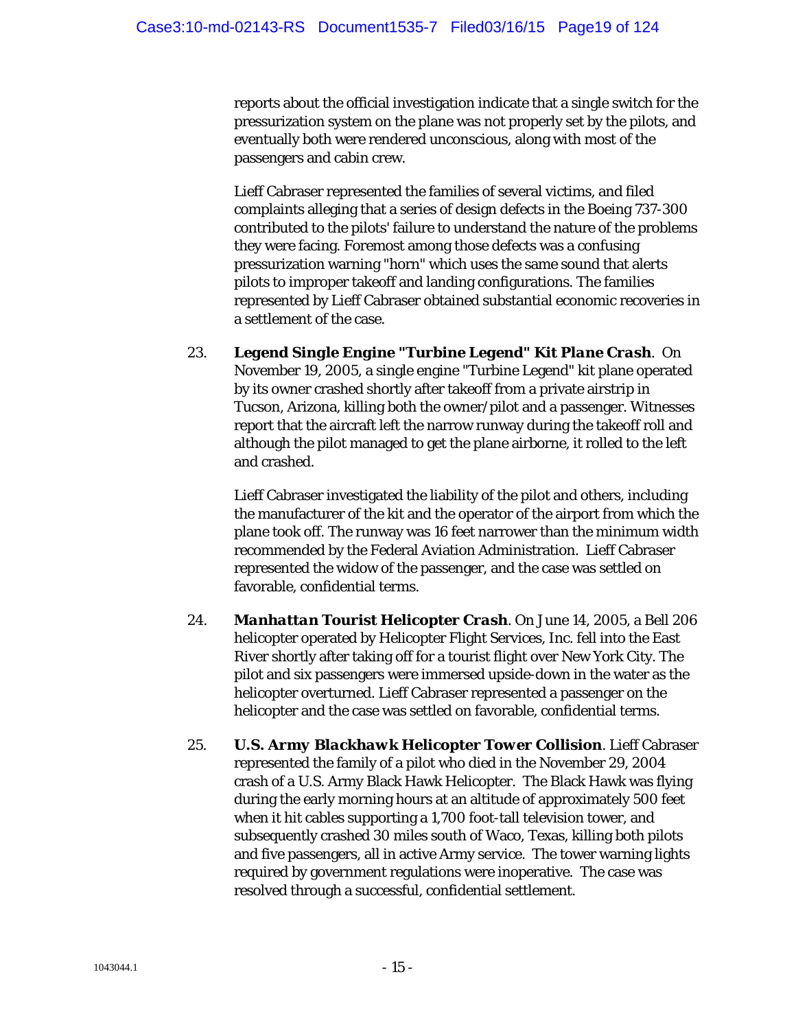reports about the official investigation indicate that a single switch for the pressurization system on the plane was not properly set by the pilots, and eventually both were rendered unconscious, along with most of the passengers and cabin crew.

Lieff Cabraser represented the families of several victims, and filed complaints alleging that a series of design defects in the Boeing 737-300 contributed to the pilots' failure to understand the nature of the problems they were facing. Foremost among those defects was a confusing pressurization warning "horn" which uses the same sound that alerts pilots to improper takeoff and landing configurations. The families represented by Lieff Cabraser obtained substantial economic recoveries in a settlement of the case.

23. ***Legend Single Engine "Turbine Legend" Kit Plane Crash***. On November 19, 2005, a single engine "Turbine Legend" kit plane operated by its owner crashed shortly after takeoff from a private airstrip in Tucson, Arizona, killing both the owner/pilot and a passenger. Witnesses report that the aircraft left the narrow runway during the takeoff roll and although the pilot managed to get the plane airborne, it rolled to the left and crashed.

    Lieff Cabraser investigated the liability of the pilot and others, including the manufacturer of the kit and the operator of the airport from which the plane took off. The runway was 16 feet narrower than the minimum width recommended by the Federal Aviation Administration. Lieff Cabraser represented the widow of the passenger, and the case was settled on favorable, confidential terms.

24. ***Manhattan Tourist Helicopter Crash***. On June 14, 2005, a Bell 206 helicopter operated by Helicopter Flight Services, Inc. fell into the East River shortly after taking off for a tourist flight over New York City. The pilot and six passengers were immersed upside-down in the water as the helicopter overturned. Lieff Cabraser represented a passenger on the helicopter and the case was settled on favorable, confidential terms.

25. ***U.S. Army Blackhawk Helicopter Tower Collision***. Lieff Cabraser represented the family of a pilot who died in the November 29, 2004 crash of a U.S. Army Black Hawk Helicopter. The Black Hawk was flying during the early morning hours at an altitude of approximately 500 feet when it hit cables supporting a 1,700 foot-tall television tower, and subsequently crashed 30 miles south of Waco, Texas, killing both pilots and five passengers, all in active Army service. The tower warning lights required by government regulations were inoperative. The case was resolved through a successful, confidential settlement.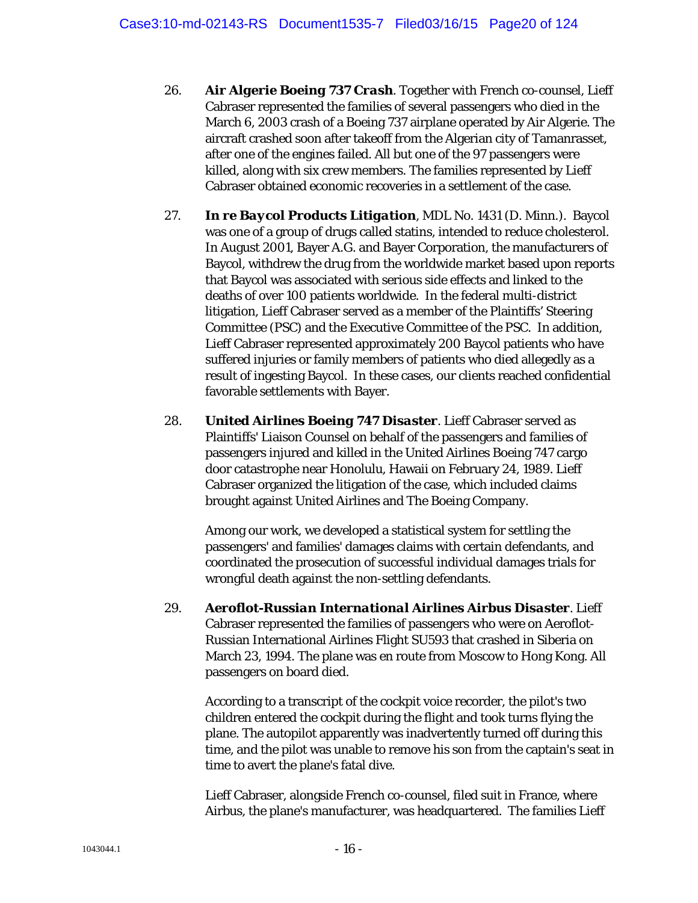26. ***Air Algerie Boeing 737 Crash***. Together with French co-counsel, Lieff Cabraser represented the families of several passengers who died in the March 6, 2003 crash of a Boeing 737 airplane operated by Air Algerie. The aircraft crashed soon after takeoff from the Algerian city of Tamanrasset, after one of the engines failed. All but one of the 97 passengers were killed, along with six crew members. The families represented by Lieff Cabraser obtained economic recoveries in a settlement of the case.

27. ***In re Baycol Products Litigation***, MDL No. 1431 (D. Minn.). Baycol was one of a group of drugs called statins, intended to reduce cholesterol. In August 2001, Bayer A.G. and Bayer Corporation, the manufacturers of Baycol, withdrew the drug from the worldwide market based upon reports that Baycol was associated with serious side effects and linked to the deaths of over 100 patients worldwide. In the federal multi-district litigation, Lieff Cabraser served as a member of the Plaintiffs' Steering Committee (PSC) and the Executive Committee of the PSC. In addition, Lieff Cabraser represented approximately 200 Baycol patients who have suffered injuries or family members of patients who died allegedly as a result of ingesting Baycol. In these cases, our clients reached confidential favorable settlements with Bayer.

28. ***United Airlines Boeing 747 Disaster***. Lieff Cabraser served as Plaintiffs' Liaison Counsel on behalf of the passengers and families of passengers injured and killed in the United Airlines Boeing 747 cargo door catastrophe near Honolulu, Hawaii on February 24, 1989. Lieff Cabraser organized the litigation of the case, which included claims brought against United Airlines and The Boeing Company.

    Among our work, we developed a statistical system for settling the passengers' and families' damages claims with certain defendants, and coordinated the prosecution of successful individual damages trials for wrongful death against the non-settling defendants.

29. ***Aeroflot-Russian International Airlines Airbus Disaster***. Lieff Cabraser represented the families of passengers who were on Aeroflot-Russian International Airlines Flight SU593 that crashed in Siberia on March 23, 1994. The plane was en route from Moscow to Hong Kong. All passengers on board died.

    According to a transcript of the cockpit voice recorder, the pilot's two children entered the cockpit during the flight and took turns flying the plane. The autopilot apparently was inadvertently turned off during this time, and the pilot was unable to remove his son from the captain's seat in time to avert the plane's fatal dive.

    Lieff Cabraser, alongside French co-counsel, filed suit in France, where Airbus, the plane's manufacturer, was headquartered. The families Lieff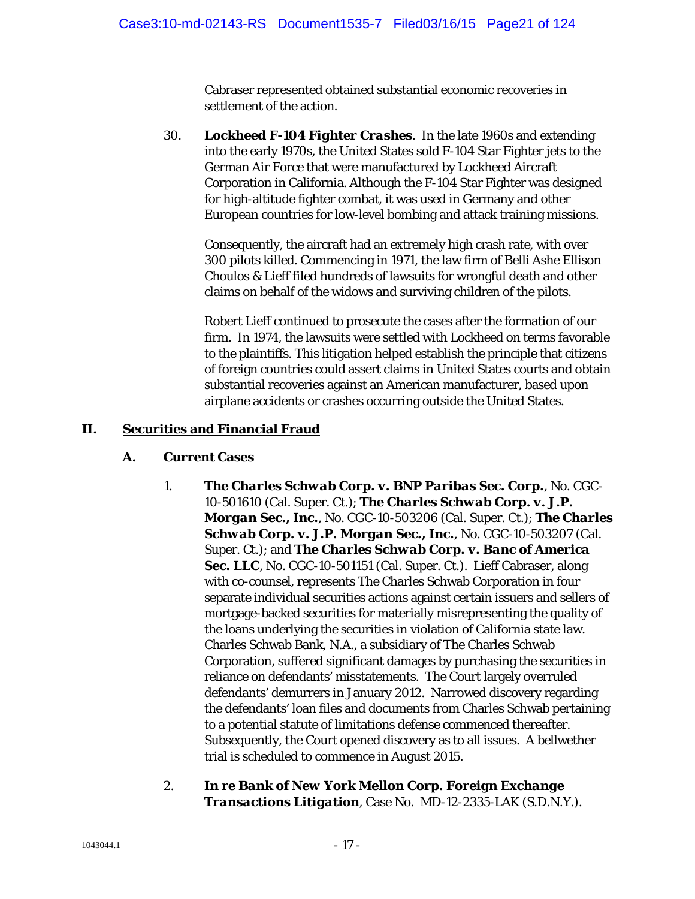Cabraser represented obtained substantial economic recoveries in settlement of the action.

30. ***Lockheed F-104 Fighter Crashes***. In the late 1960s and extending into the early 1970s, the United States sold F-104 Star Fighter jets to the German Air Force that were manufactured by Lockheed Aircraft Corporation in California. Although the F-104 Star Fighter was designed for high-altitude fighter combat, it was used in Germany and other European countries for low-level bombing and attack training missions.

Consequently, the aircraft had an extremely high crash rate, with over 300 pilots killed. Commencing in 1971, the law firm of Belli Ashe Ellison Choulos & Lieff filed hundreds of lawsuits for wrongful death and other claims on behalf of the widows and surviving children of the pilots.

Robert Lieff continued to prosecute the cases after the formation of our firm. In 1974, the lawsuits were settled with Lockheed on terms favorable to the plaintiffs. This litigation helped establish the principle that citizens of foreign countries could assert claims in United States courts and obtain substantial recoveries against an American manufacturer, based upon airplane accidents or crashes occurring outside the United States.

## II. Securities and Financial Fraud

### A. Current Cases

1. ***The Charles Schwab Corp. v. BNP Paribas Sec. Corp.***, No. CGC-10-501610 (Cal. Super. Ct.); ***The Charles Schwab Corp. v. J.P. Morgan Sec., Inc.***, No. CGC-10-503206 (Cal. Super. Ct.); ***The Charles Schwab Corp. v. J.P. Morgan Sec., Inc.***, No. CGC-10-503207 (Cal. Super. Ct.); and ***The Charles Schwab Corp. v. Banc of America Sec. LLC***, No. CGC-10-501151 (Cal. Super. Ct.). Lieff Cabraser, along with co-counsel, represents The Charles Schwab Corporation in four separate individual securities actions against certain issuers and sellers of mortgage-backed securities for materially misrepresenting the quality of the loans underlying the securities in violation of California state law. Charles Schwab Bank, N.A., a subsidiary of The Charles Schwab Corporation, suffered significant damages by purchasing the securities in reliance on defendants' misstatements. The Court largely overruled defendants' demurrers in January 2012. Narrowed discovery regarding the defendants' loan files and documents from Charles Schwab pertaining to a potential statute of limitations defense commenced thereafter. Subsequently, the Court opened discovery as to all issues. A bellwether trial is scheduled to commence in August 2015.

2. ***In re Bank of New York Mellon Corp. Foreign Exchange Transactions Litigation***, Case No. MD-12-2335-LAK (S.D.N.Y.).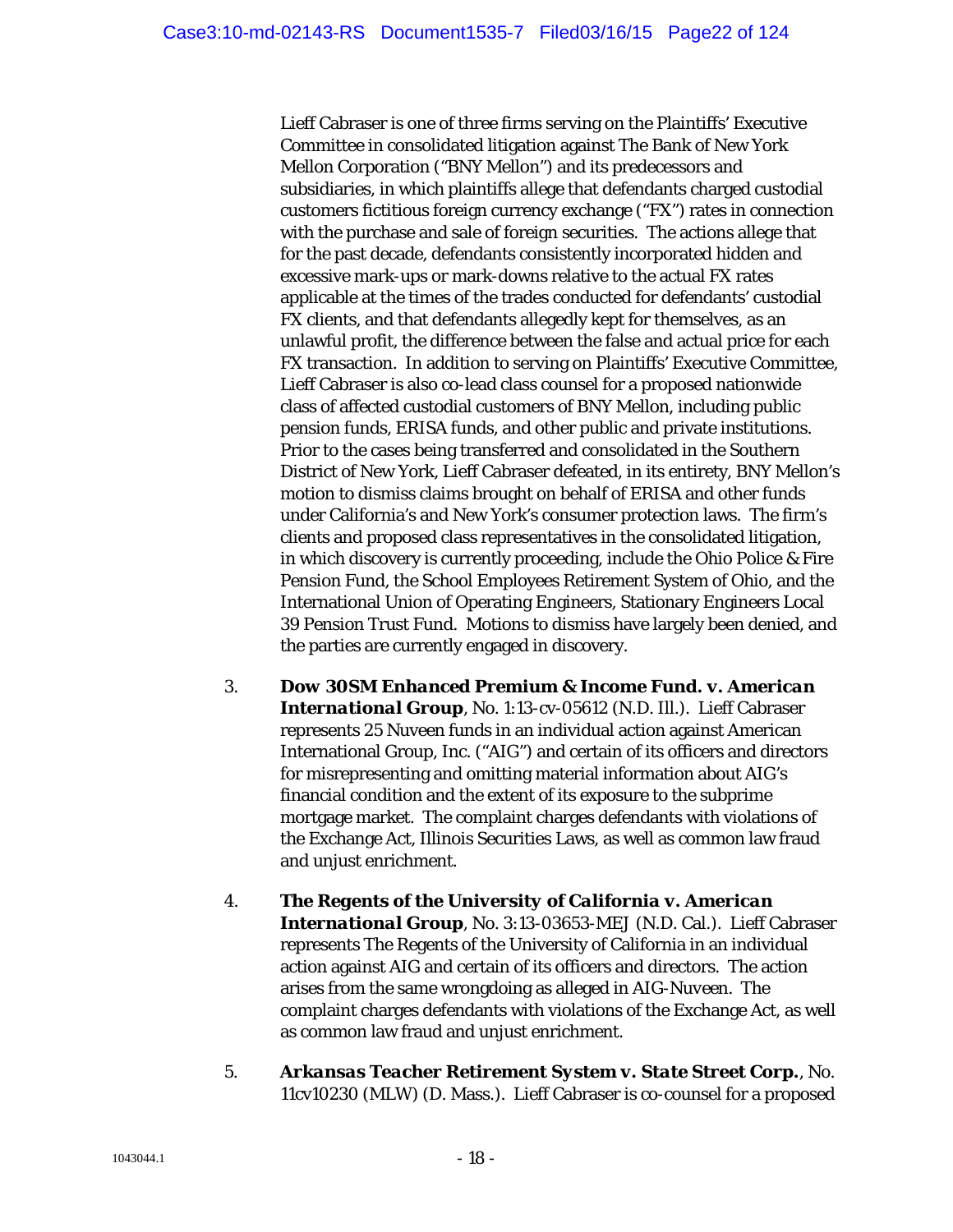Lieff Cabraser is one of three firms serving on the Plaintiffs' Executive Committee in consolidated litigation against The Bank of New York Mellon Corporation ("BNY Mellon") and its predecessors and subsidiaries, in which plaintiffs allege that defendants charged custodial customers fictitious foreign currency exchange ("FX") rates in connection with the purchase and sale of foreign securities. The actions allege that for the past decade, defendants consistently incorporated hidden and excessive mark-ups or mark-downs relative to the actual FX rates applicable at the times of the trades conducted for defendants' custodial FX clients, and that defendants allegedly kept for themselves, as an unlawful profit, the difference between the false and actual price for each FX transaction. In addition to serving on Plaintiffs' Executive Committee, Lieff Cabraser is also co-lead class counsel for a proposed nationwide class of affected custodial customers of BNY Mellon, including public pension funds, ERISA funds, and other public and private institutions. Prior to the cases being transferred and consolidated in the Southern District of New York, Lieff Cabraser defeated, in its entirety, BNY Mellon's motion to dismiss claims brought on behalf of ERISA and other funds under California's and New York's consumer protection laws. The firm's clients and proposed class representatives in the consolidated litigation, in which discovery is currently proceeding, include the Ohio Police & Fire Pension Fund, the School Employees Retirement System of Ohio, and the International Union of Operating Engineers, Stationary Engineers Local 39 Pension Trust Fund. Motions to dismiss have largely been denied, and the parties are currently engaged in discovery.

3. ***Dow 30SM Enhanced Premium & Income Fund. v. American International Group***, No. 1:13-cv-05612 (N.D. Ill.). Lieff Cabraser represents 25 Nuveen funds in an individual action against American International Group, Inc. ("AIG") and certain of its officers and directors for misrepresenting and omitting material information about AIG's financial condition and the extent of its exposure to the subprime mortgage market. The complaint charges defendants with violations of the Exchange Act, Illinois Securities Laws, as well as common law fraud and unjust enrichment.

4. ***The Regents of the University of California v. American International Group***, No. 3:13-03653-MEJ (N.D. Cal.). Lieff Cabraser represents The Regents of the University of California in an individual action against AIG and certain of its officers and directors. The action arises from the same wrongdoing as alleged in AIG-Nuveen. The complaint charges defendants with violations of the Exchange Act, as well as common law fraud and unjust enrichment.

5. ***Arkansas Teacher Retirement System v. State Street Corp.***, No. 11cv10230 (MLW) (D. Mass.). Lieff Cabraser is co-counsel for a proposed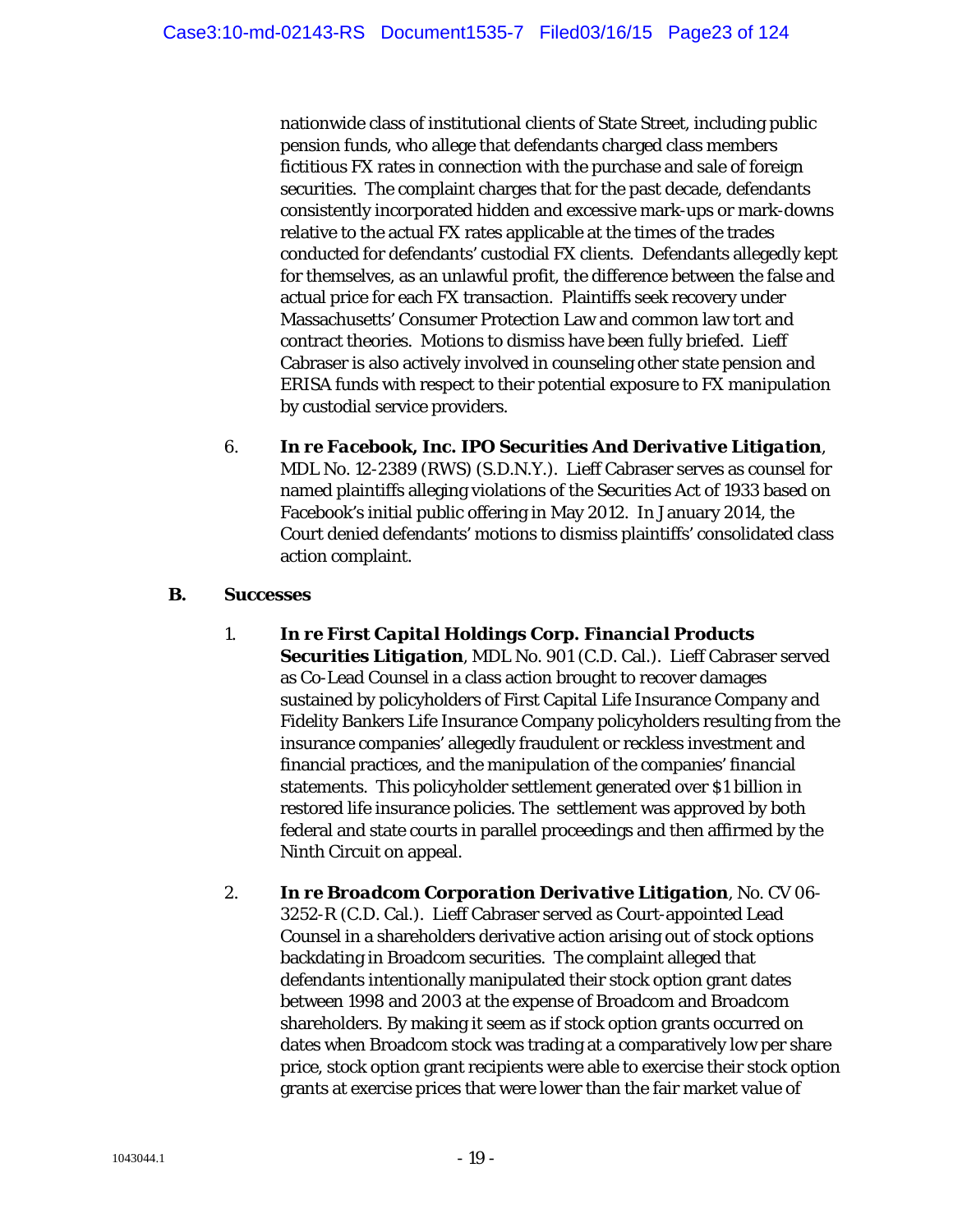nationwide class of institutional clients of State Street, including public pension funds, who allege that defendants charged class members fictitious FX rates in connection with the purchase and sale of foreign securities. The complaint charges that for the past decade, defendants consistently incorporated hidden and excessive mark-ups or mark-downs relative to the actual FX rates applicable at the times of the trades conducted for defendants' custodial FX clients. Defendants allegedly kept for themselves, as an unlawful profit, the difference between the false and actual price for each FX transaction. Plaintiffs seek recovery under Massachusetts' Consumer Protection Law and common law tort and contract theories. Motions to dismiss have been fully briefed. Lieff Cabraser is also actively involved in counseling other state pension and ERISA funds with respect to their potential exposure to FX manipulation by custodial service providers.

6. ***In re Facebook, Inc. IPO Securities And Derivative Litigation***, MDL No. 12-2389 (RWS) (S.D.N.Y.). Lieff Cabraser serves as counsel for named plaintiffs alleging violations of the Securities Act of 1933 based on Facebook's initial public offering in May 2012. In January 2014, the Court denied defendants' motions to dismiss plaintiffs' consolidated class action complaint.

## B. Successes

1. ***In re First Capital Holdings Corp. Financial Products Securities Litigation***, MDL No. 901 (C.D. Cal.). Lieff Cabraser served as Co-Lead Counsel in a class action brought to recover damages sustained by policyholders of First Capital Life Insurance Company and Fidelity Bankers Life Insurance Company policyholders resulting from the insurance companies' allegedly fraudulent or reckless investment and financial practices, and the manipulation of the companies' financial statements. This policyholder settlement generated over $1 billion in restored life insurance policies. The settlement was approved by both federal and state courts in parallel proceedings and then affirmed by the Ninth Circuit on appeal.

2. ***In re Broadcom Corporation Derivative Litigation***, No. CV 06-3252-R (C.D. Cal.). Lieff Cabraser served as Court-appointed Lead Counsel in a shareholders derivative action arising out of stock options backdating in Broadcom securities. The complaint alleged that defendants intentionally manipulated their stock option grant dates between 1998 and 2003 at the expense of Broadcom and Broadcom shareholders. By making it seem as if stock option grants occurred on dates when Broadcom stock was trading at a comparatively low per share price, stock option grant recipients were able to exercise their stock option grants at exercise prices that were lower than the fair market value of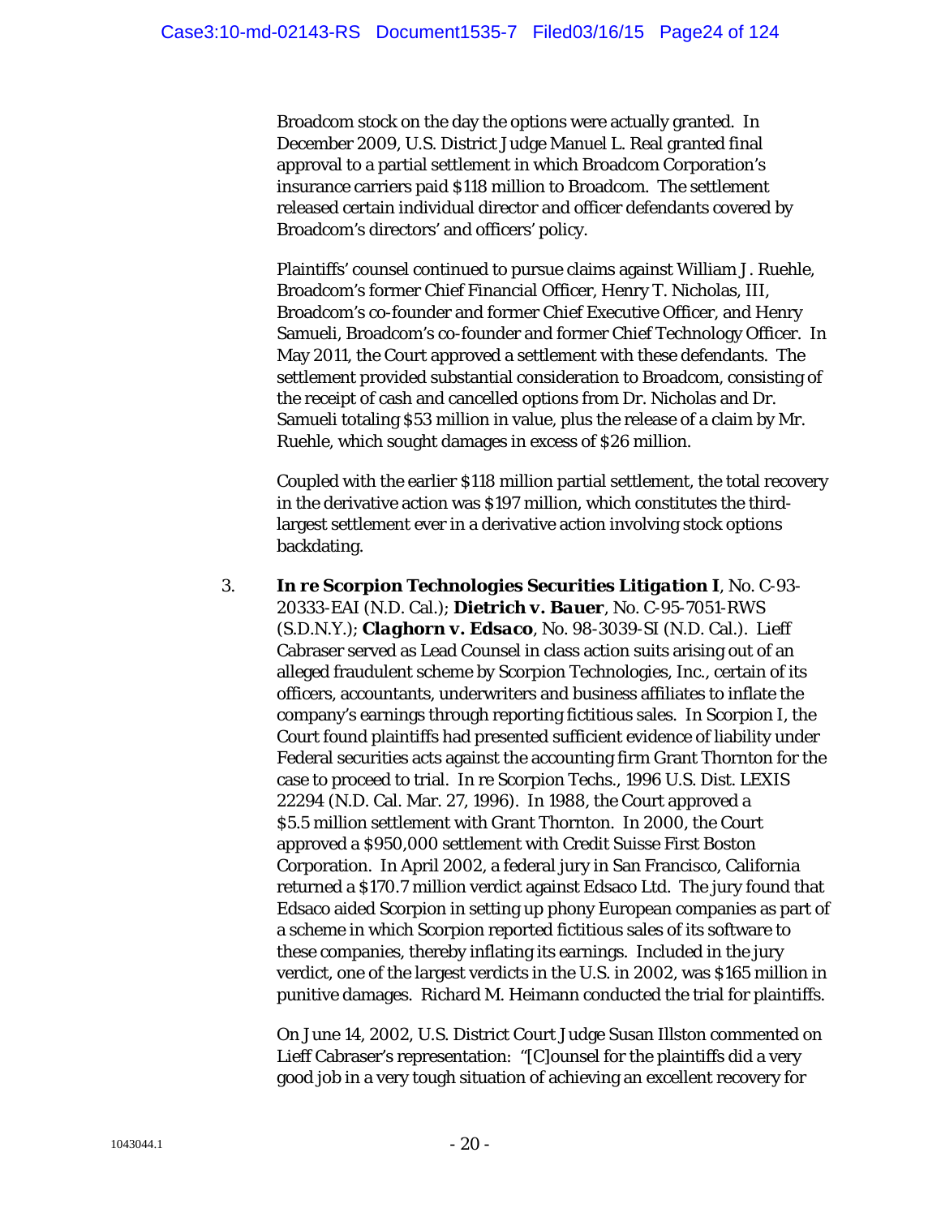Broadcom stock on the day the options were actually granted. In December 2009, U.S. District Judge Manuel L. Real granted final approval to a partial settlement in which Broadcom Corporation's insurance carriers paid $118 million to Broadcom. The settlement released certain individual director and officer defendants covered by Broadcom's directors' and officers' policy.

Plaintiffs' counsel continued to pursue claims against William J. Ruehle, Broadcom's former Chief Financial Officer, Henry T. Nicholas, III, Broadcom's co-founder and former Chief Executive Officer, and Henry Samueli, Broadcom's co-founder and former Chief Technology Officer. In May 2011, the Court approved a settlement with these defendants. The settlement provided substantial consideration to Broadcom, consisting of the receipt of cash and cancelled options from Dr. Nicholas and Dr. Samueli totaling $53 million in value, plus the release of a claim by Mr. Ruehle, which sought damages in excess of $26 million.

Coupled with the earlier $118 million partial settlement, the total recovery in the derivative action was $197 million, which constitutes the third-largest settlement ever in a derivative action involving stock options backdating.

3. ***In re Scorpion Technologies Securities Litigation I***, No. C-93-20333-EAI (N.D. Cal.); ***Dietrich v. Bauer***, No. C-95-7051-RWS (S.D.N.Y.); ***Claghorn v. Edsaco***, No. 98-3039-SI (N.D. Cal.). Lieff Cabraser served as Lead Counsel in class action suits arising out of an alleged fraudulent scheme by Scorpion Technologies, Inc., certain of its officers, accountants, underwriters and business affiliates to inflate the company's earnings through reporting fictitious sales. In Scorpion I, the Court found plaintiffs had presented sufficient evidence of liability under Federal securities acts against the accounting firm Grant Thornton for the case to proceed to trial. In re Scorpion Techs., 1996 U.S. Dist. LEXIS 22294 (N.D. Cal. Mar. 27, 1996). In 1988, the Court approved a $5.5 million settlement with Grant Thornton. In 2000, the Court approved a $950,000 settlement with Credit Suisse First Boston Corporation. In April 2002, a federal jury in San Francisco, California returned a $170.7 million verdict against Edsaco Ltd. The jury found that Edsaco aided Scorpion in setting up phony European companies as part of a scheme in which Scorpion reported fictitious sales of its software to these companies, thereby inflating its earnings. Included in the jury verdict, one of the largest verdicts in the U.S. in 2002, was $165 million in punitive damages. Richard M. Heimann conducted the trial for plaintiffs.

On June 14, 2002, U.S. District Court Judge Susan Illston commented on Lieff Cabraser's representation: "[C]ounsel for the plaintiffs did a very good job in a very tough situation of achieving an excellent recovery for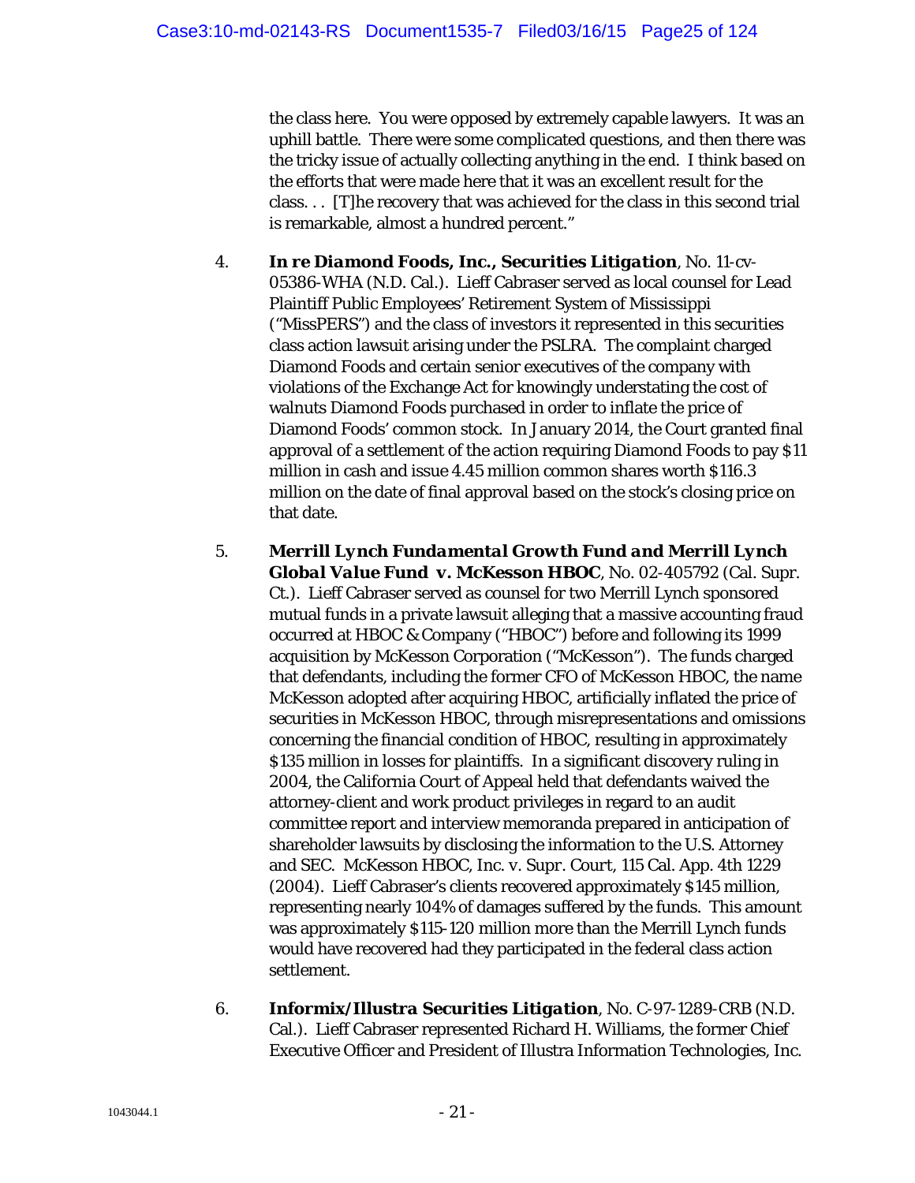the class here. You were opposed by extremely capable lawyers. It was an uphill battle. There were some complicated questions, and then there was the tricky issue of actually collecting anything in the end. I think based on the efforts that were made here that it was an excellent result for the class. . . [T]he recovery that was achieved for the class in this second trial is remarkable, almost a hundred percent."

4. ***In re Diamond Foods, Inc., Securities Litigation***, No. 11-cv-05386-WHA (N.D. Cal.). Lieff Cabraser served as local counsel for Lead Plaintiff Public Employees' Retirement System of Mississippi ("MissPERS") and the class of investors it represented in this securities class action lawsuit arising under the PSLRA. The complaint charged Diamond Foods and certain senior executives of the company with violations of the Exchange Act for knowingly understating the cost of walnuts Diamond Foods purchased in order to inflate the price of Diamond Foods' common stock. In January 2014, the Court granted final approval of a settlement of the action requiring Diamond Foods to pay $11 million in cash and issue 4.45 million common shares worth $116.3 million on the date of final approval based on the stock's closing price on that date.

5. ***Merrill Lynch Fundamental Growth Fund and Merrill Lynch Global Value Fund v. McKesson HBOC***, No. 02-405792 (Cal. Supr. Ct.). Lieff Cabraser served as counsel for two Merrill Lynch sponsored mutual funds in a private lawsuit alleging that a massive accounting fraud occurred at HBOC & Company ("HBOC") before and following its 1999 acquisition by McKesson Corporation ("McKesson"). The funds charged that defendants, including the former CFO of McKesson HBOC, the name McKesson adopted after acquiring HBOC, artificially inflated the price of securities in McKesson HBOC, through misrepresentations and omissions concerning the financial condition of HBOC, resulting in approximately $135 million in losses for plaintiffs. In a significant discovery ruling in 2004, the California Court of Appeal held that defendants waived the attorney-client and work product privileges in regard to an audit committee report and interview memoranda prepared in anticipation of shareholder lawsuits by disclosing the information to the U.S. Attorney and SEC. *McKesson HBOC, Inc. v. Supr. Court*, 115 Cal. App. 4th 1229 (2004). Lieff Cabraser's clients recovered approximately $145 million, representing nearly 104% of damages suffered by the funds. This amount was approximately $115-120 million more than the Merrill Lynch funds would have recovered had they participated in the federal class action settlement.

6. ***Informix/Illustra Securities Litigation***, No. C-97-1289-CRB (N.D. Cal.). Lieff Cabraser represented Richard H. Williams, the former Chief Executive Officer and President of Illustra Information Technologies, Inc.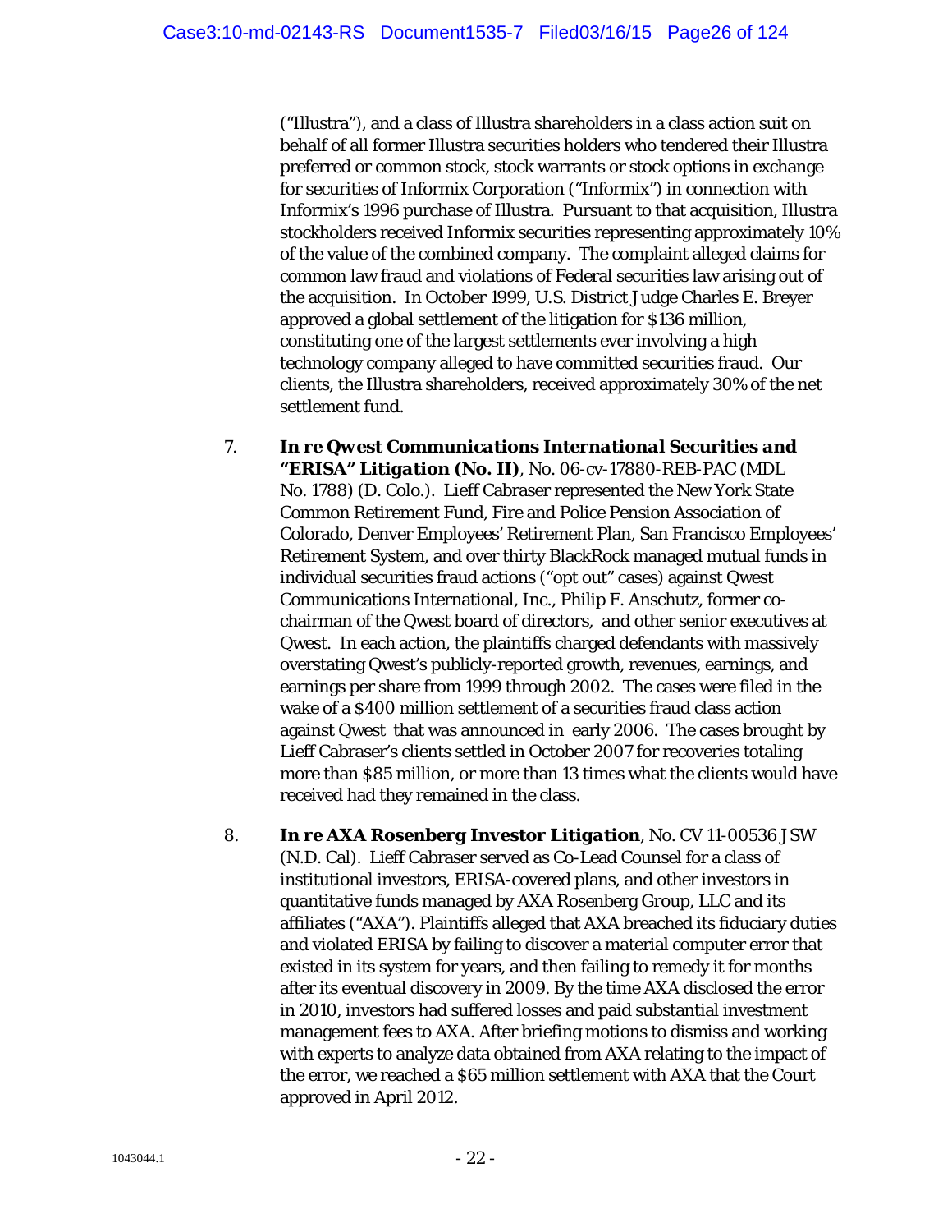("Illustra"), and a class of Illustra shareholders in a class action suit on behalf of all former Illustra securities holders who tendered their Illustra preferred or common stock, stock warrants or stock options in exchange for securities of Informix Corporation ("Informix") in connection with Informix's 1996 purchase of Illustra. Pursuant to that acquisition, Illustra stockholders received Informix securities representing approximately 10% of the value of the combined company. The complaint alleged claims for common law fraud and violations of Federal securities law arising out of the acquisition. In October 1999, U.S. District Judge Charles E. Breyer approved a global settlement of the litigation for $136 million, constituting one of the largest settlements ever involving a high technology company alleged to have committed securities fraud. Our clients, the Illustra shareholders, received approximately 30% of the net settlement fund.

7. ***In re Qwest Communications International Securities and "ERISA" Litigation (No. II)***, No. 06-cv-17880-REB-PAC (MDL No. 1788) (D. Colo.). Lieff Cabraser represented the New York State Common Retirement Fund, Fire and Police Pension Association of Colorado, Denver Employees' Retirement Plan, San Francisco Employees' Retirement System, and over thirty BlackRock managed mutual funds in individual securities fraud actions ("opt out" cases) against Qwest Communications International, Inc., Philip F. Anschutz, former co-chairman of the Qwest board of directors, and other senior executives at Qwest. In each action, the plaintiffs charged defendants with massively overstating Qwest's publicly-reported growth, revenues, earnings, and earnings per share from 1999 through 2002. The cases were filed in the wake of a $400 million settlement of a securities fraud class action against Qwest that was announced in early 2006. The cases brought by Lieff Cabraser's clients settled in October 2007 for recoveries totaling more than $85 million, or more than 13 times what the clients would have received had they remained in the class.

8. ***In re AXA Rosenberg Investor Litigation***, No. CV 11-00536 JSW (N.D. Cal). Lieff Cabraser served as Co-Lead Counsel for a class of institutional investors, ERISA-covered plans, and other investors in quantitative funds managed by AXA Rosenberg Group, LLC and its affiliates ("AXA"). Plaintiffs alleged that AXA breached its fiduciary duties and violated ERISA by failing to discover a material computer error that existed in its system for years, and then failing to remedy it for months after its eventual discovery in 2009. By the time AXA disclosed the error in 2010, investors had suffered losses and paid substantial investment management fees to AXA. After briefing motions to dismiss and working with experts to analyze data obtained from AXA relating to the impact of the error, we reached a $65 million settlement with AXA that the Court approved in April 2012.

1043044.1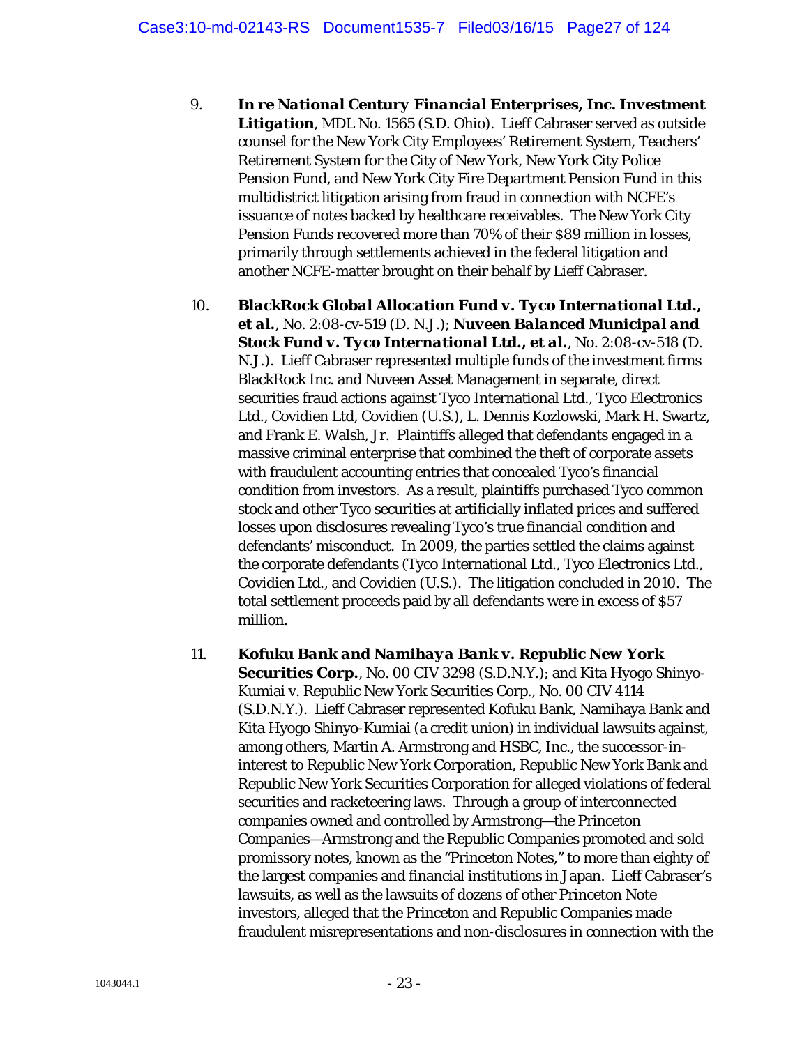9. ***In re National Century Financial Enterprises, Inc. Investment Litigation***, MDL No. 1565 (S.D. Ohio). Lieff Cabraser served as outside counsel for the New York City Employees' Retirement System, Teachers' Retirement System for the City of New York, New York City Police Pension Fund, and New York City Fire Department Pension Fund in this multidistrict litigation arising from fraud in connection with NCFE's issuance of notes backed by healthcare receivables. The New York City Pension Funds recovered more than 70% of their $89 million in losses, primarily through settlements achieved in the federal litigation and another NCFE-matter brought on their behalf by Lieff Cabraser.

10. ***BlackRock Global Allocation Fund v. Tyco International Ltd., et al.***, No. 2:08-cv-519 (D. N.J.); ***Nuveen Balanced Municipal and Stock Fund v. Tyco International Ltd., et al.***, No. 2:08-cv-518 (D. N.J.). Lieff Cabraser represented multiple funds of the investment firms BlackRock Inc. and Nuveen Asset Management in separate, direct securities fraud actions against Tyco International Ltd., Tyco Electronics Ltd., Covidien Ltd, Covidien (U.S.), L. Dennis Kozlowski, Mark H. Swartz, and Frank E. Walsh, Jr. Plaintiffs alleged that defendants engaged in a massive criminal enterprise that combined the theft of corporate assets with fraudulent accounting entries that concealed Tyco's financial condition from investors. As a result, plaintiffs purchased Tyco common stock and other Tyco securities at artificially inflated prices and suffered losses upon disclosures revealing Tyco's true financial condition and defendants' misconduct. In 2009, the parties settled the claims against the corporate defendants (Tyco International Ltd., Tyco Electronics Ltd., Covidien Ltd., and Covidien (U.S.). The litigation concluded in 2010. The total settlement proceeds paid by all defendants were in excess of $57 million.

11. ***Kofuku Bank and Namihaya Bank v. Republic New York Securities Corp.***, No. 00 CIV 3298 (S.D.N.Y.); and Kita Hyogo Shinyo-Kumiai v. Republic New York Securities Corp., No. 00 CIV 4114 (S.D.N.Y.). Lieff Cabraser represented Kofuku Bank, Namihaya Bank and Kita Hyogo Shinyo-Kumiai (a credit union) in individual lawsuits against, among others, Martin A. Armstrong and HSBC, Inc., the successor-in-interest to Republic New York Corporation, Republic New York Bank and Republic New York Securities Corporation for alleged violations of federal securities and racketeering laws. Through a group of interconnected companies owned and controlled by Armstrong—the Princeton Companies—Armstrong and the Republic Companies promoted and sold promissory notes, known as the "Princeton Notes," to more than eighty of the largest companies and financial institutions in Japan. Lieff Cabraser's lawsuits, as well as the lawsuits of dozens of other Princeton Note investors, alleged that the Princeton and Republic Companies made fraudulent misrepresentations and non-disclosures in connection with the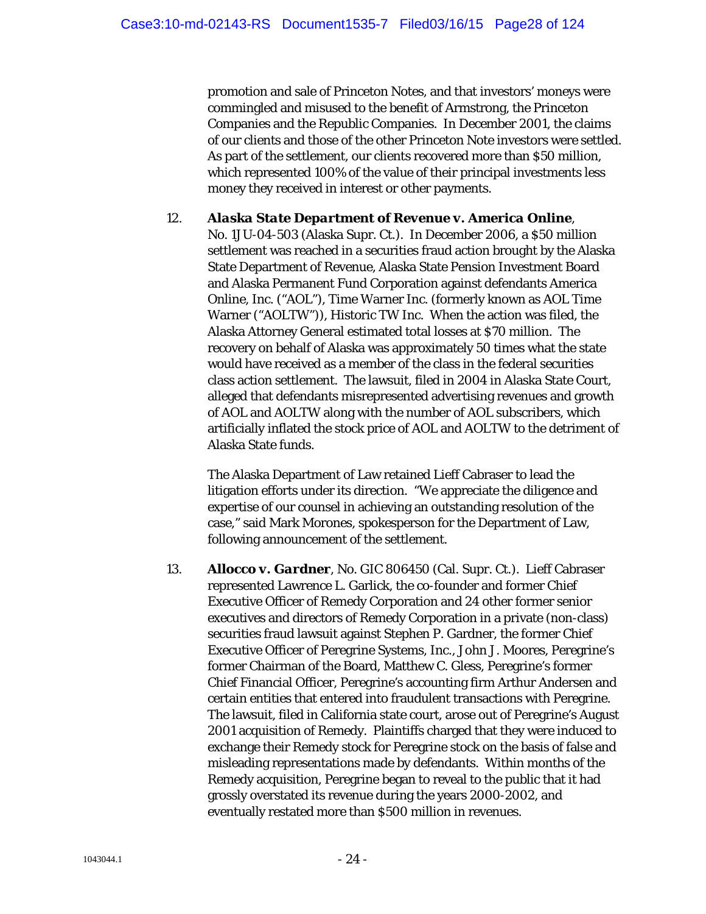promotion and sale of Princeton Notes, and that investors' moneys were commingled and misused to the benefit of Armstrong, the Princeton Companies and the Republic Companies. In December 2001, the claims of our clients and those of the other Princeton Note investors were settled. As part of the settlement, our clients recovered more than $50 million, which represented 100% of the value of their principal investments less money they received in interest or other payments.

12. ***Alaska State Department of Revenue v. America Online***, No. 1JU-04-503 (Alaska Supr. Ct.). In December 2006, a $50 million settlement was reached in a securities fraud action brought by the Alaska State Department of Revenue, Alaska State Pension Investment Board and Alaska Permanent Fund Corporation against defendants America Online, Inc. ("AOL"), Time Warner Inc. (formerly known as AOL Time Warner ("AOLTW")), Historic TW Inc. When the action was filed, the Alaska Attorney General estimated total losses at $70 million. The recovery on behalf of Alaska was approximately 50 times what the state would have received as a member of the class in the federal securities class action settlement. The lawsuit, filed in 2004 in Alaska State Court, alleged that defendants misrepresented advertising revenues and growth of AOL and AOLTW along with the number of AOL subscribers, which artificially inflated the stock price of AOL and AOLTW to the detriment of Alaska State funds.

    The Alaska Department of Law retained Lieff Cabraser to lead the litigation efforts under its direction. "We appreciate the diligence and expertise of our counsel in achieving an outstanding resolution of the case," said Mark Morones, spokesperson for the Department of Law, following announcement of the settlement.

13. ***Allocco v. Gardner***, No. GIC 806450 (Cal. Supr. Ct.). Lieff Cabraser represented Lawrence L. Garlick, the co-founder and former Chief Executive Officer of Remedy Corporation and 24 other former senior executives and directors of Remedy Corporation in a private (non-class) securities fraud lawsuit against Stephen P. Gardner, the former Chief Executive Officer of Peregrine Systems, Inc., John J. Moores, Peregrine's former Chairman of the Board, Matthew C. Gless, Peregrine's former Chief Financial Officer, Peregrine's accounting firm Arthur Andersen and certain entities that entered into fraudulent transactions with Peregrine. The lawsuit, filed in California state court, arose out of Peregrine's August 2001 acquisition of Remedy. Plaintiffs charged that they were induced to exchange their Remedy stock for Peregrine stock on the basis of false and misleading representations made by defendants. Within months of the Remedy acquisition, Peregrine began to reveal to the public that it had grossly overstated its revenue during the years 2000-2002, and eventually restated more than $500 million in revenues.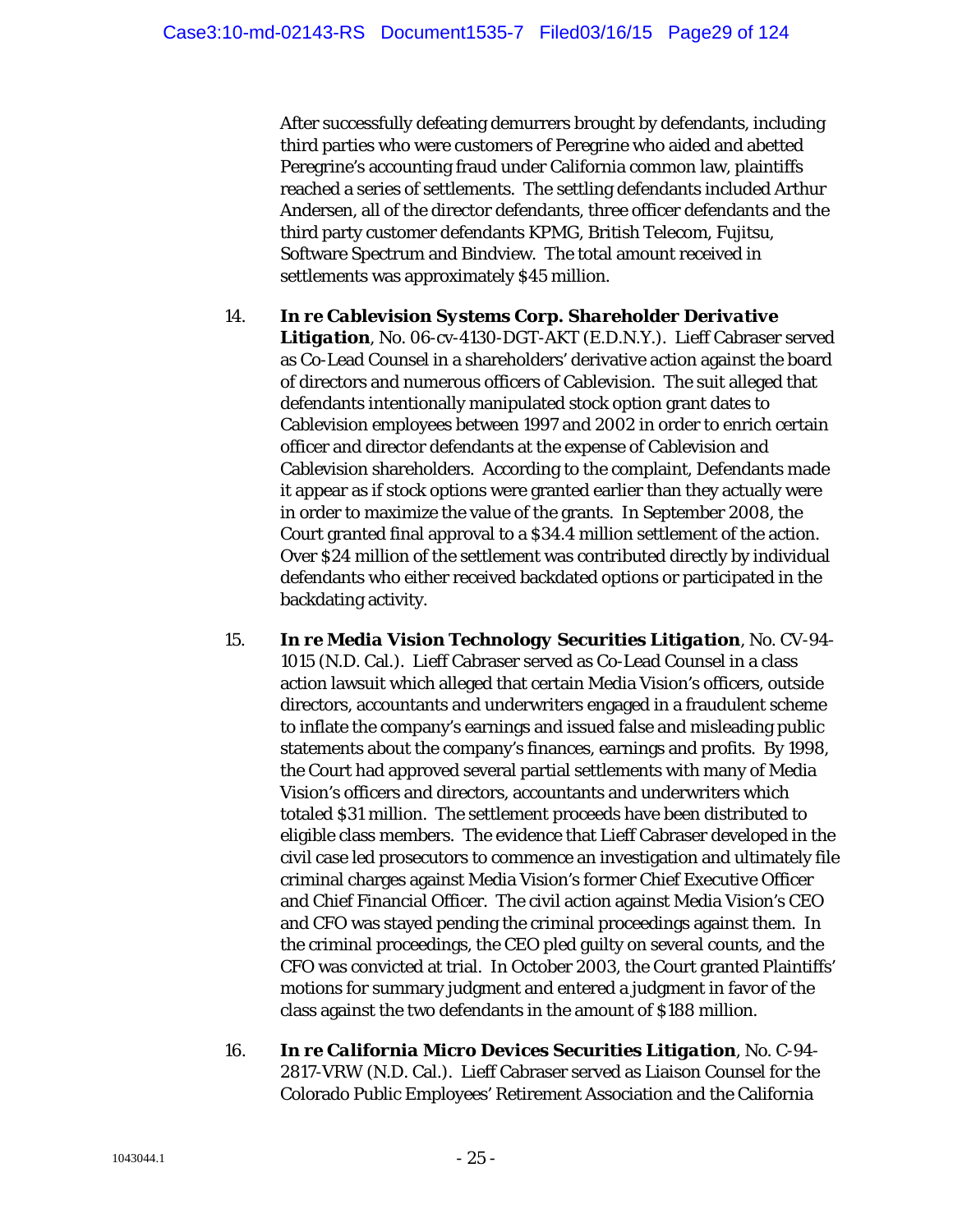After successfully defeating demurrers brought by defendants, including third parties who were customers of Peregrine who aided and abetted Peregrine's accounting fraud under California common law, plaintiffs reached a series of settlements. The settling defendants included Arthur Andersen, all of the director defendants, three officer defendants and the third party customer defendants KPMG, British Telecom, Fujitsu, Software Spectrum and Bindview. The total amount received in settlements was approximately $45 million.

14. ***In re Cablevision Systems Corp. Shareholder Derivative Litigation***, No. 06-cv-4130-DGT-AKT (E.D.N.Y.). Lieff Cabraser served as Co-Lead Counsel in a shareholders' derivative action against the board of directors and numerous officers of Cablevision. The suit alleged that defendants intentionally manipulated stock option grant dates to Cablevision employees between 1997 and 2002 in order to enrich certain officer and director defendants at the expense of Cablevision and Cablevision shareholders. According to the complaint, Defendants made it appear as if stock options were granted earlier than they actually were in order to maximize the value of the grants. In September 2008, the Court granted final approval to a $34.4 million settlement of the action. Over $24 million of the settlement was contributed directly by individual defendants who either received backdated options or participated in the backdating activity.

15. ***In re Media Vision Technology Securities Litigation***, No. CV-94-1015 (N.D. Cal.). Lieff Cabraser served as Co-Lead Counsel in a class action lawsuit which alleged that certain Media Vision's officers, outside directors, accountants and underwriters engaged in a fraudulent scheme to inflate the company's earnings and issued false and misleading public statements about the company's finances, earnings and profits. By 1998, the Court had approved several partial settlements with many of Media Vision's officers and directors, accountants and underwriters which totaled $31 million. The settlement proceeds have been distributed to eligible class members. The evidence that Lieff Cabraser developed in the civil case led prosecutors to commence an investigation and ultimately file criminal charges against Media Vision's former Chief Executive Officer and Chief Financial Officer. The civil action against Media Vision's CEO and CFO was stayed pending the criminal proceedings against them. In the criminal proceedings, the CEO pled guilty on several counts, and the CFO was convicted at trial. In October 2003, the Court granted Plaintiffs' motions for summary judgment and entered a judgment in favor of the class against the two defendants in the amount of $188 million.

16. ***In re California Micro Devices Securities Litigation***, No. C-94-2817-VRW (N.D. Cal.). Lieff Cabraser served as Liaison Counsel for the Colorado Public Employees' Retirement Association and the California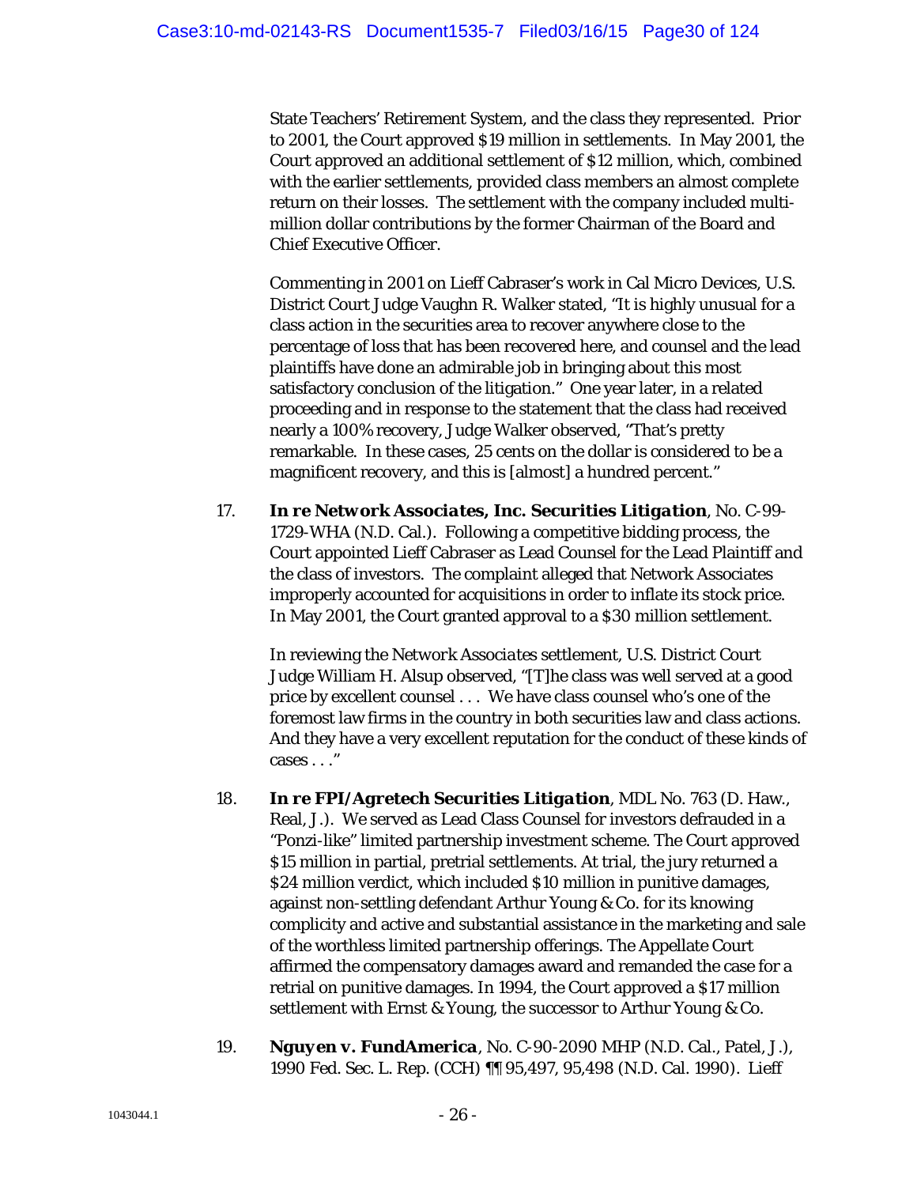State Teachers' Retirement System, and the class they represented. Prior to 2001, the Court approved $19 million in settlements. In May 2001, the Court approved an additional settlement of $12 million, which, combined with the earlier settlements, provided class members an almost complete return on their losses. The settlement with the company included multi-million dollar contributions by the former Chairman of the Board and Chief Executive Officer.

Commenting in 2001 on Lieff Cabraser's work in Cal Micro Devices, U.S. District Court Judge Vaughn R. Walker stated, "It is highly unusual for a class action in the securities area to recover anywhere close to the percentage of loss that has been recovered here, and counsel and the lead plaintiffs have done an admirable job in bringing about this most satisfactory conclusion of the litigation." One year later, in a related proceeding and in response to the statement that the class had received nearly a 100% recovery, Judge Walker observed, "That's pretty remarkable. In these cases, 25 cents on the dollar is considered to be a magnificent recovery, and this is [almost] a hundred percent."

17. ***In re Network Associates, Inc. Securities Litigation***, No. C-99-1729-WHA (N.D. Cal.). Following a competitive bidding process, the Court appointed Lieff Cabraser as Lead Counsel for the Lead Plaintiff and the class of investors. The complaint alleged that Network Associates improperly accounted for acquisitions in order to inflate its stock price. In May 2001, the Court granted approval to a $30 million settlement.

    In reviewing the *Network Associates* settlement, U.S. District Court Judge William H. Alsup observed, "[T]he class was well served at a good price by excellent counsel . . . We have class counsel who's one of the foremost law firms in the country in both securities law and class actions. And they have a very excellent reputation for the conduct of these kinds of cases . . ."

18. ***In re FPI/Agretech Securities Litigation***, MDL No. 763 (D. Haw., Real, J.). We served as Lead Class Counsel for investors defrauded in a "Ponzi-like" limited partnership investment scheme. The Court approved $15 million in partial, pretrial settlements. At trial, the jury returned a $24 million verdict, which included $10 million in punitive damages, against non-settling defendant Arthur Young & Co. for its knowing complicity and active and substantial assistance in the marketing and sale of the worthless limited partnership offerings. The Appellate Court affirmed the compensatory damages award and remanded the case for a retrial on punitive damages. In 1994, the Court approved a $17 million settlement with Ernst & Young, the successor to Arthur Young & Co.

19. ***Nguyen v. FundAmerica***, No. C-90-2090 MHP (N.D. Cal., Patel, J.), 1990 Fed. Sec. L. Rep. (CCH) ¶¶ 95,497, 95,498 (N.D. Cal. 1990). Lieff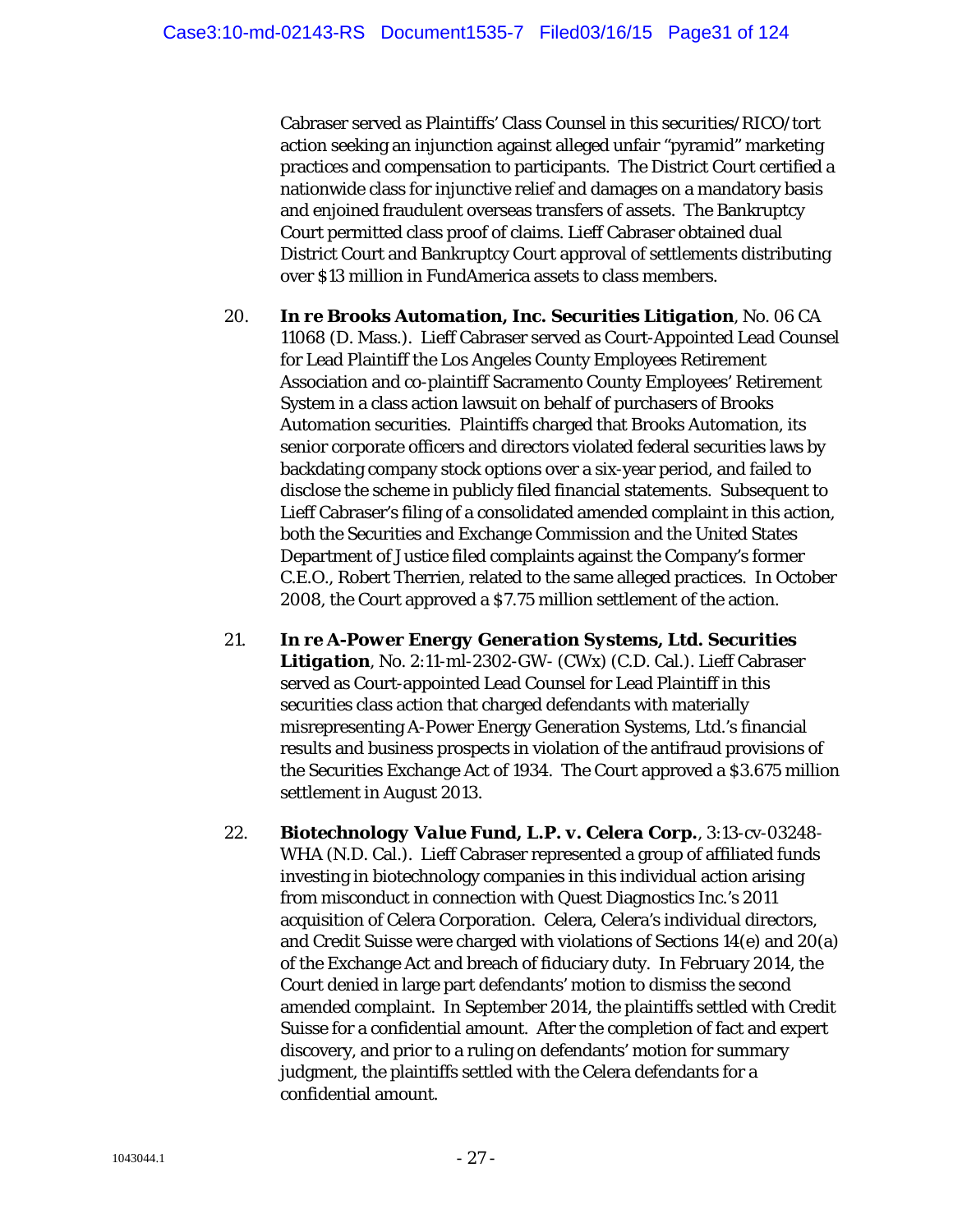Cabraser served as Plaintiffs' Class Counsel in this securities/RICO/tort action seeking an injunction against alleged unfair "pyramid" marketing practices and compensation to participants. The District Court certified a nationwide class for injunctive relief and damages on a mandatory basis and enjoined fraudulent overseas transfers of assets. The Bankruptcy Court permitted class proof of claims. Lieff Cabraser obtained dual District Court and Bankruptcy Court approval of settlements distributing over $13 million in FundAmerica assets to class members.

20. ***In re Brooks Automation, Inc. Securities Litigation***, No. 06 CA 11068 (D. Mass.). Lieff Cabraser served as Court-Appointed Lead Counsel for Lead Plaintiff the Los Angeles County Employees Retirement Association and co-plaintiff Sacramento County Employees' Retirement System in a class action lawsuit on behalf of purchasers of Brooks Automation securities. Plaintiffs charged that Brooks Automation, its senior corporate officers and directors violated federal securities laws by backdating company stock options over a six-year period, and failed to disclose the scheme in publicly filed financial statements. Subsequent to Lieff Cabraser's filing of a consolidated amended complaint in this action, both the Securities and Exchange Commission and the United States Department of Justice filed complaints against the Company's former C.E.O., Robert Therrien, related to the same alleged practices. In October 2008, the Court approved a $7.75 million settlement of the action.

21. ***In re A-Power Energy Generation Systems, Ltd. Securities Litigation***, No. 2:11-ml-2302-GW- (CWx) (C.D. Cal.). Lieff Cabraser served as Court-appointed Lead Counsel for Lead Plaintiff in this securities class action that charged defendants with materially misrepresenting A-Power Energy Generation Systems, Ltd.'s financial results and business prospects in violation of the antifraud provisions of the Securities Exchange Act of 1934. The Court approved a $3.675 million settlement in August 2013.

22. ***Biotechnology Value Fund, L.P. v. Celera Corp.***, 3:13-cv-03248-WHA (N.D. Cal.). Lieff Cabraser represented a group of affiliated funds investing in biotechnology companies in this individual action arising from misconduct in connection with Quest Diagnostics Inc.'s 2011 acquisition of Celera Corporation. Celera, Celera's individual directors, and Credit Suisse were charged with violations of Sections 14(e) and 20(a) of the Exchange Act and breach of fiduciary duty. In February 2014, the Court denied in large part defendants' motion to dismiss the second amended complaint. In September 2014, the plaintiffs settled with Credit Suisse for a confidential amount. After the completion of fact and expert discovery, and prior to a ruling on defendants' motion for summary judgment, the plaintiffs settled with the Celera defendants for a confidential amount.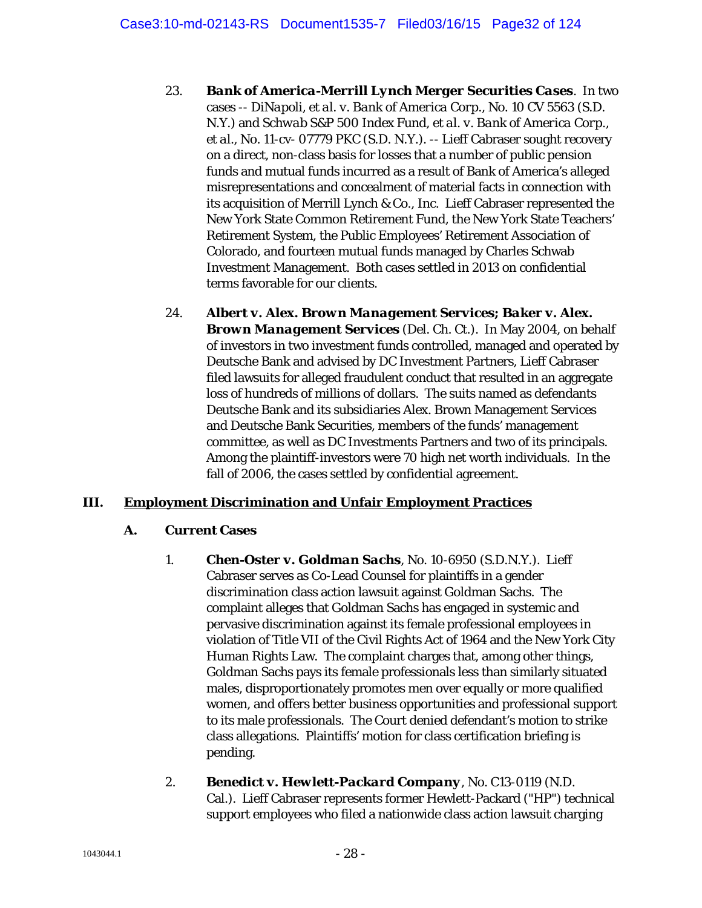23. ***Bank of America-Merrill Lynch Merger Securities Cases***. In two cases -- *DiNapoli, et al. v. Bank of America Corp.*, No. 10 CV 5563 (S.D. N.Y.) and *Schwab S&P 500 Index Fund, et al. v. Bank of America Corp., et al.*, No. 11-cv- 07779 PKC (S.D. N.Y.). -- Lieff Cabraser sought recovery on a direct, non-class basis for losses that a number of public pension funds and mutual funds incurred as a result of Bank of America's alleged misrepresentations and concealment of material facts in connection with its acquisition of Merrill Lynch & Co., Inc. Lieff Cabraser represented the New York State Common Retirement Fund, the New York State Teachers' Retirement System, the Public Employees' Retirement Association of Colorado, and fourteen mutual funds managed by Charles Schwab Investment Management. Both cases settled in 2013 on confidential terms favorable for our clients.

24. ***Albert v. Alex. Brown Management Services; Baker v. Alex. Brown Management Services*** (Del. Ch. Ct.). In May 2004, on behalf of investors in two investment funds controlled, managed and operated by Deutsche Bank and advised by DC Investment Partners, Lieff Cabraser filed lawsuits for alleged fraudulent conduct that resulted in an aggregate loss of hundreds of millions of dollars. The suits named as defendants Deutsche Bank and its subsidiaries Alex. Brown Management Services and Deutsche Bank Securities, members of the funds' management committee, as well as DC Investments Partners and two of its principals. Among the plaintiff-investors were 70 high net worth individuals. In the fall of 2006, the cases settled by confidential agreement.

## III. Employment Discrimination and Unfair Employment Practices

### A. Current Cases

1. ***Chen-Oster v. Goldman Sachs***, No. 10-6950 (S.D.N.Y.). Lieff Cabraser serves as Co-Lead Counsel for plaintiffs in a gender discrimination class action lawsuit against Goldman Sachs. The complaint alleges that Goldman Sachs has engaged in systemic and pervasive discrimination against its female professional employees in violation of Title VII of the Civil Rights Act of 1964 and the New York City Human Rights Law. The complaint charges that, among other things, Goldman Sachs pays its female professionals less than similarly situated males, disproportionately promotes men over equally or more qualified women, and offers better business opportunities and professional support to its male professionals. The Court denied defendant's motion to strike class allegations. Plaintiffs' motion for class certification briefing is pending.

2. ***Benedict v. Hewlett-Packard Company***, No. C13-0119 (N.D. Cal.). Lieff Cabraser represents former Hewlett-Packard ("HP") technical support employees who filed a nationwide class action lawsuit charging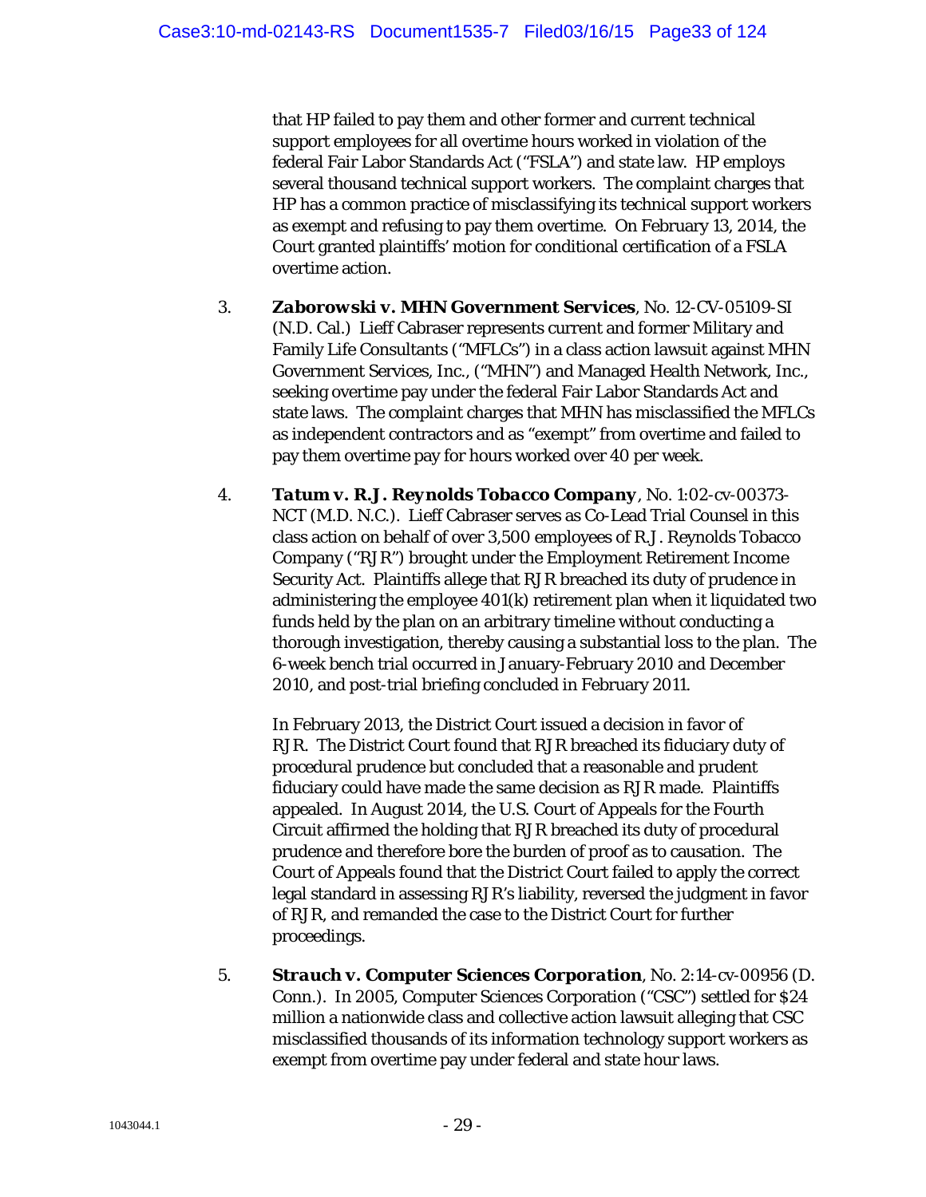that HP failed to pay them and other former and current technical support employees for all overtime hours worked in violation of the federal Fair Labor Standards Act ("FSLA") and state law. HP employs several thousand technical support workers. The complaint charges that HP has a common practice of misclassifying its technical support workers as exempt and refusing to pay them overtime. On February 13, 2014, the Court granted plaintiffs' motion for conditional certification of a FSLA overtime action.

3. ***Zaborowski v. MHN Government Services***, No. 12-CV-05109-SI (N.D. Cal.) Lieff Cabraser represents current and former Military and Family Life Consultants ("MFLCs") in a class action lawsuit against MHN Government Services, Inc., ("MHN") and Managed Health Network, Inc., seeking overtime pay under the federal Fair Labor Standards Act and state laws. The complaint charges that MHN has misclassified the MFLCs as independent contractors and as "exempt" from overtime and failed to pay them overtime pay for hours worked over 40 per week.

4. ***Tatum v. R.J. Reynolds Tobacco Company***, No. 1:02-cv-00373-NCT (M.D. N.C.). Lieff Cabraser serves as Co-Lead Trial Counsel in this class action on behalf of over 3,500 employees of R.J. Reynolds Tobacco Company ("RJR") brought under the Employment Retirement Income Security Act. Plaintiffs allege that RJR breached its duty of prudence in administering the employee 401(k) retirement plan when it liquidated two funds held by the plan on an arbitrary timeline without conducting a thorough investigation, thereby causing a substantial loss to the plan. The 6-week bench trial occurred in January-February 2010 and December 2010, and post-trial briefing concluded in February 2011.

   In February 2013, the District Court issued a decision in favor of RJR. The District Court found that RJR breached its fiduciary duty of procedural prudence but concluded that a reasonable and prudent fiduciary could have made the same decision as RJR made. Plaintiffs appealed. In August 2014, the U.S. Court of Appeals for the Fourth Circuit affirmed the holding that RJR breached its duty of procedural prudence and therefore bore the burden of proof as to causation. The Court of Appeals found that the District Court failed to apply the correct legal standard in assessing RJR's liability, reversed the judgment in favor of RJR, and remanded the case to the District Court for further proceedings.

5. ***Strauch v. Computer Sciences Corporation***, No. 2:14-cv-00956 (D. Conn.). In 2005, Computer Sciences Corporation ("CSC") settled for $24 million a nationwide class and collective action lawsuit alleging that CSC misclassified thousands of its information technology support workers as exempt from overtime pay under federal and state hour laws.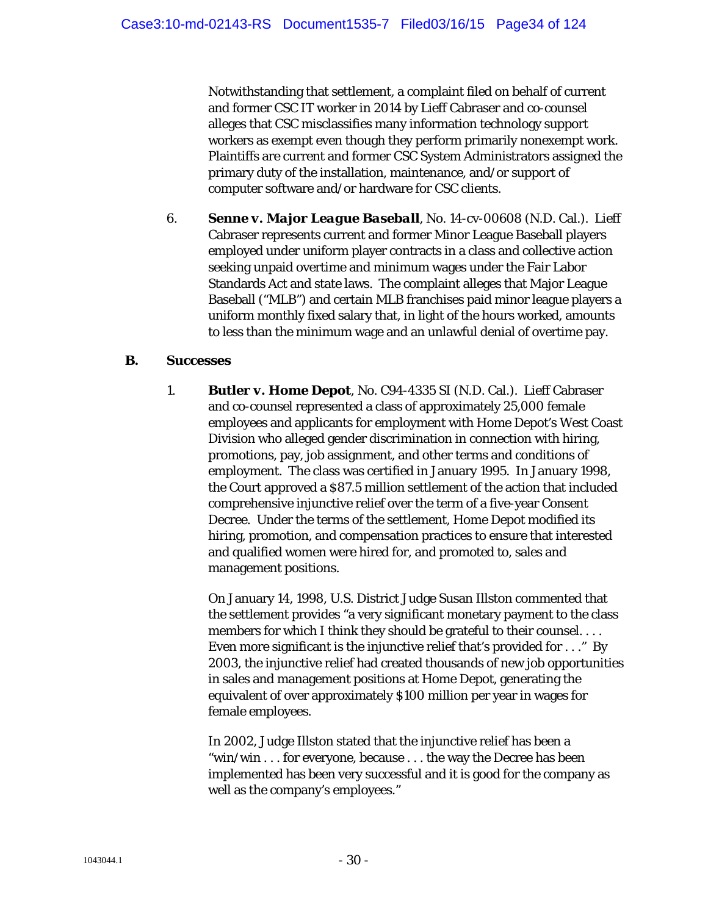Notwithstanding that settlement, a complaint filed on behalf of current and former CSC IT worker in 2014 by Lieff Cabraser and co-counsel alleges that CSC misclassifies many information technology support workers as exempt even though they perform primarily nonexempt work. Plaintiffs are current and former CSC System Administrators assigned the primary duty of the installation, maintenance, and/or support of computer software and/or hardware for CSC clients.

6. ***Senne v. Major League Baseball***, No. 14-cv-00608 (N.D. Cal.). Lieff Cabraser represents current and former Minor League Baseball players employed under uniform player contracts in a class and collective action seeking unpaid overtime and minimum wages under the Fair Labor Standards Act and state laws. The complaint alleges that Major League Baseball ("MLB") and certain MLB franchises paid minor league players a uniform monthly fixed salary that, in light of the hours worked, amounts to less than the minimum wage and an unlawful denial of overtime pay.

### B. Successes

1. ***Butler v. Home Depot***, No. C94-4335 SI (N.D. Cal.). Lieff Cabraser and co-counsel represented a class of approximately 25,000 female employees and applicants for employment with Home Depot's West Coast Division who alleged gender discrimination in connection with hiring, promotions, pay, job assignment, and other terms and conditions of employment. The class was certified in January 1995. In January 1998, the Court approved a $87.5 million settlement of the action that included comprehensive injunctive relief over the term of a five-year Consent Decree. Under the terms of the settlement, Home Depot modified its hiring, promotion, and compensation practices to ensure that interested and qualified women were hired for, and promoted to, sales and management positions.

   On January 14, 1998, U.S. District Judge Susan Illston commented that the settlement provides "a very significant monetary payment to the class members for which I think they should be grateful to their counsel. . . . Even more significant is the injunctive relief that's provided for . . ." By 2003, the injunctive relief had created thousands of new job opportunities in sales and management positions at Home Depot, generating the equivalent of over approximately $100 million per year in wages for female employees.

   In 2002, Judge Illston stated that the injunctive relief has been a "win/win . . . for everyone, because . . . the way the Decree has been implemented has been very successful and it is good for the company as well as the company's employees."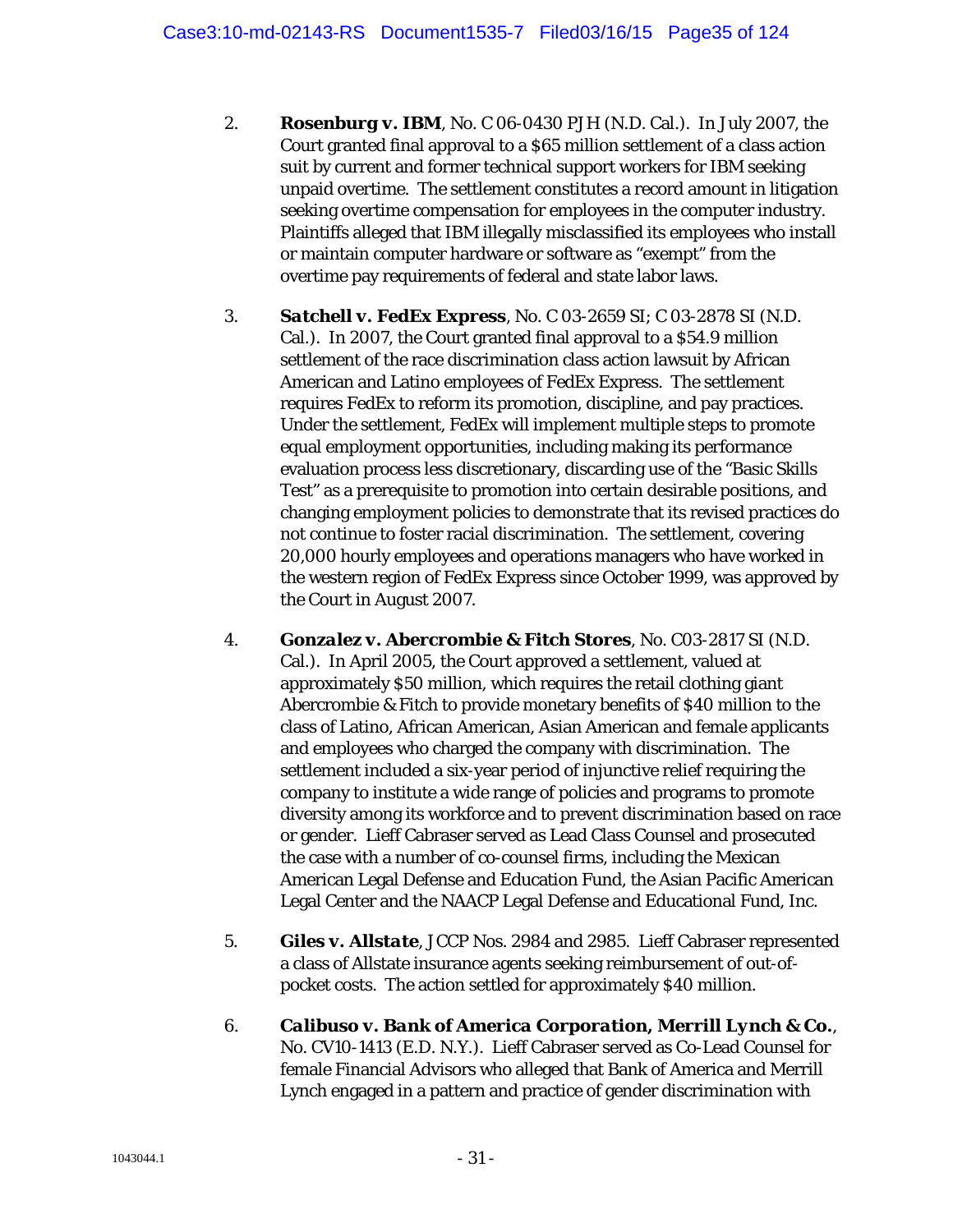2. **Rosenburg v. IBM**, No. C 06-0430 PJH (N.D. Cal.). In July 2007, the Court granted final approval to a $65 million settlement of a class action suit by current and former technical support workers for IBM seeking unpaid overtime. The settlement constitutes a record amount in litigation seeking overtime compensation for employees in the computer industry. Plaintiffs alleged that IBM illegally misclassified its employees who install or maintain computer hardware or software as "exempt" from the overtime pay requirements of federal and state labor laws.

3. **Satchell v. FedEx Express**, No. C 03-2659 SI; C 03-2878 SI (N.D. Cal.). In 2007, the Court granted final approval to a $54.9 million settlement of the race discrimination class action lawsuit by African American and Latino employees of FedEx Express. The settlement requires FedEx to reform its promotion, discipline, and pay practices. Under the settlement, FedEx will implement multiple steps to promote equal employment opportunities, including making its performance evaluation process less discretionary, discarding use of the "Basic Skills Test" as a prerequisite to promotion into certain desirable positions, and changing employment policies to demonstrate that its revised practices do not continue to foster racial discrimination. The settlement, covering 20,000 hourly employees and operations managers who have worked in the western region of FedEx Express since October 1999, was approved by the Court in August 2007.

4. **Gonzalez v. Abercrombie & Fitch Stores**, No. C03-2817 SI (N.D. Cal.). In April 2005, the Court approved a settlement, valued at approximately $50 million, which requires the retail clothing giant Abercrombie & Fitch to provide monetary benefits of $40 million to the class of Latino, African American, Asian American and female applicants and employees who charged the company with discrimination. The settlement included a six-year period of injunctive relief requiring the company to institute a wide range of policies and programs to promote diversity among its workforce and to prevent discrimination based on race or gender. Lieff Cabraser served as Lead Class Counsel and prosecuted the case with a number of co-counsel firms, including the Mexican American Legal Defense and Education Fund, the Asian Pacific American Legal Center and the NAACP Legal Defense and Educational Fund, Inc.

5. **Giles v. Allstate**, JCCP Nos. 2984 and 2985. Lieff Cabraser represented a class of Allstate insurance agents seeking reimbursement of out-of-pocket costs. The action settled for approximately $40 million.

6. **Calibuso v. Bank of America Corporation, Merrill Lynch & Co.**, No. CV10-1413 (E.D. N.Y.). Lieff Cabraser served as Co-Lead Counsel for female Financial Advisors who alleged that Bank of America and Merrill Lynch engaged in a pattern and practice of gender discrimination with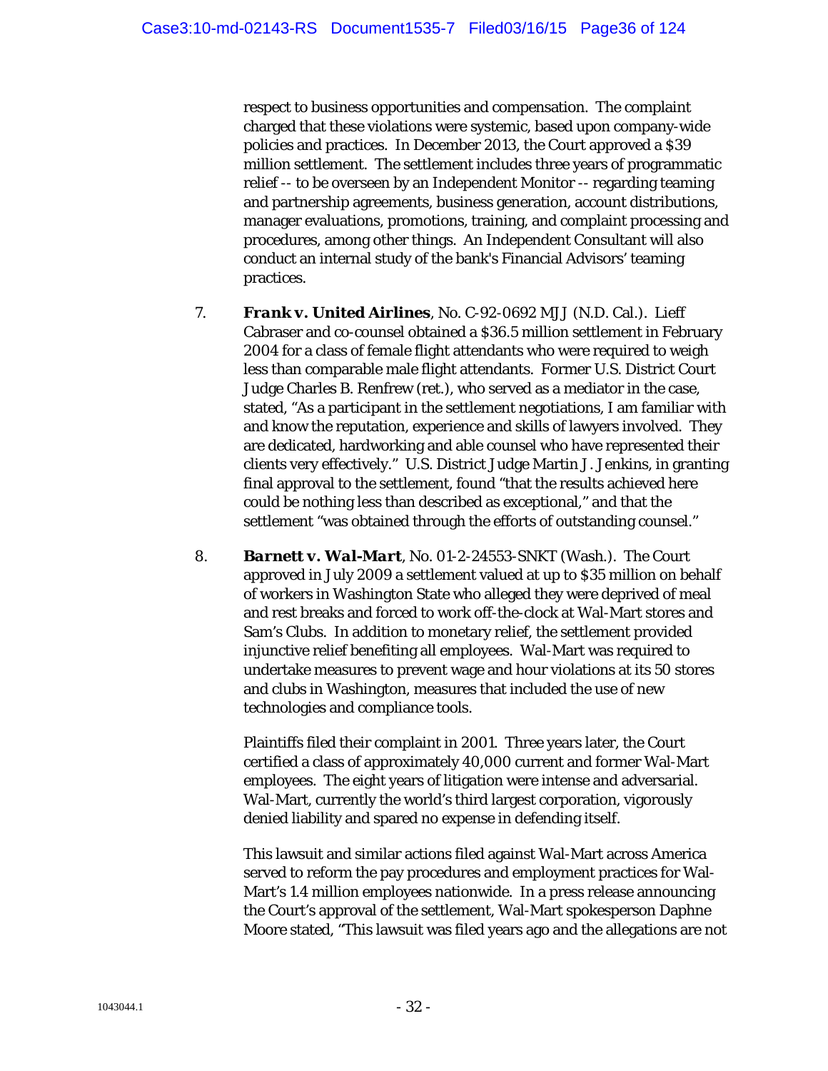respect to business opportunities and compensation. The complaint charged that these violations were systemic, based upon company-wide policies and practices. In December 2013, the Court approved a $39 million settlement. The settlement includes three years of programmatic relief -- to be overseen by an Independent Monitor -- regarding teaming and partnership agreements, business generation, account distributions, manager evaluations, promotions, training, and complaint processing and procedures, among other things. An Independent Consultant will also conduct an internal study of the bank's Financial Advisors' teaming practices.

7. ***Frank v. United Airlines***, No. C-92-0692 MJJ (N.D. Cal.). Lieff Cabraser and co-counsel obtained a $36.5 million settlement in February 2004 for a class of female flight attendants who were required to weigh less than comparable male flight attendants. Former U.S. District Court Judge Charles B. Renfrew (ret.), who served as a mediator in the case, stated, "As a participant in the settlement negotiations, I am familiar with and know the reputation, experience and skills of lawyers involved. They are dedicated, hardworking and able counsel who have represented their clients very effectively." U.S. District Judge Martin J. Jenkins, in granting final approval to the settlement, found "that the results achieved here could be nothing less than described as exceptional," and that the settlement "was obtained through the efforts of outstanding counsel."

8. ***Barnett v. Wal-Mart***, No. 01-2-24553-SNKT (Wash.). The Court approved in July 2009 a settlement valued at up to $35 million on behalf of workers in Washington State who alleged they were deprived of meal and rest breaks and forced to work off-the-clock at Wal-Mart stores and Sam's Clubs. In addition to monetary relief, the settlement provided injunctive relief benefiting all employees. Wal-Mart was required to undertake measures to prevent wage and hour violations at its 50 stores and clubs in Washington, measures that included the use of new technologies and compliance tools.

   Plaintiffs filed their complaint in 2001. Three years later, the Court certified a class of approximately 40,000 current and former Wal-Mart employees. The eight years of litigation were intense and adversarial. Wal-Mart, currently the world's third largest corporation, vigorously denied liability and spared no expense in defending itself.

   This lawsuit and similar actions filed against Wal-Mart across America served to reform the pay procedures and employment practices for Wal-Mart's 1.4 million employees nationwide. In a press release announcing the Court's approval of the settlement, Wal-Mart spokesperson Daphne Moore stated, "This lawsuit was filed years ago and the allegations are not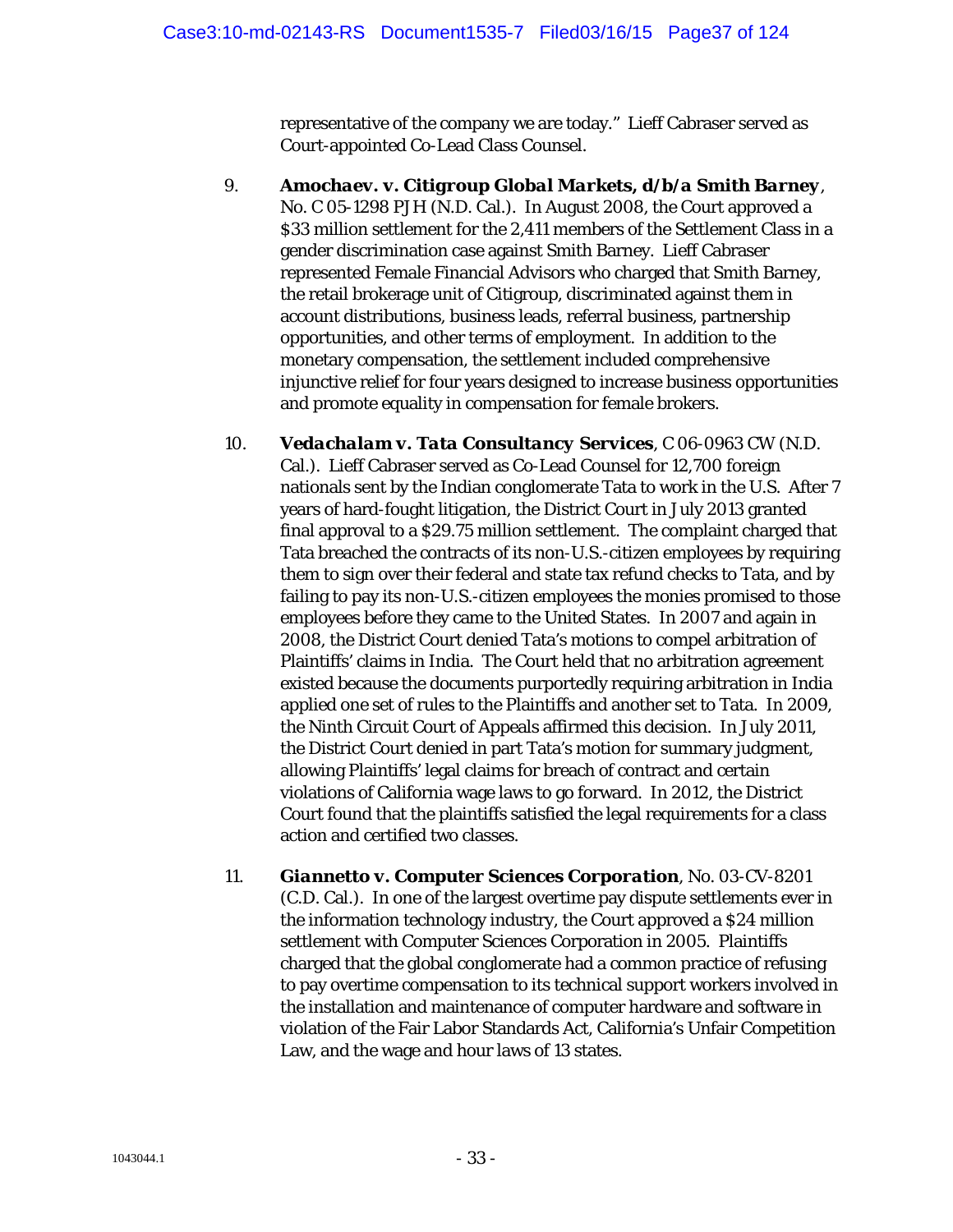representative of the company we are today." Lieff Cabraser served as Court-appointed Co-Lead Class Counsel.

9. ***Amochaev. v. Citigroup Global Markets, d/b/a Smith Barney***, No. C 05-1298 PJH (N.D. Cal.). In August 2008, the Court approved a $33 million settlement for the 2,411 members of the Settlement Class in a gender discrimination case against Smith Barney. Lieff Cabraser represented Female Financial Advisors who charged that Smith Barney, the retail brokerage unit of Citigroup, discriminated against them in account distributions, business leads, referral business, partnership opportunities, and other terms of employment. In addition to the monetary compensation, the settlement included comprehensive injunctive relief for four years designed to increase business opportunities and promote equality in compensation for female brokers.

10. ***Vedachalam v. Tata Consultancy Services***, C 06-0963 CW (N.D. Cal.). Lieff Cabraser served as Co-Lead Counsel for 12,700 foreign nationals sent by the Indian conglomerate Tata to work in the U.S. After 7 years of hard-fought litigation, the District Court in July 2013 granted final approval to a $29.75 million settlement. The complaint charged that Tata breached the contracts of its non-U.S.-citizen employees by requiring them to sign over their federal and state tax refund checks to Tata, and by failing to pay its non-U.S.-citizen employees the monies promised to those employees before they came to the United States. In 2007 and again in 2008, the District Court denied Tata's motions to compel arbitration of Plaintiffs' claims in India. The Court held that no arbitration agreement existed because the documents purportedly requiring arbitration in India applied one set of rules to the Plaintiffs and another set to Tata. In 2009, the Ninth Circuit Court of Appeals affirmed this decision. In July 2011, the District Court denied in part Tata's motion for summary judgment, allowing Plaintiffs' legal claims for breach of contract and certain violations of California wage laws to go forward. In 2012, the District Court found that the plaintiffs satisfied the legal requirements for a class action and certified two classes.

11. ***Giannetto v. Computer Sciences Corporation***, No. 03-CV-8201 (C.D. Cal.). In one of the largest overtime pay dispute settlements ever in the information technology industry, the Court approved a $24 million settlement with Computer Sciences Corporation in 2005. Plaintiffs charged that the global conglomerate had a common practice of refusing to pay overtime compensation to its technical support workers involved in the installation and maintenance of computer hardware and software in violation of the Fair Labor Standards Act, California's Unfair Competition Law, and the wage and hour laws of 13 states.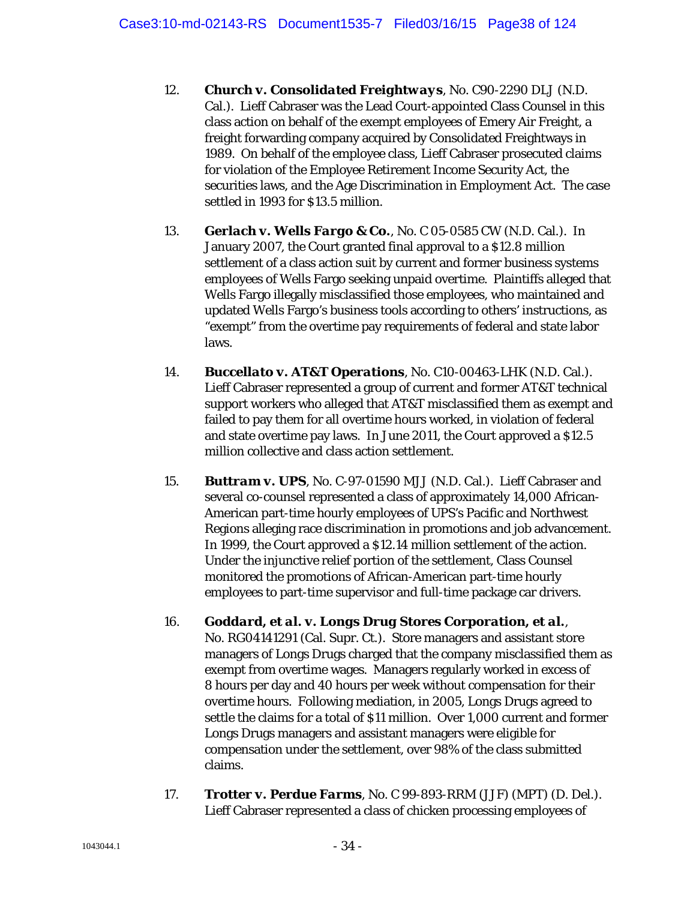12. ***Church v. Consolidated Freightways***, No. C90-2290 DLJ (N.D. Cal.). Lieff Cabraser was the Lead Court-appointed Class Counsel in this class action on behalf of the exempt employees of Emery Air Freight, a freight forwarding company acquired by Consolidated Freightways in 1989. On behalf of the employee class, Lieff Cabraser prosecuted claims for violation of the Employee Retirement Income Security Act, the securities laws, and the Age Discrimination in Employment Act. The case settled in 1993 for $13.5 million.

13. ***Gerlach v. Wells Fargo & Co.***, No. C 05-0585 CW (N.D. Cal.). In January 2007, the Court granted final approval to a $12.8 million settlement of a class action suit by current and former business systems employees of Wells Fargo seeking unpaid overtime. Plaintiffs alleged that Wells Fargo illegally misclassified those employees, who maintained and updated Wells Fargo's business tools according to others' instructions, as "exempt" from the overtime pay requirements of federal and state labor laws.

14. ***Buccellato v. AT&T Operations***, No. C10-00463-LHK (N.D. Cal.). Lieff Cabraser represented a group of current and former AT&T technical support workers who alleged that AT&T misclassified them as exempt and failed to pay them for all overtime hours worked, in violation of federal and state overtime pay laws. In June 2011, the Court approved a $12.5 million collective and class action settlement.

15. ***Buttram v. UPS***, No. C-97-01590 MJJ (N.D. Cal.). Lieff Cabraser and several co-counsel represented a class of approximately 14,000 African-American part-time hourly employees of UPS's Pacific and Northwest Regions alleging race discrimination in promotions and job advancement. In 1999, the Court approved a $12.14 million settlement of the action. Under the injunctive relief portion of the settlement, Class Counsel monitored the promotions of African-American part-time hourly employees to part-time supervisor and full-time package car drivers.

16. ***Goddard, et al. v. Longs Drug Stores Corporation, et al.***, No. RG04141291 (Cal. Supr. Ct.). Store managers and assistant store managers of Longs Drugs charged that the company misclassified them as exempt from overtime wages. Managers regularly worked in excess of 8 hours per day and 40 hours per week without compensation for their overtime hours. Following mediation, in 2005, Longs Drugs agreed to settle the claims for a total of $11 million. Over 1,000 current and former Longs Drugs managers and assistant managers were eligible for compensation under the settlement, over 98% of the class submitted claims.

17. ***Trotter v. Perdue Farms***, No. C 99-893-RRM (JJF) (MPT) (D. Del.). Lieff Cabraser represented a class of chicken processing employees of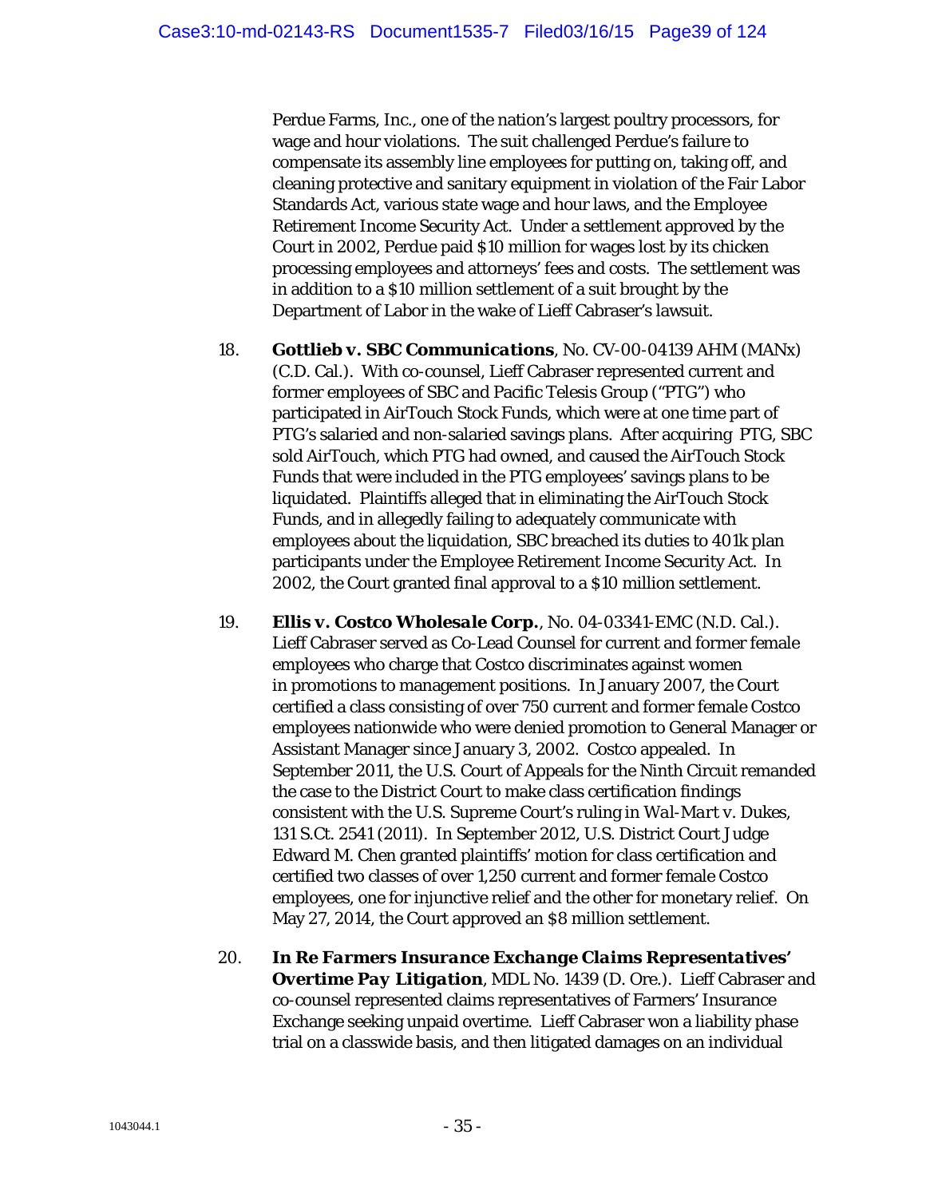Perdue Farms, Inc., one of the nation's largest poultry processors, for wage and hour violations. The suit challenged Perdue's failure to compensate its assembly line employees for putting on, taking off, and cleaning protective and sanitary equipment in violation of the Fair Labor Standards Act, various state wage and hour laws, and the Employee Retirement Income Security Act. Under a settlement approved by the Court in 2002, Perdue paid $10 million for wages lost by its chicken processing employees and attorneys' fees and costs. The settlement was in addition to a $10 million settlement of a suit brought by the Department of Labor in the wake of Lieff Cabraser's lawsuit.

18. ***Gottlieb v. SBC Communications***, No. CV-00-04139 AHM (MANx) (C.D. Cal.). With co-counsel, Lieff Cabraser represented current and former employees of SBC and Pacific Telesis Group ("PTG") who participated in AirTouch Stock Funds, which were at one time part of PTG's salaried and non-salaried savings plans. After acquiring PTG, SBC sold AirTouch, which PTG had owned, and caused the AirTouch Stock Funds that were included in the PTG employees' savings plans to be liquidated. Plaintiffs alleged that in eliminating the AirTouch Stock Funds, and in allegedly failing to adequately communicate with employees about the liquidation, SBC breached its duties to 401k plan participants under the Employee Retirement Income Security Act. In 2002, the Court granted final approval to a $10 million settlement.

19. ***Ellis v. Costco Wholesale Corp.***, No. 04-03341-EMC (N.D. Cal.). Lieff Cabraser served as Co-Lead Counsel for current and former female employees who charge that Costco discriminates against women in promotions to management positions. In January 2007, the Court certified a class consisting of over 750 current and former female Costco employees nationwide who were denied promotion to General Manager or Assistant Manager since January 3, 2002. Costco appealed. In September 2011, the U.S. Court of Appeals for the Ninth Circuit remanded the case to the District Court to make class certification findings consistent with the U.S. Supreme Court's ruling in *Wal-Mart v. Dukes*, 131 S.Ct. 2541 (2011). In September 2012, U.S. District Court Judge Edward M. Chen granted plaintiffs' motion for class certification and certified two classes of over 1,250 current and former female Costco employees, one for injunctive relief and the other for monetary relief. On May 27, 2014, the Court approved an $8 million settlement.

20. ***In Re Farmers Insurance Exchange Claims Representatives' Overtime Pay Litigation***, MDL No. 1439 (D. Ore.). Lieff Cabraser and co-counsel represented claims representatives of Farmers' Insurance Exchange seeking unpaid overtime. Lieff Cabraser won a liability phase trial on a classwide basis, and then litigated damages on an individual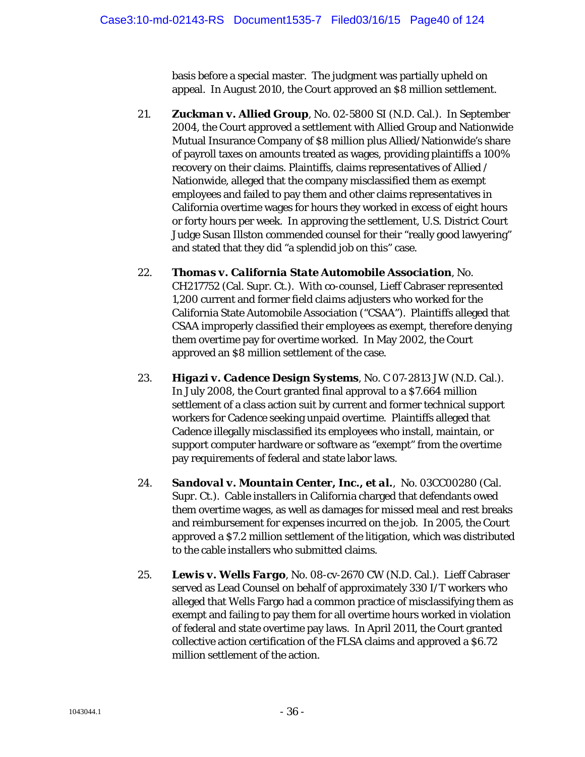basis before a special master. The judgment was partially upheld on appeal. In August 2010, the Court approved an $8 million settlement.

21. ***Zuckman v. Allied Group***, No. 02-5800 SI (N.D. Cal.). In September 2004, the Court approved a settlement with Allied Group and Nationwide Mutual Insurance Company of $8 million plus Allied/Nationwide's share of payroll taxes on amounts treated as wages, providing plaintiffs a 100% recovery on their claims. Plaintiffs, claims representatives of Allied / Nationwide, alleged that the company misclassified them as exempt employees and failed to pay them and other claims representatives in California overtime wages for hours they worked in excess of eight hours or forty hours per week. In approving the settlement, U.S. District Court Judge Susan Illston commended counsel for their "really good lawyering" and stated that they did "a splendid job on this" case.

22. ***Thomas v. California State Automobile Association***, No. CH217752 (Cal. Supr. Ct.). With co-counsel, Lieff Cabraser represented 1,200 current and former field claims adjusters who worked for the California State Automobile Association ("CSAA"). Plaintiffs alleged that CSAA improperly classified their employees as exempt, therefore denying them overtime pay for overtime worked. In May 2002, the Court approved an $8 million settlement of the case.

23. ***Higazi v. Cadence Design Systems***, No. C 07-2813 JW (N.D. Cal.). In July 2008, the Court granted final approval to a $7.664 million settlement of a class action suit by current and former technical support workers for Cadence seeking unpaid overtime. Plaintiffs alleged that Cadence illegally misclassified its employees who install, maintain, or support computer hardware or software as "exempt" from the overtime pay requirements of federal and state labor laws.

24. ***Sandoval v. Mountain Center, Inc., et al.***, No. 03CC00280 (Cal. Supr. Ct.). Cable installers in California charged that defendants owed them overtime wages, as well as damages for missed meal and rest breaks and reimbursement for expenses incurred on the job. In 2005, the Court approved a $7.2 million settlement of the litigation, which was distributed to the cable installers who submitted claims.

25. ***Lewis v. Wells Fargo***, No. 08-cv-2670 CW (N.D. Cal.). Lieff Cabraser served as Lead Counsel on behalf of approximately 330 I/T workers who alleged that Wells Fargo had a common practice of misclassifying them as exempt and failing to pay them for all overtime hours worked in violation of federal and state overtime pay laws. In April 2011, the Court granted collective action certification of the FLSA claims and approved a $6.72 million settlement of the action.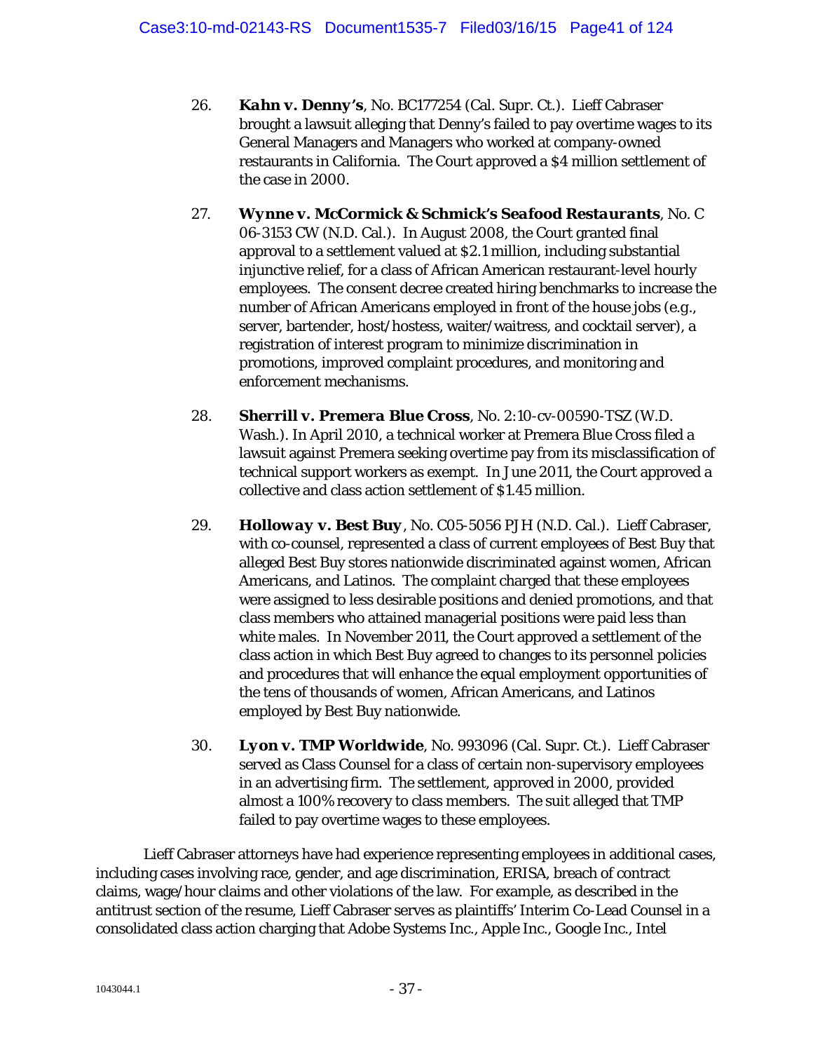26. ***Kahn v. Denny's***, No. BC177254 (Cal. Supr. Ct.). Lieff Cabraser brought a lawsuit alleging that Denny's failed to pay overtime wages to its General Managers and Managers who worked at company-owned restaurants in California. The Court approved a $4 million settlement of the case in 2000.

27. ***Wynne v. McCormick & Schmick's Seafood Restaurants***, No. C 06-3153 CW (N.D. Cal.). In August 2008, the Court granted final approval to a settlement valued at $2.1 million, including substantial injunctive relief, for a class of African American restaurant-level hourly employees. The consent decree created hiring benchmarks to increase the number of African Americans employed in front of the house jobs (e.g., server, bartender, host/hostess, waiter/waitress, and cocktail server), a registration of interest program to minimize discrimination in promotions, improved complaint procedures, and monitoring and enforcement mechanisms.

28. ***Sherrill v. Premera Blue Cross***, No. 2:10-cv-00590-TSZ (W.D. Wash.). In April 2010, a technical worker at Premera Blue Cross filed a lawsuit against Premera seeking overtime pay from its misclassification of technical support workers as exempt. In June 2011, the Court approved a collective and class action settlement of $1.45 million.

29. ***Holloway v. Best Buy***, No. C05-5056 PJH (N.D. Cal.). Lieff Cabraser, with co-counsel, represented a class of current employees of Best Buy that alleged Best Buy stores nationwide discriminated against women, African Americans, and Latinos. The complaint charged that these employees were assigned to less desirable positions and denied promotions, and that class members who attained managerial positions were paid less than white males. In November 2011, the Court approved a settlement of the class action in which Best Buy agreed to changes to its personnel policies and procedures that will enhance the equal employment opportunities of the tens of thousands of women, African Americans, and Latinos employed by Best Buy nationwide.

30. ***Lyon v. TMP Worldwide***, No. 993096 (Cal. Supr. Ct.). Lieff Cabraser served as Class Counsel for a class of certain non-supervisory employees in an advertising firm. The settlement, approved in 2000, provided almost a 100% recovery to class members. The suit alleged that TMP failed to pay overtime wages to these employees.

Lieff Cabraser attorneys have had experience representing employees in additional cases, including cases involving race, gender, and age discrimination, ERISA, breach of contract claims, wage/hour claims and other violations of the law. For example, as described in the antitrust section of the resume, Lieff Cabraser serves as plaintiffs' Interim Co-Lead Counsel in a consolidated class action charging that Adobe Systems Inc., Apple Inc., Google Inc., Intel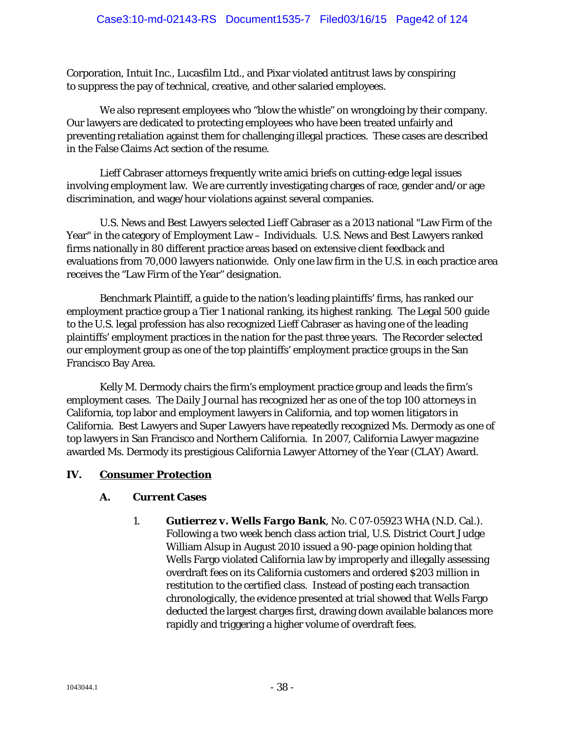Corporation, Intuit Inc., Lucasfilm Ltd., and Pixar violated antitrust laws by conspiring to suppress the pay of technical, creative, and other salaried employees.

We also represent employees who "blow the whistle" on wrongdoing by their company. Our lawyers are dedicated to protecting employees who have been treated unfairly and preventing retaliation against them for challenging illegal practices. These cases are described in the False Claims Act section of the resume.

Lieff Cabraser attorneys frequently write amici briefs on cutting-edge legal issues involving employment law. We are currently investigating charges of race, gender and/or age discrimination, and wage/hour violations against several companies.

U.S. News and Best Lawyers selected Lieff Cabraser as a 2013 national "Law Firm of the Year" in the category of Employment Law – Individuals. U.S. News and Best Lawyers ranked firms nationally in 80 different practice areas based on extensive client feedback and evaluations from 70,000 lawyers nationwide. Only one law firm in the U.S. in each practice area receives the "Law Firm of the Year" designation.

Benchmark Plaintiff, a guide to the nation's leading plaintiffs' firms, has ranked our employment practice group a Tier 1 national ranking, its highest ranking. The Legal 500 guide to the U.S. legal profession has also recognized Lieff Cabraser as having one of the leading plaintiffs' employment practices in the nation for the past three years. *The Recorder* selected our employment group as one of the top plaintiffs' employment practice groups in the San Francisco Bay Area.

Kelly M. Dermody chairs the firm's employment practice group and leads the firm's employment cases. *The Daily Journal* has recognized her as one of the top 100 attorneys in California, top labor and employment lawyers in California, and top women litigators in California. Best Lawyers and Super Lawyers have repeatedly recognized Ms. Dermody as one of top lawyers in San Francisco and Northern California. In 2007, California Lawyer magazine awarded Ms. Dermody its prestigious California Lawyer Attorney of the Year (CLAY) Award.

## IV. <u>Consumer Protection</u>

### A. Current Cases

1. ***Gutierrez v. Wells Fargo Bank***, No. C 07-05923 WHA (N.D. Cal.). Following a two week bench class action trial, U.S. District Court Judge William Alsup in August 2010 issued a 90-page opinion holding that Wells Fargo violated California law by improperly and illegally assessing overdraft fees on its California customers and ordered $203 million in restitution to the certified class. Instead of posting each transaction chronologically, the evidence presented at trial showed that Wells Fargo deducted the largest charges first, drawing down available balances more rapidly and triggering a higher volume of overdraft fees.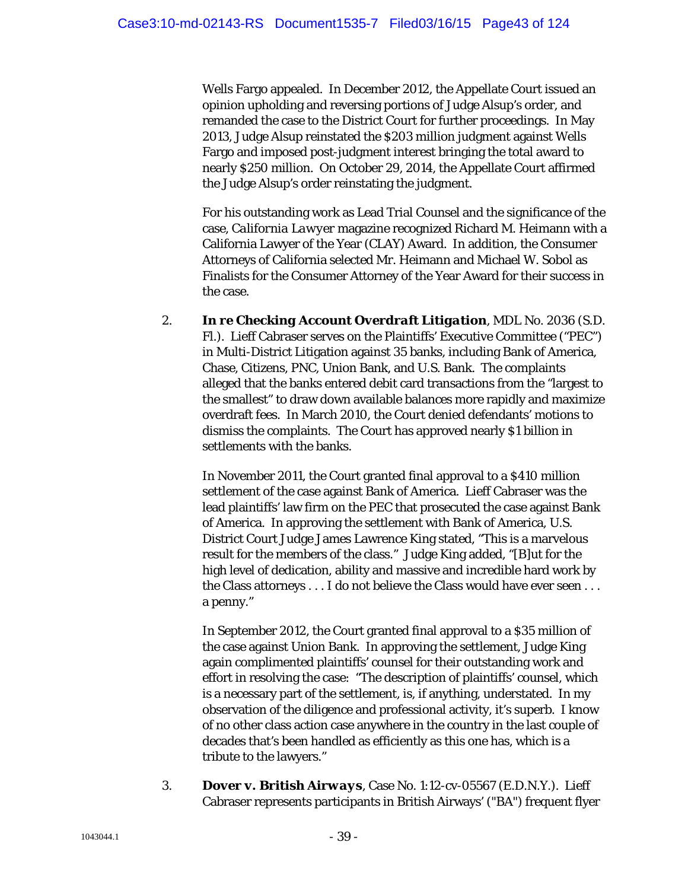Wells Fargo appealed. In December 2012, the Appellate Court issued an opinion upholding and reversing portions of Judge Alsup's order, and remanded the case to the District Court for further proceedings. In May 2013, Judge Alsup reinstated the $203 million judgment against Wells Fargo and imposed post-judgment interest bringing the total award to nearly $250 million. On October 29, 2014, the Appellate Court affirmed the Judge Alsup's order reinstating the judgment.

For his outstanding work as Lead Trial Counsel and the significance of the case, *California Lawyer* magazine recognized Richard M. Heimann with a California Lawyer of the Year (CLAY) Award. In addition, the Consumer Attorneys of California selected Mr. Heimann and Michael W. Sobol as Finalists for the Consumer Attorney of the Year Award for their success in the case.

2. ***In re Checking Account Overdraft Litigation***, MDL No. 2036 (S.D. Fl.). Lieff Cabraser serves on the Plaintiffs' Executive Committee ("PEC") in Multi-District Litigation against 35 banks, including Bank of America, Chase, Citizens, PNC, Union Bank, and U.S. Bank. The complaints alleged that the banks entered debit card transactions from the "largest to the smallest" to draw down available balances more rapidly and maximize overdraft fees. In March 2010, the Court denied defendants' motions to dismiss the complaints. The Court has approved nearly $1 billion in settlements with the banks.

   In November 2011, the Court granted final approval to a $410 million settlement of the case against Bank of America. Lieff Cabraser was the lead plaintiffs' law firm on the PEC that prosecuted the case against Bank of America. In approving the settlement with Bank of America, U.S. District Court Judge James Lawrence King stated, "This is a marvelous result for the members of the class." Judge King added, "[B]ut for the high level of dedication, ability and massive and incredible hard work by the Class attorneys . . . I do not believe the Class would have ever seen . . . a penny."

   In September 2012, the Court granted final approval to a $35 million of the case against Union Bank. In approving the settlement, Judge King again complimented plaintiffs' counsel for their outstanding work and effort in resolving the case: "The description of plaintiffs' counsel, which is a necessary part of the settlement, is, if anything, understated. In my observation of the diligence and professional activity, it's superb. I know of no other class action case anywhere in the country in the last couple of decades that's been handled as efficiently as this one has, which is a tribute to the lawyers."

3. ***Dover v. British Airways***, Case No. 1:12-cv-05567 (E.D.N.Y.). Lieff Cabraser represents participants in British Airways' ("BA") frequent flyer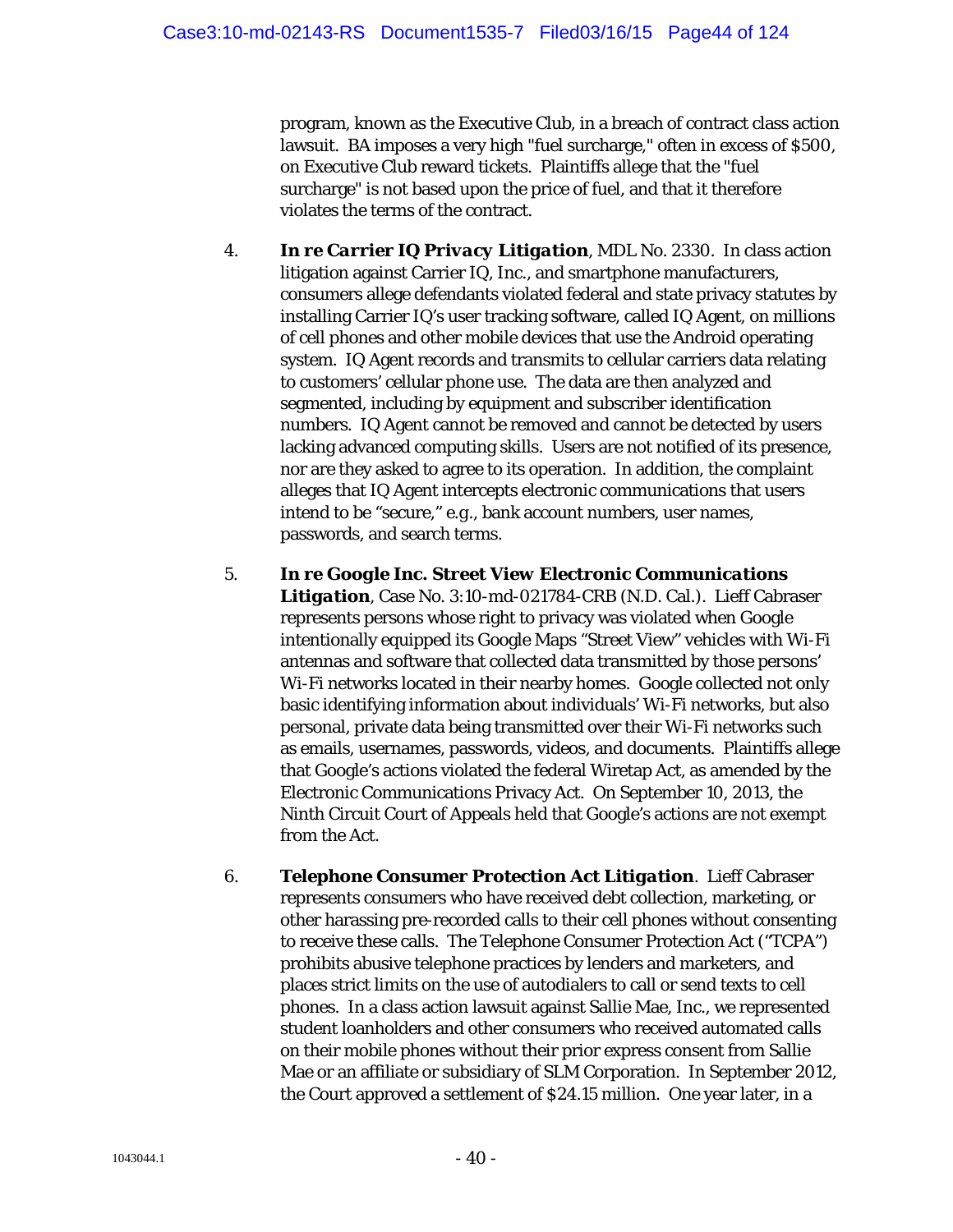program, known as the Executive Club, in a breach of contract class action lawsuit. BA imposes a very high "fuel surcharge," often in excess of $500, on Executive Club reward tickets. Plaintiffs allege that the "fuel surcharge" is not based upon the price of fuel, and that it therefore violates the terms of the contract.

4. ***In re Carrier IQ Privacy Litigation***, MDL No. 2330. In class action litigation against Carrier IQ, Inc., and smartphone manufacturers, consumers allege defendants violated federal and state privacy statutes by installing Carrier IQ's user tracking software, called IQ Agent, on millions of cell phones and other mobile devices that use the Android operating system. IQ Agent records and transmits to cellular carriers data relating to customers' cellular phone use. The data are then analyzed and segmented, including by equipment and subscriber identification numbers. IQ Agent cannot be removed and cannot be detected by users lacking advanced computing skills. Users are not notified of its presence, nor are they asked to agree to its operation. In addition, the complaint alleges that IQ Agent intercepts electronic communications that users intend to be "secure," *e.g.*, bank account numbers, user names, passwords, and search terms.

5. ***In re Google Inc. Street View Electronic Communications Litigation***, Case No. 3:10-md-021784-CRB (N.D. Cal.). Lieff Cabraser represents persons whose right to privacy was violated when Google intentionally equipped its Google Maps "Street View" vehicles with Wi-Fi antennas and software that collected data transmitted by those persons' Wi-Fi networks located in their nearby homes. Google collected not only basic identifying information about individuals' Wi-Fi networks, but also personal, private data being transmitted over their Wi-Fi networks such as emails, usernames, passwords, videos, and documents. Plaintiffs allege that Google's actions violated the federal Wiretap Act, as amended by the Electronic Communications Privacy Act. On September 10, 2013, the Ninth Circuit Court of Appeals held that Google's actions are not exempt from the Act.

6. ***Telephone Consumer Protection Act Litigation***. Lieff Cabraser represents consumers who have received debt collection, marketing, or other harassing pre-recorded calls to their cell phones without consenting to receive these calls. The Telephone Consumer Protection Act ("TCPA") prohibits abusive telephone practices by lenders and marketers, and places strict limits on the use of autodialers to call or send texts to cell phones. In a class action lawsuit against Sallie Mae, Inc., we represented student loanholders and other consumers who received automated calls on their mobile phones without their prior express consent from Sallie Mae or an affiliate or subsidiary of SLM Corporation. In September 2012, the Court approved a settlement of $24.15 million. One year later, in a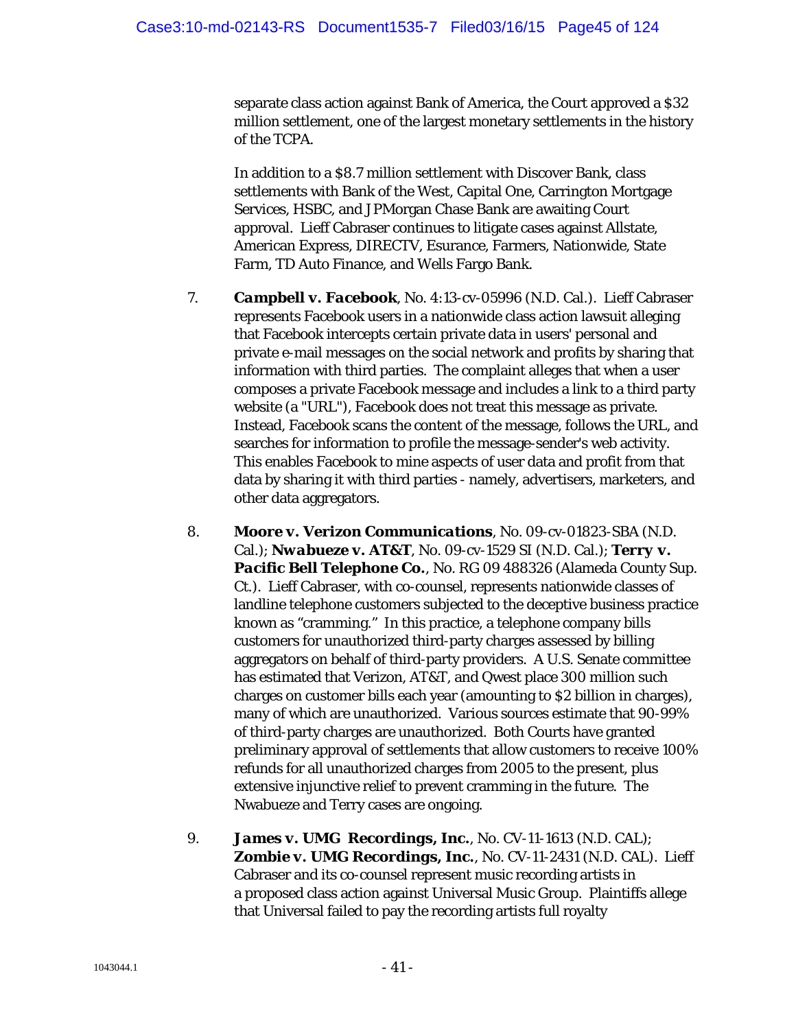separate class action against Bank of America, the Court approved a $32 million settlement, one of the largest monetary settlements in the history of the TCPA.

In addition to a $8.7 million settlement with Discover Bank, class settlements with Bank of the West, Capital One, Carrington Mortgage Services, HSBC, and JPMorgan Chase Bank are awaiting Court approval. Lieff Cabraser continues to litigate cases against Allstate, American Express, DIRECTV, Esurance, Farmers, Nationwide, State Farm, TD Auto Finance, and Wells Fargo Bank.

7. ***Campbell v. Facebook***, No. 4:13-cv-05996 (N.D. Cal.). Lieff Cabraser represents Facebook users in a nationwide class action lawsuit alleging that Facebook intercepts certain private data in users' personal and private e-mail messages on the social network and profits by sharing that information with third parties. The complaint alleges that when a user composes a private Facebook message and includes a link to a third party website (a "URL"), Facebook does not treat this message as private. Instead, Facebook scans the content of the message, follows the URL, and searches for information to profile the message-sender's web activity. This enables Facebook to mine aspects of user data and profit from that data by sharing it with third parties - namely, advertisers, marketers, and other data aggregators.

8. ***Moore v. Verizon Communications***, No. 09-cv-01823-SBA (N.D. Cal.); ***Nwabueze v. AT&T***, No. 09-cv-1529 SI (N.D. Cal.); ***Terry v. Pacific Bell Telephone Co.***, No. RG 09 488326 (Alameda County Sup. Ct.). Lieff Cabraser, with co-counsel, represents nationwide classes of landline telephone customers subjected to the deceptive business practice known as "cramming." In this practice, a telephone company bills customers for unauthorized third-party charges assessed by billing aggregators on behalf of third-party providers. A U.S. Senate committee has estimated that Verizon, AT&T, and Qwest place 300 million such charges on customer bills each year (amounting to $2 billion in charges), many of which are unauthorized. Various sources estimate that 90-99% of third-party charges are unauthorized. Both Courts have granted preliminary approval of settlements that allow customers to receive 100% refunds for all unauthorized charges from 2005 to the present, plus extensive injunctive relief to prevent cramming in the future. The Nwabueze and Terry cases are ongoing.

9. ***James v. UMG Recordings, Inc.***, No. CV-11-1613 (N.D. CAL); ***Zombie v. UMG Recordings, Inc.***, No. CV-11-2431 (N.D. CAL). Lieff Cabraser and its co-counsel represent music recording artists in a proposed class action against Universal Music Group. Plaintiffs allege that Universal failed to pay the recording artists full royalty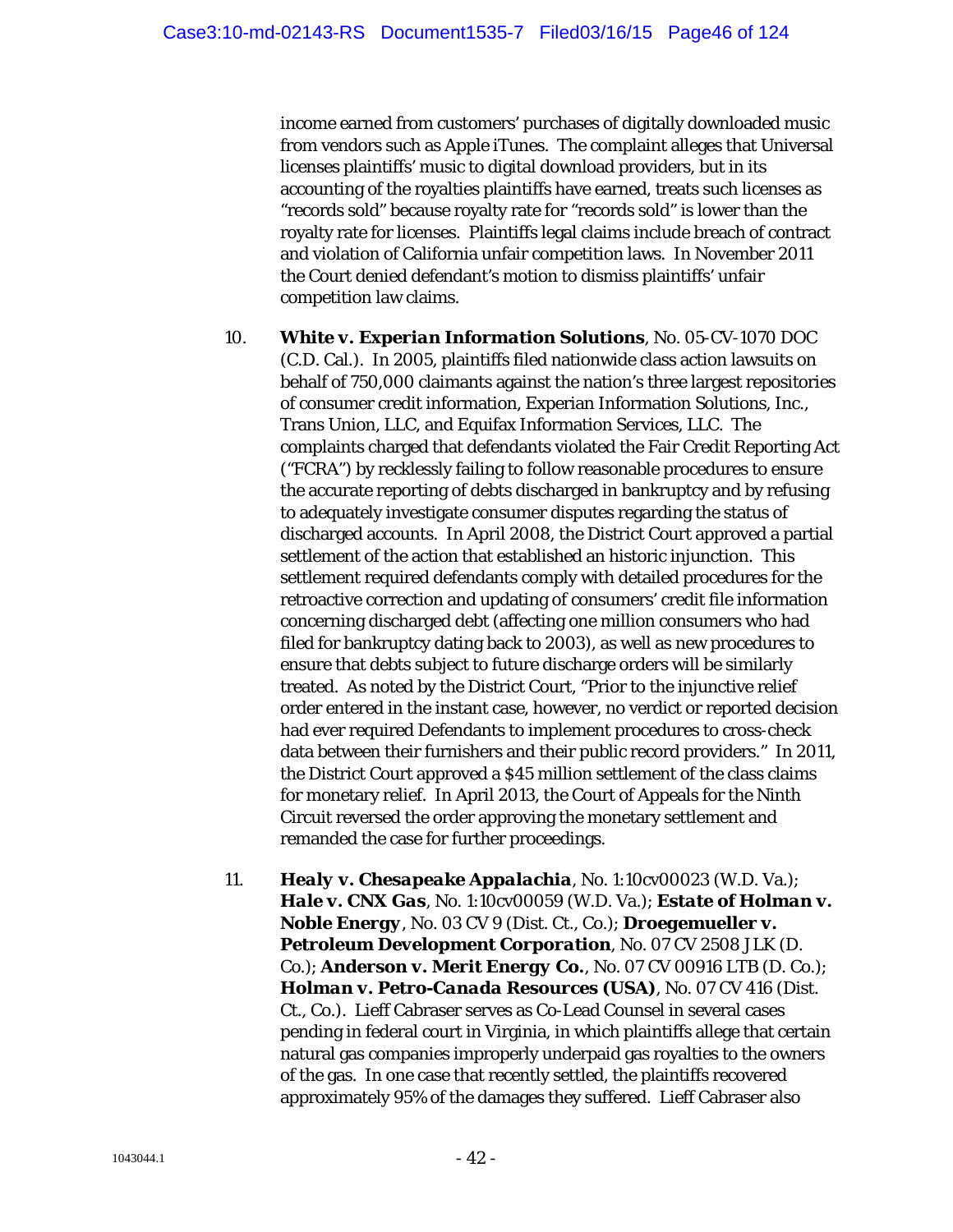income earned from customers' purchases of digitally downloaded music from vendors such as Apple iTunes. The complaint alleges that Universal licenses plaintiffs' music to digital download providers, but in its accounting of the royalties plaintiffs have earned, treats such licenses as "records sold" because royalty rate for "records sold" is lower than the royalty rate for licenses. Plaintiffs legal claims include breach of contract and violation of California unfair competition laws. In November 2011 the Court denied defendant's motion to dismiss plaintiffs' unfair competition law claims.

10. ***White v. Experian Information Solutions***, No. 05-CV-1070 DOC (C.D. Cal.). In 2005, plaintiffs filed nationwide class action lawsuits on behalf of 750,000 claimants against the nation's three largest repositories of consumer credit information, Experian Information Solutions, Inc., Trans Union, LLC, and Equifax Information Services, LLC. The complaints charged that defendants violated the Fair Credit Reporting Act ("FCRA") by recklessly failing to follow reasonable procedures to ensure the accurate reporting of debts discharged in bankruptcy and by refusing to adequately investigate consumer disputes regarding the status of discharged accounts. In April 2008, the District Court approved a partial settlement of the action that established an historic injunction. This settlement required defendants comply with detailed procedures for the retroactive correction and updating of consumers' credit file information concerning discharged debt (affecting one million consumers who had filed for bankruptcy dating back to 2003), as well as new procedures to ensure that debts subject to future discharge orders will be similarly treated. As noted by the District Court, "Prior to the injunctive relief order entered in the instant case, however, no verdict or reported decision had ever required Defendants to implement procedures to cross-check data between their furnishers and their public record providers." In 2011, the District Court approved a $45 million settlement of the class claims for monetary relief. In April 2013, the Court of Appeals for the Ninth Circuit reversed the order approving the monetary settlement and remanded the case for further proceedings.

11. ***Healy v. Chesapeake Appalachia***, No. 1:10cv00023 (W.D. Va.); ***Hale v. CNX Gas***, No. 1:10cv00059 (W.D. Va.); ***Estate of Holman v. Noble Energy***, No. 03 CV 9 (Dist. Ct., Co.); ***Droegemueller v. Petroleum Development Corporation***, No. 07 CV 2508 JLK (D. Co.); ***Anderson v. Merit Energy Co.***, No. 07 CV 00916 LTB (D. Co.); ***Holman v. Petro-Canada Resources (USA)***, No. 07 CV 416 (Dist. Ct., Co.). Lieff Cabraser serves as Co-Lead Counsel in several cases pending in federal court in Virginia, in which plaintiffs allege that certain natural gas companies improperly underpaid gas royalties to the owners of the gas. In one case that recently settled, the plaintiffs recovered approximately 95% of the damages they suffered. Lieff Cabraser also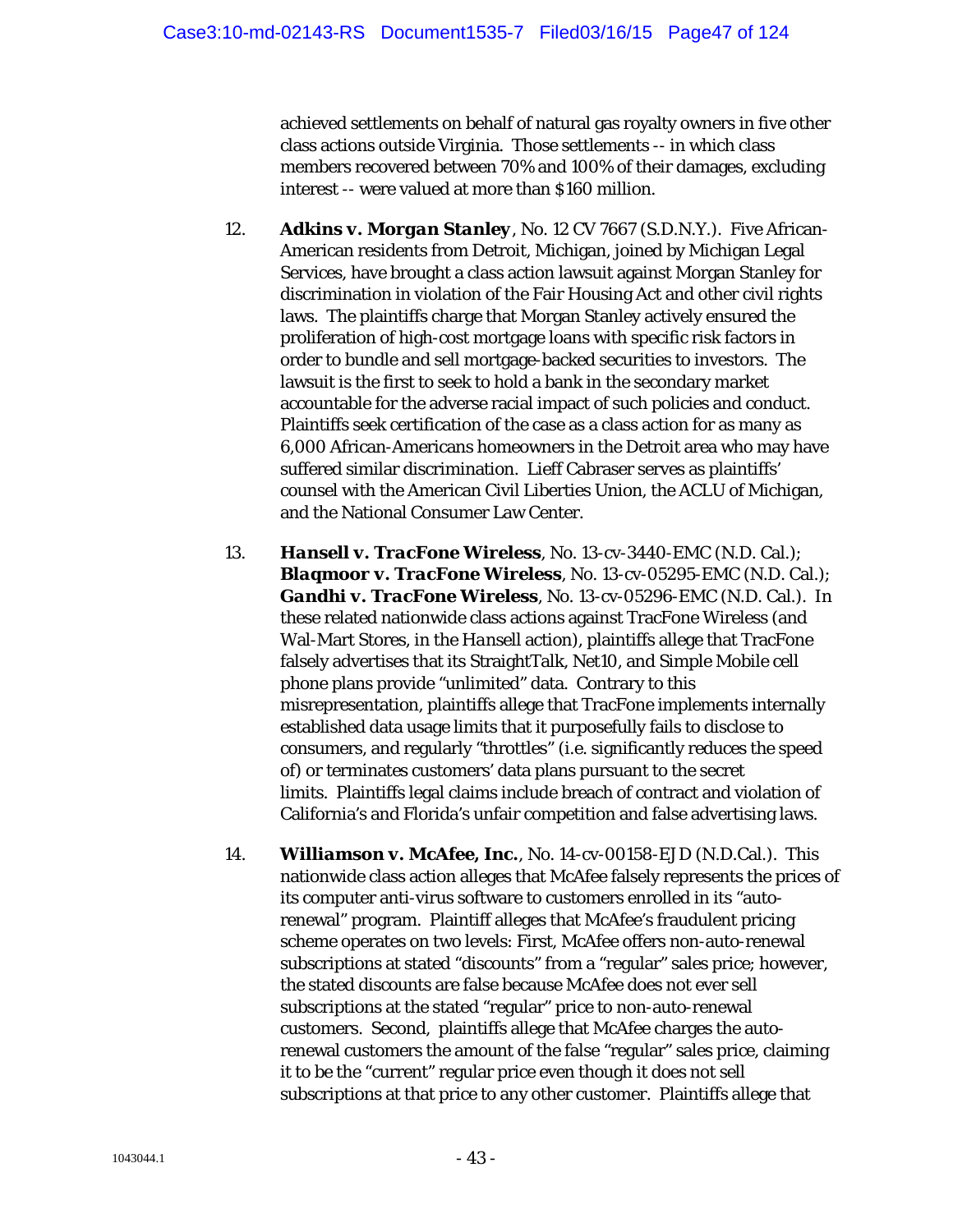achieved settlements on behalf of natural gas royalty owners in five other class actions outside Virginia. Those settlements -- in which class members recovered between 70% and 100% of their damages, excluding interest -- were valued at more than $160 million.

12. ***Adkins v. Morgan Stanley***, No. 12 CV 7667 (S.D.N.Y.). Five African-American residents from Detroit, Michigan, joined by Michigan Legal Services, have brought a class action lawsuit against Morgan Stanley for discrimination in violation of the Fair Housing Act and other civil rights laws. The plaintiffs charge that Morgan Stanley actively ensured the proliferation of high-cost mortgage loans with specific risk factors in order to bundle and sell mortgage-backed securities to investors. The lawsuit is the first to seek to hold a bank in the secondary market accountable for the adverse racial impact of such policies and conduct. Plaintiffs seek certification of the case as a class action for as many as 6,000 African-Americans homeowners in the Detroit area who may have suffered similar discrimination. Lieff Cabraser serves as plaintiffs' counsel with the American Civil Liberties Union, the ACLU of Michigan, and the National Consumer Law Center.

13. ***Hansell v. TracFone Wireless***, No. 13-cv-3440-EMC (N.D. Cal.); ***Blaqmoor v. TracFone Wireless***, No. 13-cv-05295-EMC (N.D. Cal.); ***Gandhi v. TracFone Wireless***, No. 13-cv-05296-EMC (N.D. Cal.). In these related nationwide class actions against TracFone Wireless (and Wal-Mart Stores, in the *Hansell* action), plaintiffs allege that TracFone falsely advertises that its StraightTalk, Net10, and Simple Mobile cell phone plans provide "unlimited" data. Contrary to this misrepresentation, plaintiffs allege that TracFone implements internally established data usage limits that it purposefully fails to disclose to consumers, and regularly "throttles" (i.e. significantly reduces the speed of) or terminates customers' data plans pursuant to the secret limits. Plaintiffs legal claims include breach of contract and violation of California's and Florida's unfair competition and false advertising laws.

14. ***Williamson v. McAfee, Inc.***, No. 14-cv-00158-EJD (N.D.Cal.). This nationwide class action alleges that McAfee falsely represents the prices of its computer anti-virus software to customers enrolled in its "auto-renewal" program. Plaintiff alleges that McAfee's fraudulent pricing scheme operates on two levels: First, McAfee offers non-auto-renewal subscriptions at stated "discounts" from a "regular" sales price; however, the stated discounts are false because McAfee does not ever sell subscriptions at the stated "regular" price to non-auto-renewal customers. Second, plaintiffs allege that McAfee charges the auto-renewal customers the amount of the false "regular" sales price, claiming it to be the "current" regular price even though it does not sell subscriptions at that price to any other customer. Plaintiffs allege that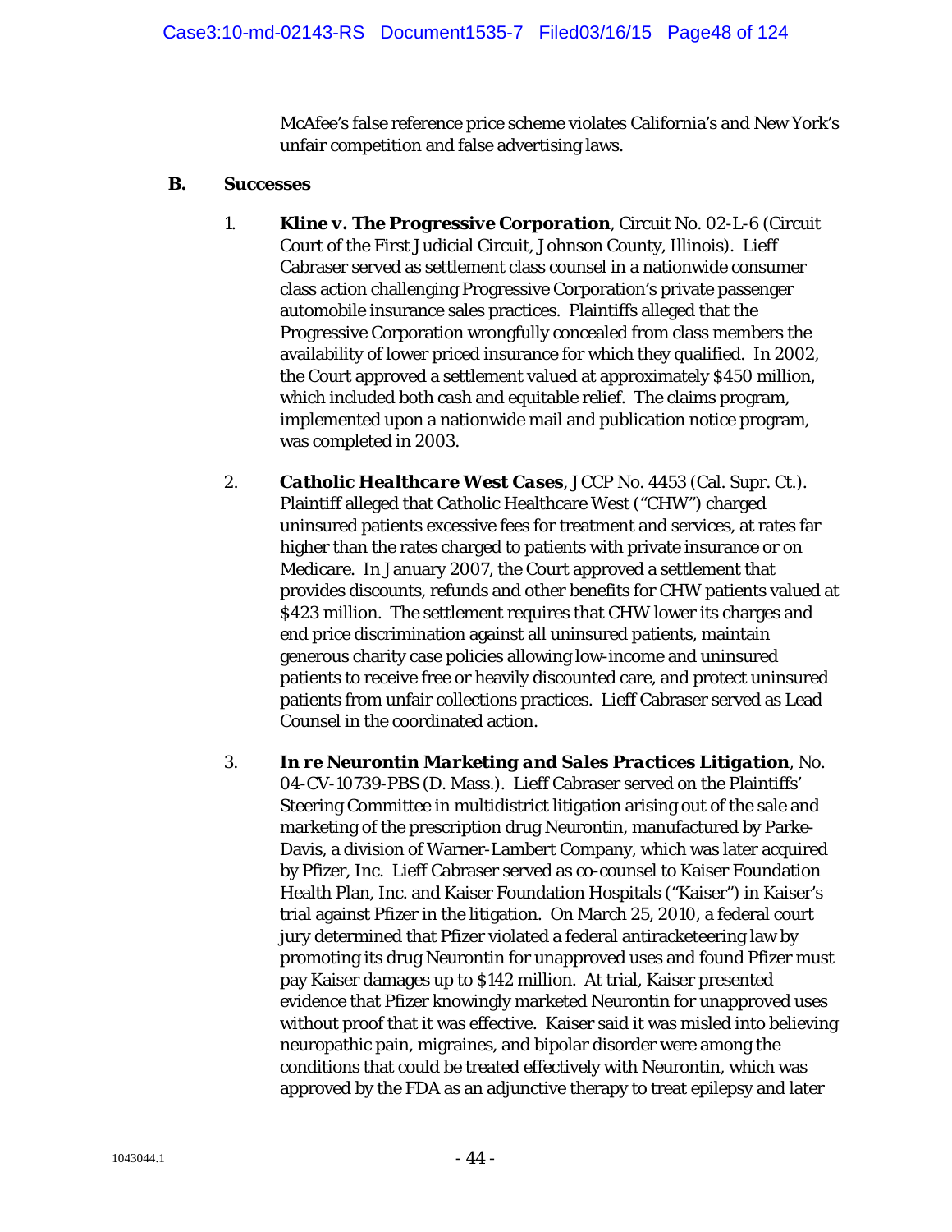McAfee's false reference price scheme violates California's and New York's unfair competition and false advertising laws.

### B. Successes

1. ***Kline v. The Progressive Corporation***, Circuit No. 02-L-6 (Circuit Court of the First Judicial Circuit, Johnson County, Illinois). Lieff Cabraser served as settlement class counsel in a nationwide consumer class action challenging Progressive Corporation's private passenger automobile insurance sales practices. Plaintiffs alleged that the Progressive Corporation wrongfully concealed from class members the availability of lower priced insurance for which they qualified. In 2002, the Court approved a settlement valued at approximately $450 million, which included both cash and equitable relief. The claims program, implemented upon a nationwide mail and publication notice program, was completed in 2003.

2. ***Catholic Healthcare West Cases***, JCCP No. 4453 (Cal. Supr. Ct.). Plaintiff alleged that Catholic Healthcare West ("CHW") charged uninsured patients excessive fees for treatment and services, at rates far higher than the rates charged to patients with private insurance or on Medicare. In January 2007, the Court approved a settlement that provides discounts, refunds and other benefits for CHW patients valued at $423 million. The settlement requires that CHW lower its charges and end price discrimination against all uninsured patients, maintain generous charity case policies allowing low-income and uninsured patients to receive free or heavily discounted care, and protect uninsured patients from unfair collections practices. Lieff Cabraser served as Lead Counsel in the coordinated action.

3. ***In re Neurontin Marketing and Sales Practices Litigation***, No. 04-CV-10739-PBS (D. Mass.). Lieff Cabraser served on the Plaintiffs' Steering Committee in multidistrict litigation arising out of the sale and marketing of the prescription drug Neurontin, manufactured by Parke-Davis, a division of Warner-Lambert Company, which was later acquired by Pfizer, Inc. Lieff Cabraser served as co-counsel to Kaiser Foundation Health Plan, Inc. and Kaiser Foundation Hospitals ("Kaiser") in Kaiser's trial against Pfizer in the litigation. On March 25, 2010, a federal court jury determined that Pfizer violated a federal antiracketeering law by promoting its drug Neurontin for unapproved uses and found Pfizer must pay Kaiser damages up to $142 million. At trial, Kaiser presented evidence that Pfizer knowingly marketed Neurontin for unapproved uses without proof that it was effective. Kaiser said it was misled into believing neuropathic pain, migraines, and bipolar disorder were among the conditions that could be treated effectively with Neurontin, which was approved by the FDA as an adjunctive therapy to treat epilepsy and later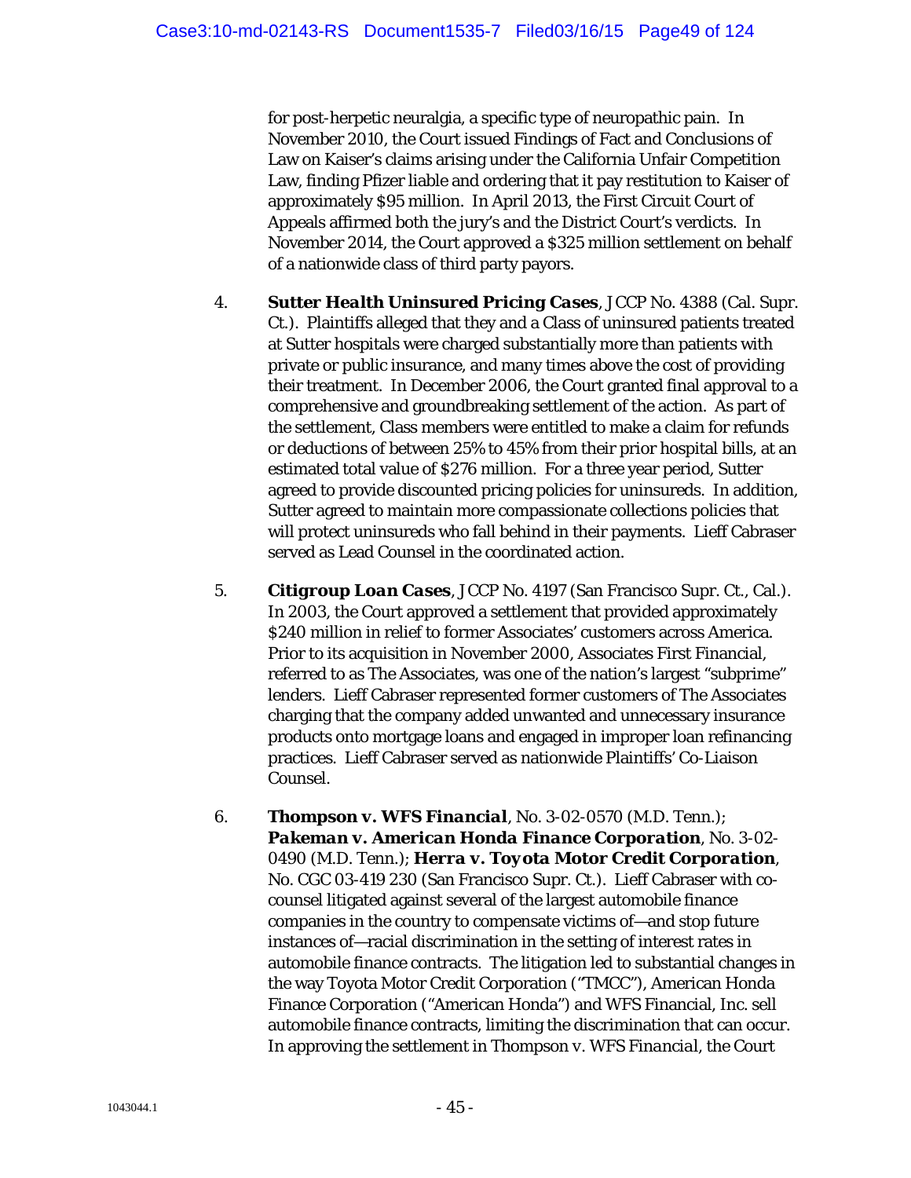for post-herpetic neuralgia, a specific type of neuropathic pain. In November 2010, the Court issued Findings of Fact and Conclusions of Law on Kaiser's claims arising under the California Unfair Competition Law, finding Pfizer liable and ordering that it pay restitution to Kaiser of approximately $95 million. In April 2013, the First Circuit Court of Appeals affirmed both the jury's and the District Court's verdicts. In November 2014, the Court approved a $325 million settlement on behalf of a nationwide class of third party payors.

4. ***Sutter Health Uninsured Pricing Cases***, JCCP No. 4388 (Cal. Supr. Ct.). Plaintiffs alleged that they and a Class of uninsured patients treated at Sutter hospitals were charged substantially more than patients with private or public insurance, and many times above the cost of providing their treatment. In December 2006, the Court granted final approval to a comprehensive and groundbreaking settlement of the action. As part of the settlement, Class members were entitled to make a claim for refunds or deductions of between 25% to 45% from their prior hospital bills, at an estimated total value of $276 million. For a three year period, Sutter agreed to provide discounted pricing policies for uninsureds. In addition, Sutter agreed to maintain more compassionate collections policies that will protect uninsureds who fall behind in their payments. Lieff Cabraser served as Lead Counsel in the coordinated action.

5. ***Citigroup Loan Cases***, JCCP No. 4197 (San Francisco Supr. Ct., Cal.). In 2003, the Court approved a settlement that provided approximately $240 million in relief to former Associates' customers across America. Prior to its acquisition in November 2000, Associates First Financial, referred to as The Associates, was one of the nation's largest "subprime" lenders. Lieff Cabraser represented former customers of The Associates charging that the company added unwanted and unnecessary insurance products onto mortgage loans and engaged in improper loan refinancing practices. Lieff Cabraser served as nationwide Plaintiffs' Co-Liaison Counsel.

6. ***Thompson v. WFS Financial***, No. 3-02-0570 (M.D. Tenn.); ***Pakeman v. American Honda Finance Corporation***, No. 3-02-0490 (M.D. Tenn.); ***Herra v. Toyota Motor Credit Corporation***, No. CGC 03-419 230 (San Francisco Supr. Ct.). Lieff Cabraser with co-counsel litigated against several of the largest automobile finance companies in the country to compensate victims of—and stop future instances of—racial discrimination in the setting of interest rates in automobile finance contracts. The litigation led to substantial changes in the way Toyota Motor Credit Corporation ("TMCC"), American Honda Finance Corporation ("American Honda") and WFS Financial, Inc. sell automobile finance contracts, limiting the discrimination that can occur. In approving the settlement in *Thompson v. WFS Financial*, the Court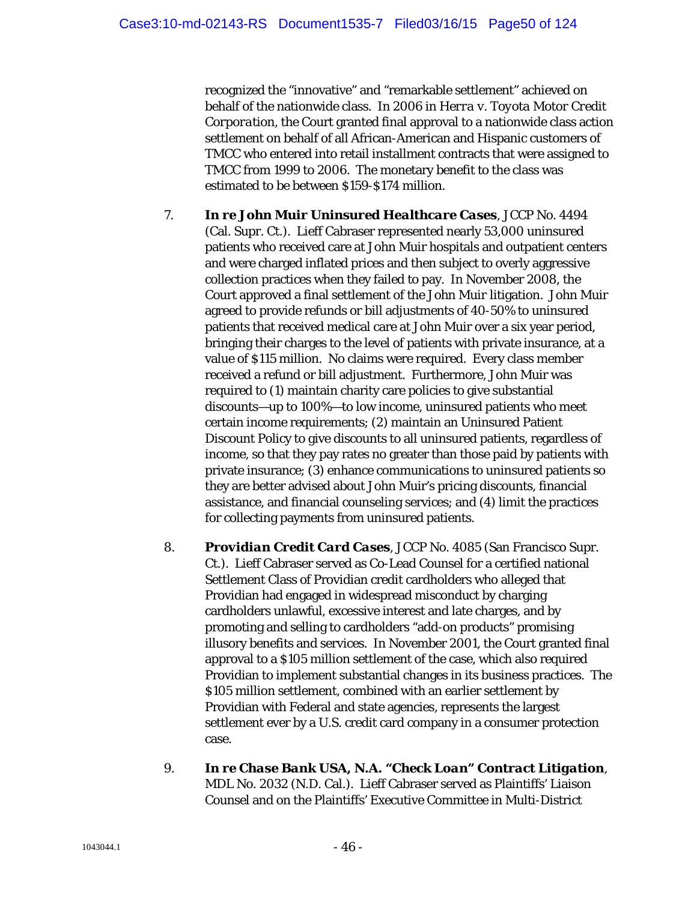recognized the "innovative" and "remarkable settlement" achieved on behalf of the nationwide class. In 2006 in *Herra v. Toyota Motor Credit Corporation*, the Court granted final approval to a nationwide class action settlement on behalf of all African-American and Hispanic customers of TMCC who entered into retail installment contracts that were assigned to TMCC from 1999 to 2006. The monetary benefit to the class was estimated to be between $159-$174 million.

7. ***In re John Muir Uninsured Healthcare Cases***, JCCP No. 4494 (Cal. Supr. Ct.). Lieff Cabraser represented nearly 53,000 uninsured patients who received care at John Muir hospitals and outpatient centers and were charged inflated prices and then subject to overly aggressive collection practices when they failed to pay. In November 2008, the Court approved a final settlement of the John Muir litigation. John Muir agreed to provide refunds or bill adjustments of 40-50% to uninsured patients that received medical care at John Muir over a six year period, bringing their charges to the level of patients with private insurance, at a value of $115 million. No claims were required. Every class member received a refund or bill adjustment. Furthermore, John Muir was required to (1) maintain charity care policies to give substantial discounts—up to 100%—to low income, uninsured patients who meet certain income requirements; (2) maintain an Uninsured Patient Discount Policy to give discounts to all uninsured patients, regardless of income, so that they pay rates no greater than those paid by patients with private insurance; (3) enhance communications to uninsured patients so they are better advised about John Muir's pricing discounts, financial assistance, and financial counseling services; and (4) limit the practices for collecting payments from uninsured patients.

8. ***Providian Credit Card Cases***, JCCP No. 4085 (San Francisco Supr. Ct.). Lieff Cabraser served as Co-Lead Counsel for a certified national Settlement Class of Providian credit cardholders who alleged that Providian had engaged in widespread misconduct by charging cardholders unlawful, excessive interest and late charges, and by promoting and selling to cardholders "add-on products" promising illusory benefits and services. In November 2001, the Court granted final approval to a $105 million settlement of the case, which also required Providian to implement substantial changes in its business practices. The $105 million settlement, combined with an earlier settlement by Providian with Federal and state agencies, represents the largest settlement ever by a U.S. credit card company in a consumer protection case.

9. ***In re Chase Bank USA, N.A. "Check Loan" Contract Litigation***, MDL No. 2032 (N.D. Cal.). Lieff Cabraser served as Plaintiffs' Liaison Counsel and on the Plaintiffs' Executive Committee in Multi-District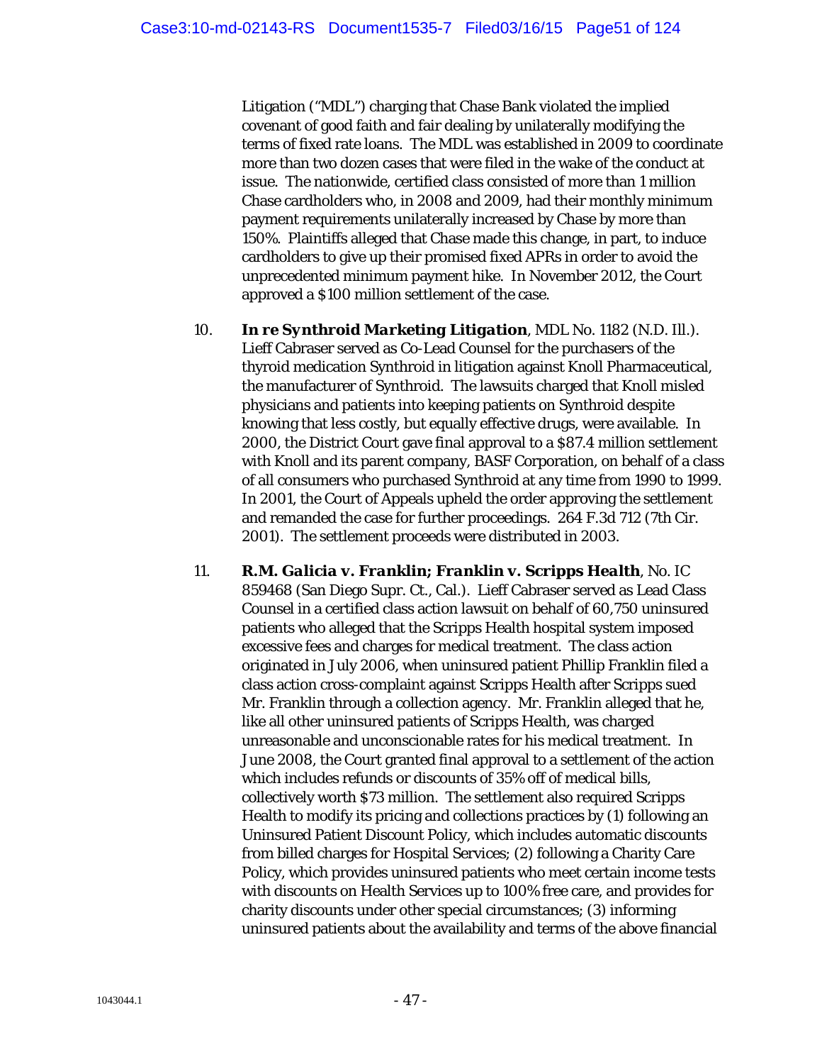Litigation ("MDL") charging that Chase Bank violated the implied covenant of good faith and fair dealing by unilaterally modifying the terms of fixed rate loans. The MDL was established in 2009 to coordinate more than two dozen cases that were filed in the wake of the conduct at issue. The nationwide, certified class consisted of more than 1 million Chase cardholders who, in 2008 and 2009, had their monthly minimum payment requirements unilaterally increased by Chase by more than 150%. Plaintiffs alleged that Chase made this change, in part, to induce cardholders to give up their promised fixed APRs in order to avoid the unprecedented minimum payment hike. In November 2012, the Court approved a $100 million settlement of the case.

10. ***In re Synthroid Marketing Litigation***, MDL No. 1182 (N.D. Ill.). Lieff Cabraser served as Co-Lead Counsel for the purchasers of the thyroid medication Synthroid in litigation against Knoll Pharmaceutical, the manufacturer of Synthroid. The lawsuits charged that Knoll misled physicians and patients into keeping patients on Synthroid despite knowing that less costly, but equally effective drugs, were available. In 2000, the District Court gave final approval to a $87.4 million settlement with Knoll and its parent company, BASF Corporation, on behalf of a class of all consumers who purchased Synthroid at any time from 1990 to 1999. In 2001, the Court of Appeals upheld the order approving the settlement and remanded the case for further proceedings. 264 F.3d 712 (7th Cir. 2001). The settlement proceeds were distributed in 2003.

11. ***R.M. Galicia v. Franklin; Franklin v. Scripps Health***, No. IC 859468 (San Diego Supr. Ct., Cal.). Lieff Cabraser served as Lead Class Counsel in a certified class action lawsuit on behalf of 60,750 uninsured patients who alleged that the Scripps Health hospital system imposed excessive fees and charges for medical treatment. The class action originated in July 2006, when uninsured patient Phillip Franklin filed a class action cross-complaint against Scripps Health after Scripps sued Mr. Franklin through a collection agency. Mr. Franklin alleged that he, like all other uninsured patients of Scripps Health, was charged unreasonable and unconscionable rates for his medical treatment. In June 2008, the Court granted final approval to a settlement of the action which includes refunds or discounts of 35% off of medical bills, collectively worth $73 million. The settlement also required Scripps Health to modify its pricing and collections practices by (1) following an Uninsured Patient Discount Policy, which includes automatic discounts from billed charges for Hospital Services; (2) following a Charity Care Policy, which provides uninsured patients who meet certain income tests with discounts on Health Services up to 100% free care, and provides for charity discounts under other special circumstances; (3) informing uninsured patients about the availability and terms of the above financial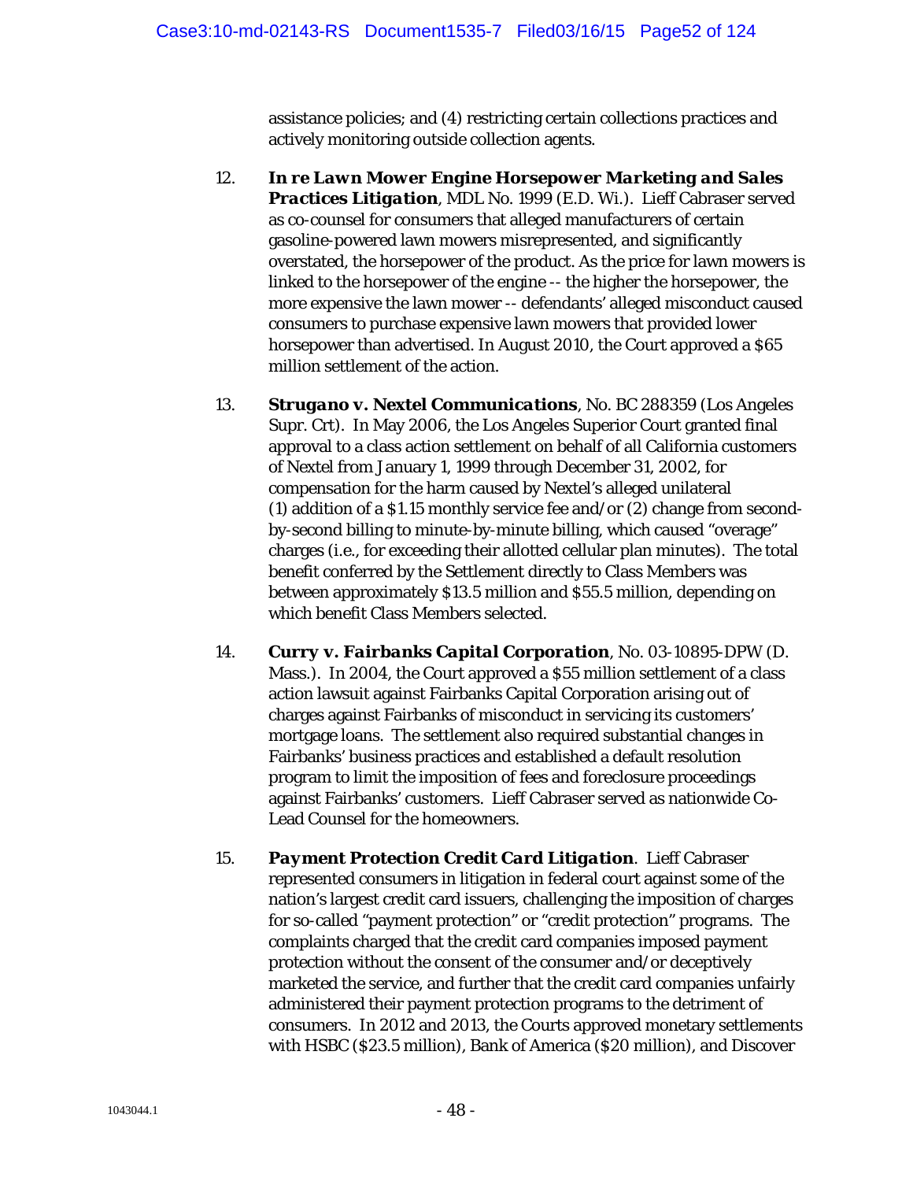assistance policies; and (4) restricting certain collections practices and actively monitoring outside collection agents.

12. ***In re Lawn Mower Engine Horsepower Marketing and Sales Practices Litigation***, MDL No. 1999 (E.D. Wi.). Lieff Cabraser served as co-counsel for consumers that alleged manufacturers of certain gasoline-powered lawn mowers misrepresented, and significantly overstated, the horsepower of the product. As the price for lawn mowers is linked to the horsepower of the engine -- the higher the horsepower, the more expensive the lawn mower -- defendants' alleged misconduct caused consumers to purchase expensive lawn mowers that provided lower horsepower than advertised. In August 2010, the Court approved a $65 million settlement of the action.

13. ***Strugano v. Nextel Communications***, No. BC 288359 (Los Angeles Supr. Crt). In May 2006, the Los Angeles Superior Court granted final approval to a class action settlement on behalf of all California customers of Nextel from January 1, 1999 through December 31, 2002, for compensation for the harm caused by Nextel's alleged unilateral (1) addition of a $1.15 monthly service fee and/or (2) change from second-by-second billing to minute-by-minute billing, which caused "overage" charges (i.e., for exceeding their allotted cellular plan minutes). The total benefit conferred by the Settlement directly to Class Members was between approximately $13.5 million and $55.5 million, depending on which benefit Class Members selected.

14. ***Curry v. Fairbanks Capital Corporation***, No. 03-10895-DPW (D. Mass.). In 2004, the Court approved a $55 million settlement of a class action lawsuit against Fairbanks Capital Corporation arising out of charges against Fairbanks of misconduct in servicing its customers' mortgage loans. The settlement also required substantial changes in Fairbanks' business practices and established a default resolution program to limit the imposition of fees and foreclosure proceedings against Fairbanks' customers. Lieff Cabraser served as nationwide Co-Lead Counsel for the homeowners.

15. ***Payment Protection Credit Card Litigation***. Lieff Cabraser represented consumers in litigation in federal court against some of the nation's largest credit card issuers, challenging the imposition of charges for so-called "payment protection" or "credit protection" programs. The complaints charged that the credit card companies imposed payment protection without the consent of the consumer and/or deceptively marketed the service, and further that the credit card companies unfairly administered their payment protection programs to the detriment of consumers. In 2012 and 2013, the Courts approved monetary settlements with HSBC ($23.5 million), Bank of America ($20 million), and Discover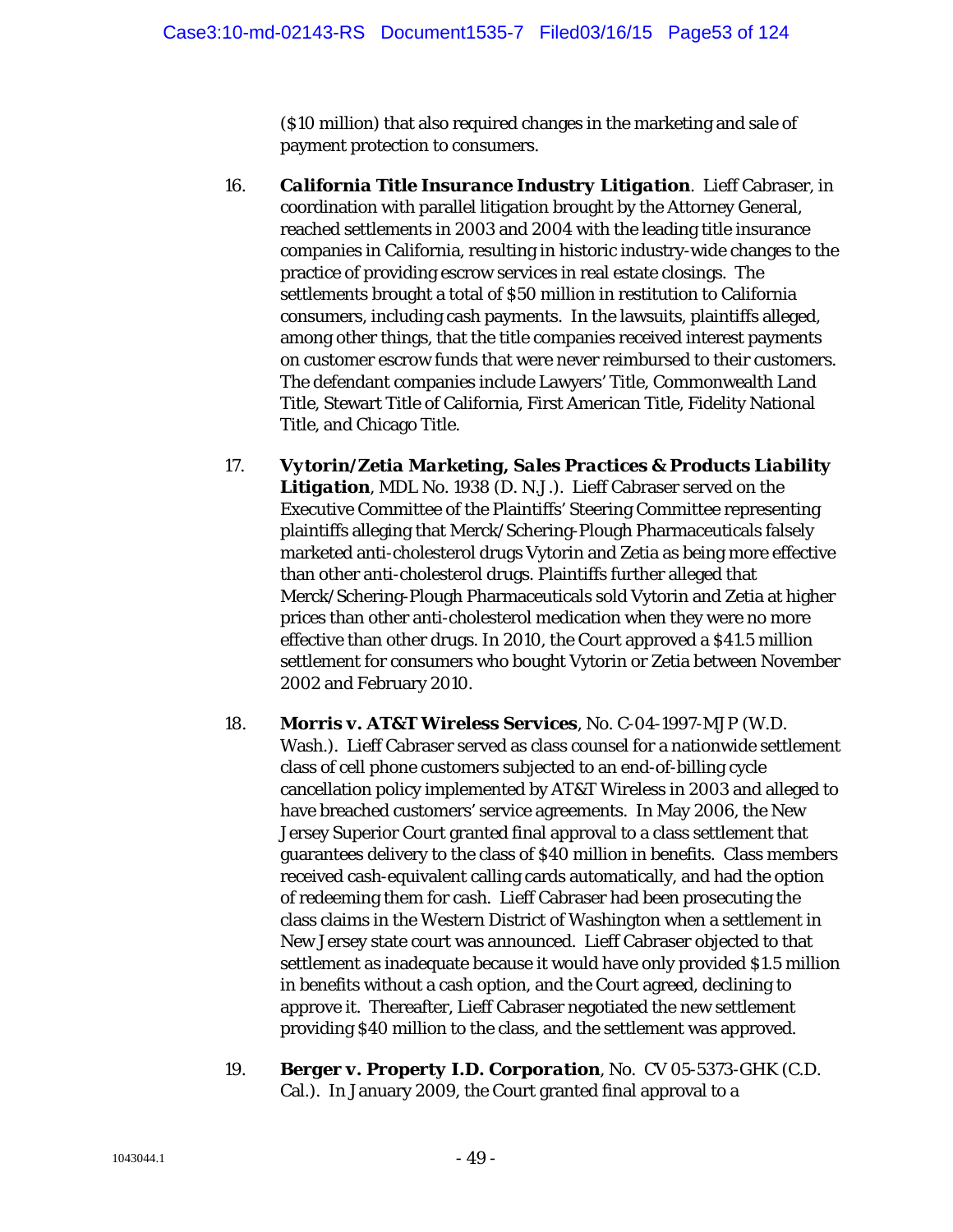($10 million) that also required changes in the marketing and sale of payment protection to consumers.

16. ***California Title Insurance Industry Litigation***. Lieff Cabraser, in coordination with parallel litigation brought by the Attorney General, reached settlements in 2003 and 2004 with the leading title insurance companies in California, resulting in historic industry-wide changes to the practice of providing escrow services in real estate closings. The settlements brought a total of $50 million in restitution to California consumers, including cash payments. In the lawsuits, plaintiffs alleged, among other things, that the title companies received interest payments on customer escrow funds that were never reimbursed to their customers. The defendant companies include Lawyers' Title, Commonwealth Land Title, Stewart Title of California, First American Title, Fidelity National Title, and Chicago Title.

17. ***Vytorin/Zetia Marketing, Sales Practices & Products Liability Litigation***, MDL No. 1938 (D. N.J.). Lieff Cabraser served on the Executive Committee of the Plaintiffs' Steering Committee representing plaintiffs alleging that Merck/Schering-Plough Pharmaceuticals falsely marketed anti-cholesterol drugs Vytorin and Zetia as being more effective than other anti-cholesterol drugs. Plaintiffs further alleged that Merck/Schering-Plough Pharmaceuticals sold Vytorin and Zetia at higher prices than other anti-cholesterol medication when they were no more effective than other drugs. In 2010, the Court approved a $41.5 million settlement for consumers who bought Vytorin or Zetia between November 2002 and February 2010.

18. ***Morris v. AT&T Wireless Services***, No. C-04-1997-MJP (W.D. Wash.). Lieff Cabraser served as class counsel for a nationwide settlement class of cell phone customers subjected to an end-of-billing cycle cancellation policy implemented by AT&T Wireless in 2003 and alleged to have breached customers' service agreements. In May 2006, the New Jersey Superior Court granted final approval to a class settlement that guarantees delivery to the class of $40 million in benefits. Class members received cash-equivalent calling cards automatically, and had the option of redeeming them for cash. Lieff Cabraser had been prosecuting the class claims in the Western District of Washington when a settlement in New Jersey state court was announced. Lieff Cabraser objected to that settlement as inadequate because it would have only provided $1.5 million in benefits without a cash option, and the Court agreed, declining to approve it. Thereafter, Lieff Cabraser negotiated the new settlement providing $40 million to the class, and the settlement was approved.

19. ***Berger v. Property I.D. Corporation***, No. CV 05-5373-GHK (C.D. Cal.). In January 2009, the Court granted final approval to a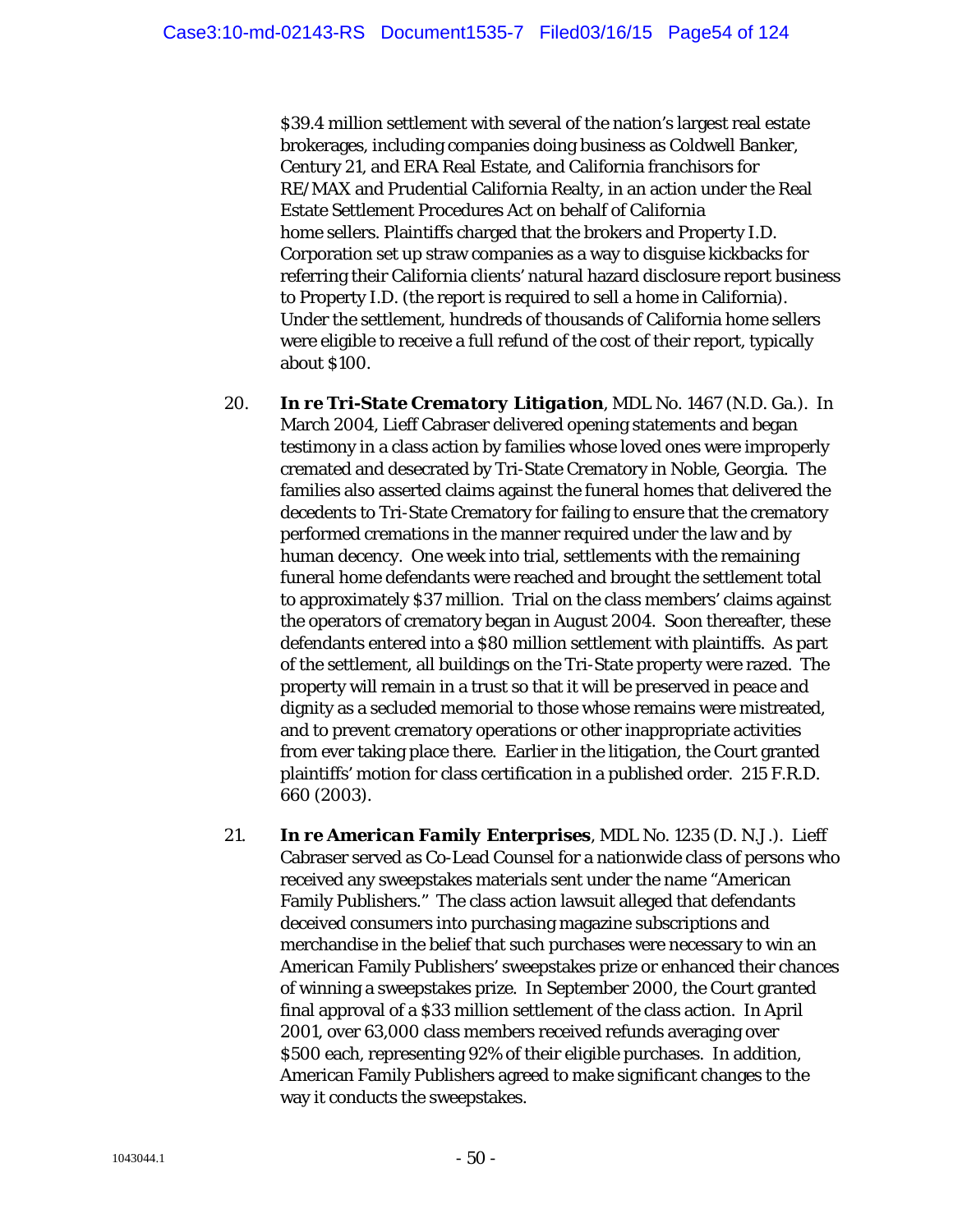$39.4 million settlement with several of the nation's largest real estate brokerages, including companies doing business as Coldwell Banker, Century 21, and ERA Real Estate, and California franchisors for RE/MAX and Prudential California Realty, in an action under the Real Estate Settlement Procedures Act on behalf of California home sellers. Plaintiffs charged that the brokers and Property I.D. Corporation set up straw companies as a way to disguise kickbacks for referring their California clients' natural hazard disclosure report business to Property I.D. (the report is required to sell a home in California). Under the settlement, hundreds of thousands of California home sellers were eligible to receive a full refund of the cost of their report, typically about $100.

20. ***In re Tri-State Crematory Litigation***, MDL No. 1467 (N.D. Ga.). In March 2004, Lieff Cabraser delivered opening statements and began testimony in a class action by families whose loved ones were improperly cremated and desecrated by Tri-State Crematory in Noble, Georgia. The families also asserted claims against the funeral homes that delivered the decedents to Tri-State Crematory for failing to ensure that the crematory performed cremations in the manner required under the law and by human decency. One week into trial, settlements with the remaining funeral home defendants were reached and brought the settlement total to approximately $37 million. Trial on the class members' claims against the operators of crematory began in August 2004. Soon thereafter, these defendants entered into a $80 million settlement with plaintiffs. As part of the settlement, all buildings on the Tri-State property were razed. The property will remain in a trust so that it will be preserved in peace and dignity as a secluded memorial to those whose remains were mistreated, and to prevent crematory operations or other inappropriate activities from ever taking place there. Earlier in the litigation, the Court granted plaintiffs' motion for class certification in a published order. 215 F.R.D. 660 (2003).

21. ***In re American Family Enterprises***, MDL No. 1235 (D. N.J.). Lieff Cabraser served as Co-Lead Counsel for a nationwide class of persons who received any sweepstakes materials sent under the name "American Family Publishers." The class action lawsuit alleged that defendants deceived consumers into purchasing magazine subscriptions and merchandise in the belief that such purchases were necessary to win an American Family Publishers' sweepstakes prize or enhanced their chances of winning a sweepstakes prize. In September 2000, the Court granted final approval of a $33 million settlement of the class action. In April 2001, over 63,000 class members received refunds averaging over $500 each, representing 92% of their eligible purchases. In addition, American Family Publishers agreed to make significant changes to the way it conducts the sweepstakes.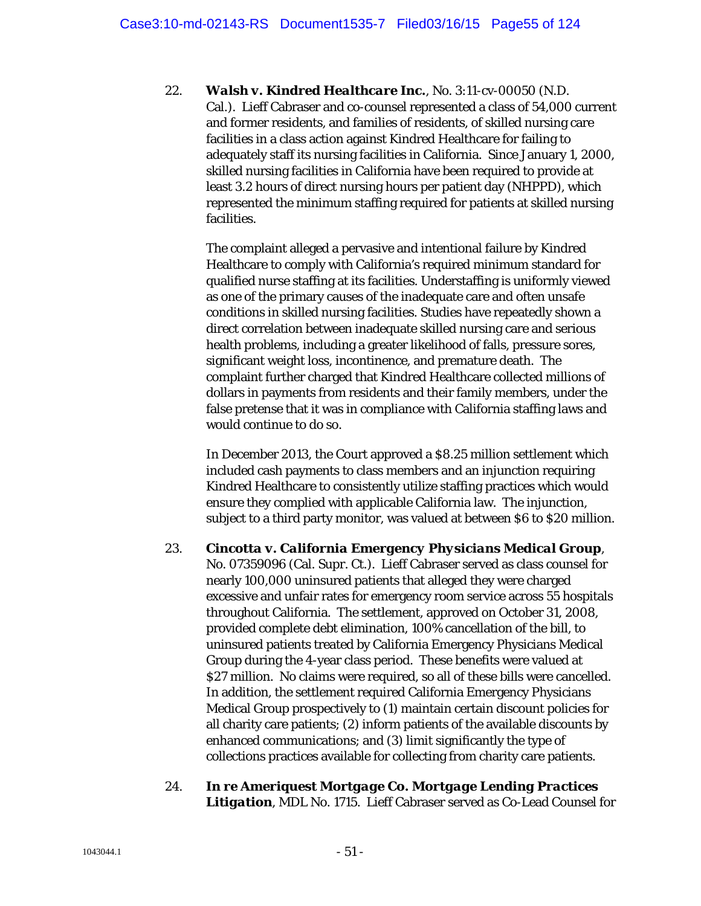22. ***Walsh v. Kindred Healthcare Inc.***, No. 3:11-cv-00050 (N.D. Cal.). Lieff Cabraser and co-counsel represented a class of 54,000 current and former residents, and families of residents, of skilled nursing care facilities in a class action against Kindred Healthcare for failing to adequately staff its nursing facilities in California. Since January 1, 2000, skilled nursing facilities in California have been required to provide at least 3.2 hours of direct nursing hours per patient day (NHPPD), which represented the minimum staffing required for patients at skilled nursing facilities.

    The complaint alleged a pervasive and intentional failure by Kindred Healthcare to comply with California's required minimum standard for qualified nurse staffing at its facilities. Understaffing is uniformly viewed as one of the primary causes of the inadequate care and often unsafe conditions in skilled nursing facilities. Studies have repeatedly shown a direct correlation between inadequate skilled nursing care and serious health problems, including a greater likelihood of falls, pressure sores, significant weight loss, incontinence, and premature death. The complaint further charged that Kindred Healthcare collected millions of dollars in payments from residents and their family members, under the false pretense that it was in compliance with California staffing laws and would continue to do so.

    In December 2013, the Court approved a $8.25 million settlement which included cash payments to class members and an injunction requiring Kindred Healthcare to consistently utilize staffing practices which would ensure they complied with applicable California law. The injunction, subject to a third party monitor, was valued at between $6 to $20 million.

23. ***Cincotta v. California Emergency Physicians Medical Group***, No. 07359096 (Cal. Supr. Ct.). Lieff Cabraser served as class counsel for nearly 100,000 uninsured patients that alleged they were charged excessive and unfair rates for emergency room service across 55 hospitals throughout California. The settlement, approved on October 31, 2008, provided complete debt elimination, 100% cancellation of the bill, to uninsured patients treated by California Emergency Physicians Medical Group during the 4-year class period. These benefits were valued at $27 million. No claims were required, so all of these bills were cancelled. In addition, the settlement required California Emergency Physicians Medical Group prospectively to (1) maintain certain discount policies for all charity care patients; (2) inform patients of the available discounts by enhanced communications; and (3) limit significantly the type of collections practices available for collecting from charity care patients.

24. ***In re Ameriquest Mortgage Co. Mortgage Lending Practices Litigation***, MDL No. 1715. Lieff Cabraser served as Co-Lead Counsel for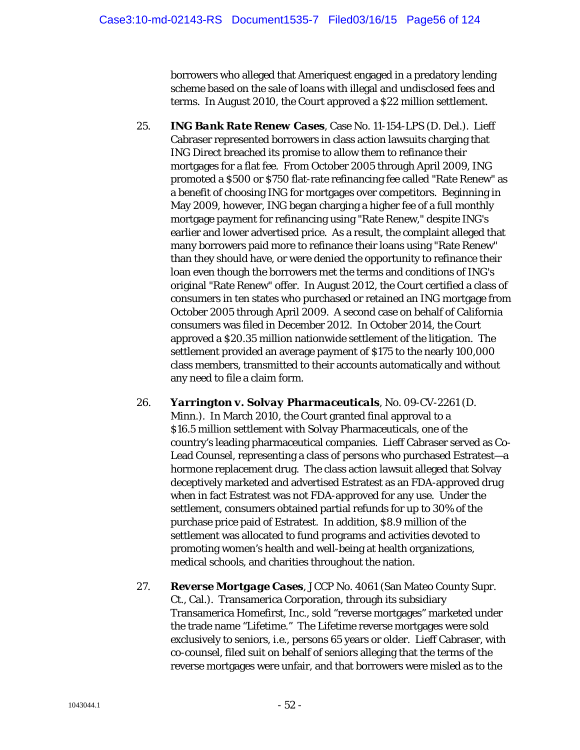borrowers who alleged that Ameriquest engaged in a predatory lending scheme based on the sale of loans with illegal and undisclosed fees and terms. In August 2010, the Court approved a $22 million settlement.

25. ***ING Bank Rate Renew Cases***, Case No. 11-154-LPS (D. Del.). Lieff Cabraser represented borrowers in class action lawsuits charging that ING Direct breached its promise to allow them to refinance their mortgages for a flat fee. From October 2005 through April 2009, ING promoted a $500 or $750 flat-rate refinancing fee called "Rate Renew" as a benefit of choosing ING for mortgages over competitors. Beginning in May 2009, however, ING began charging a higher fee of a full monthly mortgage payment for refinancing using "Rate Renew," despite ING's earlier and lower advertised price. As a result, the complaint alleged that many borrowers paid more to refinance their loans using "Rate Renew" than they should have, or were denied the opportunity to refinance their loan even though the borrowers met the terms and conditions of ING's original "Rate Renew" offer. In August 2012, the Court certified a class of consumers in ten states who purchased or retained an ING mortgage from October 2005 through April 2009. A second case on behalf of California consumers was filed in December 2012. In October 2014, the Court approved a $20.35 million nationwide settlement of the litigation. The settlement provided an average payment of $175 to the nearly 100,000 class members, transmitted to their accounts automatically and without any need to file a claim form.

26. ***Yarrington v. Solvay Pharmaceuticals***, No. 09-CV-2261 (D. Minn.). In March 2010, the Court granted final approval to a $16.5 million settlement with Solvay Pharmaceuticals, one of the country's leading pharmaceutical companies. Lieff Cabraser served as Co-Lead Counsel, representing a class of persons who purchased Estratest—a hormone replacement drug. The class action lawsuit alleged that Solvay deceptively marketed and advertised Estratest as an FDA-approved drug when in fact Estratest was not FDA-approved for any use. Under the settlement, consumers obtained partial refunds for up to 30% of the purchase price paid of Estratest. In addition, $8.9 million of the settlement was allocated to fund programs and activities devoted to promoting women's health and well-being at health organizations, medical schools, and charities throughout the nation.

27. ***Reverse Mortgage Cases***, JCCP No. 4061 (San Mateo County Supr. Ct., Cal.). Transamerica Corporation, through its subsidiary Transamerica Homefirst, Inc., sold "reverse mortgages" marketed under the trade name "Lifetime." The Lifetime reverse mortgages were sold exclusively to seniors, i.e., persons 65 years or older. Lieff Cabraser, with co-counsel, filed suit on behalf of seniors alleging that the terms of the reverse mortgages were unfair, and that borrowers were misled as to the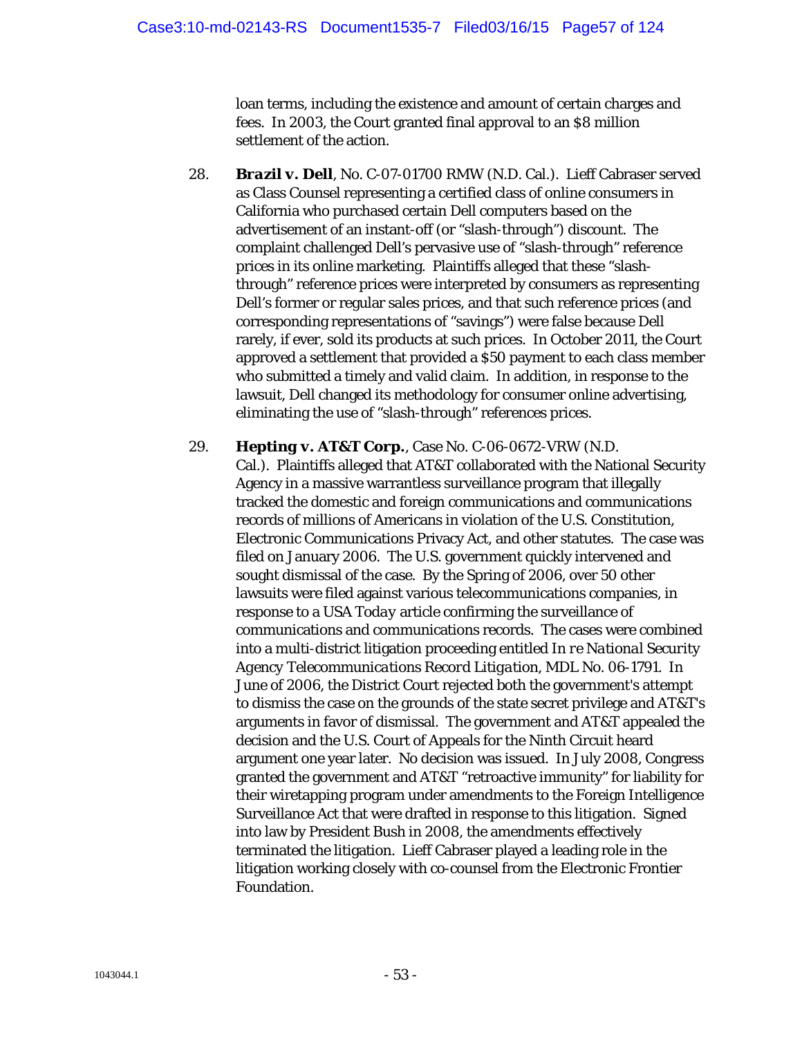loan terms, including the existence and amount of certain charges and fees. In 2003, the Court granted final approval to an $8 million settlement of the action.

28. ***Brazil v. Dell***, No. C-07-01700 RMW (N.D. Cal.). Lieff Cabraser served as Class Counsel representing a certified class of online consumers in California who purchased certain Dell computers based on the advertisement of an instant-off (or "slash-through") discount. The complaint challenged Dell's pervasive use of "slash-through" reference prices in its online marketing. Plaintiffs alleged that these "slash-through" reference prices were interpreted by consumers as representing Dell's former or regular sales prices, and that such reference prices (and corresponding representations of "savings") were false because Dell rarely, if ever, sold its products at such prices. In October 2011, the Court approved a settlement that provided a $50 payment to each class member who submitted a timely and valid claim. In addition, in response to the lawsuit, Dell changed its methodology for consumer online advertising, eliminating the use of "slash-through" references prices.

29. ***Hepting v. AT&T Corp.***, Case No. C-06-0672-VRW (N.D. Cal.). Plaintiffs alleged that AT&T collaborated with the National Security Agency in a massive warrantless surveillance program that illegally tracked the domestic and foreign communications and communications records of millions of Americans in violation of the U.S. Constitution, Electronic Communications Privacy Act, and other statutes. The case was filed on January 2006. The U.S. government quickly intervened and sought dismissal of the case. By the Spring of 2006, over 50 other lawsuits were filed against various telecommunications companies, in response to a *USA Today* article confirming the surveillance of communications and communications records. The cases were combined into a multi-district litigation proceeding entitled *In re National Security Agency Telecommunications Record Litigation*, MDL No. 06-1791. In June of 2006, the District Court rejected both the government's attempt to dismiss the case on the grounds of the state secret privilege and AT&T's arguments in favor of dismissal. The government and AT&T appealed the decision and the U.S. Court of Appeals for the Ninth Circuit heard argument one year later. No decision was issued. In July 2008, Congress granted the government and AT&T "retroactive immunity" for liability for their wiretapping program under amendments to the Foreign Intelligence Surveillance Act that were drafted in response to this litigation. Signed into law by President Bush in 2008, the amendments effectively terminated the litigation. Lieff Cabraser played a leading role in the litigation working closely with co-counsel from the Electronic Frontier Foundation.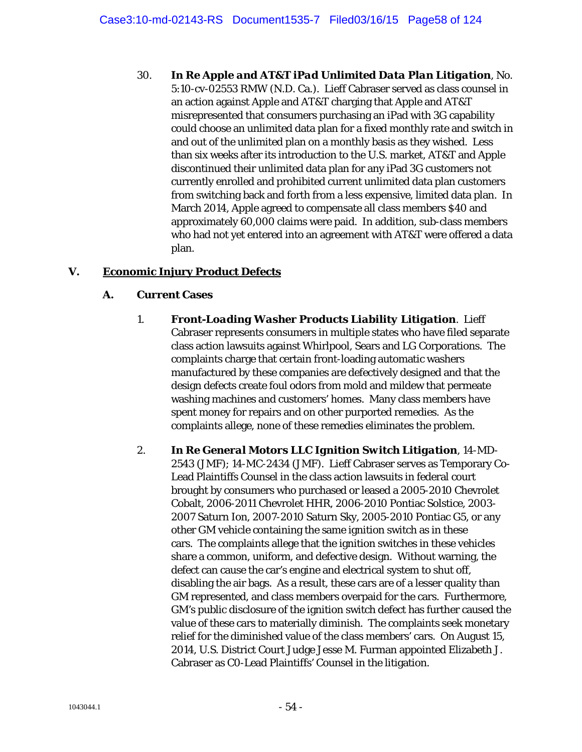30. ***In Re Apple and AT&T iPad Unlimited Data Plan Litigation***, No. 5:10-cv-02553 RMW (N.D. Ca.). Lieff Cabraser served as class counsel in an action against Apple and AT&T charging that Apple and AT&T misrepresented that consumers purchasing an iPad with 3G capability could choose an unlimited data plan for a fixed monthly rate and switch in and out of the unlimited plan on a monthly basis as they wished. Less than six weeks after its introduction to the U.S. market, AT&T and Apple discontinued their unlimited data plan for any iPad 3G customers not currently enrolled and prohibited current unlimited data plan customers from switching back and forth from a less expensive, limited data plan. In March 2014, Apple agreed to compensate all class members $40 and approximately 60,000 claims were paid. In addition, sub-class members who had not yet entered into an agreement with AT&T were offered a data plan.

## V. Economic Injury Product Defects

### A. Current Cases

1. ***Front-Loading Washer Products Liability Litigation***. Lieff Cabraser represents consumers in multiple states who have filed separate class action lawsuits against Whirlpool, Sears and LG Corporations. The complaints charge that certain front-loading automatic washers manufactured by these companies are defectively designed and that the design defects create foul odors from mold and mildew that permeate washing machines and customers' homes. Many class members have spent money for repairs and on other purported remedies. As the complaints allege, none of these remedies eliminates the problem.

2. ***In Re General Motors LLC Ignition Switch Litigation***, 14-MD-2543 (JMF); 14-MC-2434 (JMF). Lieff Cabraser serves as Temporary Co-Lead Plaintiffs Counsel in the class action lawsuits in federal court brought by consumers who purchased or leased a 2005-2010 Chevrolet Cobalt, 2006-2011 Chevrolet HHR, 2006-2010 Pontiac Solstice, 2003-2007 Saturn Ion, 2007-2010 Saturn Sky, 2005-2010 Pontiac G5, or any other GM vehicle containing the same ignition switch as in these cars. The complaints allege that the ignition switches in these vehicles share a common, uniform, and defective design. Without warning, the defect can cause the car's engine and electrical system to shut off, disabling the air bags. As a result, these cars are of a lesser quality than GM represented, and class members overpaid for the cars. Furthermore, GM's public disclosure of the ignition switch defect has further caused the value of these cars to materially diminish. The complaints seek monetary relief for the diminished value of the class members' cars. On August 15, 2014, U.S. District Court Judge Jesse M. Furman appointed Elizabeth J. Cabraser as C0-Lead Plaintiffs' Counsel in the litigation.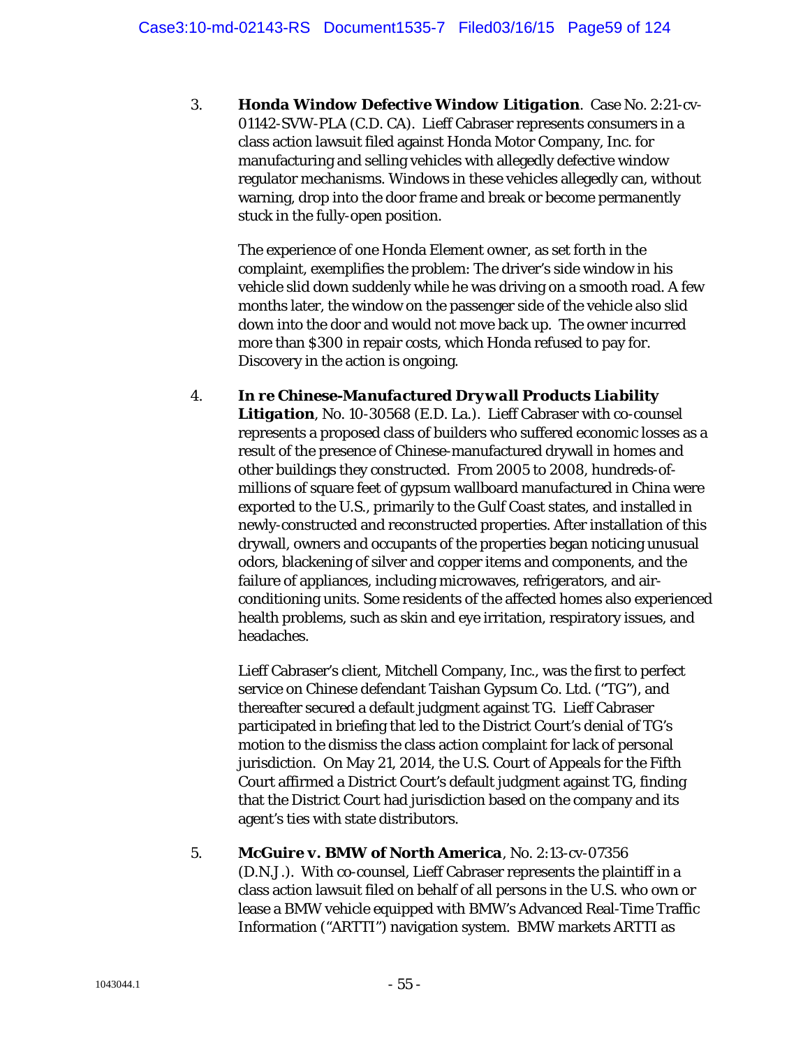3. ***Honda Window Defective Window Litigation***. Case No. 2:21-cv-01142-SVW-PLA (C.D. CA). Lieff Cabraser represents consumers in a class action lawsuit filed against Honda Motor Company, Inc. for manufacturing and selling vehicles with allegedly defective window regulator mechanisms. Windows in these vehicles allegedly can, without warning, drop into the door frame and break or become permanently stuck in the fully-open position.

   The experience of one Honda Element owner, as set forth in the complaint, exemplifies the problem: The driver's side window in his vehicle slid down suddenly while he was driving on a smooth road. A few months later, the window on the passenger side of the vehicle also slid down into the door and would not move back up. The owner incurred more than $300 in repair costs, which Honda refused to pay for. Discovery in the action is ongoing.

4. ***In re Chinese-Manufactured Drywall Products Liability Litigation***, No. 10-30568 (E.D. La.). Lieff Cabraser with co-counsel represents a proposed class of builders who suffered economic losses as a result of the presence of Chinese-manufactured drywall in homes and other buildings they constructed. From 2005 to 2008, hundreds-of-millions of square feet of gypsum wallboard manufactured in China were exported to the U.S., primarily to the Gulf Coast states, and installed in newly-constructed and reconstructed properties. After installation of this drywall, owners and occupants of the properties began noticing unusual odors, blackening of silver and copper items and components, and the failure of appliances, including microwaves, refrigerators, and air-conditioning units. Some residents of the affected homes also experienced health problems, such as skin and eye irritation, respiratory issues, and headaches.

   Lieff Cabraser's client, Mitchell Company, Inc., was the first to perfect service on Chinese defendant Taishan Gypsum Co. Ltd. ("TG"), and thereafter secured a default judgment against TG. Lieff Cabraser participated in briefing that led to the District Court's denial of TG's motion to the dismiss the class action complaint for lack of personal jurisdiction. On May 21, 2014, the U.S. Court of Appeals for the Fifth Court affirmed a District Court's default judgment against TG, finding that the District Court had jurisdiction based on the company and its agent's ties with state distributors.

5. ***McGuire v. BMW of North America***, No. 2:13-cv-07356 (D.N.J.). With co-counsel, Lieff Cabraser represents the plaintiff in a class action lawsuit filed on behalf of all persons in the U.S. who own or lease a BMW vehicle equipped with BMW's Advanced Real-Time Traffic Information ("ARTTI") navigation system. BMW markets ARTTI as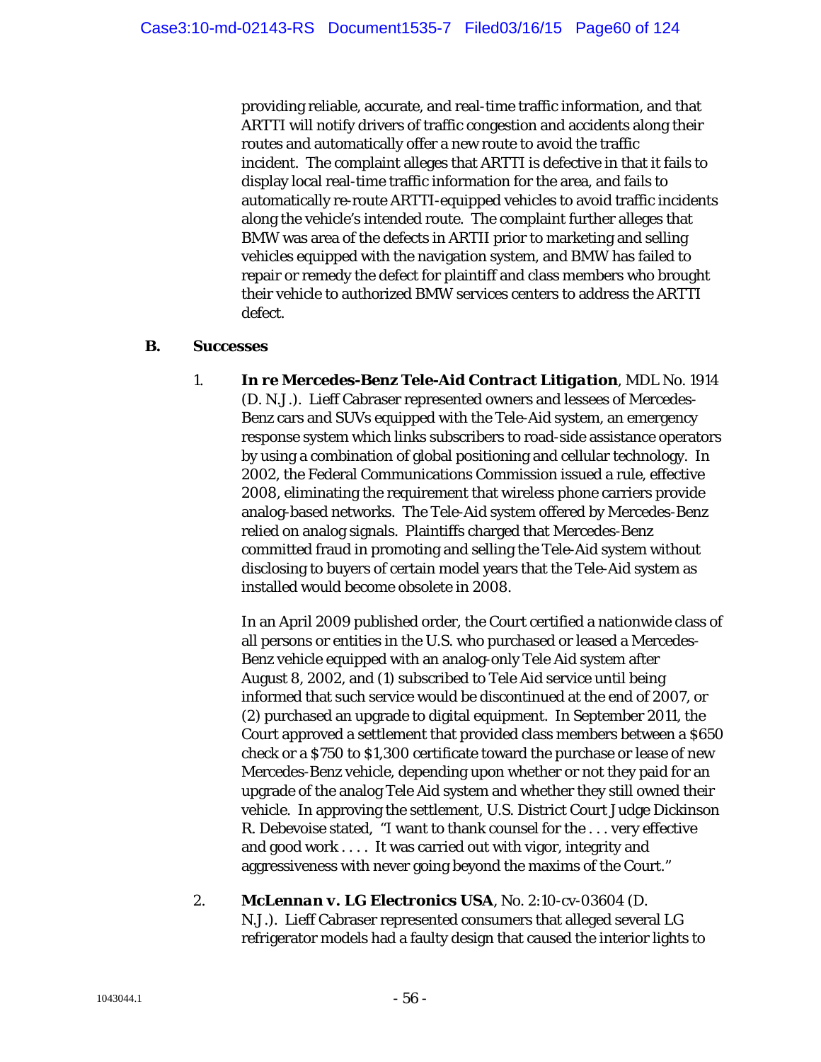providing reliable, accurate, and real-time traffic information, and that ARTTI will notify drivers of traffic congestion and accidents along their routes and automatically offer a new route to avoid the traffic incident. The complaint alleges that ARTTI is defective in that it fails to display local real-time traffic information for the area, and fails to automatically re-route ARTTI-equipped vehicles to avoid traffic incidents along the vehicle's intended route. The complaint further alleges that BMW was area of the defects in ARTII prior to marketing and selling vehicles equipped with the navigation system, and BMW has failed to repair or remedy the defect for plaintiff and class members who brought their vehicle to authorized BMW services centers to address the ARTTI defect.

**B. Successes**

1. ***In re Mercedes-Benz Tele-Aid Contract Litigation***, MDL No. 1914 (D. N.J.). Lieff Cabraser represented owners and lessees of Mercedes-Benz cars and SUVs equipped with the Tele-Aid system, an emergency response system which links subscribers to road-side assistance operators by using a combination of global positioning and cellular technology. In 2002, the Federal Communications Commission issued a rule, effective 2008, eliminating the requirement that wireless phone carriers provide analog-based networks. The Tele-Aid system offered by Mercedes-Benz relied on analog signals. Plaintiffs charged that Mercedes-Benz committed fraud in promoting and selling the Tele-Aid system without disclosing to buyers of certain model years that the Tele-Aid system as installed would become obsolete in 2008.

   In an April 2009 published order, the Court certified a nationwide class of all persons or entities in the U.S. who purchased or leased a Mercedes-Benz vehicle equipped with an analog-only Tele Aid system after August 8, 2002, and (1) subscribed to Tele Aid service until being informed that such service would be discontinued at the end of 2007, or (2) purchased an upgrade to digital equipment. In September 2011, the Court approved a settlement that provided class members between a $650 check or a $750 to $1,300 certificate toward the purchase or lease of new Mercedes-Benz vehicle, depending upon whether or not they paid for an upgrade of the analog Tele Aid system and whether they still owned their vehicle. In approving the settlement, U.S. District Court Judge Dickinson R. Debevoise stated, "I want to thank counsel for the . . . very effective and good work . . . . It was carried out with vigor, integrity and aggressiveness with never going beyond the maxims of the Court."

2. ***McLennan v. LG Electronics USA***, No. 2:10-cv-03604 (D. N.J.). Lieff Cabraser represented consumers that alleged several LG refrigerator models had a faulty design that caused the interior lights to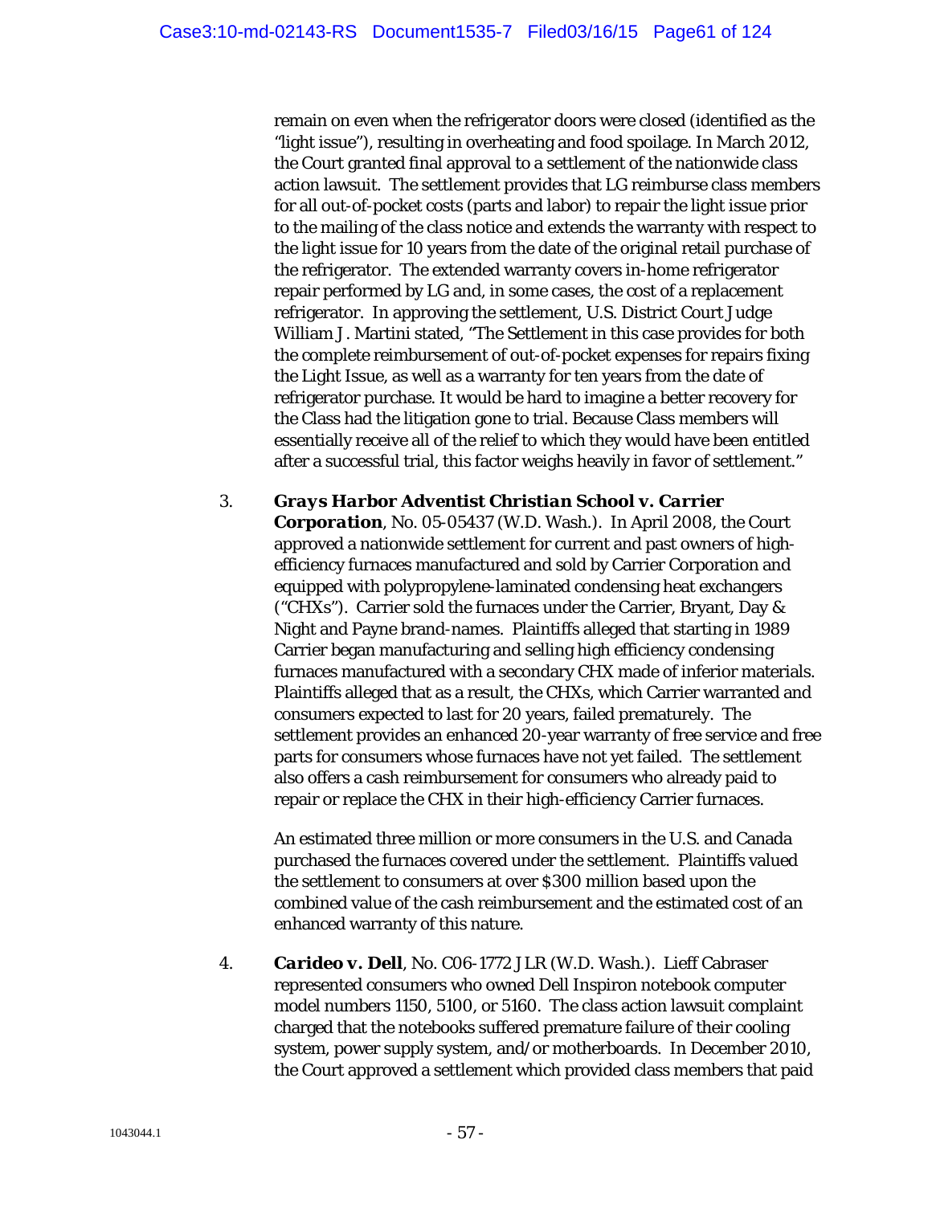remain on even when the refrigerator doors were closed (identified as the "light issue"), resulting in overheating and food spoilage. In March 2012, the Court granted final approval to a settlement of the nationwide class action lawsuit. The settlement provides that LG reimburse class members for all out-of-pocket costs (parts and labor) to repair the light issue prior to the mailing of the class notice and extends the warranty with respect to the light issue for 10 years from the date of the original retail purchase of the refrigerator. The extended warranty covers in-home refrigerator repair performed by LG and, in some cases, the cost of a replacement refrigerator. In approving the settlement, U.S. District Court Judge William J. Martini stated, "The Settlement in this case provides for both the complete reimbursement of out-of-pocket expenses for repairs fixing the Light Issue, as well as a warranty for ten years from the date of refrigerator purchase. It would be hard to imagine a better recovery for the Class had the litigation gone to trial. Because Class members will essentially receive all of the relief to which they would have been entitled after a successful trial, this factor weighs heavily in favor of settlement."

3. ***Grays Harbor Adventist Christian School v. Carrier Corporation***, No. 05-05437 (W.D. Wash.). In April 2008, the Court approved a nationwide settlement for current and past owners of high-efficiency furnaces manufactured and sold by Carrier Corporation and equipped with polypropylene-laminated condensing heat exchangers ("CHXs"). Carrier sold the furnaces under the Carrier, Bryant, Day & Night and Payne brand-names. Plaintiffs alleged that starting in 1989 Carrier began manufacturing and selling high efficiency condensing furnaces manufactured with a secondary CHX made of inferior materials. Plaintiffs alleged that as a result, the CHXs, which Carrier warranted and consumers expected to last for 20 years, failed prematurely. The settlement provides an enhanced 20-year warranty of free service and free parts for consumers whose furnaces have not yet failed. The settlement also offers a cash reimbursement for consumers who already paid to repair or replace the CHX in their high-efficiency Carrier furnaces.

   An estimated three million or more consumers in the U.S. and Canada purchased the furnaces covered under the settlement. Plaintiffs valued the settlement to consumers at over $300 million based upon the combined value of the cash reimbursement and the estimated cost of an enhanced warranty of this nature.

4. ***Carideo v. Dell***, No. C06-1772 JLR (W.D. Wash.). Lieff Cabraser represented consumers who owned Dell Inspiron notebook computer model numbers 1150, 5100, or 5160. The class action lawsuit complaint charged that the notebooks suffered premature failure of their cooling system, power supply system, and/or motherboards. In December 2010, the Court approved a settlement which provided class members that paid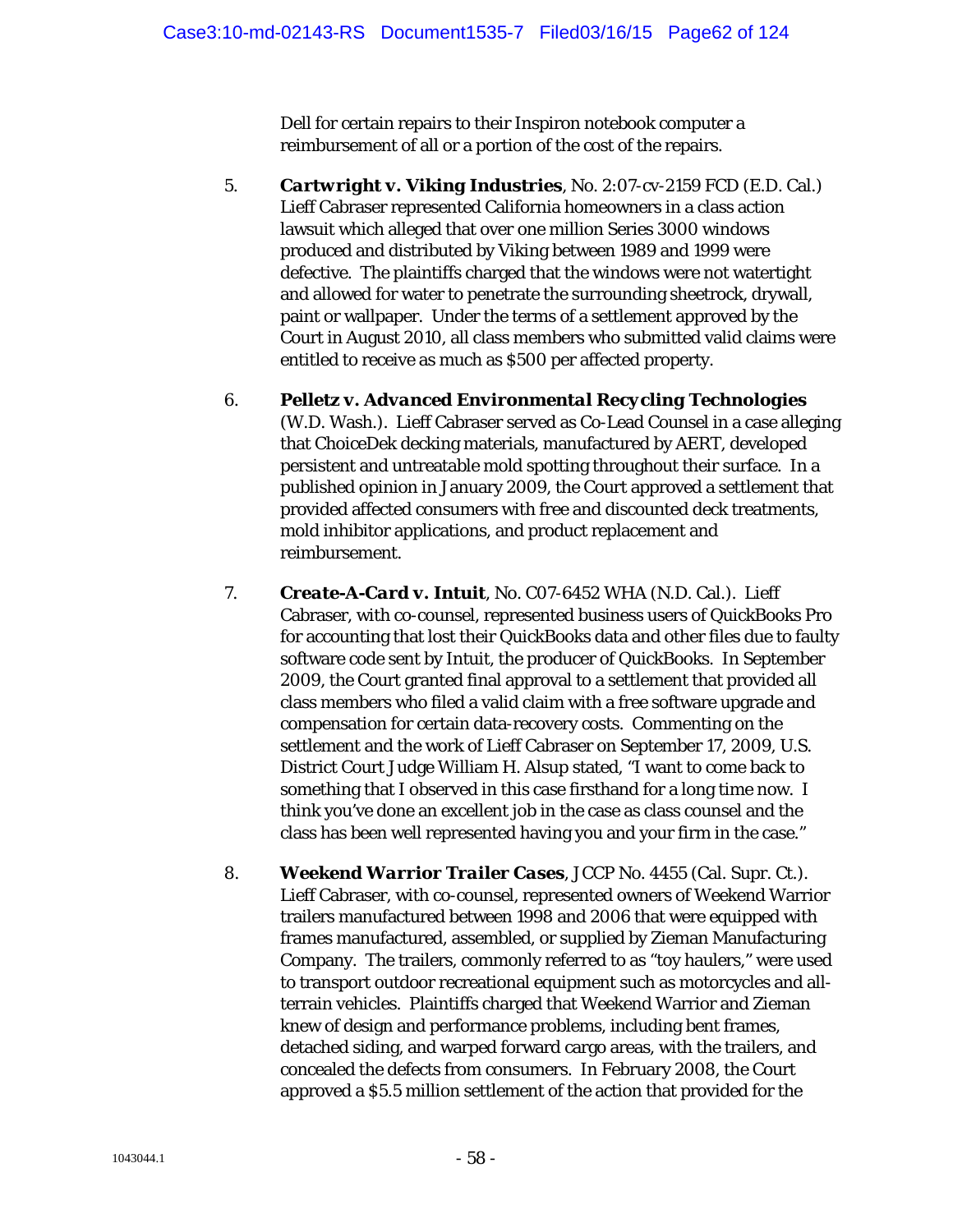Dell for certain repairs to their Inspiron notebook computer a reimbursement of all or a portion of the cost of the repairs.

5. ***Cartwright v. Viking Industries***, No. 2:07-cv-2159 FCD (E.D. Cal.) Lieff Cabraser represented California homeowners in a class action lawsuit which alleged that over one million Series 3000 windows produced and distributed by Viking between 1989 and 1999 were defective. The plaintiffs charged that the windows were not watertight and allowed for water to penetrate the surrounding sheetrock, drywall, paint or wallpaper. Under the terms of a settlement approved by the Court in August 2010, all class members who submitted valid claims were entitled to receive as much as $500 per affected property.

6. ***Pelletz v. Advanced Environmental Recycling Technologies*** (W.D. Wash.). Lieff Cabraser served as Co-Lead Counsel in a case alleging that ChoiceDek decking materials, manufactured by AERT, developed persistent and untreatable mold spotting throughout their surface. In a published opinion in January 2009, the Court approved a settlement that provided affected consumers with free and discounted deck treatments, mold inhibitor applications, and product replacement and reimbursement.

7. ***Create-A-Card v. Intuit***, No. C07-6452 WHA (N.D. Cal.). Lieff Cabraser, with co-counsel, represented business users of QuickBooks Pro for accounting that lost their QuickBooks data and other files due to faulty software code sent by Intuit, the producer of QuickBooks. In September 2009, the Court granted final approval to a settlement that provided all class members who filed a valid claim with a free software upgrade and compensation for certain data-recovery costs. Commenting on the settlement and the work of Lieff Cabraser on September 17, 2009, U.S. District Court Judge William H. Alsup stated, "I want to come back to something that I observed in this case firsthand for a long time now. I think you've done an excellent job in the case as class counsel and the class has been well represented having you and your firm in the case."

8. ***Weekend Warrior Trailer Cases***, JCCP No. 4455 (Cal. Supr. Ct.). Lieff Cabraser, with co-counsel, represented owners of Weekend Warrior trailers manufactured between 1998 and 2006 that were equipped with frames manufactured, assembled, or supplied by Zieman Manufacturing Company. The trailers, commonly referred to as "toy haulers," were used to transport outdoor recreational equipment such as motorcycles and all-terrain vehicles. Plaintiffs charged that Weekend Warrior and Zieman knew of design and performance problems, including bent frames, detached siding, and warped forward cargo areas, with the trailers, and concealed the defects from consumers. In February 2008, the Court approved a $5.5 million settlement of the action that provided for the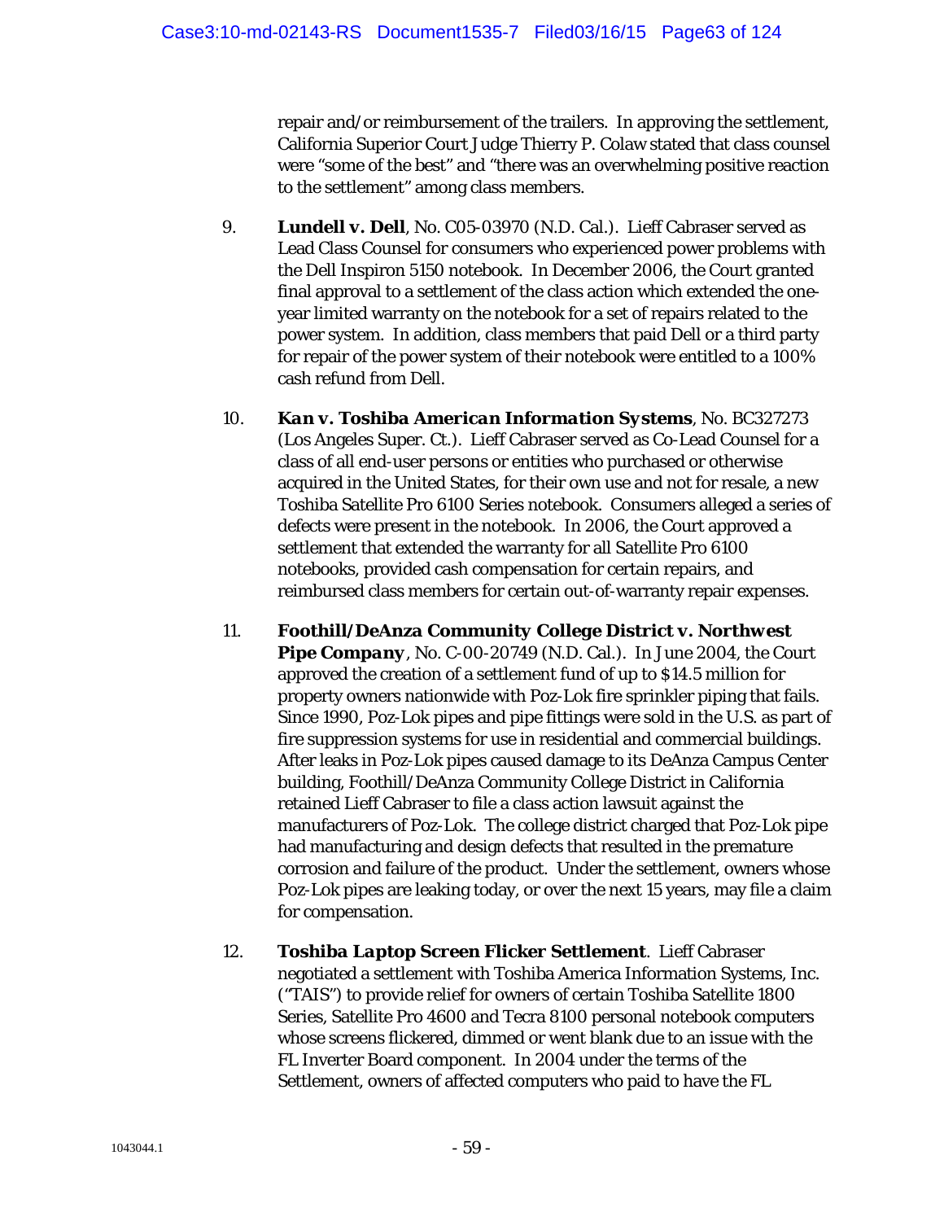repair and/or reimbursement of the trailers. In approving the settlement, California Superior Court Judge Thierry P. Colaw stated that class counsel were "some of the best" and "there was an overwhelming positive reaction to the settlement" among class members.

9. ***Lundell v. Dell***, No. C05-03970 (N.D. Cal.). Lieff Cabraser served as Lead Class Counsel for consumers who experienced power problems with the Dell Inspiron 5150 notebook. In December 2006, the Court granted final approval to a settlement of the class action which extended the one-year limited warranty on the notebook for a set of repairs related to the power system. In addition, class members that paid Dell or a third party for repair of the power system of their notebook were entitled to a 100% cash refund from Dell.

10. ***Kan v. Toshiba American Information Systems***, No. BC327273 (Los Angeles Super. Ct.). Lieff Cabraser served as Co-Lead Counsel for a class of all end-user persons or entities who purchased or otherwise acquired in the United States, for their own use and not for resale, a new Toshiba Satellite Pro 6100 Series notebook. Consumers alleged a series of defects were present in the notebook. In 2006, the Court approved a settlement that extended the warranty for all Satellite Pro 6100 notebooks, provided cash compensation for certain repairs, and reimbursed class members for certain out-of-warranty repair expenses.

11. ***Foothill/DeAnza Community College District v. Northwest Pipe Company***, No. C-00-20749 (N.D. Cal.). In June 2004, the Court approved the creation of a settlement fund of up to $14.5 million for property owners nationwide with Poz-Lok fire sprinkler piping that fails. Since 1990, Poz-Lok pipes and pipe fittings were sold in the U.S. as part of fire suppression systems for use in residential and commercial buildings. After leaks in Poz-Lok pipes caused damage to its DeAnza Campus Center building, Foothill/DeAnza Community College District in California retained Lieff Cabraser to file a class action lawsuit against the manufacturers of Poz-Lok. The college district charged that Poz-Lok pipe had manufacturing and design defects that resulted in the premature corrosion and failure of the product. Under the settlement, owners whose Poz-Lok pipes are leaking today, or over the next 15 years, may file a claim for compensation.

12. ***Toshiba Laptop Screen Flicker Settlement***. Lieff Cabraser negotiated a settlement with Toshiba America Information Systems, Inc. ("TAIS") to provide relief for owners of certain Toshiba Satellite 1800 Series, Satellite Pro 4600 and Tecra 8100 personal notebook computers whose screens flickered, dimmed or went blank due to an issue with the FL Inverter Board component. In 2004 under the terms of the Settlement, owners of affected computers who paid to have the FL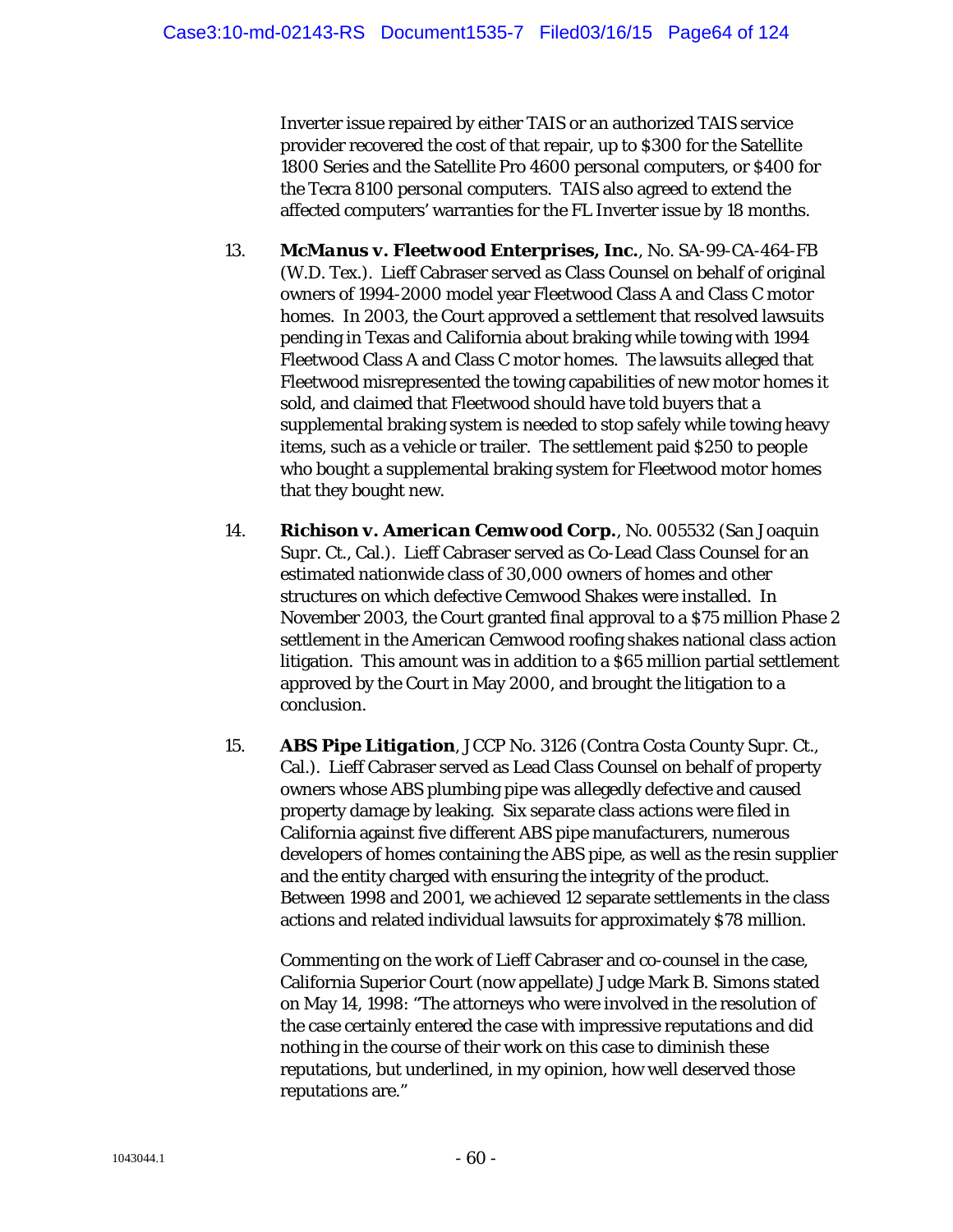Inverter issue repaired by either TAIS or an authorized TAIS service provider recovered the cost of that repair, up to $300 for the Satellite 1800 Series and the Satellite Pro 4600 personal computers, or $400 for the Tecra 8100 personal computers. TAIS also agreed to extend the affected computers' warranties for the FL Inverter issue by 18 months.

13. ***McManus v. Fleetwood Enterprises, Inc.***, No. SA-99-CA-464-FB (W.D. Tex.). Lieff Cabraser served as Class Counsel on behalf of original owners of 1994-2000 model year Fleetwood Class A and Class C motor homes. In 2003, the Court approved a settlement that resolved lawsuits pending in Texas and California about braking while towing with 1994 Fleetwood Class A and Class C motor homes. The lawsuits alleged that Fleetwood misrepresented the towing capabilities of new motor homes it sold, and claimed that Fleetwood should have told buyers that a supplemental braking system is needed to stop safely while towing heavy items, such as a vehicle or trailer. The settlement paid $250 to people who bought a supplemental braking system for Fleetwood motor homes that they bought new.

14. ***Richison v. American Cemwood Corp.***, No. 005532 (San Joaquin Supr. Ct., Cal.). Lieff Cabraser served as Co-Lead Class Counsel for an estimated nationwide class of 30,000 owners of homes and other structures on which defective Cemwood Shakes were installed. In November 2003, the Court granted final approval to a $75 million Phase 2 settlement in the American Cemwood roofing shakes national class action litigation. This amount was in addition to a $65 million partial settlement approved by the Court in May 2000, and brought the litigation to a conclusion.

15. ***ABS Pipe Litigation***, JCCP No. 3126 (Contra Costa County Supr. Ct., Cal.). Lieff Cabraser served as Lead Class Counsel on behalf of property owners whose ABS plumbing pipe was allegedly defective and caused property damage by leaking. Six separate class actions were filed in California against five different ABS pipe manufacturers, numerous developers of homes containing the ABS pipe, as well as the resin supplier and the entity charged with ensuring the integrity of the product. Between 1998 and 2001, we achieved 12 separate settlements in the class actions and related individual lawsuits for approximately $78 million.

Commenting on the work of Lieff Cabraser and co-counsel in the case, California Superior Court (now appellate) Judge Mark B. Simons stated on May 14, 1998: "The attorneys who were involved in the resolution of the case certainly entered the case with impressive reputations and did nothing in the course of their work on this case to diminish these reputations, but underlined, in my opinion, how well deserved those reputations are."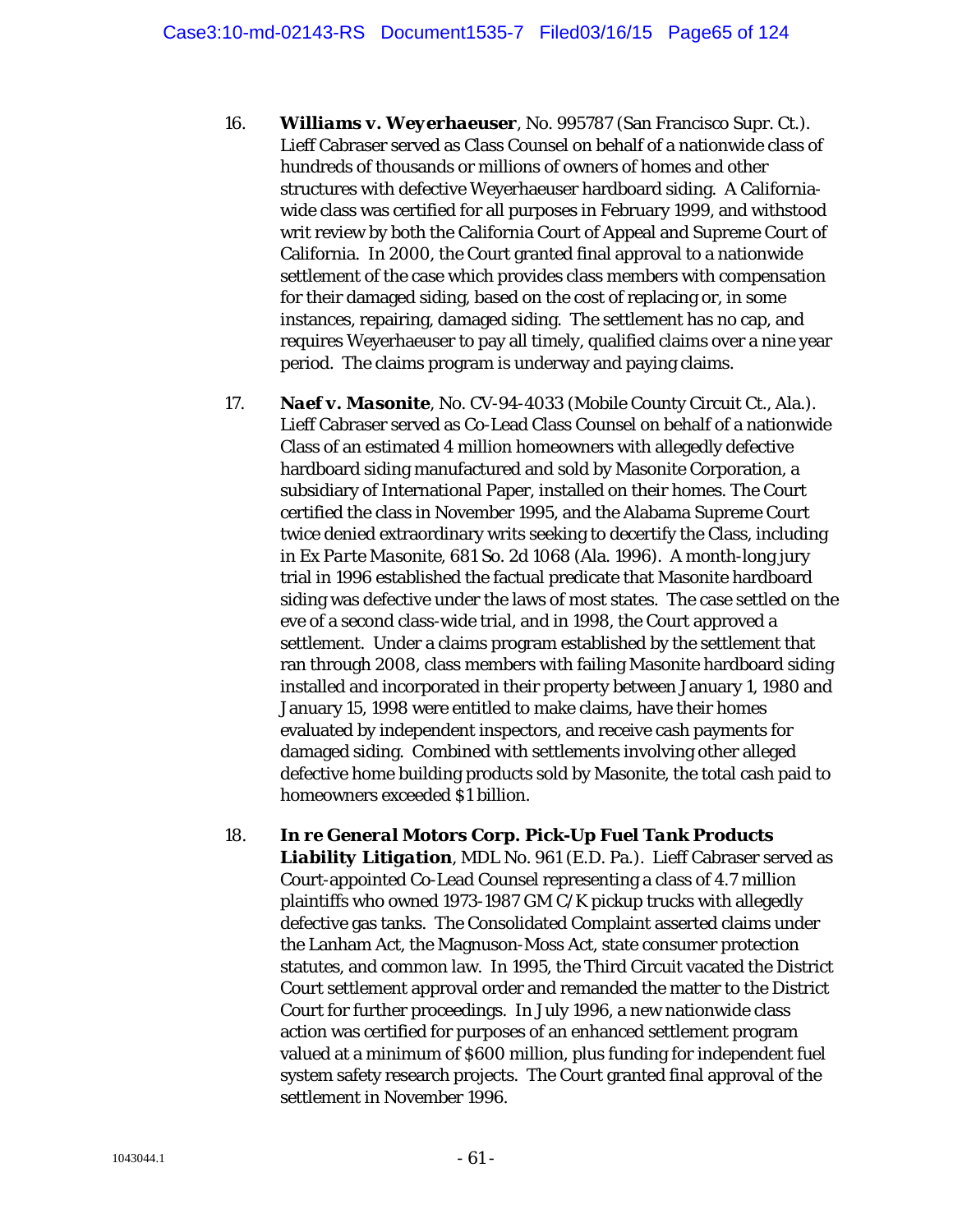16. ***Williams v. Weyerhaeuser***, No. 995787 (San Francisco Supr. Ct.). Lieff Cabraser served as Class Counsel on behalf of a nationwide class of hundreds of thousands or millions of owners of homes and other structures with defective Weyerhaeuser hardboard siding. A California-wide class was certified for all purposes in February 1999, and withstood writ review by both the California Court of Appeal and Supreme Court of California. In 2000, the Court granted final approval to a nationwide settlement of the case which provides class members with compensation for their damaged siding, based on the cost of replacing or, in some instances, repairing, damaged siding. The settlement has no cap, and requires Weyerhaeuser to pay all timely, qualified claims over a nine year period. The claims program is underway and paying claims.

17. ***Naef v. Masonite***, No. CV-94-4033 (Mobile County Circuit Ct., Ala.). Lieff Cabraser served as Co-Lead Class Counsel on behalf of a nationwide Class of an estimated 4 million homeowners with allegedly defective hardboard siding manufactured and sold by Masonite Corporation, a subsidiary of International Paper, installed on their homes. The Court certified the class in November 1995, and the Alabama Supreme Court twice denied extraordinary writs seeking to decertify the Class, including in *Ex Parte Masonite*, 681 So. 2d 1068 (Ala. 1996). A month-long jury trial in 1996 established the factual predicate that Masonite hardboard siding was defective under the laws of most states. The case settled on the eve of a second class-wide trial, and in 1998, the Court approved a settlement. Under a claims program established by the settlement that ran through 2008, class members with failing Masonite hardboard siding installed and incorporated in their property between January 1, 1980 and January 15, 1998 were entitled to make claims, have their homes evaluated by independent inspectors, and receive cash payments for damaged siding. Combined with settlements involving other alleged defective home building products sold by Masonite, the total cash paid to homeowners exceeded $1 billion.

18. ***In re General Motors Corp. Pick-Up Fuel Tank Products Liability Litigation***, MDL No. 961 (E.D. Pa.). Lieff Cabraser served as Court-appointed Co-Lead Counsel representing a class of 4.7 million plaintiffs who owned 1973-1987 GM C/K pickup trucks with allegedly defective gas tanks. The Consolidated Complaint asserted claims under the Lanham Act, the Magnuson-Moss Act, state consumer protection statutes, and common law. In 1995, the Third Circuit vacated the District Court settlement approval order and remanded the matter to the District Court for further proceedings. In July 1996, a new nationwide class action was certified for purposes of an enhanced settlement program valued at a minimum of $600 million, plus funding for independent fuel system safety research projects. The Court granted final approval of the settlement in November 1996.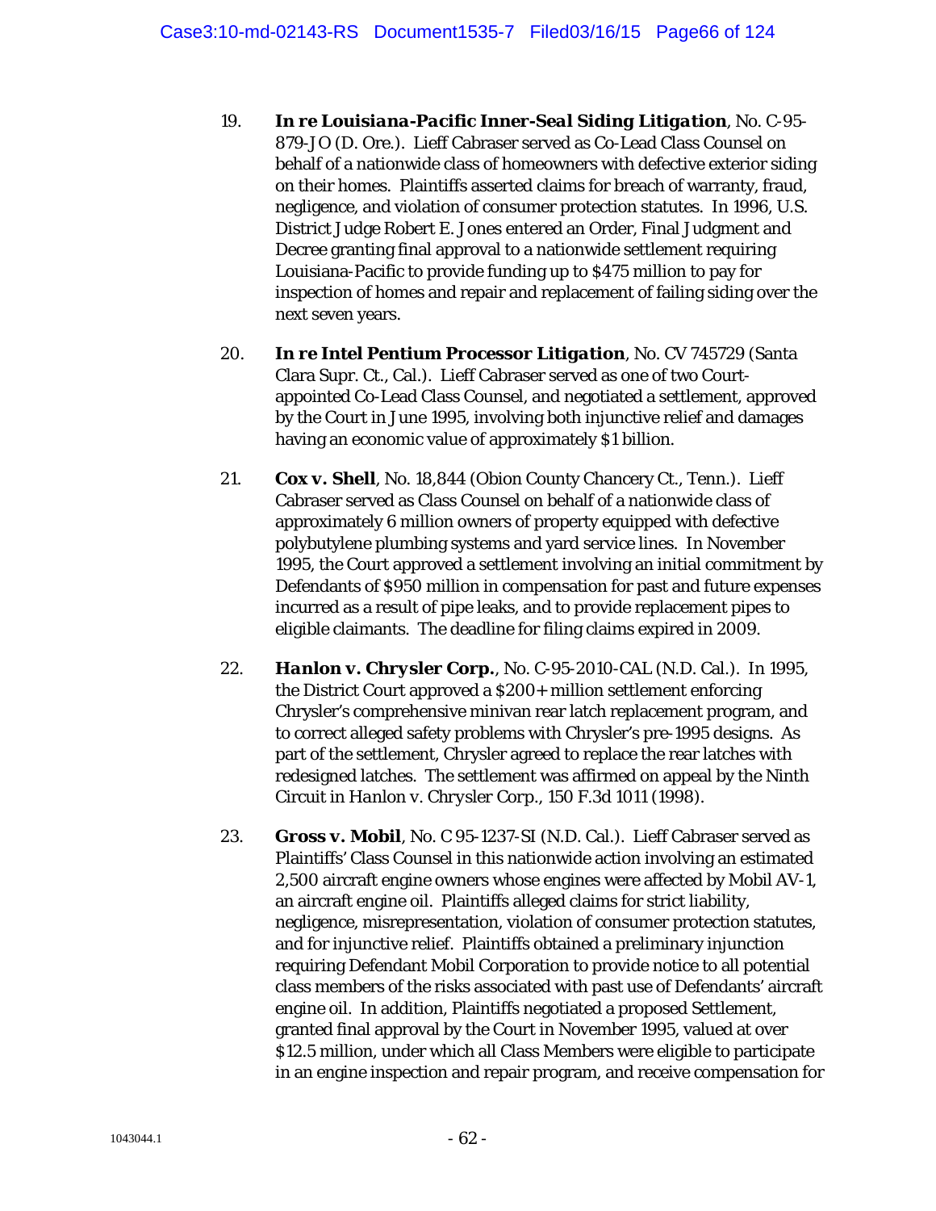19. ***In re Louisiana-Pacific Inner-Seal Siding Litigation***, No. C-95-879-JO (D. Ore.). Lieff Cabraser served as Co-Lead Class Counsel on behalf of a nationwide class of homeowners with defective exterior siding on their homes. Plaintiffs asserted claims for breach of warranty, fraud, negligence, and violation of consumer protection statutes. In 1996, U.S. District Judge Robert E. Jones entered an Order, Final Judgment and Decree granting final approval to a nationwide settlement requiring Louisiana-Pacific to provide funding up to $475 million to pay for inspection of homes and repair and replacement of failing siding over the next seven years.

20. ***In re Intel Pentium Processor Litigation***, No. CV 745729 (Santa Clara Supr. Ct., Cal.). Lieff Cabraser served as one of two Court-appointed Co-Lead Class Counsel, and negotiated a settlement, approved by the Court in June 1995, involving both injunctive relief and damages having an economic value of approximately $1 billion.

21. ***Cox v. Shell***, No. 18,844 (Obion County Chancery Ct., Tenn.). Lieff Cabraser served as Class Counsel on behalf of a nationwide class of approximately 6 million owners of property equipped with defective polybutylene plumbing systems and yard service lines. In November 1995, the Court approved a settlement involving an initial commitment by Defendants of $950 million in compensation for past and future expenses incurred as a result of pipe leaks, and to provide replacement pipes to eligible claimants. The deadline for filing claims expired in 2009.

22. ***Hanlon v. Chrysler Corp.***, No. C-95-2010-CAL (N.D. Cal.). In 1995, the District Court approved a $200+ million settlement enforcing Chrysler's comprehensive minivan rear latch replacement program, and to correct alleged safety problems with Chrysler's pre-1995 designs. As part of the settlement, Chrysler agreed to replace the rear latches with redesigned latches. The settlement was affirmed on appeal by the Ninth Circuit in *Hanlon v. Chrysler Corp.*, 150 F.3d 1011 (1998).

23. ***Gross v. Mobil***, No. C 95-1237-SI (N.D. Cal.). Lieff Cabraser served as Plaintiffs' Class Counsel in this nationwide action involving an estimated 2,500 aircraft engine owners whose engines were affected by Mobil AV-1, an aircraft engine oil. Plaintiffs alleged claims for strict liability, negligence, misrepresentation, violation of consumer protection statutes, and for injunctive relief. Plaintiffs obtained a preliminary injunction requiring Defendant Mobil Corporation to provide notice to all potential class members of the risks associated with past use of Defendants' aircraft engine oil. In addition, Plaintiffs negotiated a proposed Settlement, granted final approval by the Court in November 1995, valued at over $12.5 million, under which all Class Members were eligible to participate in an engine inspection and repair program, and receive compensation for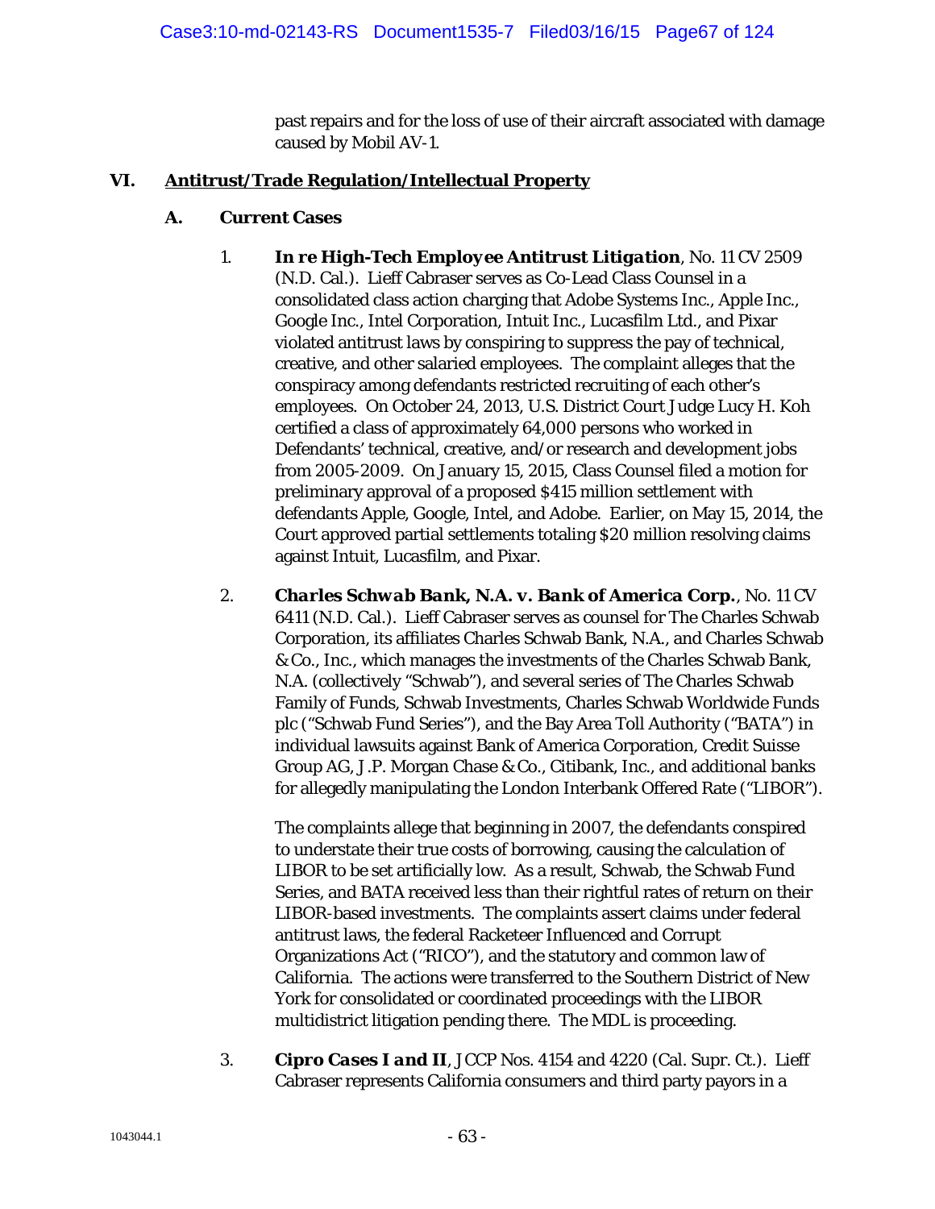past repairs and for the loss of use of their aircraft associated with damage caused by Mobil AV-1.

## VI. Antitrust/Trade Regulation/Intellectual Property

### A. Current Cases

1. ***In re High-Tech Employee Antitrust Litigation***, No. 11 CV 2509 (N.D. Cal.). Lieff Cabraser serves as Co-Lead Class Counsel in a consolidated class action charging that Adobe Systems Inc., Apple Inc., Google Inc., Intel Corporation, Intuit Inc., Lucasfilm Ltd., and Pixar violated antitrust laws by conspiring to suppress the pay of technical, creative, and other salaried employees. The complaint alleges that the conspiracy among defendants restricted recruiting of each other's employees. On October 24, 2013, U.S. District Court Judge Lucy H. Koh certified a class of approximately 64,000 persons who worked in Defendants' technical, creative, and/or research and development jobs from 2005-2009. On January 15, 2015, Class Counsel filed a motion for preliminary approval of a proposed $415 million settlement with defendants Apple, Google, Intel, and Adobe. Earlier, on May 15, 2014, the Court approved partial settlements totaling $20 million resolving claims against Intuit, Lucasfilm, and Pixar.

2. ***Charles Schwab Bank, N.A. v. Bank of America Corp.***, No. 11 CV 6411 (N.D. Cal.). Lieff Cabraser serves as counsel for The Charles Schwab Corporation, its affiliates Charles Schwab Bank, N.A., and Charles Schwab & Co., Inc., which manages the investments of the Charles Schwab Bank, N.A. (collectively "Schwab"), and several series of The Charles Schwab Family of Funds, Schwab Investments, Charles Schwab Worldwide Funds plc ("Schwab Fund Series"), and the Bay Area Toll Authority ("BATA") in individual lawsuits against Bank of America Corporation, Credit Suisse Group AG, J.P. Morgan Chase & Co., Citibank, Inc., and additional banks for allegedly manipulating the London Interbank Offered Rate ("LIBOR").

   The complaints allege that beginning in 2007, the defendants conspired to understate their true costs of borrowing, causing the calculation of LIBOR to be set artificially low. As a result, Schwab, the Schwab Fund Series, and BATA received less than their rightful rates of return on their LIBOR-based investments. The complaints assert claims under federal antitrust laws, the federal Racketeer Influenced and Corrupt Organizations Act ("RICO"), and the statutory and common law of California. The actions were transferred to the Southern District of New York for consolidated or coordinated proceedings with the LIBOR multidistrict litigation pending there. The MDL is proceeding.

3. ***Cipro Cases I and II***, JCCP Nos. 4154 and 4220 (Cal. Supr. Ct.). Lieff Cabraser represents California consumers and third party payors in a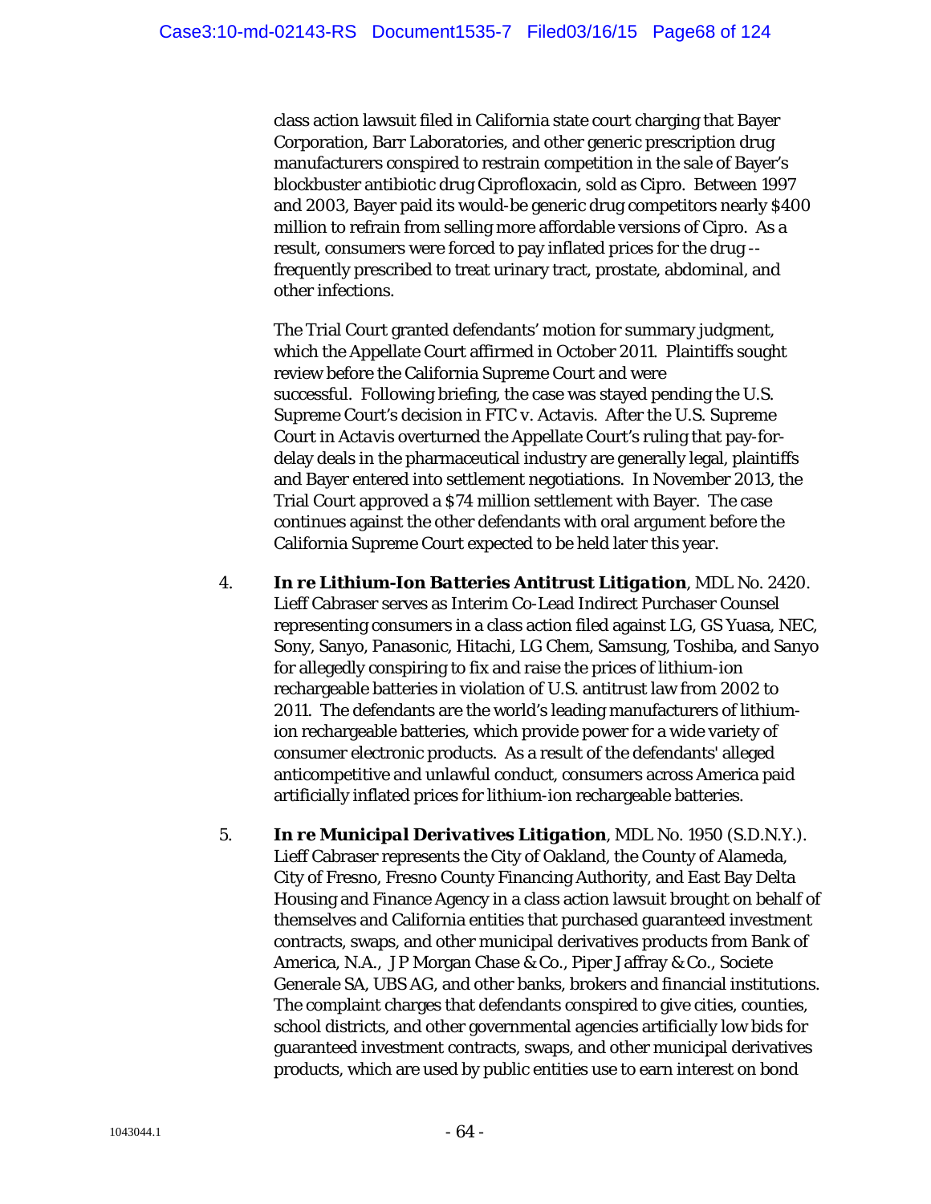class action lawsuit filed in California state court charging that Bayer Corporation, Barr Laboratories, and other generic prescription drug manufacturers conspired to restrain competition in the sale of Bayer's blockbuster antibiotic drug Ciprofloxacin, sold as Cipro. Between 1997 and 2003, Bayer paid its would-be generic drug competitors nearly $400 million to refrain from selling more affordable versions of Cipro. As a result, consumers were forced to pay inflated prices for the drug -- frequently prescribed to treat urinary tract, prostate, abdominal, and other infections.

The Trial Court granted defendants' motion for summary judgment, which the Appellate Court affirmed in October 2011. Plaintiffs sought review before the California Supreme Court and were successful. Following briefing, the case was stayed pending the U.S. Supreme Court's decision in *FTC v. Actavis*. After the U.S. Supreme Court in *Actavis* overturned the Appellate Court's ruling that pay-for-delay deals in the pharmaceutical industry are generally legal, plaintiffs and Bayer entered into settlement negotiations. In November 2013, the Trial Court approved a $74 million settlement with Bayer. The case continues against the other defendants with oral argument before the California Supreme Court expected to be held later this year.

4. ***In re Lithium-Ion Batteries Antitrust Litigation***, MDL No. 2420. Lieff Cabraser serves as Interim Co-Lead Indirect Purchaser Counsel representing consumers in a class action filed against LG, GS Yuasa, NEC, Sony, Sanyo, Panasonic, Hitachi, LG Chem, Samsung, Toshiba, and Sanyo for allegedly conspiring to fix and raise the prices of lithium-ion rechargeable batteries in violation of U.S. antitrust law from 2002 to 2011. The defendants are the world's leading manufacturers of lithium-ion rechargeable batteries, which provide power for a wide variety of consumer electronic products. As a result of the defendants' alleged anticompetitive and unlawful conduct, consumers across America paid artificially inflated prices for lithium-ion rechargeable batteries.

5. ***In re Municipal Derivatives Litigation***, MDL No. 1950 (S.D.N.Y.). Lieff Cabraser represents the City of Oakland, the County of Alameda, City of Fresno, Fresno County Financing Authority, and East Bay Delta Housing and Finance Agency in a class action lawsuit brought on behalf of themselves and California entities that purchased guaranteed investment contracts, swaps, and other municipal derivatives products from Bank of America, N.A., JP Morgan Chase & Co., Piper Jaffray & Co., Societe Generale SA, UBS AG, and other banks, brokers and financial institutions. The complaint charges that defendants conspired to give cities, counties, school districts, and other governmental agencies artificially low bids for guaranteed investment contracts, swaps, and other municipal derivatives products, which are used by public entities use to earn interest on bond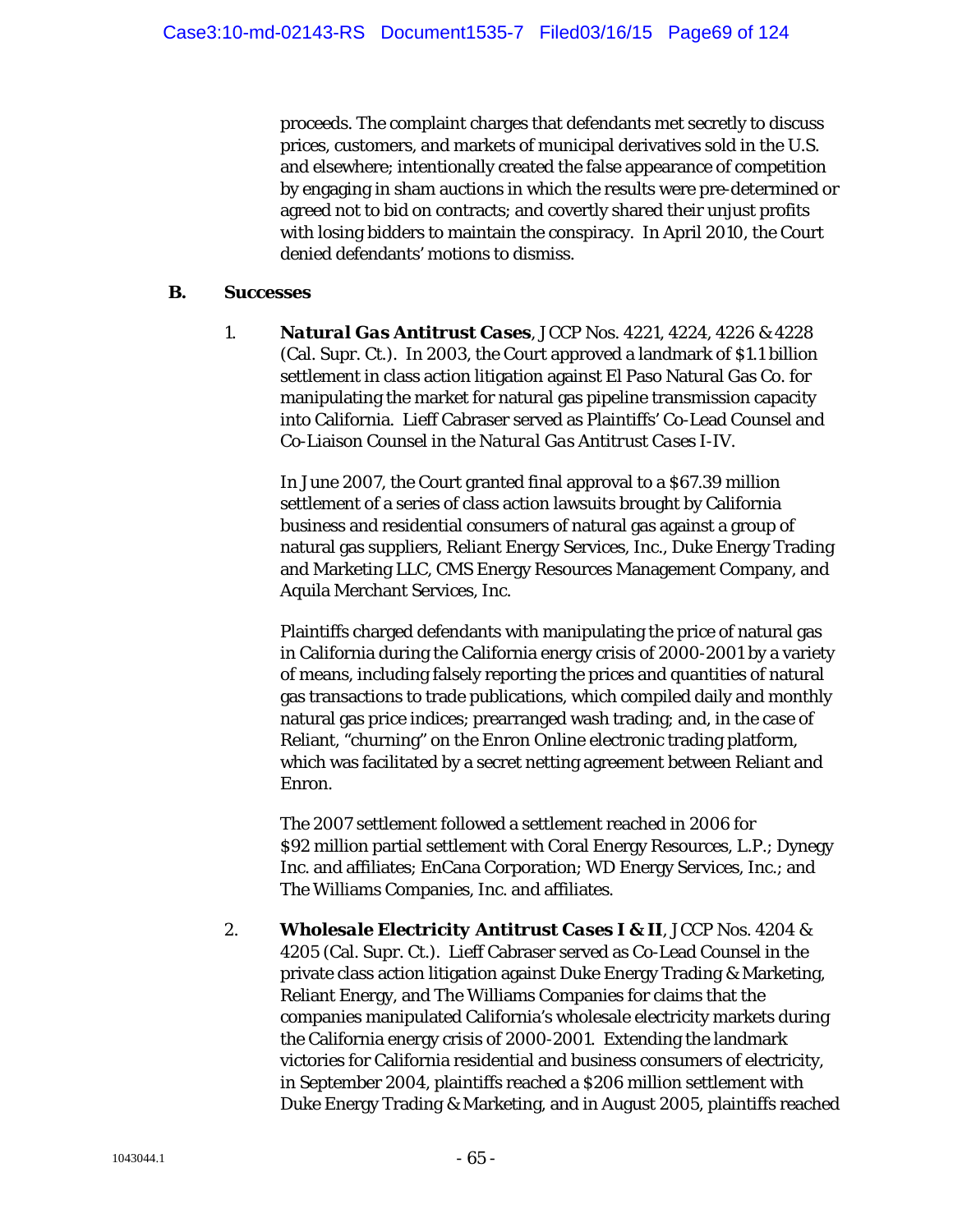proceeds. The complaint charges that defendants met secretly to discuss prices, customers, and markets of municipal derivatives sold in the U.S. and elsewhere; intentionally created the false appearance of competition by engaging in sham auctions in which the results were pre-determined or agreed not to bid on contracts; and covertly shared their unjust profits with losing bidders to maintain the conspiracy. In April 2010, the Court denied defendants' motions to dismiss.

## B. Successes

1. ***Natural Gas Antitrust Cases***, JCCP Nos. 4221, 4224, 4226 & 4228 (Cal. Supr. Ct.). In 2003, the Court approved a landmark of $1.1 billion settlement in class action litigation against El Paso Natural Gas Co. for manipulating the market for natural gas pipeline transmission capacity into California. Lieff Cabraser served as Plaintiffs' Co-Lead Counsel and Co-Liaison Counsel in the *Natural Gas Antitrust Cases* I-IV.

   In June 2007, the Court granted final approval to a $67.39 million settlement of a series of class action lawsuits brought by California business and residential consumers of natural gas against a group of natural gas suppliers, Reliant Energy Services, Inc., Duke Energy Trading and Marketing LLC, CMS Energy Resources Management Company, and Aquila Merchant Services, Inc.

   Plaintiffs charged defendants with manipulating the price of natural gas in California during the California energy crisis of 2000-2001 by a variety of means, including falsely reporting the prices and quantities of natural gas transactions to trade publications, which compiled daily and monthly natural gas price indices; prearranged wash trading; and, in the case of Reliant, "churning" on the Enron Online electronic trading platform, which was facilitated by a secret netting agreement between Reliant and Enron.

   The 2007 settlement followed a settlement reached in 2006 for $92 million partial settlement with Coral Energy Resources, L.P.; Dynegy Inc. and affiliates; EnCana Corporation; WD Energy Services, Inc.; and The Williams Companies, Inc. and affiliates.

2. ***Wholesale Electricity Antitrust Cases I & II***, JCCP Nos. 4204 & 4205 (Cal. Supr. Ct.). Lieff Cabraser served as Co-Lead Counsel in the private class action litigation against Duke Energy Trading & Marketing, Reliant Energy, and The Williams Companies for claims that the companies manipulated California's wholesale electricity markets during the California energy crisis of 2000-2001. Extending the landmark victories for California residential and business consumers of electricity, in September 2004, plaintiffs reached a $206 million settlement with Duke Energy Trading & Marketing, and in August 2005, plaintiffs reached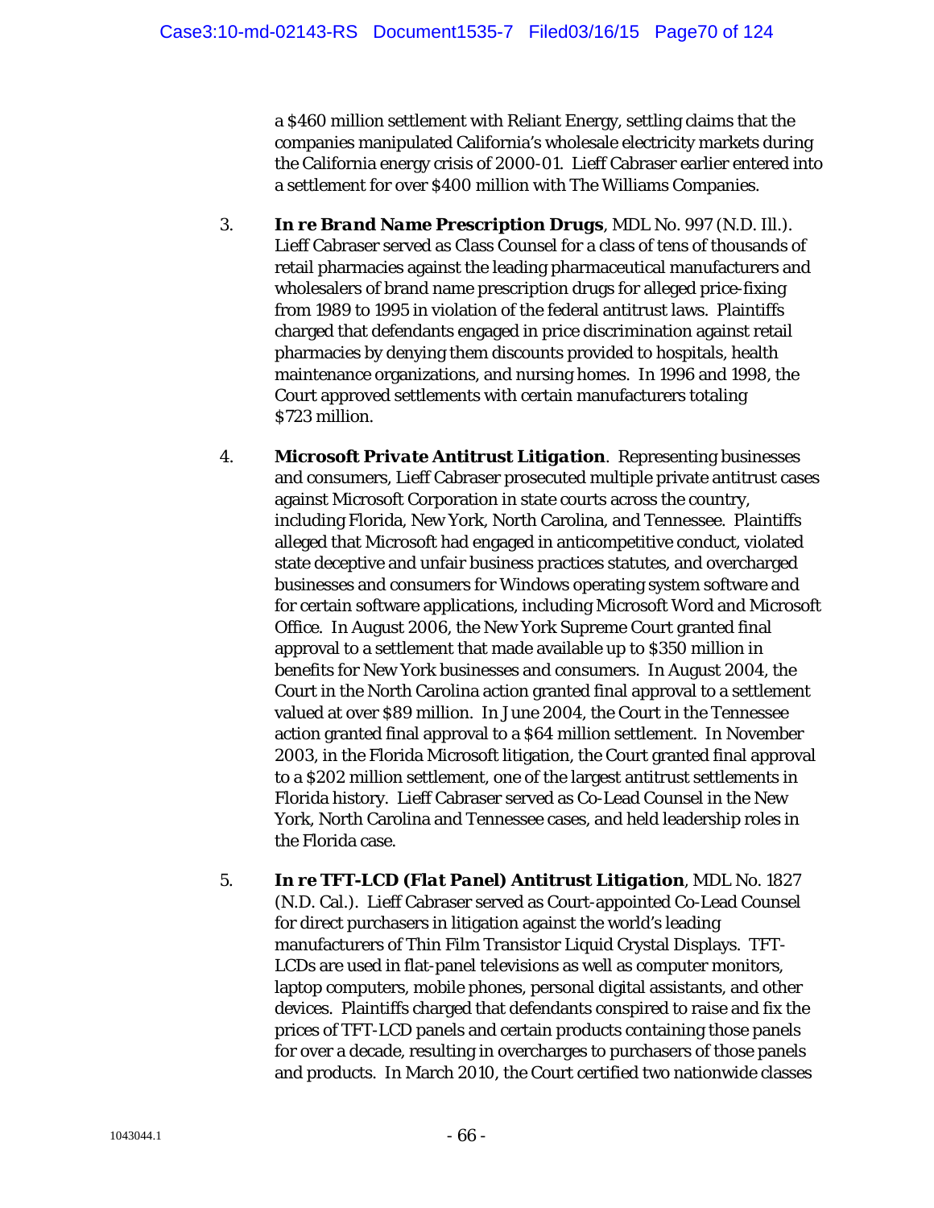a $460 million settlement with Reliant Energy, settling claims that the companies manipulated California's wholesale electricity markets during the California energy crisis of 2000-01. Lieff Cabraser earlier entered into a settlement for over $400 million with The Williams Companies.

3. ***In re Brand Name Prescription Drugs***, MDL No. 997 (N.D. Ill.). Lieff Cabraser served as Class Counsel for a class of tens of thousands of retail pharmacies against the leading pharmaceutical manufacturers and wholesalers of brand name prescription drugs for alleged price-fixing from 1989 to 1995 in violation of the federal antitrust laws. Plaintiffs charged that defendants engaged in price discrimination against retail pharmacies by denying them discounts provided to hospitals, health maintenance organizations, and nursing homes. In 1996 and 1998, the Court approved settlements with certain manufacturers totaling $723 million.

4. ***Microsoft Private Antitrust Litigation***. Representing businesses and consumers, Lieff Cabraser prosecuted multiple private antitrust cases against Microsoft Corporation in state courts across the country, including Florida, New York, North Carolina, and Tennessee. Plaintiffs alleged that Microsoft had engaged in anticompetitive conduct, violated state deceptive and unfair business practices statutes, and overcharged businesses and consumers for Windows operating system software and for certain software applications, including Microsoft Word and Microsoft Office. In August 2006, the New York Supreme Court granted final approval to a settlement that made available up to $350 million in benefits for New York businesses and consumers. In August 2004, the Court in the North Carolina action granted final approval to a settlement valued at over $89 million. In June 2004, the Court in the Tennessee action granted final approval to a $64 million settlement. In November 2003, in the Florida Microsoft litigation, the Court granted final approval to a $202 million settlement, one of the largest antitrust settlements in Florida history. Lieff Cabraser served as Co-Lead Counsel in the New York, North Carolina and Tennessee cases, and held leadership roles in the Florida case.

5. ***In re TFT-LCD (Flat Panel) Antitrust Litigation***, MDL No. 1827 (N.D. Cal.). Lieff Cabraser served as Court-appointed Co-Lead Counsel for direct purchasers in litigation against the world's leading manufacturers of Thin Film Transistor Liquid Crystal Displays. TFT-LCDs are used in flat-panel televisions as well as computer monitors, laptop computers, mobile phones, personal digital assistants, and other devices. Plaintiffs charged that defendants conspired to raise and fix the prices of TFT-LCD panels and certain products containing those panels for over a decade, resulting in overcharges to purchasers of those panels and products. In March 2010, the Court certified two nationwide classes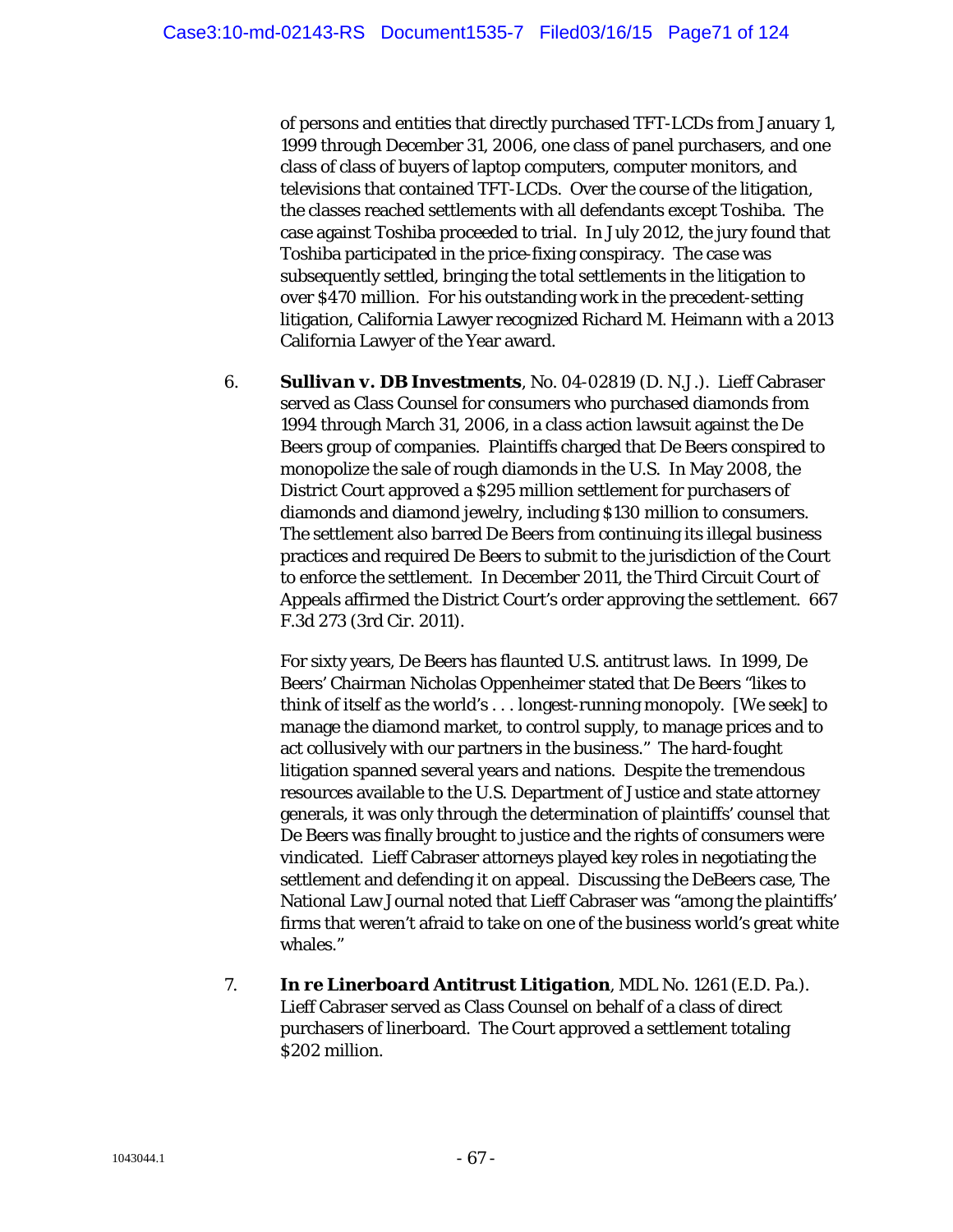of persons and entities that directly purchased TFT-LCDs from January 1, 1999 through December 31, 2006, one class of panel purchasers, and one class of class of buyers of laptop computers, computer monitors, and televisions that contained TFT-LCDs. Over the course of the litigation, the classes reached settlements with all defendants except Toshiba. The case against Toshiba proceeded to trial. In July 2012, the jury found that Toshiba participated in the price-fixing conspiracy. The case was subsequently settled, bringing the total settlements in the litigation to over $470 million. For his outstanding work in the precedent-setting litigation, California Lawyer recognized Richard M. Heimann with a 2013 California Lawyer of the Year award.

6. ***Sullivan v. DB Investments***, No. 04-02819 (D. N.J.). Lieff Cabraser served as Class Counsel for consumers who purchased diamonds from 1994 through March 31, 2006, in a class action lawsuit against the De Beers group of companies. Plaintiffs charged that De Beers conspired to monopolize the sale of rough diamonds in the U.S. In May 2008, the District Court approved a $295 million settlement for purchasers of diamonds and diamond jewelry, including $130 million to consumers. The settlement also barred De Beers from continuing its illegal business practices and required De Beers to submit to the jurisdiction of the Court to enforce the settlement. In December 2011, the Third Circuit Court of Appeals affirmed the District Court's order approving the settlement. 667 F.3d 273 (3rd Cir. 2011).

   For sixty years, De Beers has flaunted U.S. antitrust laws. In 1999, De Beers' Chairman Nicholas Oppenheimer stated that De Beers "likes to think of itself as the world's . . . longest-running monopoly. [We seek] to manage the diamond market, to control supply, to manage prices and to act collusively with our partners in the business." The hard-fought litigation spanned several years and nations. Despite the tremendous resources available to the U.S. Department of Justice and state attorney generals, it was only through the determination of plaintiffs' counsel that De Beers was finally brought to justice and the rights of consumers were vindicated. Lieff Cabraser attorneys played key roles in negotiating the settlement and defending it on appeal. Discussing the DeBeers case, The National Law Journal noted that Lieff Cabraser was "among the plaintiffs' firms that weren't afraid to take on one of the business world's great white whales."

7. ***In re Linerboard Antitrust Litigation***, MDL No. 1261 (E.D. Pa.). Lieff Cabraser served as Class Counsel on behalf of a class of direct purchasers of linerboard. The Court approved a settlement totaling $202 million.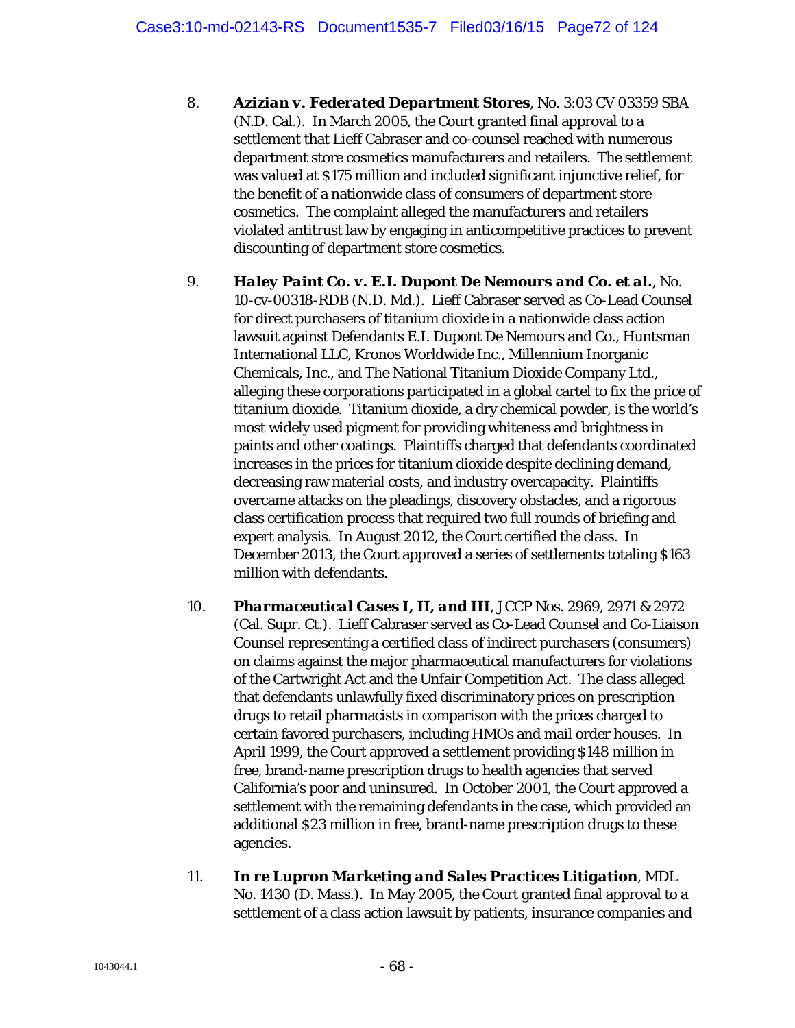8. ***Azizian v. Federated Department Stores***, No. 3:03 CV 03359 SBA (N.D. Cal.). In March 2005, the Court granted final approval to a settlement that Lieff Cabraser and co-counsel reached with numerous department store cosmetics manufacturers and retailers. The settlement was valued at $175 million and included significant injunctive relief, for the benefit of a nationwide class of consumers of department store cosmetics. The complaint alleged the manufacturers and retailers violated antitrust law by engaging in anticompetitive practices to prevent discounting of department store cosmetics.

9. ***Haley Paint Co. v. E.I. Dupont De Nemours and Co. et al.***, No. 10-cv-00318-RDB (N.D. Md.). Lieff Cabraser served as Co-Lead Counsel for direct purchasers of titanium dioxide in a nationwide class action lawsuit against Defendants E.I. Dupont De Nemours and Co., Huntsman International LLC, Kronos Worldwide Inc., Millennium Inorganic Chemicals, Inc., and The National Titanium Dioxide Company Ltd., alleging these corporations participated in a global cartel to fix the price of titanium dioxide. Titanium dioxide, a dry chemical powder, is the world's most widely used pigment for providing whiteness and brightness in paints and other coatings. Plaintiffs charged that defendants coordinated increases in the prices for titanium dioxide despite declining demand, decreasing raw material costs, and industry overcapacity. Plaintiffs overcame attacks on the pleadings, discovery obstacles, and a rigorous class certification process that required two full rounds of briefing and expert analysis. In August 2012, the Court certified the class. In December 2013, the Court approved a series of settlements totaling $163 million with defendants.

10. ***Pharmaceutical Cases I, II, and III***, JCCP Nos. 2969, 2971 & 2972 (Cal. Supr. Ct.). Lieff Cabraser served as Co-Lead Counsel and Co-Liaison Counsel representing a certified class of indirect purchasers (consumers) on claims against the major pharmaceutical manufacturers for violations of the Cartwright Act and the Unfair Competition Act. The class alleged that defendants unlawfully fixed discriminatory prices on prescription drugs to retail pharmacists in comparison with the prices charged to certain favored purchasers, including HMOs and mail order houses. In April 1999, the Court approved a settlement providing $148 million in free, brand-name prescription drugs to health agencies that served California's poor and uninsured. In October 2001, the Court approved a settlement with the remaining defendants in the case, which provided an additional $23 million in free, brand-name prescription drugs to these agencies.

11. ***In re Lupron Marketing and Sales Practices Litigation***, MDL No. 1430 (D. Mass.). In May 2005, the Court granted final approval to a settlement of a class action lawsuit by patients, insurance companies and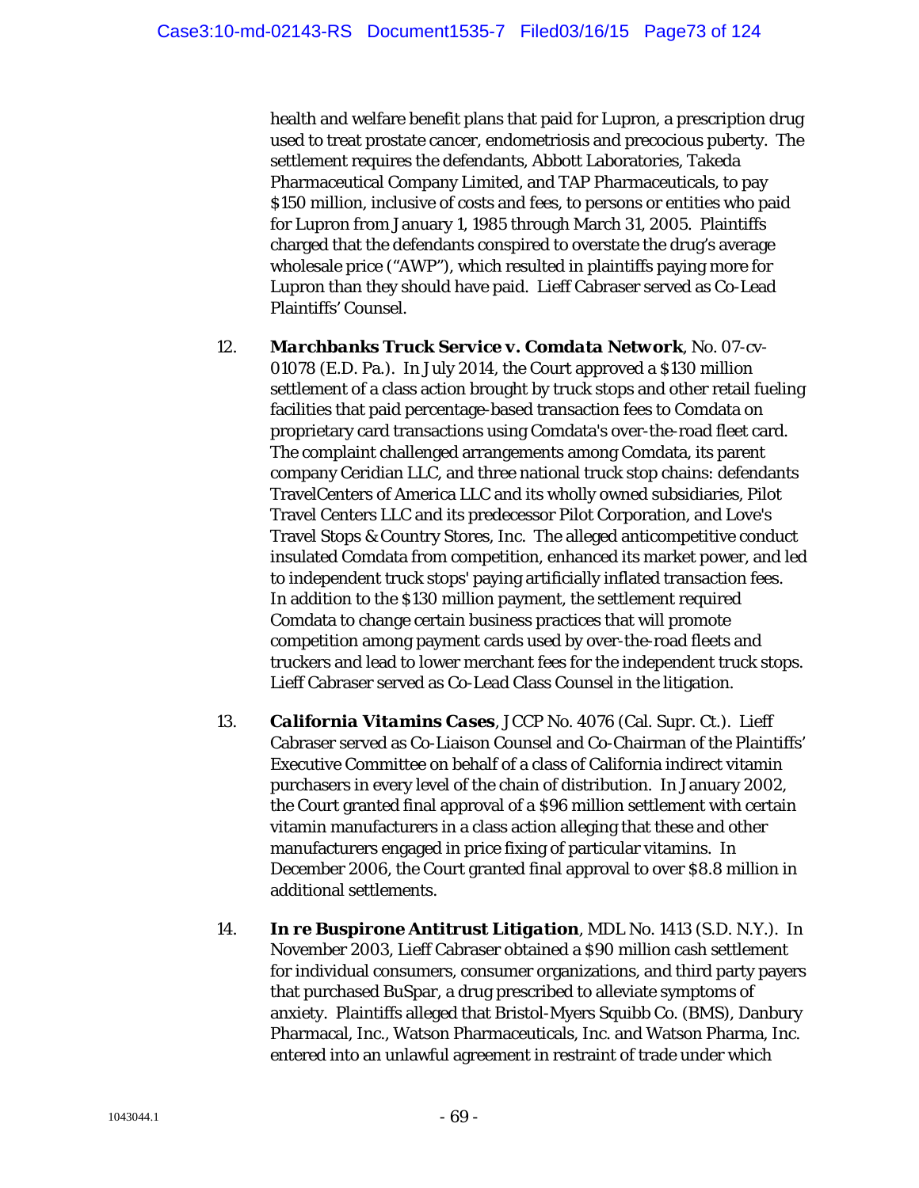health and welfare benefit plans that paid for Lupron, a prescription drug used to treat prostate cancer, endometriosis and precocious puberty. The settlement requires the defendants, Abbott Laboratories, Takeda Pharmaceutical Company Limited, and TAP Pharmaceuticals, to pay $150 million, inclusive of costs and fees, to persons or entities who paid for Lupron from January 1, 1985 through March 31, 2005. Plaintiffs charged that the defendants conspired to overstate the drug's average wholesale price ("AWP"), which resulted in plaintiffs paying more for Lupron than they should have paid. Lieff Cabraser served as Co-Lead Plaintiffs' Counsel.

12. ***Marchbanks Truck Service v. Comdata Network***, No. 07-cv-01078 (E.D. Pa.). In July 2014, the Court approved a $130 million settlement of a class action brought by truck stops and other retail fueling facilities that paid percentage-based transaction fees to Comdata on proprietary card transactions using Comdata's over-the-road fleet card. The complaint challenged arrangements among Comdata, its parent company Ceridian LLC, and three national truck stop chains: defendants TravelCenters of America LLC and its wholly owned subsidiaries, Pilot Travel Centers LLC and its predecessor Pilot Corporation, and Love's Travel Stops & Country Stores, Inc. The alleged anticompetitive conduct insulated Comdata from competition, enhanced its market power, and led to independent truck stops' paying artificially inflated transaction fees. In addition to the $130 million payment, the settlement required Comdata to change certain business practices that will promote competition among payment cards used by over-the-road fleets and truckers and lead to lower merchant fees for the independent truck stops. Lieff Cabraser served as Co-Lead Class Counsel in the litigation.

13. ***California Vitamins Cases***, JCCP No. 4076 (Cal. Supr. Ct.). Lieff Cabraser served as Co-Liaison Counsel and Co-Chairman of the Plaintiffs' Executive Committee on behalf of a class of California indirect vitamin purchasers in every level of the chain of distribution. In January 2002, the Court granted final approval of a $96 million settlement with certain vitamin manufacturers in a class action alleging that these and other manufacturers engaged in price fixing of particular vitamins. In December 2006, the Court granted final approval to over $8.8 million in additional settlements.

14. ***In re Buspirone Antitrust Litigation***, MDL No. 1413 (S.D. N.Y.). In November 2003, Lieff Cabraser obtained a $90 million cash settlement for individual consumers, consumer organizations, and third party payers that purchased BuSpar, a drug prescribed to alleviate symptoms of anxiety. Plaintiffs alleged that Bristol-Myers Squibb Co. (BMS), Danbury Pharmacal, Inc., Watson Pharmaceuticals, Inc. and Watson Pharma, Inc. entered into an unlawful agreement in restraint of trade under which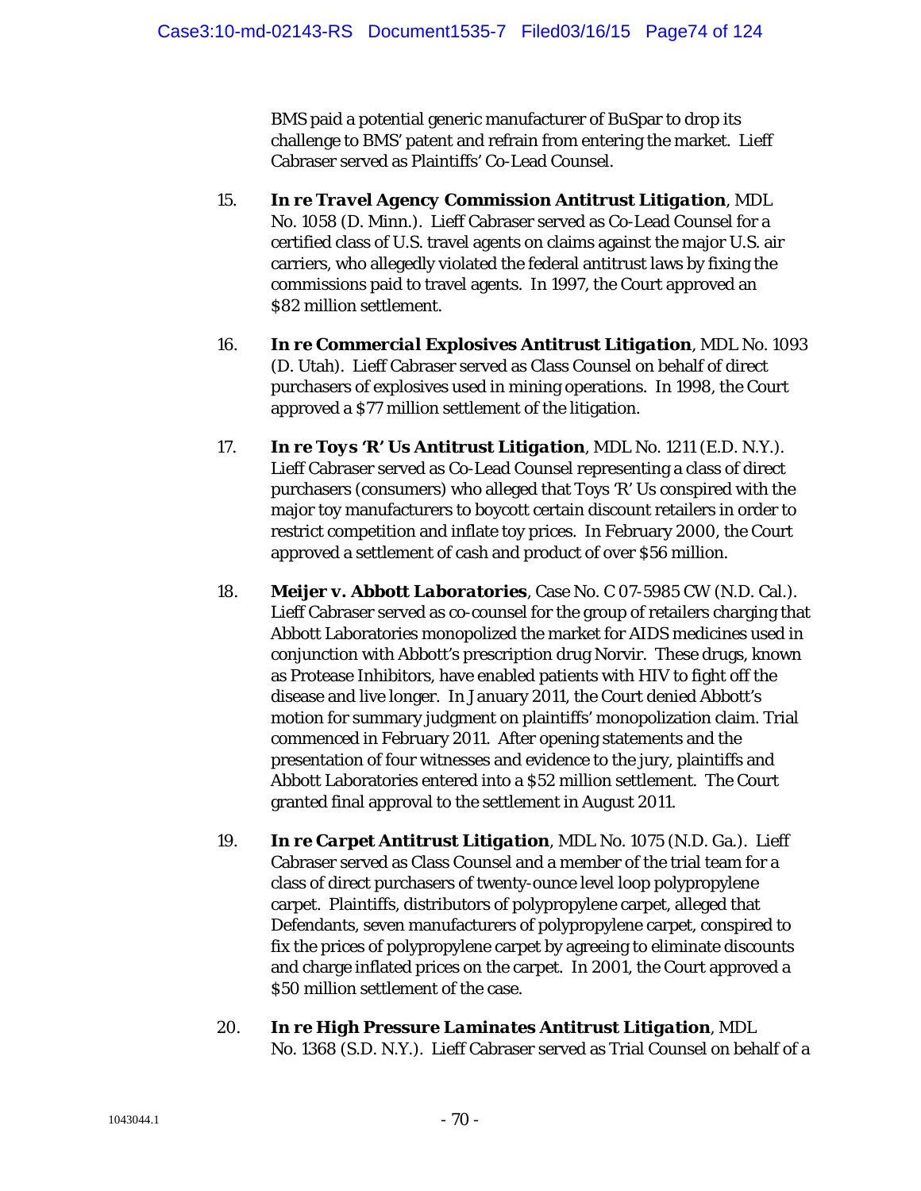BMS paid a potential generic manufacturer of BuSpar to drop its challenge to BMS' patent and refrain from entering the market. Lieff Cabraser served as Plaintiffs' Co-Lead Counsel.

15. ***In re Travel Agency Commission Antitrust Litigation***, MDL No. 1058 (D. Minn.). Lieff Cabraser served as Co-Lead Counsel for a certified class of U.S. travel agents on claims against the major U.S. air carriers, who allegedly violated the federal antitrust laws by fixing the commissions paid to travel agents. In 1997, the Court approved an $82 million settlement.

16. ***In re Commercial Explosives Antitrust Litigation***, MDL No. 1093 (D. Utah). Lieff Cabraser served as Class Counsel on behalf of direct purchasers of explosives used in mining operations. In 1998, the Court approved a $77 million settlement of the litigation.

17. ***In re Toys 'R' Us Antitrust Litigation***, MDL No. 1211 (E.D. N.Y.). Lieff Cabraser served as Co-Lead Counsel representing a class of direct purchasers (consumers) who alleged that Toys 'R' Us conspired with the major toy manufacturers to boycott certain discount retailers in order to restrict competition and inflate toy prices. In February 2000, the Court approved a settlement of cash and product of over $56 million.

18. ***Meijer v. Abbott Laboratories***, Case No. C 07-5985 CW (N.D. Cal.). Lieff Cabraser served as co-counsel for the group of retailers charging that Abbott Laboratories monopolized the market for AIDS medicines used in conjunction with Abbott's prescription drug Norvir. These drugs, known as Protease Inhibitors, have enabled patients with HIV to fight off the disease and live longer. In January 2011, the Court denied Abbott's motion for summary judgment on plaintiffs' monopolization claim. Trial commenced in February 2011. After opening statements and the presentation of four witnesses and evidence to the jury, plaintiffs and Abbott Laboratories entered into a $52 million settlement. The Court granted final approval to the settlement in August 2011.

19. ***In re Carpet Antitrust Litigation***, MDL No. 1075 (N.D. Ga.). Lieff Cabraser served as Class Counsel and a member of the trial team for a class of direct purchasers of twenty-ounce level loop polypropylene carpet. Plaintiffs, distributors of polypropylene carpet, alleged that Defendants, seven manufacturers of polypropylene carpet, conspired to fix the prices of polypropylene carpet by agreeing to eliminate discounts and charge inflated prices on the carpet. In 2001, the Court approved a $50 million settlement of the case.

20. ***In re High Pressure Laminates Antitrust Litigation***, MDL No. 1368 (S.D. N.Y.). Lieff Cabraser served as Trial Counsel on behalf of a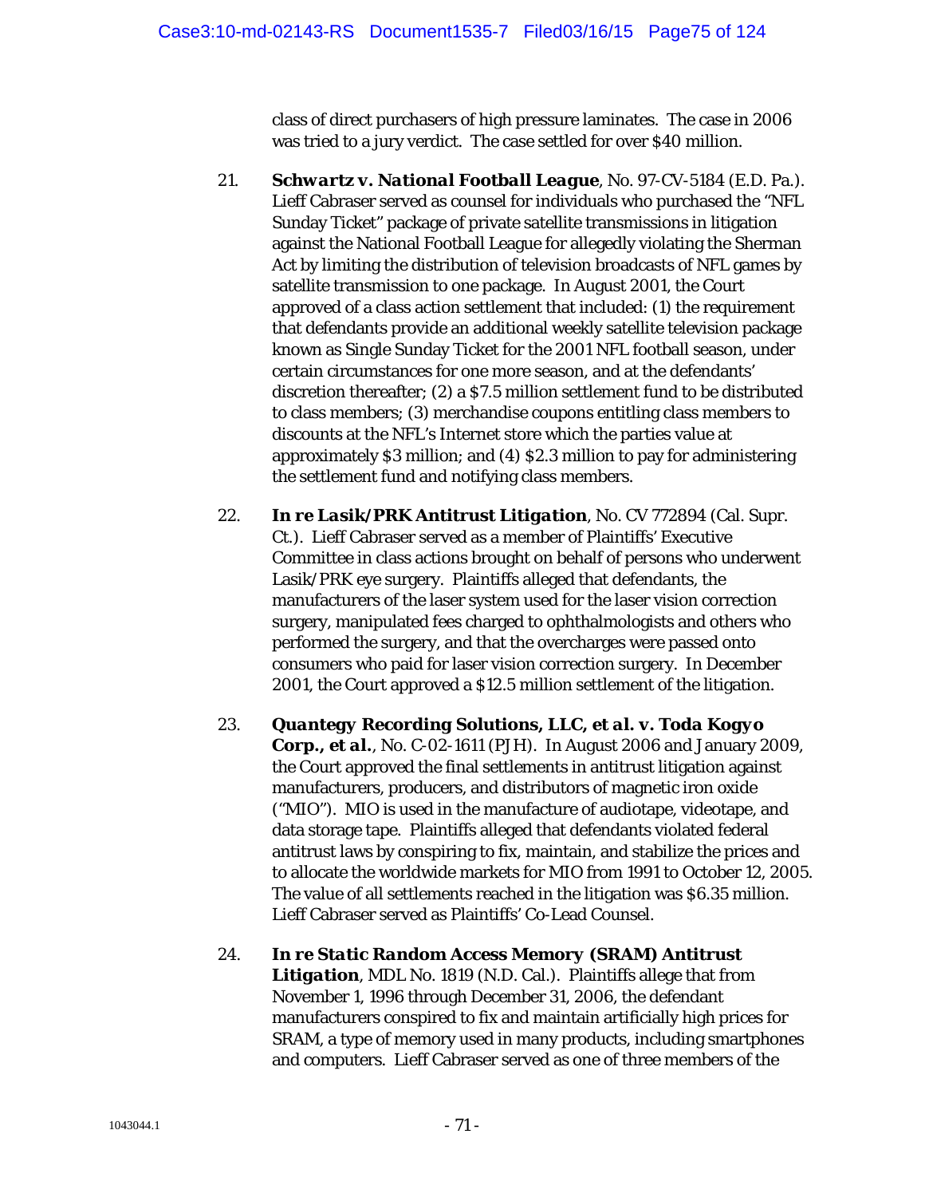class of direct purchasers of high pressure laminates. The case in 2006 was tried to a jury verdict. The case settled for over $40 million.

21. ***Schwartz v. National Football League***, No. 97-CV-5184 (E.D. Pa.). Lieff Cabraser served as counsel for individuals who purchased the "NFL Sunday Ticket" package of private satellite transmissions in litigation against the National Football League for allegedly violating the Sherman Act by limiting the distribution of television broadcasts of NFL games by satellite transmission to one package. In August 2001, the Court approved of a class action settlement that included: (1) the requirement that defendants provide an additional weekly satellite television package known as Single Sunday Ticket for the 2001 NFL football season, under certain circumstances for one more season, and at the defendants' discretion thereafter; (2) a $7.5 million settlement fund to be distributed to class members; (3) merchandise coupons entitling class members to discounts at the NFL's Internet store which the parties value at approximately $3 million; and (4) $2.3 million to pay for administering the settlement fund and notifying class members.

22. ***In re Lasik/PRK Antitrust Litigation***, No. CV 772894 (Cal. Supr. Ct.). Lieff Cabraser served as a member of Plaintiffs' Executive Committee in class actions brought on behalf of persons who underwent Lasik/PRK eye surgery. Plaintiffs alleged that defendants, the manufacturers of the laser system used for the laser vision correction surgery, manipulated fees charged to ophthalmologists and others who performed the surgery, and that the overcharges were passed onto consumers who paid for laser vision correction surgery. In December 2001, the Court approved a $12.5 million settlement of the litigation.

23. ***Quantegy Recording Solutions, LLC, et al. v. Toda Kogyo Corp., et al.***, No. C-02-1611 (PJH). In August 2006 and January 2009, the Court approved the final settlements in antitrust litigation against manufacturers, producers, and distributors of magnetic iron oxide ("MIO"). MIO is used in the manufacture of audiotape, videotape, and data storage tape. Plaintiffs alleged that defendants violated federal antitrust laws by conspiring to fix, maintain, and stabilize the prices and to allocate the worldwide markets for MIO from 1991 to October 12, 2005. The value of all settlements reached in the litigation was $6.35 million. Lieff Cabraser served as Plaintiffs' Co-Lead Counsel.

24. ***In re Static Random Access Memory (SRAM) Antitrust Litigation***, MDL No. 1819 (N.D. Cal.). Plaintiffs allege that from November 1, 1996 through December 31, 2006, the defendant manufacturers conspired to fix and maintain artificially high prices for SRAM, a type of memory used in many products, including smartphones and computers. Lieff Cabraser served as one of three members of the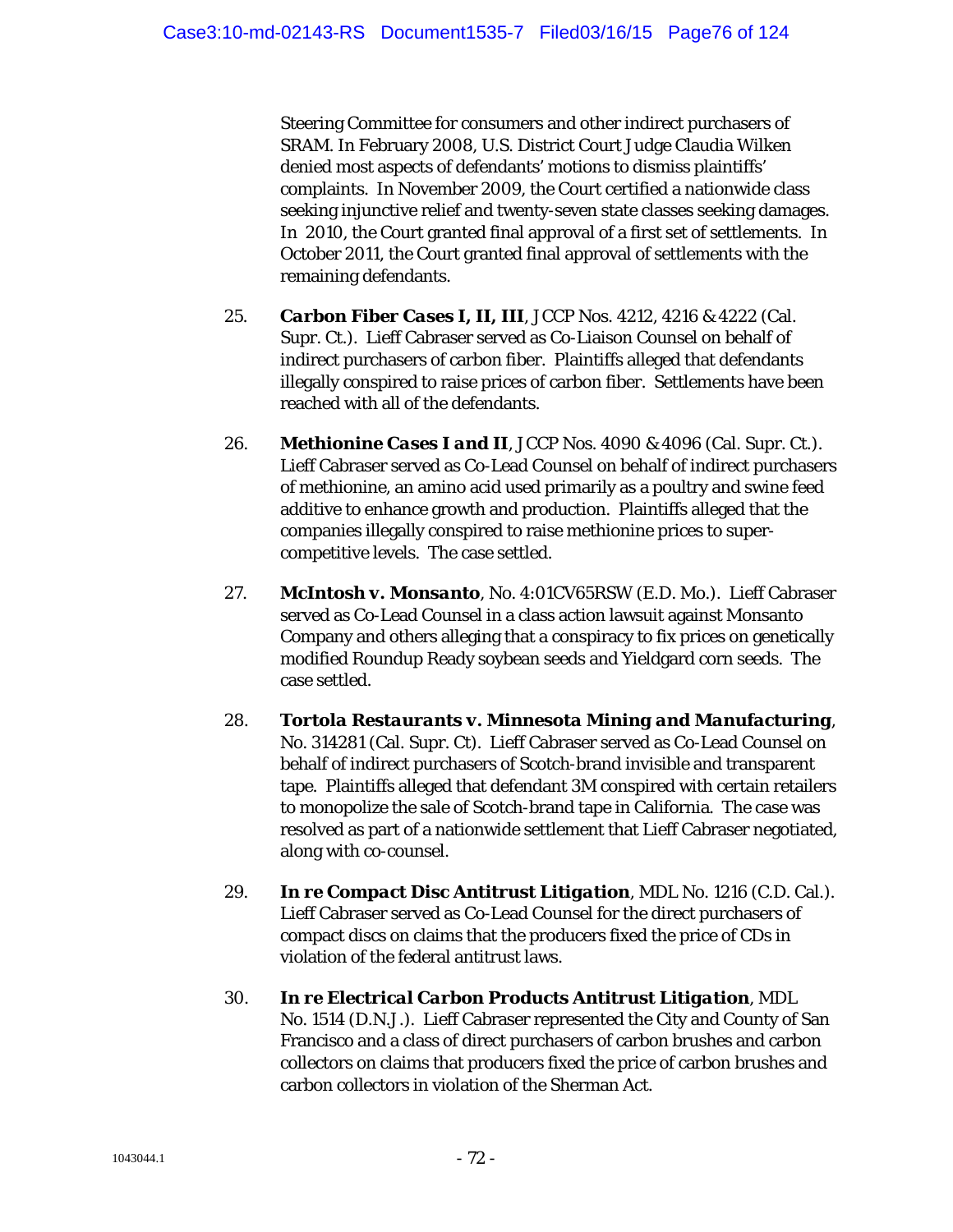Steering Committee for consumers and other indirect purchasers of SRAM. In February 2008, U.S. District Court Judge Claudia Wilken denied most aspects of defendants' motions to dismiss plaintiffs' complaints. In November 2009, the Court certified a nationwide class seeking injunctive relief and twenty-seven state classes seeking damages. In 2010, the Court granted final approval of a first set of settlements. In October 2011, the Court granted final approval of settlements with the remaining defendants.

25. ***Carbon Fiber Cases I, II, III***, JCCP Nos. 4212, 4216 & 4222 (Cal. Supr. Ct.). Lieff Cabraser served as Co-Liaison Counsel on behalf of indirect purchasers of carbon fiber. Plaintiffs alleged that defendants illegally conspired to raise prices of carbon fiber. Settlements have been reached with all of the defendants.

26. ***Methionine Cases I and II***, JCCP Nos. 4090 & 4096 (Cal. Supr. Ct.). Lieff Cabraser served as Co-Lead Counsel on behalf of indirect purchasers of methionine, an amino acid used primarily as a poultry and swine feed additive to enhance growth and production. Plaintiffs alleged that the companies illegally conspired to raise methionine prices to super-competitive levels. The case settled.

27. ***McIntosh v. Monsanto***, No. 4:01CV65RSW (E.D. Mo.). Lieff Cabraser served as Co-Lead Counsel in a class action lawsuit against Monsanto Company and others alleging that a conspiracy to fix prices on genetically modified Roundup Ready soybean seeds and Yieldgard corn seeds. The case settled.

28. ***Tortola Restaurants v. Minnesota Mining and Manufacturing***, No. 314281 (Cal. Supr. Ct). Lieff Cabraser served as Co-Lead Counsel on behalf of indirect purchasers of Scotch-brand invisible and transparent tape. Plaintiffs alleged that defendant 3M conspired with certain retailers to monopolize the sale of Scotch-brand tape in California. The case was resolved as part of a nationwide settlement that Lieff Cabraser negotiated, along with co-counsel.

29. ***In re Compact Disc Antitrust Litigation***, MDL No. 1216 (C.D. Cal.). Lieff Cabraser served as Co-Lead Counsel for the direct purchasers of compact discs on claims that the producers fixed the price of CDs in violation of the federal antitrust laws.

30. ***In re Electrical Carbon Products Antitrust Litigation***, MDL No. 1514 (D.N.J.). Lieff Cabraser represented the City and County of San Francisco and a class of direct purchasers of carbon brushes and carbon collectors on claims that producers fixed the price of carbon brushes and carbon collectors in violation of the Sherman Act.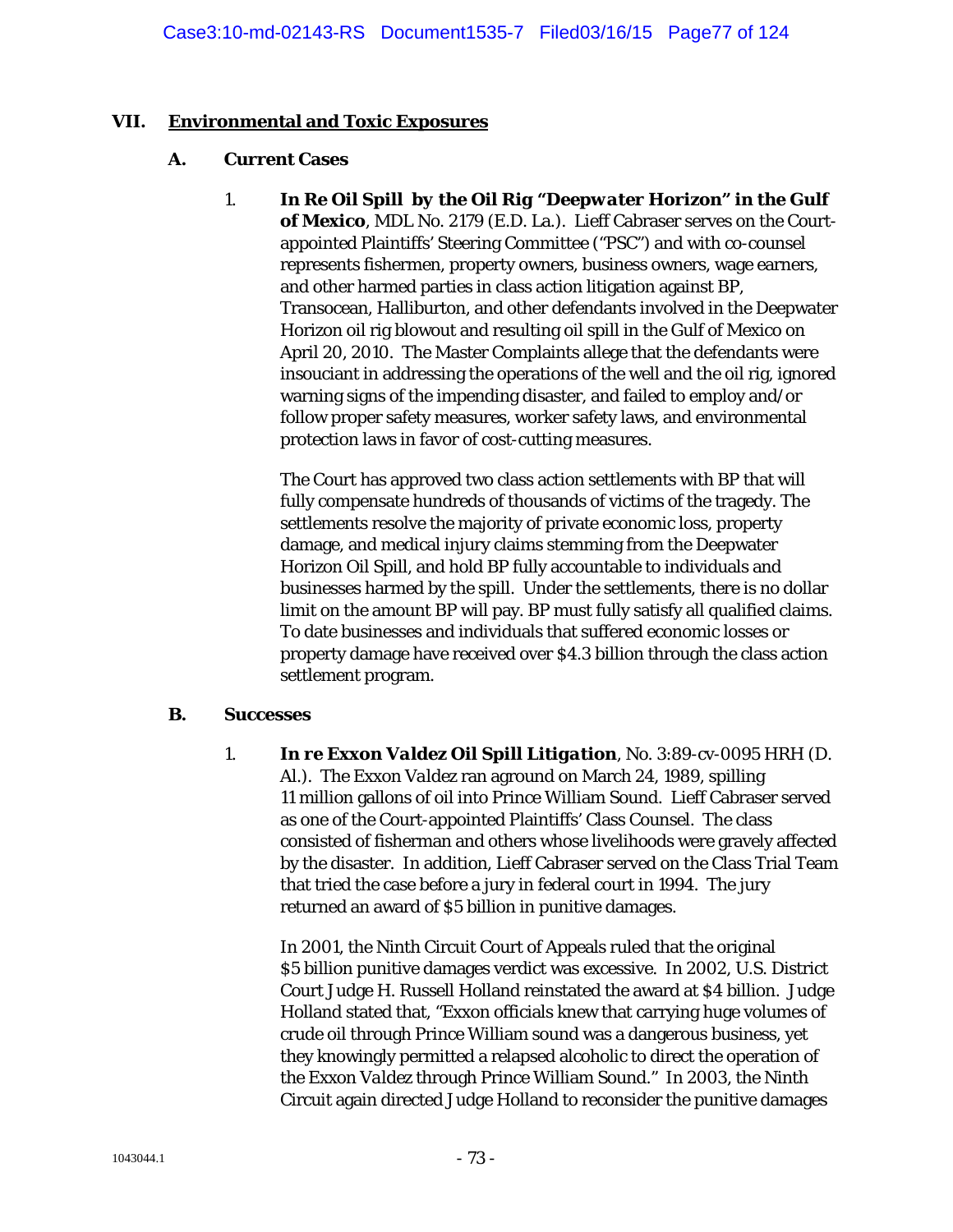## VII. Environmental and Toxic Exposures

### A. Current Cases

1. ***In Re Oil Spill by the Oil Rig "Deepwater Horizon" in the Gulf of Mexico***, MDL No. 2179 (E.D. La.). Lieff Cabraser serves on the Court-appointed Plaintiffs' Steering Committee ("PSC") and with co-counsel represents fishermen, property owners, business owners, wage earners, and other harmed parties in class action litigation against BP, Transocean, Halliburton, and other defendants involved in the Deepwater Horizon oil rig blowout and resulting oil spill in the Gulf of Mexico on April 20, 2010. The Master Complaints allege that the defendants were insouciant in addressing the operations of the well and the oil rig, ignored warning signs of the impending disaster, and failed to employ and/or follow proper safety measures, worker safety laws, and environmental protection laws in favor of cost-cutting measures.

   The Court has approved two class action settlements with BP that will fully compensate hundreds of thousands of victims of the tragedy. The settlements resolve the majority of private economic loss, property damage, and medical injury claims stemming from the Deepwater Horizon Oil Spill, and hold BP fully accountable to individuals and businesses harmed by the spill. Under the settlements, there is no dollar limit on the amount BP will pay. BP must fully satisfy all qualified claims. To date businesses and individuals that suffered economic losses or property damage have received over $4.3 billion through the class action settlement program.

### B. Successes

1. ***In re Exxon Valdez Oil Spill Litigation***, No. 3:89-cv-0095 HRH (D. Al.). The *Exxon Valdez* ran aground on March 24, 1989, spilling 11 million gallons of oil into Prince William Sound. Lieff Cabraser served as one of the Court-appointed Plaintiffs' Class Counsel. The class consisted of fisherman and others whose livelihoods were gravely affected by the disaster. In addition, Lieff Cabraser served on the Class Trial Team that tried the case before a jury in federal court in 1994. The jury returned an award of $5 billion in punitive damages.

   In 2001, the Ninth Circuit Court of Appeals ruled that the original $5 billion punitive damages verdict was excessive. In 2002, U.S. District Court Judge H. Russell Holland reinstated the award at $4 billion. Judge Holland stated that, "Exxon officials knew that carrying huge volumes of crude oil through Prince William sound was a dangerous business, yet they knowingly permitted a relapsed alcoholic to direct the operation of the *Exxon Valdez* through Prince William Sound." In 2003, the Ninth Circuit again directed Judge Holland to reconsider the punitive damages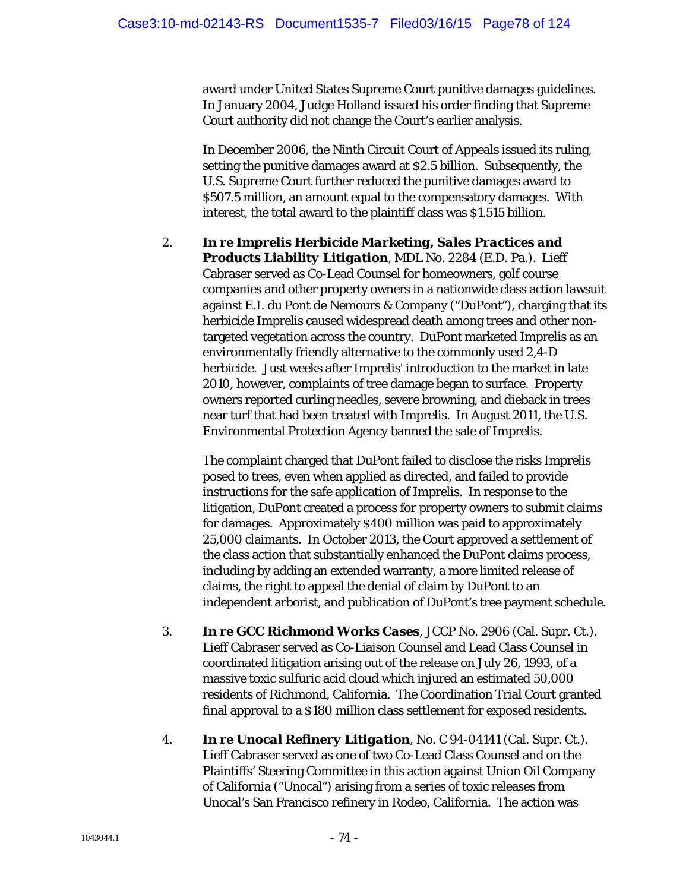award under United States Supreme Court punitive damages guidelines. In January 2004, Judge Holland issued his order finding that Supreme Court authority did not change the Court's earlier analysis.

In December 2006, the Ninth Circuit Court of Appeals issued its ruling, setting the punitive damages award at $2.5 billion. Subsequently, the U.S. Supreme Court further reduced the punitive damages award to $507.5 million, an amount equal to the compensatory damages. With interest, the total award to the plaintiff class was $1.515 billion.

2. ***In re Imprelis Herbicide Marketing, Sales Practices and Products Liability Litigation***, MDL No. 2284 (E.D. Pa.). Lieff Cabraser served as Co-Lead Counsel for homeowners, golf course companies and other property owners in a nationwide class action lawsuit against E.I. du Pont de Nemours & Company ("DuPont"), charging that its herbicide Imprelis caused widespread death among trees and other non-targeted vegetation across the country. DuPont marketed Imprelis as an environmentally friendly alternative to the commonly used 2,4-D herbicide. Just weeks after Imprelis' introduction to the market in late 2010, however, complaints of tree damage began to surface. Property owners reported curling needles, severe browning, and dieback in trees near turf that had been treated with Imprelis. In August 2011, the U.S. Environmental Protection Agency banned the sale of Imprelis.

   The complaint charged that DuPont failed to disclose the risks Imprelis posed to trees, even when applied as directed, and failed to provide instructions for the safe application of Imprelis. In response to the litigation, DuPont created a process for property owners to submit claims for damages. Approximately $400 million was paid to approximately 25,000 claimants. In October 2013, the Court approved a settlement of the class action that substantially enhanced the DuPont claims process, including by adding an extended warranty, a more limited release of claims, the right to appeal the denial of claim by DuPont to an independent arborist, and publication of DuPont's tree payment schedule.

3. ***In re GCC Richmond Works Cases***, JCCP No. 2906 (Cal. Supr. Ct.). Lieff Cabraser served as Co-Liaison Counsel and Lead Class Counsel in coordinated litigation arising out of the release on July 26, 1993, of a massive toxic sulfuric acid cloud which injured an estimated 50,000 residents of Richmond, California. The Coordination Trial Court granted final approval to a $180 million class settlement for exposed residents.

4. ***In re Unocal Refinery Litigation***, No. C 94-04141 (Cal. Supr. Ct.). Lieff Cabraser served as one of two Co-Lead Class Counsel and on the Plaintiffs' Steering Committee in this action against Union Oil Company of California ("Unocal") arising from a series of toxic releases from Unocal's San Francisco refinery in Rodeo, California. The action was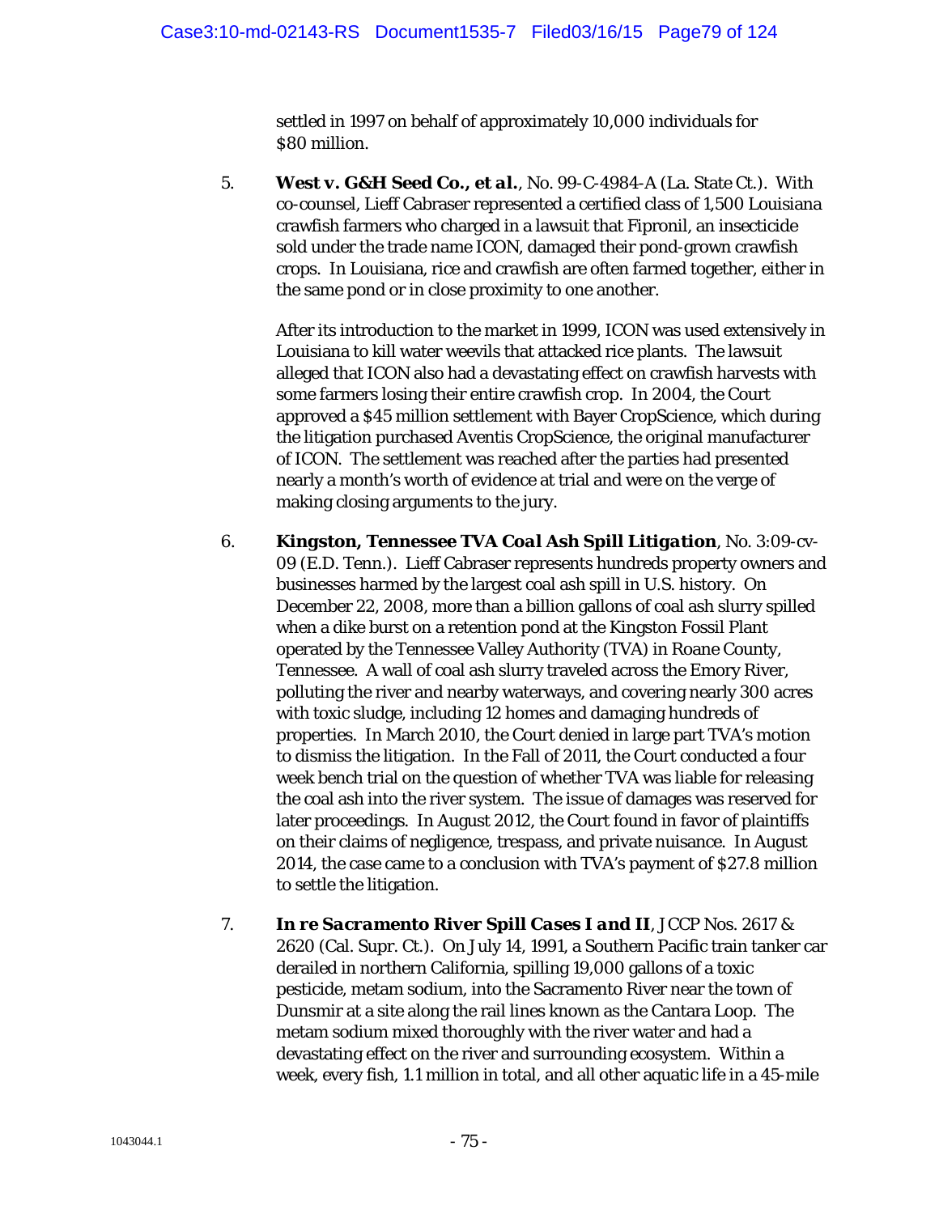settled in 1997 on behalf of approximately 10,000 individuals for $80 million.

5. ***West v. G&H Seed Co., et al.***, No. 99-C-4984-A (La. State Ct.). With co-counsel, Lieff Cabraser represented a certified class of 1,500 Louisiana crawfish farmers who charged in a lawsuit that Fipronil, an insecticide sold under the trade name ICON, damaged their pond-grown crawfish crops. In Louisiana, rice and crawfish are often farmed together, either in the same pond or in close proximity to one another.

   After its introduction to the market in 1999, ICON was used extensively in Louisiana to kill water weevils that attacked rice plants. The lawsuit alleged that ICON also had a devastating effect on crawfish harvests with some farmers losing their entire crawfish crop. In 2004, the Court approved a $45 million settlement with Bayer CropScience, which during the litigation purchased Aventis CropScience, the original manufacturer of ICON. The settlement was reached after the parties had presented nearly a month's worth of evidence at trial and were on the verge of making closing arguments to the jury.

6. ***Kingston, Tennessee TVA Coal Ash Spill Litigation***, No. 3:09-cv-09 (E.D. Tenn.). Lieff Cabraser represents hundreds property owners and businesses harmed by the largest coal ash spill in U.S. history. On December 22, 2008, more than a billion gallons of coal ash slurry spilled when a dike burst on a retention pond at the Kingston Fossil Plant operated by the Tennessee Valley Authority (TVA) in Roane County, Tennessee. A wall of coal ash slurry traveled across the Emory River, polluting the river and nearby waterways, and covering nearly 300 acres with toxic sludge, including 12 homes and damaging hundreds of properties. In March 2010, the Court denied in large part TVA's motion to dismiss the litigation. In the Fall of 2011, the Court conducted a four week bench trial on the question of whether TVA was liable for releasing the coal ash into the river system. The issue of damages was reserved for later proceedings. In August 2012, the Court found in favor of plaintiffs on their claims of negligence, trespass, and private nuisance. In August 2014, the case came to a conclusion with TVA's payment of $27.8 million to settle the litigation.

7. ***In re Sacramento River Spill Cases I and II***, JCCP Nos. 2617 & 2620 (Cal. Supr. Ct.). On July 14, 1991, a Southern Pacific train tanker car derailed in northern California, spilling 19,000 gallons of a toxic pesticide, metam sodium, into the Sacramento River near the town of Dunsmir at a site along the rail lines known as the Cantara Loop. The metam sodium mixed thoroughly with the river water and had a devastating effect on the river and surrounding ecosystem. Within a week, every fish, 1.1 million in total, and all other aquatic life in a 45-mile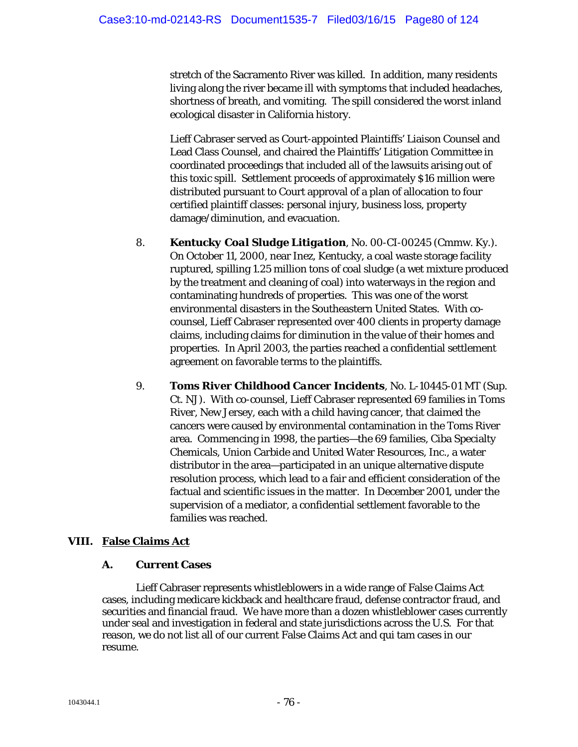stretch of the Sacramento River was killed. In addition, many residents living along the river became ill with symptoms that included headaches, shortness of breath, and vomiting. The spill considered the worst inland ecological disaster in California history.

Lieff Cabraser served as Court-appointed Plaintiffs' Liaison Counsel and Lead Class Counsel, and chaired the Plaintiffs' Litigation Committee in coordinated proceedings that included all of the lawsuits arising out of this toxic spill. Settlement proceeds of approximately $16 million were distributed pursuant to Court approval of a plan of allocation to four certified plaintiff classes: personal injury, business loss, property damage/diminution, and evacuation.

8. ***Kentucky Coal Sludge Litigation***, No. 00-CI-00245 (Cmmw. Ky.). On October 11, 2000, near Inez, Kentucky, a coal waste storage facility ruptured, spilling 1.25 million tons of coal sludge (a wet mixture produced by the treatment and cleaning of coal) into waterways in the region and contaminating hundreds of properties. This was one of the worst environmental disasters in the Southeastern United States. With co-counsel, Lieff Cabraser represented over 400 clients in property damage claims, including claims for diminution in the value of their homes and properties. In April 2003, the parties reached a confidential settlement agreement on favorable terms to the plaintiffs.

9. ***Toms River Childhood Cancer Incidents***, No. L-10445-01 MT (Sup. Ct. NJ). With co-counsel, Lieff Cabraser represented 69 families in Toms River, New Jersey, each with a child having cancer, that claimed the cancers were caused by environmental contamination in the Toms River area. Commencing in 1998, the parties—the 69 families, Ciba Specialty Chemicals, Union Carbide and United Water Resources, Inc., a water distributor in the area—participated in an unique alternative dispute resolution process, which lead to a fair and efficient consideration of the factual and scientific issues in the matter. In December 2001, under the supervision of a mediator, a confidential settlement favorable to the families was reached.

## VIII. False Claims Act

### A. Current Cases

Lieff Cabraser represents whistleblowers in a wide range of False Claims Act cases, including medicare kickback and healthcare fraud, defense contractor fraud, and securities and financial fraud. We have more than a dozen whistleblower cases currently under seal and investigation in federal and state jurisdictions across the U.S. For that reason, we do not list all of our current False Claims Act and qui tam cases in our resume.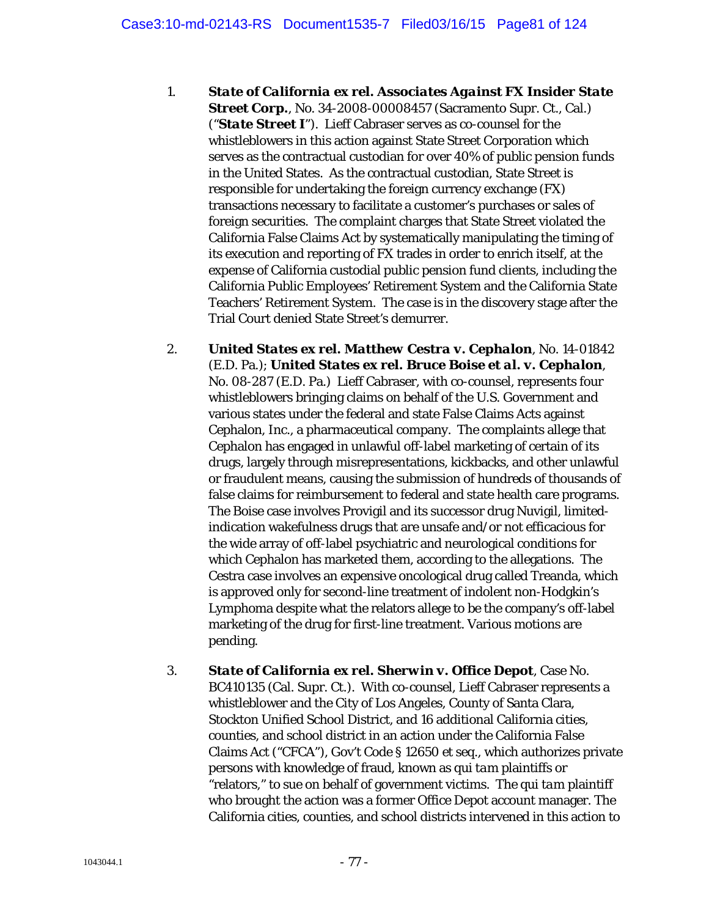1. ***State of California ex rel. Associates Against FX Insider State Street Corp.***, No. 34-2008-00008457 (Sacramento Supr. Ct., Cal.) ("***State Street I***"). Lieff Cabraser serves as co-counsel for the whistleblowers in this action against State Street Corporation which serves as the contractual custodian for over 40% of public pension funds in the United States. As the contractual custodian, State Street is responsible for undertaking the foreign currency exchange (FX) transactions necessary to facilitate a customer's purchases or sales of foreign securities. The complaint charges that State Street violated the California False Claims Act by systematically manipulating the timing of its execution and reporting of FX trades in order to enrich itself, at the expense of California custodial public pension fund clients, including the California Public Employees' Retirement System and the California State Teachers' Retirement System. The case is in the discovery stage after the Trial Court denied State Street's demurrer.

2. ***United States ex rel. Matthew Cestra v. Cephalon***, No. 14-01842 (E.D. Pa.); ***United States ex rel. Bruce Boise et al. v. Cephalon***, No. 08-287 (E.D. Pa.) Lieff Cabraser, with co-counsel, represents four whistleblowers bringing claims on behalf of the U.S. Government and various states under the federal and state False Claims Acts against Cephalon, Inc., a pharmaceutical company. The complaints allege that Cephalon has engaged in unlawful off-label marketing of certain of its drugs, largely through misrepresentations, kickbacks, and other unlawful or fraudulent means, causing the submission of hundreds of thousands of false claims for reimbursement to federal and state health care programs. The Boise case involves Provigil and its successor drug Nuvigil, limited-indication wakefulness drugs that are unsafe and/or not efficacious for the wide array of off-label psychiatric and neurological conditions for which Cephalon has marketed them, according to the allegations. The Cestra case involves an expensive oncological drug called Treanda, which is approved only for second-line treatment of indolent non-Hodgkin's Lymphoma despite what the relators allege to be the company's off-label marketing of the drug for first-line treatment. Various motions are pending.

3. ***State of California ex rel. Sherwin v. Office Depot***, Case No. BC410135 (Cal. Supr. Ct.). With co-counsel, Lieff Cabraser represents a whistleblower and the City of Los Angeles, County of Santa Clara, Stockton Unified School District, and 16 additional California cities, counties, and school district in an action under the California False Claims Act ("CFCA"), Gov't Code § 12650 *et seq.*, which authorizes private persons with knowledge of fraud, known as *qui tam* plaintiffs or "relators," to sue on behalf of government victims. The *qui tam* plaintiff who brought the action was a former Office Depot account manager. The California cities, counties, and school districts intervened in this action to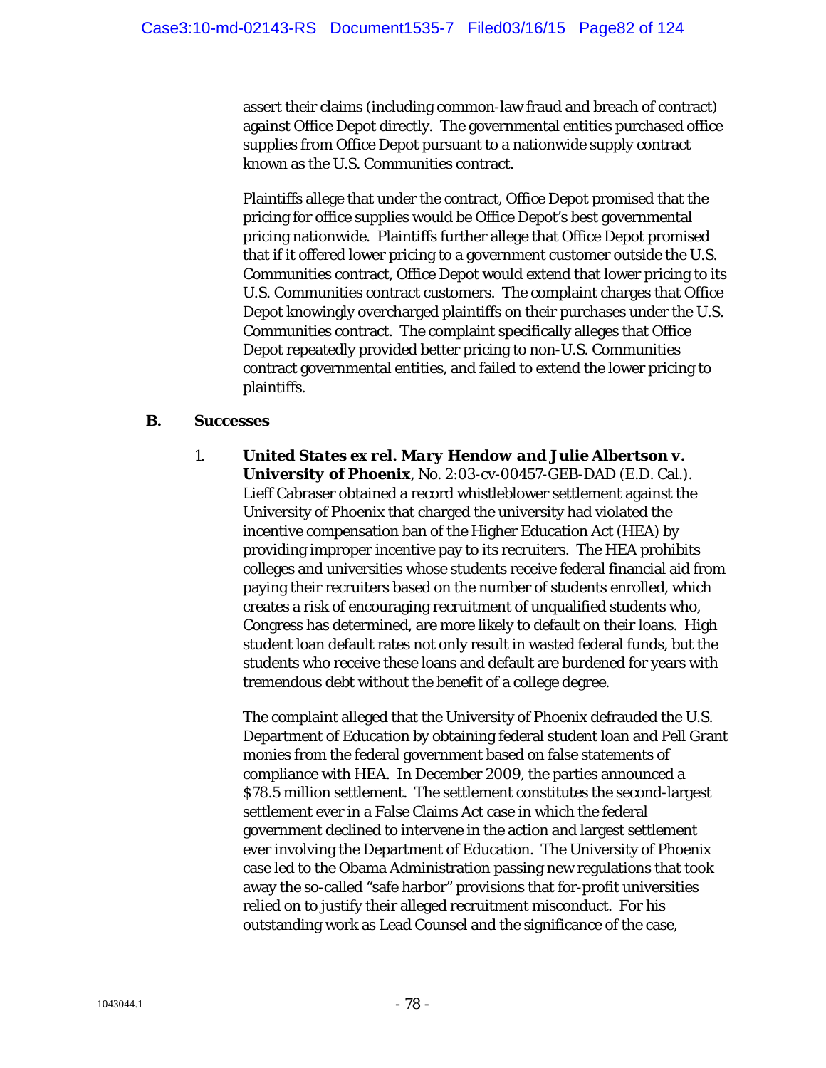assert their claims (including common-law fraud and breach of contract) against Office Depot directly. The governmental entities purchased office supplies from Office Depot pursuant to a nationwide supply contract known as the U.S. Communities contract.

Plaintiffs allege that under the contract, Office Depot promised that the pricing for office supplies would be Office Depot's best governmental pricing nationwide. Plaintiffs further allege that Office Depot promised that if it offered lower pricing to a government customer outside the U.S. Communities contract, Office Depot would extend that lower pricing to its U.S. Communities contract customers. The complaint charges that Office Depot knowingly overcharged plaintiffs on their purchases under the U.S. Communities contract. The complaint specifically alleges that Office Depot repeatedly provided better pricing to non-U.S. Communities contract governmental entities, and failed to extend the lower pricing to plaintiffs.

### B. Successes

1. ***United States ex rel. Mary Hendow and Julie Albertson v. University of Phoenix***, No. 2:03-cv-00457-GEB-DAD (E.D. Cal.). Lieff Cabraser obtained a record whistleblower settlement against the University of Phoenix that charged the university had violated the incentive compensation ban of the Higher Education Act (HEA) by providing improper incentive pay to its recruiters. The HEA prohibits colleges and universities whose students receive federal financial aid from paying their recruiters based on the number of students enrolled, which creates a risk of encouraging recruitment of unqualified students who, Congress has determined, are more likely to default on their loans. High student loan default rates not only result in wasted federal funds, but the students who receive these loans and default are burdened for years with tremendous debt without the benefit of a college degree.

   The complaint alleged that the University of Phoenix defrauded the U.S. Department of Education by obtaining federal student loan and Pell Grant monies from the federal government based on false statements of compliance with HEA. In December 2009, the parties announced a $78.5 million settlement. The settlement constitutes the second-largest settlement ever in a False Claims Act case in which the federal government declined to intervene in the action and largest settlement ever involving the Department of Education. The University of Phoenix case led to the Obama Administration passing new regulations that took away the so-called "safe harbor" provisions that for-profit universities relied on to justify their alleged recruitment misconduct. For his outstanding work as Lead Counsel and the significance of the case,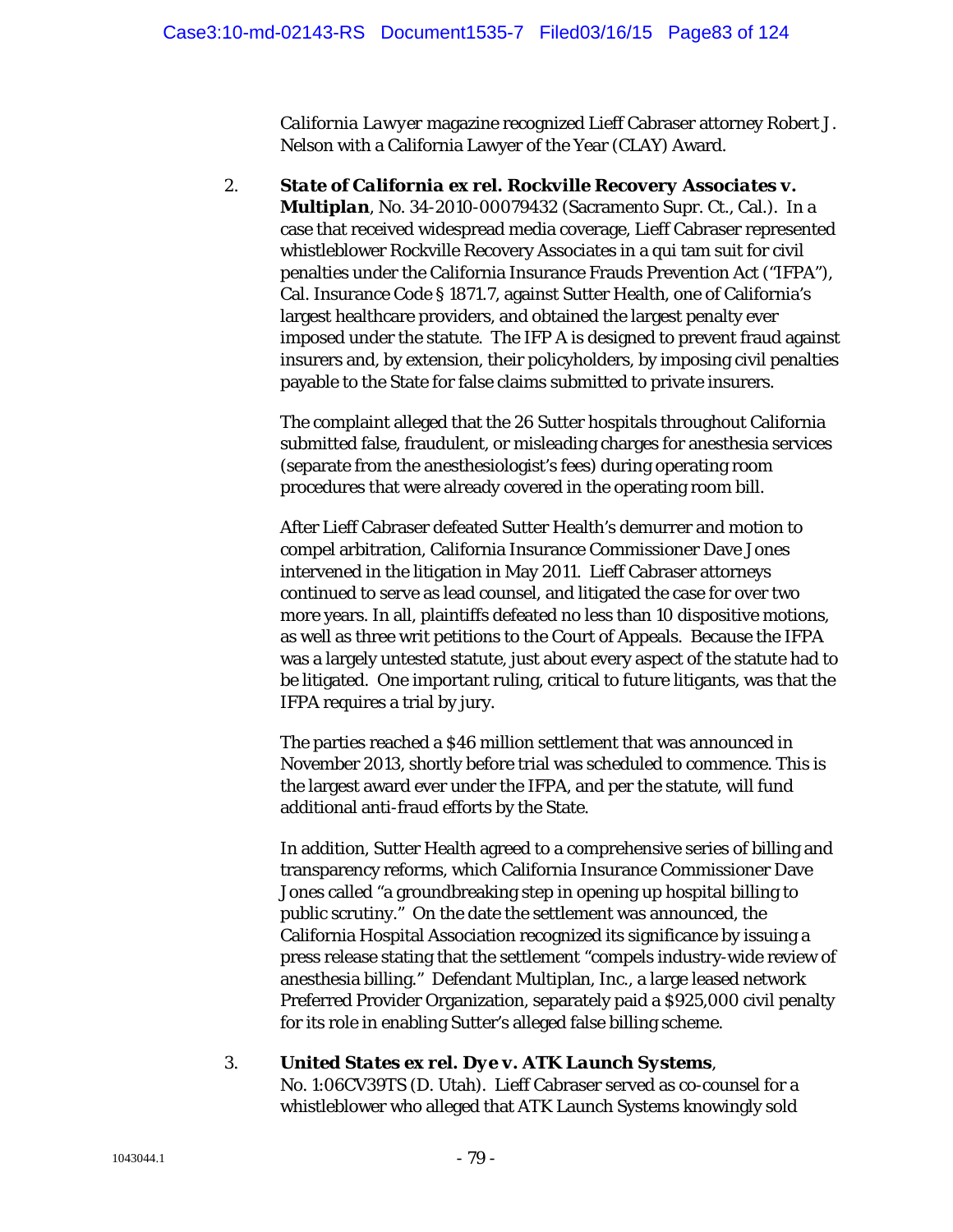*California Lawyer* magazine recognized Lieff Cabraser attorney Robert J. Nelson with a California Lawyer of the Year (CLAY) Award.

2. ***State of California ex rel. Rockville Recovery Associates v. Multiplan***, No. 34-2010-00079432 (Sacramento Supr. Ct., Cal.). In a case that received widespread media coverage, Lieff Cabraser represented whistleblower Rockville Recovery Associates in a qui tam suit for civil penalties under the California Insurance Frauds Prevention Act ("IFPA"), Cal. Insurance Code § 1871.7, against Sutter Health, one of California's largest healthcare providers, and obtained the largest penalty ever imposed under the statute. The IFP A is designed to prevent fraud against insurers and, by extension, their policyholders, by imposing civil penalties payable to the State for false claims submitted to private insurers.

   The complaint alleged that the 26 Sutter hospitals throughout California submitted false, fraudulent, or misleading charges for anesthesia services (separate from the anesthesiologist's fees) during operating room procedures that were already covered in the operating room bill.

   After Lieff Cabraser defeated Sutter Health's demurrer and motion to compel arbitration, California Insurance Commissioner Dave Jones intervened in the litigation in May 2011. Lieff Cabraser attorneys continued to serve as lead counsel, and litigated the case for over two more years. In all, plaintiffs defeated no less than 10 dispositive motions, as well as three writ petitions to the Court of Appeals. Because the IFPA was a largely untested statute, just about every aspect of the statute had to be litigated. One important ruling, critical to future litigants, was that the IFPA requires a trial by jury.

   The parties reached a $46 million settlement that was announced in November 2013, shortly before trial was scheduled to commence. This is the largest award ever under the IFPA, and per the statute, will fund additional anti-fraud efforts by the State.

   In addition, Sutter Health agreed to a comprehensive series of billing and transparency reforms, which California Insurance Commissioner Dave Jones called "a groundbreaking step in opening up hospital billing to public scrutiny." On the date the settlement was announced, the California Hospital Association recognized its significance by issuing a press release stating that the settlement "compels industry-wide review of anesthesia billing." Defendant Multiplan, Inc., a large leased network Preferred Provider Organization, separately paid a $925,000 civil penalty for its role in enabling Sutter's alleged false billing scheme.

3. ***United States ex rel. Dye v. ATK Launch Systems***, No. 1:06CV39TS (D. Utah). Lieff Cabraser served as co-counsel for a whistleblower who alleged that ATK Launch Systems knowingly sold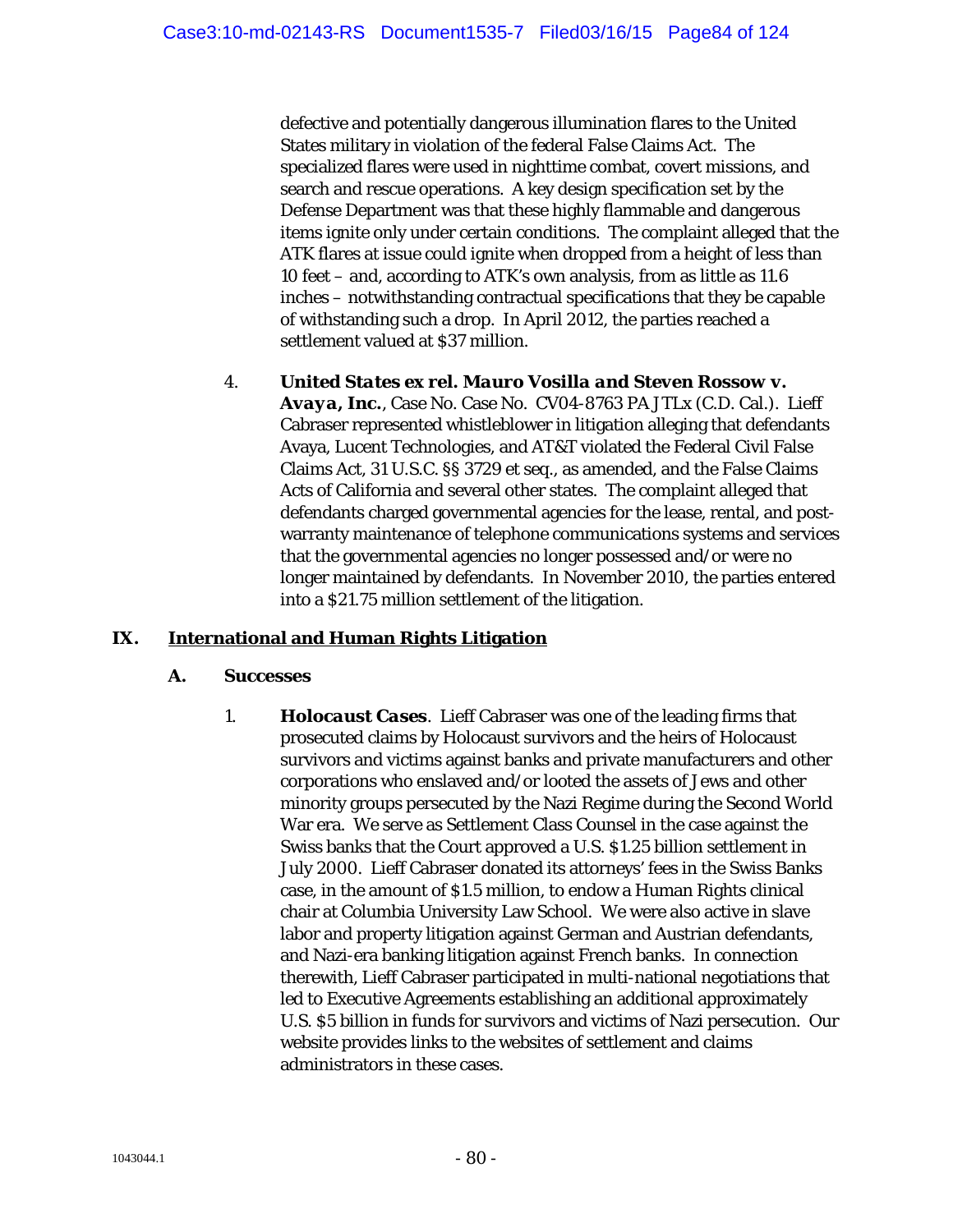defective and potentially dangerous illumination flares to the United States military in violation of the federal False Claims Act. The specialized flares were used in nighttime combat, covert missions, and search and rescue operations. A key design specification set by the Defense Department was that these highly flammable and dangerous items ignite only under certain conditions. The complaint alleged that the ATK flares at issue could ignite when dropped from a height of less than 10 feet – and, according to ATK's own analysis, from as little as 11.6 inches – notwithstanding contractual specifications that they be capable of withstanding such a drop. In April 2012, the parties reached a settlement valued at $37 million.

4. ***United States ex rel. Mauro Vosilla and Steven Rossow v. Avaya, Inc.***, Case No. Case No. CV04-8763 PA JTLx (C.D. Cal.). Lieff Cabraser represented whistleblower in litigation alleging that defendants Avaya, Lucent Technologies, and AT&T violated the Federal Civil False Claims Act, 31 U.S.C. §§ 3729 et seq., as amended, and the False Claims Acts of California and several other states. The complaint alleged that defendants charged governmental agencies for the lease, rental, and post-warranty maintenance of telephone communications systems and services that the governmental agencies no longer possessed and/or were no longer maintained by defendants. In November 2010, the parties entered into a $21.75 million settlement of the litigation.

## IX. International and Human Rights Litigation

### A. Successes

1. ***Holocaust Cases***. Lieff Cabraser was one of the leading firms that prosecuted claims by Holocaust survivors and the heirs of Holocaust survivors and victims against banks and private manufacturers and other corporations who enslaved and/or looted the assets of Jews and other minority groups persecuted by the Nazi Regime during the Second World War era. We serve as Settlement Class Counsel in the case against the Swiss banks that the Court approved a U.S. $1.25 billion settlement in July 2000. Lieff Cabraser donated its attorneys' fees in the Swiss Banks case, in the amount of $1.5 million, to endow a Human Rights clinical chair at Columbia University Law School. We were also active in slave labor and property litigation against German and Austrian defendants, and Nazi-era banking litigation against French banks. In connection therewith, Lieff Cabraser participated in multi-national negotiations that led to Executive Agreements establishing an additional approximately U.S. $5 billion in funds for survivors and victims of Nazi persecution. Our website provides links to the websites of settlement and claims administrators in these cases.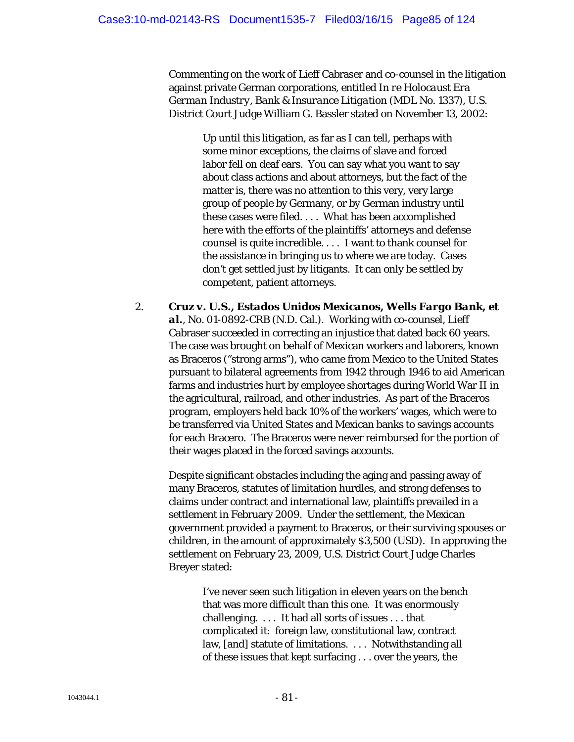Commenting on the work of Lieff Cabraser and co-counsel in the litigation against private German corporations, entitled *In re Holocaust Era German Industry, Bank & Insurance Litigation* (MDL No. 1337), U.S. District Court Judge William G. Bassler stated on November 13, 2002:

> Up until this litigation, as far as I can tell, perhaps with some minor exceptions, the claims of slave and forced labor fell on deaf ears. You can say what you want to say about class actions and about attorneys, but the fact of the matter is, there was no attention to this very, very large group of people by Germany, or by German industry until these cases were filed. . . . What has been accomplished here with the efforts of the plaintiffs' attorneys and defense counsel is quite incredible. . . . I want to thank counsel for the assistance in bringing us to where we are today. Cases don't get settled just by litigants. It can only be settled by competent, patient attorneys.

2. ***Cruz v. U.S., Estados Unidos Mexicanos, Wells Fargo Bank, et al.***, No. 01-0892-CRB (N.D. Cal.). Working with co-counsel, Lieff Cabraser succeeded in correcting an injustice that dated back 60 years. The case was brought on behalf of Mexican workers and laborers, known as Braceros ("strong arms"), who came from Mexico to the United States pursuant to bilateral agreements from 1942 through 1946 to aid American farms and industries hurt by employee shortages during World War II in the agricultural, railroad, and other industries. As part of the Braceros program, employers held back 10% of the workers' wages, which were to be transferred via United States and Mexican banks to savings accounts for each Bracero. The Braceros were never reimbursed for the portion of their wages placed in the forced savings accounts.

   Despite significant obstacles including the aging and passing away of many Braceros, statutes of limitation hurdles, and strong defenses to claims under contract and international law, plaintiffs prevailed in a settlement in February 2009. Under the settlement, the Mexican government provided a payment to Braceros, or their surviving spouses or children, in the amount of approximately $3,500 (USD). In approving the settlement on February 23, 2009, U.S. District Court Judge Charles Breyer stated:

   > I've never seen such litigation in eleven years on the bench that was more difficult than this one. It was enormously challenging. . . . It had all sorts of issues . . . that complicated it: foreign law, constitutional law, contract law, [and] statute of limitations. . . . Notwithstanding all of these issues that kept surfacing . . . over the years, the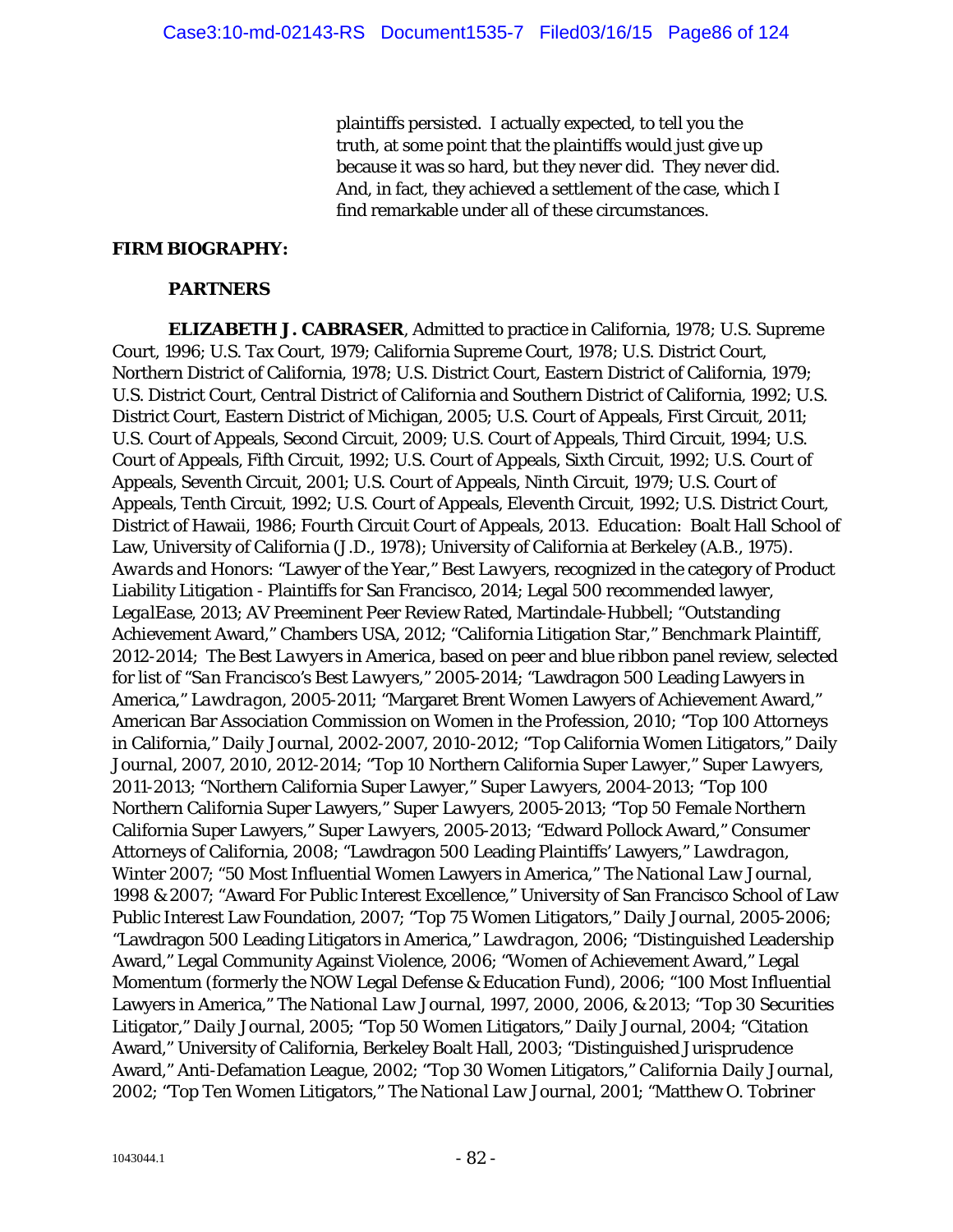> plaintiffs persisted. I actually expected, to tell you the truth, at some point that the plaintiffs would just give up because it was so hard, but they never did. They never did. And, in fact, they achieved a settlement of the case, which I find remarkable under all of these circumstances.

**FIRM BIOGRAPHY:**

**PARTNERS**

**ELIZABETH J. CABRASER**, Admitted to practice in California, 1978; U.S. Supreme Court, 1996; U.S. Tax Court, 1979; California Supreme Court, 1978; U.S. District Court, Northern District of California, 1978; U.S. District Court, Eastern District of California, 1979; U.S. District Court, Central District of California and Southern District of California, 1992; U.S. District Court, Eastern District of Michigan, 2005; U.S. Court of Appeals, First Circuit, 2011; U.S. Court of Appeals, Second Circuit, 2009; U.S. Court of Appeals, Third Circuit, 1994; U.S. Court of Appeals, Fifth Circuit, 1992; U.S. Court of Appeals, Sixth Circuit, 1992; U.S. Court of Appeals, Seventh Circuit, 2001; U.S. Court of Appeals, Ninth Circuit, 1979; U.S. Court of Appeals, Tenth Circuit, 1992; U.S. Court of Appeals, Eleventh Circuit, 1992; U.S. District Court, District of Hawaii, 1986; Fourth Circuit Court of Appeals, 2013. *Education:* Boalt Hall School of Law, University of California (J.D., 1978); University of California at Berkeley (A.B., 1975). *Awards and Honors:* "Lawyer of the Year," *Best Lawyers*, recognized in the category of Product Liability Litigation - Plaintiffs for San Francisco, 2014; Legal 500 recommended lawyer, *LegalEase*, 2013; AV Preeminent Peer Review Rated, Martindale-Hubbell; "Outstanding Achievement Award," Chambers USA, 2012; "California Litigation Star," *Benchmark Plaintiff*, 2012-2014; *The Best Lawyers in America*, based on peer and blue ribbon panel review, selected for list of "*San Francisco's Best Lawyers*," 2005-2014; "Lawdragon 500 Leading Lawyers in America," *Lawdragon*, 2005-2011; "Margaret Brent Women Lawyers of Achievement Award," American Bar Association Commission on Women in the Profession, 2010; "Top 100 Attorneys in California," *Daily Journal*, 2002-2007, 2010-2012; "Top California Women Litigators," *Daily Journal*, 2007, 2010, 2012-2014; "Top 10 Northern California Super Lawyer," *Super Lawyers*, 2011-2013; "Northern California Super Lawyer," *Super Lawyers*, 2004-2013; "Top 100 Northern California Super Lawyers," *Super Lawyers*, 2005-2013; "Top 50 Female Northern California Super Lawyers," *Super Lawyers*, 2005-2013; "Edward Pollock Award," Consumer Attorneys of California, 2008; "Lawdragon 500 Leading Plaintiffs' Lawyers," *Lawdragon*, Winter 2007; "50 Most Influential Women Lawyers in America," *The National Law Journal*, 1998 & 2007; "Award For Public Interest Excellence," University of San Francisco School of Law Public Interest Law Foundation, 2007; "Top 75 Women Litigators," *Daily Journal*, 2005-2006; "Lawdragon 500 Leading Litigators in America," *Lawdragon*, 2006; "Distinguished Leadership Award," Legal Community Against Violence, 2006; "Women of Achievement Award," Legal Momentum (formerly the NOW Legal Defense & Education Fund), 2006; "100 Most Influential Lawyers in America," *The National Law Journal*, 1997, 2000, 2006, & 2013; "Top 30 Securities Litigator," *Daily Journal*, 2005; "Top 50 Women Litigators," *Daily Journal*, 2004; "Citation Award," University of California, Berkeley Boalt Hall, 2003; "Distinguished Jurisprudence Award," Anti-Defamation League, 2002; "Top 30 Women Litigators," *California Daily Journal*, 2002; "Top Ten Women Litigators," *The National Law Journal*, 2001; "Matthew O. Tobriner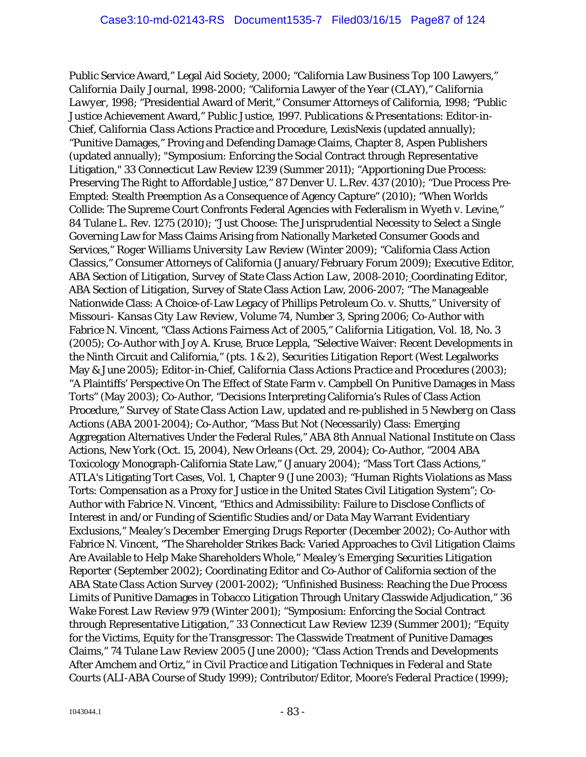Public Service Award," Legal Aid Society, 2000; "California Law Business Top 100 Lawyers," *California Daily Journal*, 1998-2000; "California Lawyer of the Year (CLAY)," *California Lawyer*, 1998; "Presidential Award of Merit," Consumer Attorneys of California, 1998; "Public Justice Achievement Award," Public Justice, 1997. *Publications & Presentations*: Editor-in-Chief, *California Class Actions Practice and Procedure*, LexisNexis (updated annually); "Punitive Damages," Proving and Defending Damage Claims, Chapter 8, Aspen Publishers (updated annually); "Symposium: Enforcing the Social Contract through Representative Litigation," 33 Connecticut Law Review 1239 (Summer 2011); "Apportioning Due Process: Preserving The Right to Affordable Justice," 87 Denver U. L.Rev. 437 (2010); "Due Process Pre-Empted: Stealth Preemption As a Consequence of Agency Capture" (2010); "When Worlds Collide: The Supreme Court Confronts Federal Agencies with Federalism in *Wyeth v. Levine*," 84 Tulane L. Rev. 1275 (2010); "Just Choose: The Jurisprudential Necessity to Select a Single Governing Law for Mass Claims Arising from Nationally Marketed Consumer Goods and Services," *Roger Williams University Law Review* (Winter 2009); "California Class Action Classics," Consumer Attorneys of California (January/February Forum 2009); Executive Editor, ABA Section of Litigation, *Survey of State Class Action Law*, 2008-2010; Coordinating Editor, ABA Section of Litigation, Survey of State Class Action Law, 2006-2007; "The Manageable Nationwide Class: A Choice-of-Law Legacy of Phillips Petroleum Co. v. Shutts," University of *Missouri- Kansas City Law Review*, Volume 74, Number 3, Spring 2006; Co-Author with Fabrice N. Vincent, "Class Actions Fairness Act of 2005," *California Litigation*, Vol. 18, No. 3 (2005); Co-Author with Joy A. Kruse, Bruce Leppla, "Selective Waiver: Recent Developments in the Ninth Circuit and California," (pts. 1 & 2), *Securities Litigation Report* (West Legalworks May & June 2005); Editor-in-Chief, *California Class Actions Practice and Procedures* (2003); "A Plaintiffs' Perspective On The Effect of State Farm v. Campbell On Punitive Damages in Mass Torts" (May 2003); Co-Author, "Decisions Interpreting California's Rules of Class Action Procedure," *Survey of State Class Action Law*, updated and re-published in 5 *Newberg on Class Actions* (ABA 2001-2004); Co-Author, "Mass But Not (Necessarily) Class: Emerging Aggregation Alternatives Under the Federal Rules," ABA *8th Annual National Institute on Class Actions*, New York (Oct. 15, 2004), New Orleans (Oct. 29, 2004); Co-Author, "2004 ABA Toxicology Monograph-California State Law," (January 2004); "Mass Tort Class Actions," ATLA's Litigating Tort Cases, Vol. 1, Chapter 9 (June 2003); "Human Rights Violations as Mass Torts: Compensation as a Proxy for Justice in the United States Civil Litigation System"; Co-Author with Fabrice N. Vincent, "Ethics and Admissibility: Failure to Disclose Conflicts of Interest in and/or Funding of Scientific Studies and/or Data May Warrant Evidentiary Exclusions," Mealey's *December Emerging Drugs Reporter* (December 2002); Co-Author with Fabrice N. Vincent, "The Shareholder Strikes Back: Varied Approaches to Civil Litigation Claims Are Available to Help Make Shareholders Whole," *Mealey's Emerging Securities Litigation Reporter* (September 2002); Coordinating Editor and Co-Author of California section of the *ABA State Class Action Survey* (2001-2002); "Unfinished Business: Reaching the Due Process Limits of Punitive Damages in Tobacco Litigation Through Unitary Classwide Adjudication," 36 *Wake Forest Law Review* 979 (Winter 2001); "Symposium: Enforcing the Social Contract through Representative Litigation," 33 *Connecticut Law Review* 1239 (Summer 2001); "Equity for the Victims, Equity for the Transgressor: The Classwide Treatment of Punitive Damages Claims," 74 *Tulane Law Review* 2005 (June 2000); "Class Action Trends and Developments After Amchem and Ortiz," in *Civil Practice and Litigation Techniques in Federal and State Courts* (ALI-ABA Course of Study 1999); Contributor/Editor, *Moore's Federal Practice* (1999);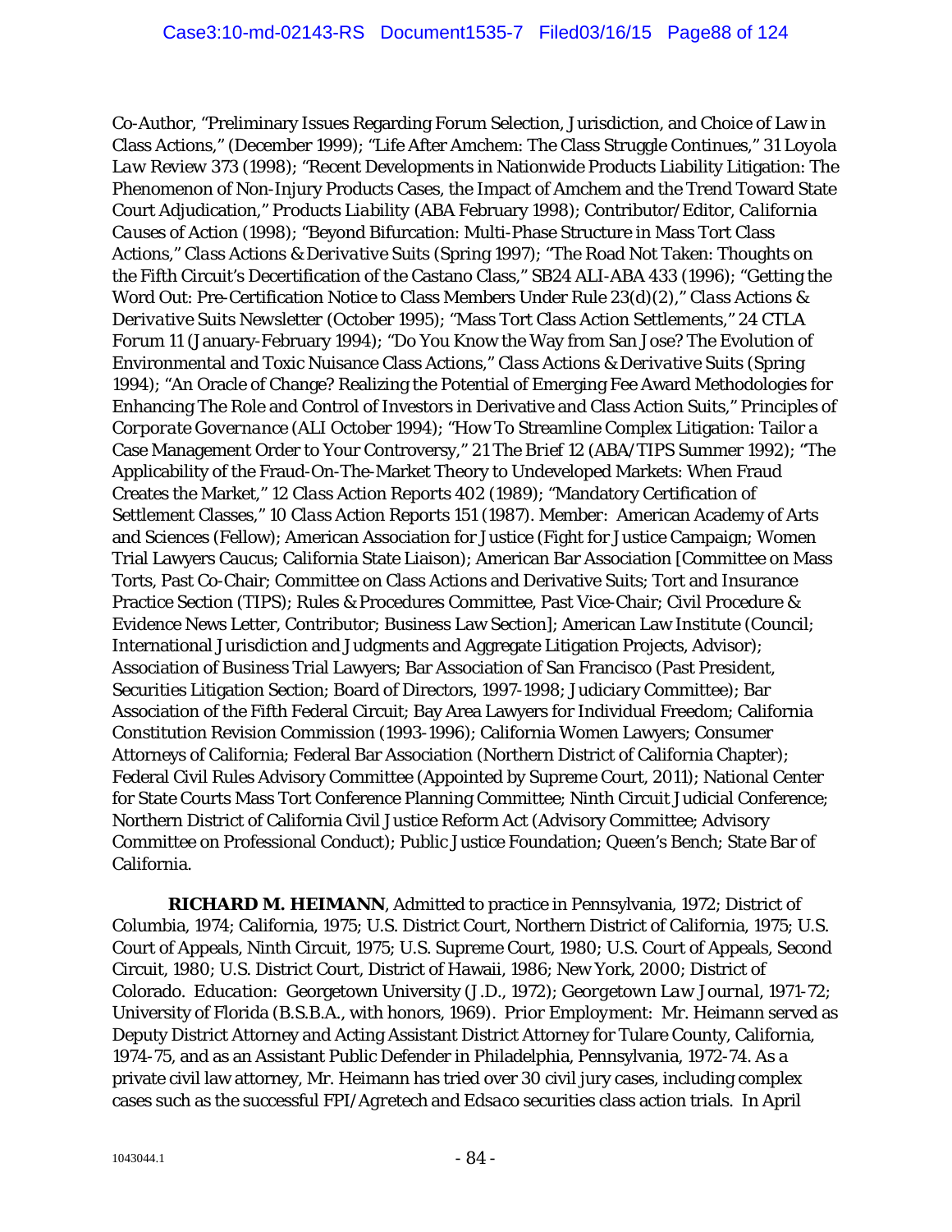Co-Author, "Preliminary Issues Regarding Forum Selection, Jurisdiction, and Choice of Law in Class Actions," (December 1999); "Life After Amchem: The Class Struggle Continues," 31 *Loyola Law Review* 373 (1998); "Recent Developments in Nationwide Products Liability Litigation: The Phenomenon of Non-Injury Products Cases, the Impact of Amchem and the Trend Toward State Court Adjudication," *Products Liability* (ABA February 1998); Contributor/Editor, *California Causes of Action* (1998); "Beyond Bifurcation: Multi-Phase Structure in Mass Tort Class Actions," *Class Actions & Derivative Suits* (Spring 1997); "The Road Not Taken: Thoughts on the Fifth Circuit's Decertification of the Castano Class," SB24 ALI-ABA 433 (1996); "Getting the Word Out: Pre-Certification Notice to Class Members Under Rule 23(d)(2)," *Class Actions & Derivative Suits Newsletter* (October 1995); "Mass Tort Class Action Settlements," 24 CTLA Forum 11 (January-February 1994); "Do You Know the Way from San Jose? The Evolution of Environmental and Toxic Nuisance Class Actions," *Class Actions & Derivative Suits* (Spring 1994); "An Oracle of Change? Realizing the Potential of Emerging Fee Award Methodologies for Enhancing The Role and Control of Investors in Derivative and Class Action Suits," *Principles of Corporate Governance* (ALI October 1994); "How To Streamline Complex Litigation: Tailor a Case Management Order to Your Controversy," 21 *The Brief* 12 (ABA/TIPS Summer 1992); "The Applicability of the Fraud-On-The-Market Theory to Undeveloped Markets: When Fraud Creates the Market," 12 *Class Action Reports* 402 (1989); "Mandatory Certification of Settlement Classes," 10 *Class Action Reports* 151 (1987). Member: American Academy of Arts and Sciences (Fellow); American Association for Justice (Fight for Justice Campaign; Women Trial Lawyers Caucus; California State Liaison); American Bar Association [Committee on Mass Torts, Past Co-Chair; Committee on Class Actions and Derivative Suits; Tort and Insurance Practice Section (TIPS); Rules & Procedures Committee, Past Vice-Chair; Civil Procedure & Evidence News Letter, Contributor; Business Law Section]; American Law Institute (Council; International Jurisdiction and Judgments and Aggregate Litigation Projects, Advisor); Association of Business Trial Lawyers; Bar Association of San Francisco (Past President, Securities Litigation Section; Board of Directors, 1997-1998; Judiciary Committee); Bar Association of the Fifth Federal Circuit; Bay Area Lawyers for Individual Freedom; California Constitution Revision Commission (1993-1996); California Women Lawyers; Consumer Attorneys of California; Federal Bar Association (Northern District of California Chapter); Federal Civil Rules Advisory Committee (Appointed by Supreme Court, 2011); National Center for State Courts Mass Tort Conference Planning Committee; Ninth Circuit Judicial Conference; Northern District of California Civil Justice Reform Act (Advisory Committee; Advisory Committee on Professional Conduct); Public Justice Foundation; Queen's Bench; State Bar of California.

**RICHARD M. HEIMANN**, Admitted to practice in Pennsylvania, 1972; District of Columbia, 1974; California, 1975; U.S. District Court, Northern District of California, 1975; U.S. Court of Appeals, Ninth Circuit, 1975; U.S. Supreme Court, 1980; U.S. Court of Appeals, Second Circuit, 1980; U.S. District Court, District of Hawaii, 1986; New York, 2000; District of Colorado. *Education:* Georgetown University (J.D., 1972); *Georgetown Law Journal*, 1971-72; University of Florida (B.S.B.A., with honors, 1969). *Prior Employment:* Mr. Heimann served as Deputy District Attorney and Acting Assistant District Attorney for Tulare County, California, 1974-75, and as an Assistant Public Defender in Philadelphia, Pennsylvania, 1972-74. As a private civil law attorney, Mr. Heimann has tried over 30 civil jury cases, including complex cases such as the successful *FPI/Agretech* and *Edsaco* securities class action trials. In April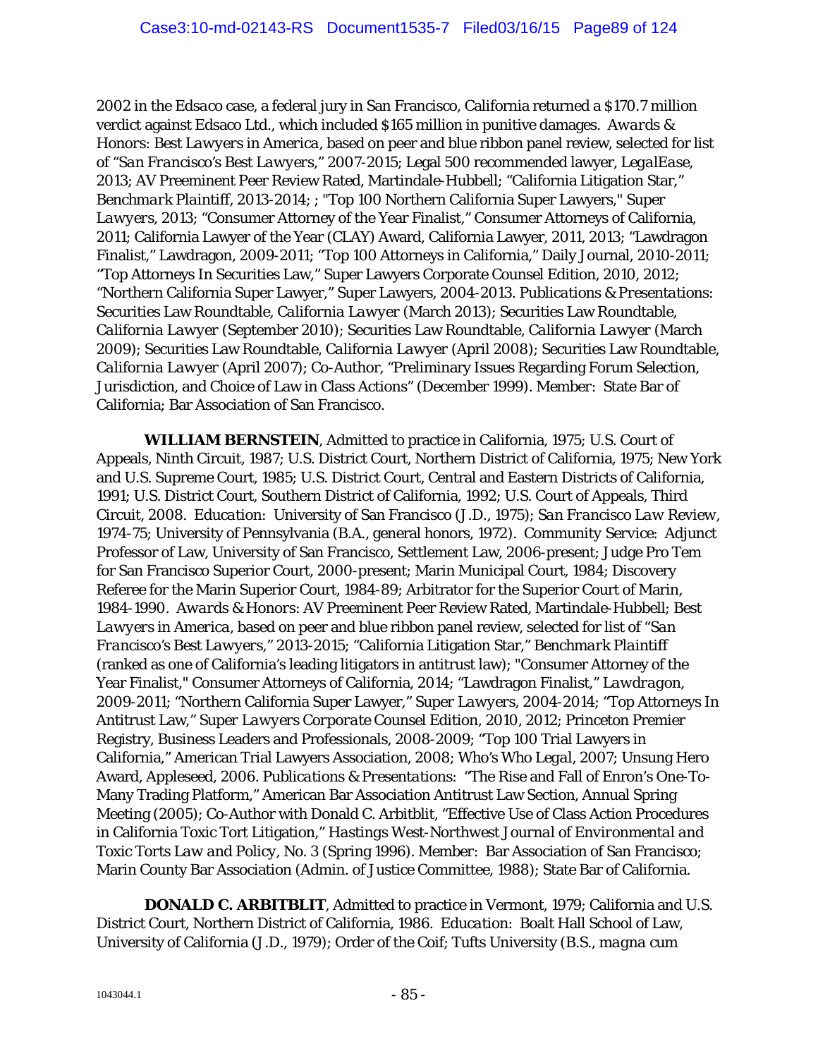2002 in the *Edsaco* case, a federal jury in San Francisco, California returned a $170.7 million verdict against Edsaco Ltd., which included $165 million in punitive damages. *Awards & Honors*: *Best Lawyers in America*, based on peer and blue ribbon panel review, selected for list of "*San Francisco's Best Lawyers*," 2007-2015; Legal 500 recommended lawyer, *LegalEase*, 2013; AV Preeminent Peer Review Rated, Martindale-Hubbell; "California Litigation Star," *Benchmark Plaintiff*, 2013-2014; ; "Top 100 Northern California Super Lawyers," *Super Lawyers*, 2013; "Consumer Attorney of the Year Finalist," Consumer Attorneys of California, 2011; California Lawyer of the Year (CLAY) Award, California Lawyer, 2011, 2013; "Lawdragon Finalist," Lawdragon, 2009-2011; "Top 100 Attorneys in California," Daily Journal, 2010-2011; "Top Attorneys In Securities Law," Super Lawyers Corporate Counsel Edition, 2010, 2012; "Northern California Super Lawyer," Super Lawyers, 2004-2013. *Publications & Presentations*: Securities Law Roundtable, *California Lawyer* (March 2013); Securities Law Roundtable, *California Lawyer* (September 2010); Securities Law Roundtable, *California Lawyer* (March 2009); Securities Law Roundtable, *California Lawyer* (April 2008); Securities Law Roundtable, *California Lawyer* (April 2007); Co-Author, "Preliminary Issues Regarding Forum Selection, Jurisdiction, and Choice of Law in Class Actions" (December 1999). *Member*: State Bar of California; Bar Association of San Francisco.

**WILLIAM BERNSTEIN**, Admitted to practice in California, 1975; U.S. Court of Appeals, Ninth Circuit, 1987; U.S. District Court, Northern District of California, 1975; New York and U.S. Supreme Court, 1985; U.S. District Court, Central and Eastern Districts of California, 1991; U.S. District Court, Southern District of California, 1992; U.S. Court of Appeals, Third Circuit, 2008. *Education*: University of San Francisco (J.D., 1975); *San Francisco Law Review*, 1974-75; University of Pennsylvania (B.A., general honors, 1972). *Community Service*: Adjunct Professor of Law, University of San Francisco, Settlement Law, 2006-present; Judge Pro Tem for San Francisco Superior Court, 2000-present; Marin Municipal Court, 1984; Discovery Referee for the Marin Superior Court, 1984-89; Arbitrator for the Superior Court of Marin, 1984-1990. *Awards & Honors*: AV Preeminent Peer Review Rated, Martindale-Hubbell; *Best Lawyers in America*, based on peer and blue ribbon panel review, selected for list of "*San Francisco's Best Lawyers*," 2013-2015; "California Litigation Star," *Benchmark Plaintiff* (ranked as one of California's leading litigators in antitrust law); "Consumer Attorney of the Year Finalist," Consumer Attorneys of California, 2014; "Lawdragon Finalist," *Lawdragon*, 2009-2011; "Northern California Super Lawyer," *Super Lawyers*, 2004-2014; "Top Attorneys In Antitrust Law," *Super Lawyers Corporate* Counsel Edition, 2010, 2012; Princeton Premier Registry, Business Leaders and Professionals, 2008-2009; "Top 100 Trial Lawyers in California," American Trial Lawyers Association, 2008; Who's Who *Legal*, 2007; Unsung Hero Award, Appleseed, 2006. *Publications & Presentations*: "The Rise and Fall of Enron's One-To-Many Trading Platform," American Bar Association Antitrust Law Section, Annual Spring Meeting (2005); Co-Author with Donald C. Arbitblit, "Effective Use of Class Action Procedures in California Toxic Tort Litigation," *Hastings West-Northwest Journal of Environmental and Toxic Torts Law and Policy*, No. 3 (Spring 1996). *Member*: Bar Association of San Francisco; Marin County Bar Association (Admin. of Justice Committee, 1988); State Bar of California.

**DONALD C. ARBITBLIT**, Admitted to practice in Vermont, 1979; California and U.S. District Court, Northern District of California, 1986. *Education*: Boalt Hall School of Law, University of California (J.D., 1979); Order of the Coif; Tufts University (B.S., *magna cum*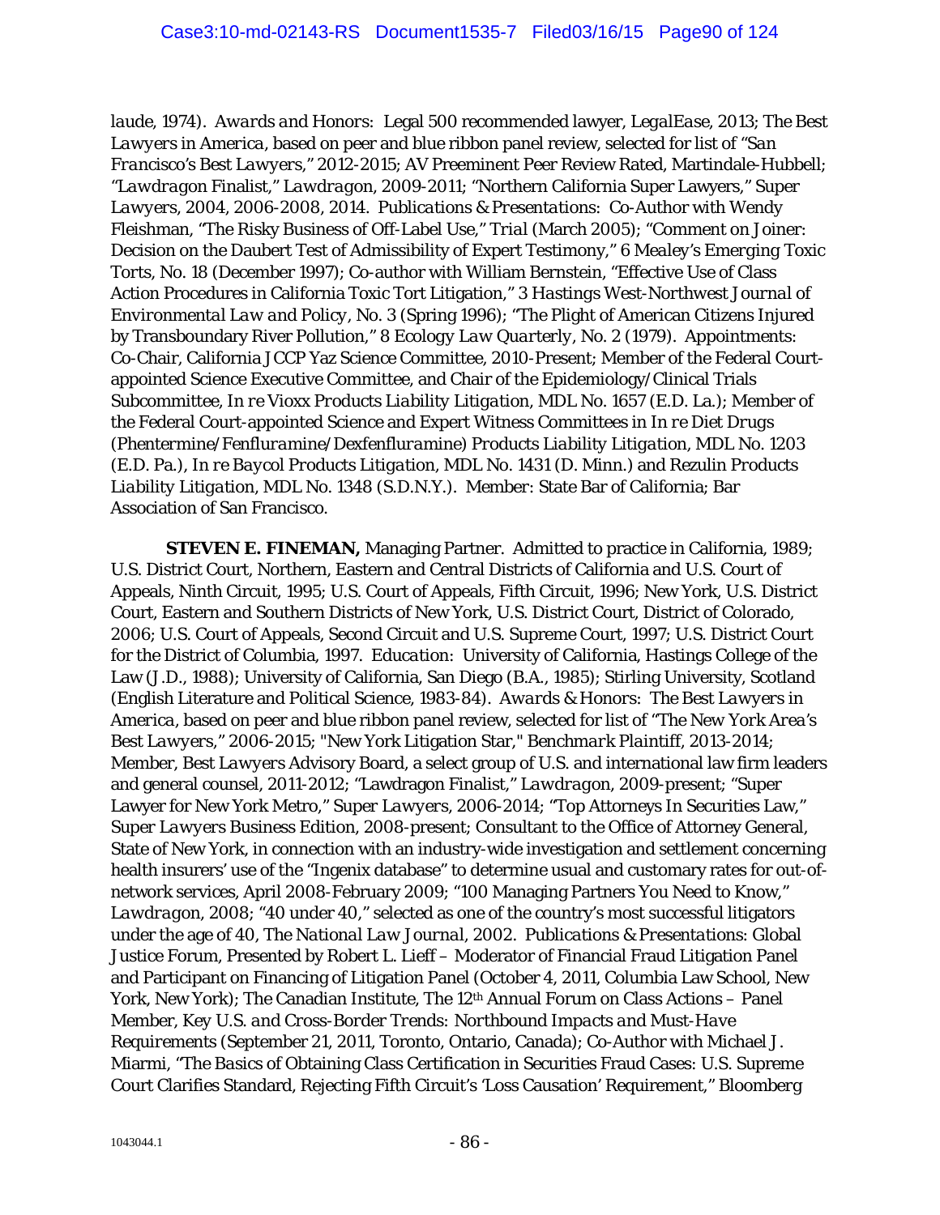*laude*, 1974). *Awards and Honors:* Legal 500 recommended lawyer, *LegalEase*, 2013; *The Best Lawyers in America*, based on peer and blue ribbon panel review, selected for list of "*San Francisco's Best Lawyers*," 2012-2015; AV Preeminent Peer Review Rated, Martindale-Hubbell; "*Lawdragon* Finalist," *Lawdragon*, 2009-2011; "Northern California Super Lawyers," *Super Lawyers*, 2004, 2006-2008, 2014. *Publications & Presentations:* Co-Author with Wendy Fleishman, "The Risky Business of Off-Label Use," *Trial* (March 2005); "Comment on Joiner: Decision on the Daubert Test of Admissibility of Expert Testimony," 6 *Mealey's Emerging Toxic Torts*, No. 18 (December 1997); Co-author with William Bernstein, "Effective Use of Class Action Procedures in California Toxic Tort Litigation," 3 *Hastings West-Northwest Journal of Environmental Law and Policy*, No. 3 (Spring 1996); "The Plight of American Citizens Injured by Transboundary River Pollution," 8 *Ecology Law Quarterly*, No. 2 (1979). *Appointments:* Co-Chair, California JCCP Yaz Science Committee, 2010-Present; Member of the Federal Court-appointed Science Executive Committee, and Chair of the Epidemiology/Clinical Trials Subcommittee, *In re Vioxx Products Liability Litigation*, MDL No. 1657 (E.D. La.); Member of the Federal Court-appointed Science and Expert Witness Committees in *In re Diet Drugs (Phentermine/Fenfluramine/Dexfenfluramine) Products Liability Litigation*, MDL No. 1203 (E.D. Pa.), *In re Baycol Products Litigation*, MDL No. 1431 (D. Minn.) and Rezulin *Products Liability Litigation*, MDL No. 1348 (S.D.N.Y.). Member: State Bar of California; Bar Association of San Francisco.

**STEVEN E. FINEMAN,** Managing Partner. Admitted to practice in California, 1989; U.S. District Court, Northern, Eastern and Central Districts of California and U.S. Court of Appeals, Ninth Circuit, 1995; U.S. Court of Appeals, Fifth Circuit, 1996; New York, U.S. District Court, Eastern and Southern Districts of New York, U.S. District Court, District of Colorado, 2006; U.S. Court of Appeals, Second Circuit and U.S. Supreme Court, 1997; U.S. District Court for the District of Columbia, 1997. *Education:* University of California, Hastings College of the Law (J.D., 1988); University of California, San Diego (B.A., 1985); Stirling University, Scotland (English Literature and Political Science, 1983-84). *Awards & Honors:* *The Best Lawyers in America*, based on peer and blue ribbon panel review, selected for list of "*The New York Area's Best Lawyers*," 2006-2015; "New York Litigation Star," *Benchmark Plaintiff*, 2013-2014; Member, *Best Lawyers* Advisory Board, a select group of U.S. and international law firm leaders and general counsel, 2011-2012; "Lawdragon Finalist," *Lawdragon*, 2009-present; "Super Lawyer for New York Metro," *Super Lawyers*, 2006-2014; "Top Attorneys In Securities Law," *Super Lawyers* Business Edition, 2008-present; Consultant to the Office of Attorney General, State of New York, in connection with an industry-wide investigation and settlement concerning health insurers' use of the "Ingenix database" to determine usual and customary rates for out-of-network services, April 2008-February 2009; "100 Managing Partners You Need to Know," *Lawdragon*, 2008; "40 under 40," selected as one of the country's most successful litigators under the age of 40, *The National Law Journal*, 2002. *Publications & Presentations:* Global Justice Forum, Presented by Robert L. Lieff – Moderator of Financial Fraud Litigation Panel and Participant on Financing of Litigation Panel (October 4, 2011, Columbia Law School, New York, New York); The Canadian Institute, The 12th Annual Forum on Class Actions – Panel Member, *Key U.S. and Cross-Border Trends: Northbound Impacts and Must-Have Requirements* (September 21, 2011, Toronto, Ontario, Canada); Co-Author with Michael J. Miarmi, "The Basics of Obtaining Class Certification in Securities Fraud Cases: U.S. Supreme Court Clarifies Standard, Rejecting Fifth Circuit's 'Loss Causation' Requirement," Bloomberg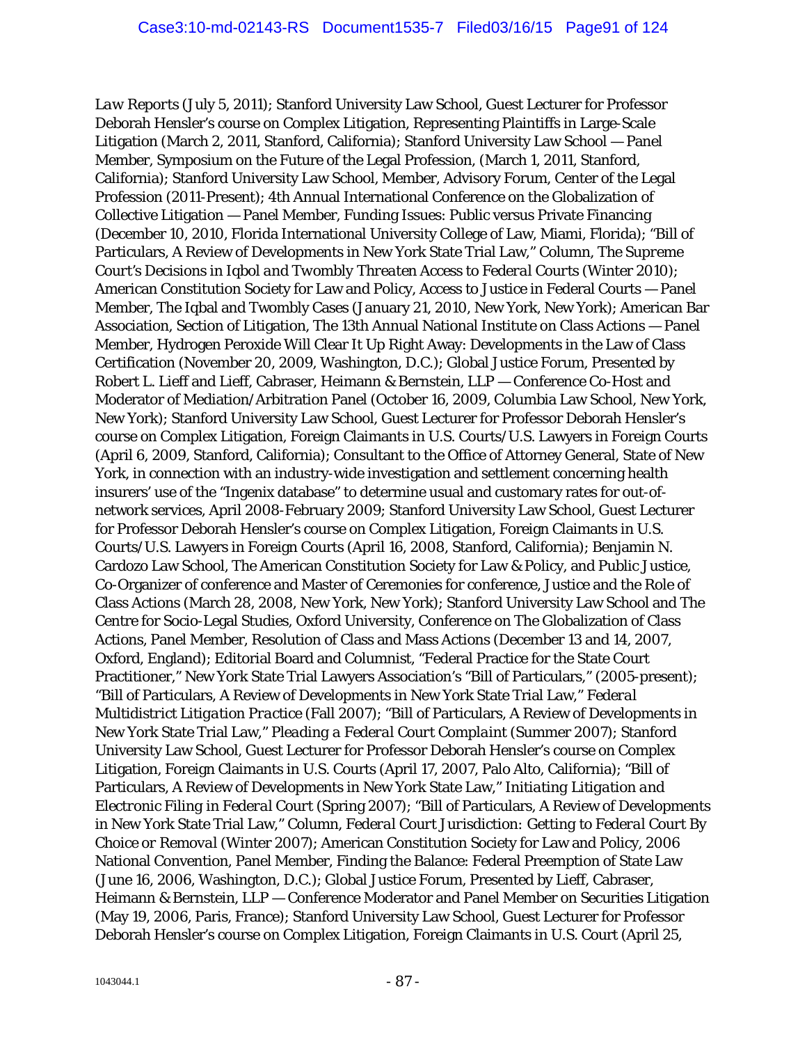*Law Reports* (July 5, 2011); Stanford University Law School, Guest Lecturer for Professor Deborah Hensler's course on Complex Litigation, Representing Plaintiffs in Large-Scale Litigation (March 2, 2011, Stanford, California); Stanford University Law School — Panel Member, Symposium on the Future of the Legal Profession, (March 1, 2011, Stanford, California); Stanford University Law School, Member, Advisory Forum, Center of the Legal Profession (2011-Present); 4th Annual International Conference on the Globalization of Collective Litigation — Panel Member, Funding Issues: Public versus Private Financing (December 10, 2010, Florida International University College of Law, Miami, Florida); "Bill of Particulars, A Review of Developments in New York State Trial Law," Column, *The Supreme Court's Decisions in Iqbol and Twombly Threaten Access to Federal Courts* (Winter 2010); American Constitution Society for Law and Policy, Access to Justice in Federal Courts — Panel Member, The Iqbal and Twombly Cases (January 21, 2010, New York, New York); American Bar Association, Section of Litigation, The 13th Annual National Institute on Class Actions — Panel Member, Hydrogen Peroxide Will Clear It Up Right Away: Developments in the Law of Class Certification (November 20, 2009, Washington, D.C.); Global Justice Forum, Presented by Robert L. Lieff and Lieff, Cabraser, Heimann & Bernstein, LLP — Conference Co-Host and Moderator of Mediation/Arbitration Panel (October 16, 2009, Columbia Law School, New York, New York); Stanford University Law School, Guest Lecturer for Professor Deborah Hensler's course on Complex Litigation, Foreign Claimants in U.S. Courts/U.S. Lawyers in Foreign Courts (April 6, 2009, Stanford, California); Consultant to the Office of Attorney General, State of New York, in connection with an industry-wide investigation and settlement concerning health insurers' use of the "Ingenix database" to determine usual and customary rates for out-of-network services, April 2008-February 2009; Stanford University Law School, Guest Lecturer for Professor Deborah Hensler's course on Complex Litigation, Foreign Claimants in U.S. Courts/U.S. Lawyers in Foreign Courts (April 16, 2008, Stanford, California); Benjamin N. Cardozo Law School, The American Constitution Society for Law & Policy, and Public Justice, Co-Organizer of conference and Master of Ceremonies for conference, Justice and the Role of Class Actions (March 28, 2008, New York, New York); Stanford University Law School and The Centre for Socio-Legal Studies, Oxford University, Conference on The Globalization of Class Actions, Panel Member, Resolution of Class and Mass Actions (December 13 and 14, 2007, Oxford, England); Editorial Board and Columnist, "Federal Practice for the State Court Practitioner," New York State Trial Lawyers Association's "Bill of Particulars," (2005-present); "Bill of Particulars, A Review of Developments in New York State Trial Law," *Federal Multidistrict Litigation Practice* (Fall 2007); "Bill of Particulars, A Review of Developments in New York State Trial Law," *Pleading a Federal Court Complaint* (Summer 2007); Stanford University Law School, Guest Lecturer for Professor Deborah Hensler's course on Complex Litigation, Foreign Claimants in U.S. Courts (April 17, 2007, Palo Alto, California); "Bill of Particulars, A Review of Developments in New York State Law," *Initiating Litigation and Electronic Filing in Federal Court* (Spring 2007); "Bill of Particulars, A Review of Developments in New York State Trial Law," Column, *Federal Court Jurisdiction: Getting to Federal Court By Choice or Removal* (Winter 2007); American Constitution Society for Law and Policy, 2006 National Convention, Panel Member, Finding the Balance: Federal Preemption of State Law (June 16, 2006, Washington, D.C.); Global Justice Forum, Presented by Lieff, Cabraser, Heimann & Bernstein, LLP — Conference Moderator and Panel Member on Securities Litigation (May 19, 2006, Paris, France); Stanford University Law School, Guest Lecturer for Professor Deborah Hensler's course on Complex Litigation, Foreign Claimants in U.S. Court (April 25,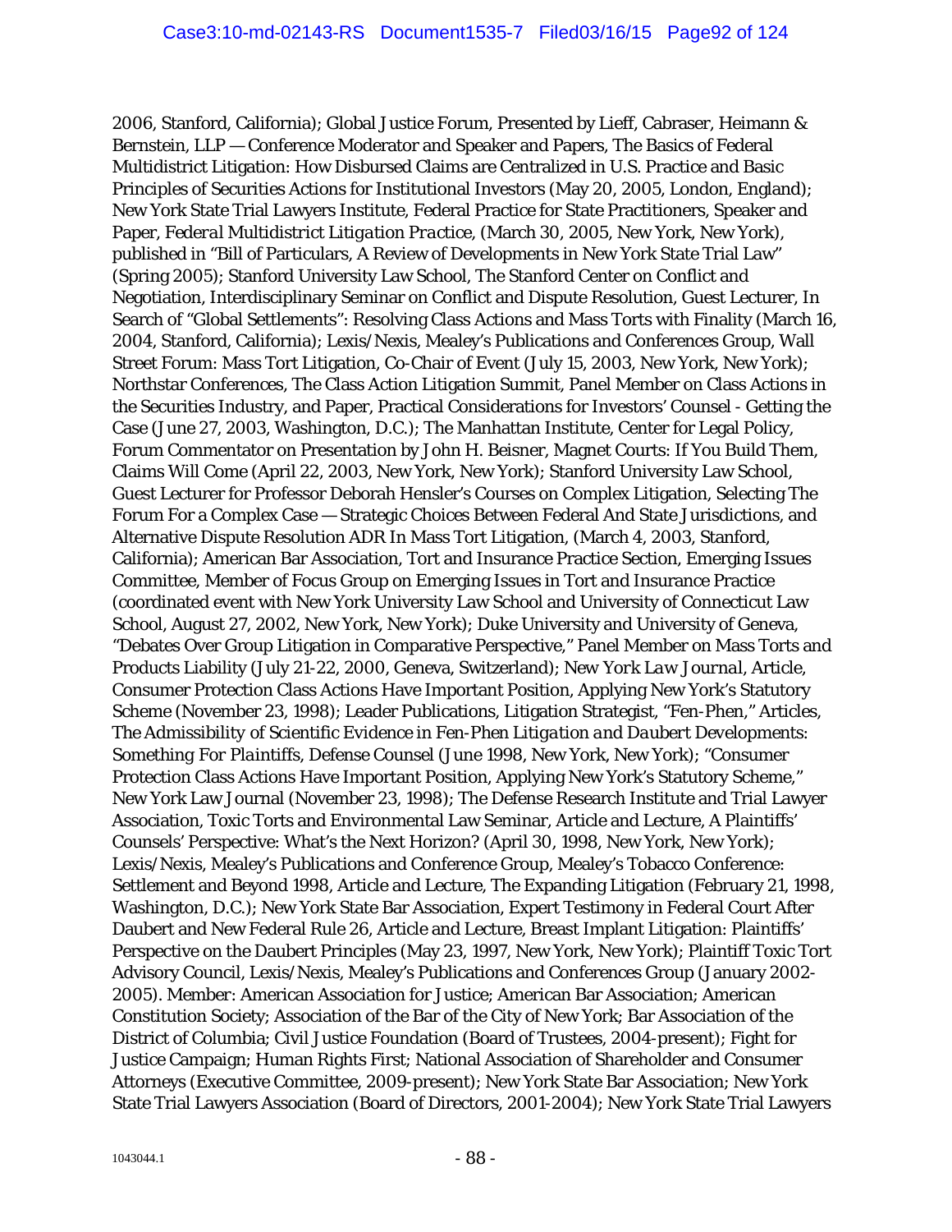2006, Stanford, California); Global Justice Forum, Presented by Lieff, Cabraser, Heimann & Bernstein, LLP — Conference Moderator and Speaker and Papers, The Basics of Federal Multidistrict Litigation: How Disbursed Claims are Centralized in U.S. Practice and Basic Principles of Securities Actions for Institutional Investors (May 20, 2005, London, England); New York State Trial Lawyers Institute, Federal Practice for State Practitioners, Speaker and Paper, *Federal Multidistrict Litigation Practice*, (March 30, 2005, New York, New York), published in "Bill of Particulars, A Review of Developments in New York State Trial Law" (Spring 2005); Stanford University Law School, The Stanford Center on Conflict and Negotiation, Interdisciplinary Seminar on Conflict and Dispute Resolution, Guest Lecturer, In Search of "Global Settlements": Resolving Class Actions and Mass Torts with Finality (March 16, 2004, Stanford, California); Lexis/Nexis, Mealey's Publications and Conferences Group, Wall Street Forum: Mass Tort Litigation, Co-Chair of Event (July 15, 2003, New York, New York); Northstar Conferences, The Class Action Litigation Summit, Panel Member on Class Actions in the Securities Industry, and Paper, Practical Considerations for Investors' Counsel - Getting the Case (June 27, 2003, Washington, D.C.); The Manhattan Institute, Center for Legal Policy, Forum Commentator on Presentation by John H. Beisner, Magnet Courts: If You Build Them, Claims Will Come (April 22, 2003, New York, New York); Stanford University Law School, Guest Lecturer for Professor Deborah Hensler's Courses on Complex Litigation, Selecting The Forum For a Complex Case — Strategic Choices Between Federal And State Jurisdictions, and Alternative Dispute Resolution ADR In Mass Tort Litigation, (March 4, 2003, Stanford, California); American Bar Association, Tort and Insurance Practice Section, Emerging Issues Committee, Member of Focus Group on Emerging Issues in Tort and Insurance Practice (coordinated event with New York University Law School and University of Connecticut Law School, August 27, 2002, New York, New York); Duke University and University of Geneva, "Debates Over Group Litigation in Comparative Perspective," Panel Member on Mass Torts and Products Liability (July 21-22, 2000, Geneva, Switzerland); *New York Law Journal*, Article, Consumer Protection Class Actions Have Important Position, Applying New York's Statutory Scheme (November 23, 1998); Leader Publications, Litigation Strategist, "Fen-Phen," Articles, The Admissibility of Scientific Evidence in *Fen-Phen Litigation and Daubert* Developments: Something For Plaintiffs, Defense Counsel (June 1998, New York, New York); "Consumer Protection Class Actions Have Important Position, Applying New York's Statutory Scheme," New York Law Journal (November 23, 1998); The Defense Research Institute and Trial Lawyer Association, Toxic Torts and Environmental Law Seminar, Article and Lecture, A Plaintiffs' Counsels' Perspective: What's the Next Horizon? (April 30, 1998, New York, New York); Lexis/Nexis, Mealey's Publications and Conference Group, Mealey's Tobacco Conference: Settlement and Beyond 1998, Article and Lecture, The Expanding Litigation (February 21, 1998, Washington, D.C.); New York State Bar Association, Expert Testimony in Federal Court After Daubert and New Federal Rule 26, Article and Lecture, Breast Implant Litigation: Plaintiffs' Perspective on the Daubert Principles (May 23, 1997, New York, New York); Plaintiff Toxic Tort Advisory Council, Lexis/Nexis, Mealey's Publications and Conferences Group (January 2002-2005). Member: American Association for Justice; American Bar Association; American Constitution Society; Association of the Bar of the City of New York; Bar Association of the District of Columbia; Civil Justice Foundation (Board of Trustees, 2004-present); Fight for Justice Campaign; Human Rights First; National Association of Shareholder and Consumer Attorneys (Executive Committee, 2009-present); New York State Bar Association; New York State Trial Lawyers Association (Board of Directors, 2001-2004); New York State Trial Lawyers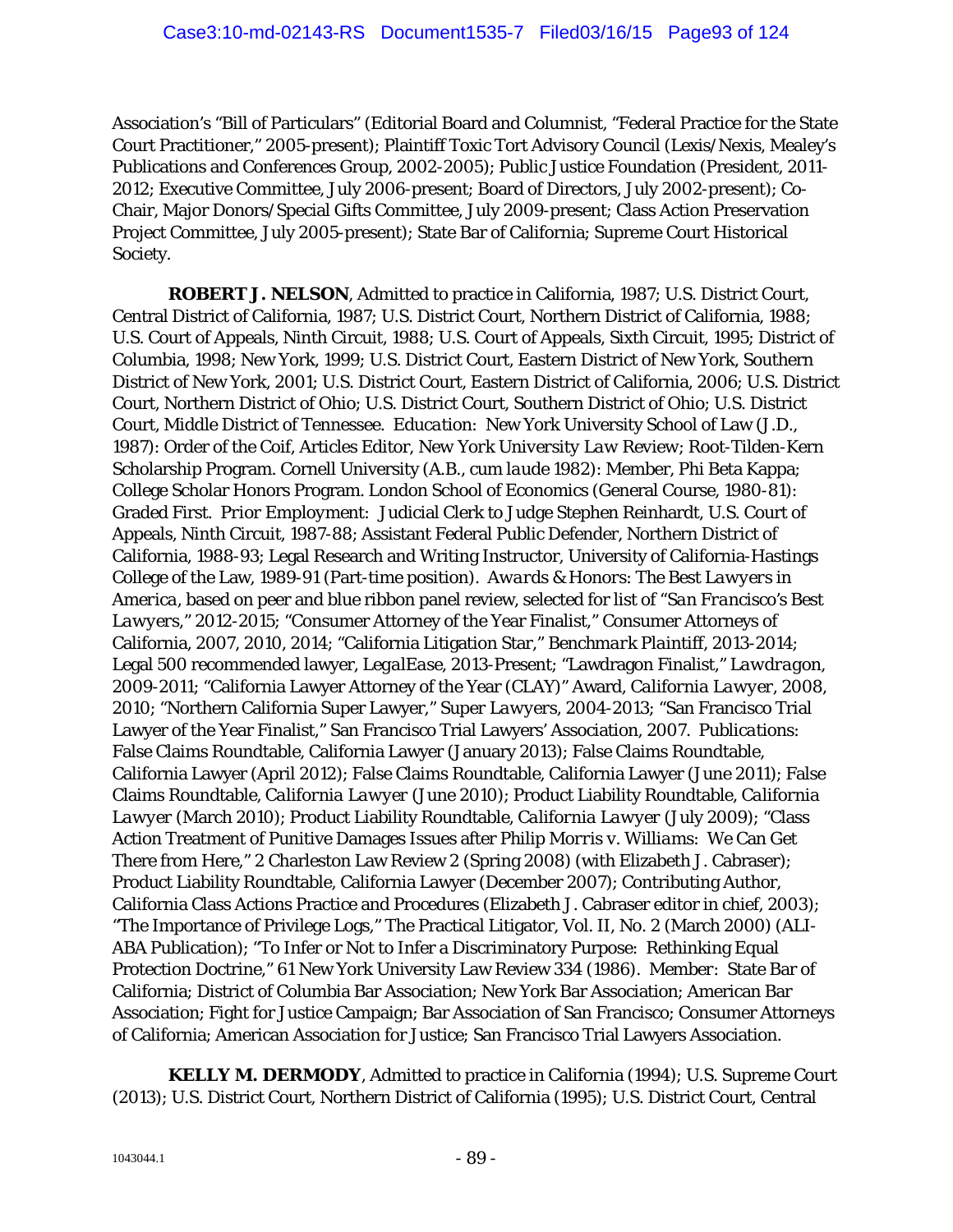Association's "Bill of Particulars" (Editorial Board and Columnist, "Federal Practice for the State Court Practitioner," 2005-present); Plaintiff Toxic Tort Advisory Council (Lexis/Nexis, Mealey's Publications and Conferences Group, 2002-2005); Public Justice Foundation (President, 2011-2012; Executive Committee, July 2006-present; Board of Directors, July 2002-present); Co-Chair, Major Donors/Special Gifts Committee, July 2009-present; Class Action Preservation Project Committee, July 2005-present); State Bar of California; Supreme Court Historical Society.

**ROBERT J. NELSON**, Admitted to practice in California, 1987; U.S. District Court, Central District of California, 1987; U.S. District Court, Northern District of California, 1988; U.S. Court of Appeals, Ninth Circuit, 1988; U.S. Court of Appeals, Sixth Circuit, 1995; District of Columbia, 1998; New York, 1999; U.S. District Court, Eastern District of New York, Southern District of New York, 2001; U.S. District Court, Eastern District of California, 2006; U.S. District Court, Northern District of Ohio; U.S. District Court, Southern District of Ohio; U.S. District Court, Middle District of Tennessee. *Education:* New York University School of Law (J.D., 1987): Order of the Coif, Articles Editor, *New York University Law Review*; Root-Tilden-Kern Scholarship Program. Cornell University (A.B., *cum laude* 1982): Member, Phi Beta Kappa; College Scholar Honors Program. London School of Economics (General Course, 1980-81): Graded First. *Prior Employment:* Judicial Clerk to Judge Stephen Reinhardt, U.S. Court of Appeals, Ninth Circuit, 1987-88; Assistant Federal Public Defender, Northern District of California, 1988-93; Legal Research and Writing Instructor, University of California-Hastings College of the Law, 1989-91 (Part-time position). *Awards & Honors: The Best Lawyers in America*, based on peer and blue ribbon panel review, selected for list of "*San Francisco's Best Lawyers*," 2012-2015; "Consumer Attorney of the Year Finalist," Consumer Attorneys of California, 2007, 2010, 2014; "California Litigation Star," *Benchmark Plaintiff*, 2013-2014; Legal 500 recommended lawyer, *LegalEase*, 2013-Present; "Lawdragon Finalist," *Lawdragon*, 2009-2011; "California Lawyer Attorney of the Year (CLAY)" Award, *California Lawyer*, 2008, 2010; "Northern California Super Lawyer," *Super Lawyers*, 2004-2013; "San Francisco Trial Lawyer of the Year Finalist," San Francisco Trial Lawyers' Association, 2007. *Publications:* False Claims Roundtable, California Lawyer (January 2013); False Claims Roundtable, California Lawyer (April 2012); False Claims Roundtable, California Lawyer (June 2011); False Claims Roundtable, *California Lawyer* (June 2010); Product Liability Roundtable, *California Lawyer* (March 2010); Product Liability Roundtable, *California Lawyer* (July 2009); "Class Action Treatment of Punitive Damages Issues after *Philip Morris v. Williams*: We Can Get There from Here," 2 Charleston Law Review 2 (Spring 2008) (with Elizabeth J. Cabraser); Product Liability Roundtable, California Lawyer (December 2007); Contributing Author, California Class Actions Practice and Procedures (Elizabeth J. Cabraser editor in chief, 2003); "The Importance of Privilege Logs," The Practical Litigator, Vol. II, No. 2 (March 2000) (ALI-ABA Publication); "To Infer or Not to Infer a Discriminatory Purpose: Rethinking Equal Protection Doctrine," 61 New York University Law Review 334 (1986). *Member:* State Bar of California; District of Columbia Bar Association; New York Bar Association; American Bar Association; Fight for Justice Campaign; Bar Association of San Francisco; Consumer Attorneys of California; American Association for Justice; San Francisco Trial Lawyers Association.

**KELLY M. DERMODY**, Admitted to practice in California (1994); U.S. Supreme Court (2013); U.S. District Court, Northern District of California (1995); U.S. District Court, Central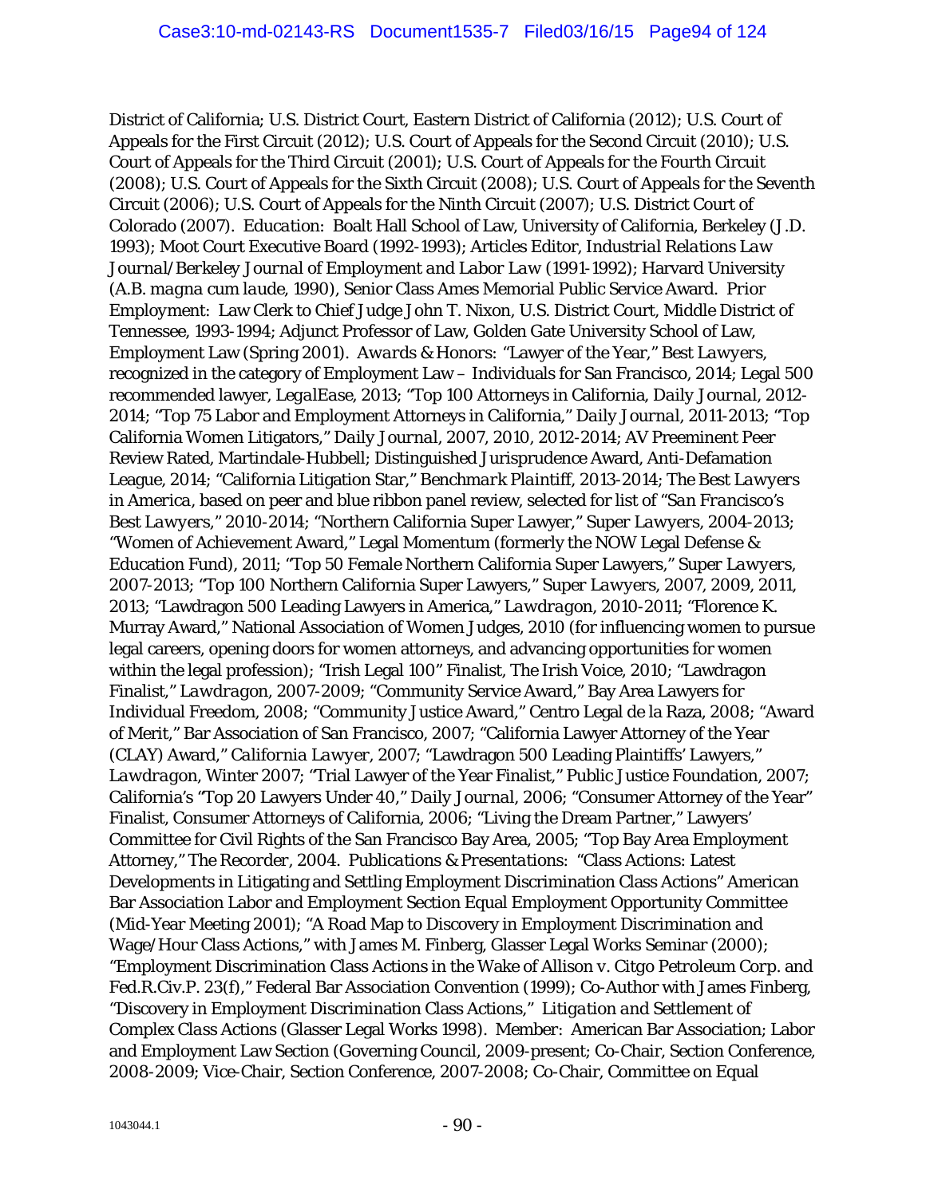District of California; U.S. District Court, Eastern District of California (2012); U.S. Court of Appeals for the First Circuit (2012); U.S. Court of Appeals for the Second Circuit (2010); U.S. Court of Appeals for the Third Circuit (2001); U.S. Court of Appeals for the Fourth Circuit (2008); U.S. Court of Appeals for the Sixth Circuit (2008); U.S. Court of Appeals for the Seventh Circuit (2006); U.S. Court of Appeals for the Ninth Circuit (2007); U.S. District Court of Colorado (2007). *Education:* Boalt Hall School of Law, University of California, Berkeley (J.D. 1993); Moot Court Executive Board (1992-1993); Articles Editor, *Industrial Relations Law Journal/Berkeley Journal of Employment and Labor Law* (1991-1992); Harvard University (A.B. *magna cum laude*, 1990), Senior Class Ames Memorial Public Service Award. *Prior Employment:* Law Clerk to Chief Judge John T. Nixon, U.S. District Court, Middle District of Tennessee, 1993-1994; Adjunct Professor of Law, Golden Gate University School of Law, Employment Law (Spring 2001). *Awards & Honors:* "Lawyer of the Year," *Best Lawyers*, recognized in the category of Employment Law – Individuals for San Francisco, 2014; Legal 500 recommended lawyer, *LegalEase*, 2013; "Top 100 Attorneys in California, *Daily Journal*, 2012-2014; "Top 75 Labor and Employment Attorneys in California," *Daily Journal*, 2011-2013; "Top California Women Litigators," *Daily Journal*, 2007, 2010, 2012-2014; AV Preeminent Peer Review Rated, Martindale-Hubbell; Distinguished Jurisprudence Award, Anti-Defamation League, 2014; "California Litigation Star," *Benchmark Plaintiff*, 2013-2014; *The Best Lawyers in America*, based on peer and blue ribbon panel review, selected for list of "*San Francisco's Best Lawyers*," 2010-2014; "Northern California Super Lawyer," *Super Lawyers*, 2004-2013; "Women of Achievement Award," Legal Momentum (formerly the NOW Legal Defense & Education Fund), 2011; "Top 50 Female Northern California Super Lawyers," *Super Lawyers*, 2007-2013; "Top 100 Northern California Super Lawyers," *Super Lawyers*, 2007, 2009, 2011, 2013; "Lawdragon 500 Leading Lawyers in America," *Lawdragon*, 2010-2011; "Florence K. Murray Award," National Association of Women Judges, 2010 (for influencing women to pursue legal careers, opening doors for women attorneys, and advancing opportunities for women within the legal profession); "Irish Legal 100" Finalist, *The Irish Voice*, 2010; "Lawdragon Finalist," *Lawdragon*, 2007-2009; "Community Service Award," Bay Area Lawyers for Individual Freedom, 2008; "Community Justice Award," Centro Legal de la Raza, 2008; "Award of Merit," Bar Association of San Francisco, 2007; "California Lawyer Attorney of the Year (CLAY) Award," *California Lawyer*, 2007; "Lawdragon 500 Leading Plaintiffs' Lawyers," *Lawdragon*, Winter 2007; "Trial Lawyer of the Year Finalist," Public Justice Foundation, 2007; California's "Top 20 Lawyers Under 40," *Daily Journal*, 2006; "Consumer Attorney of the Year" Finalist, Consumer Attorneys of California, 2006; "Living the Dream Partner," Lawyers' Committee for Civil Rights of the San Francisco Bay Area, 2005; "Top Bay Area Employment Attorney," *The Recorder*, 2004. *Publications & Presentations:* "Class Actions: Latest Developments in Litigating and Settling Employment Discrimination Class Actions" American Bar Association Labor and Employment Section Equal Employment Opportunity Committee (Mid-Year Meeting 2001); "A Road Map to Discovery in Employment Discrimination and Wage/Hour Class Actions," with James M. Finberg, Glasser Legal Works Seminar (2000); "Employment Discrimination Class Actions in the Wake of *Allison v. Citgo Petroleum Corp.* and Fed.R.Civ.P. 23(f)," Federal Bar Association Convention (1999); Co-Author with James Finberg, "Discovery in Employment Discrimination Class Actions," *Litigation and Settlement of Complex Class Actions* (Glasser Legal Works 1998). *Member:* American Bar Association; Labor and Employment Law Section (Governing Council, 2009-present; Co-Chair, Section Conference, 2008-2009; Vice-Chair, Section Conference, 2007-2008; Co-Chair, Committee on Equal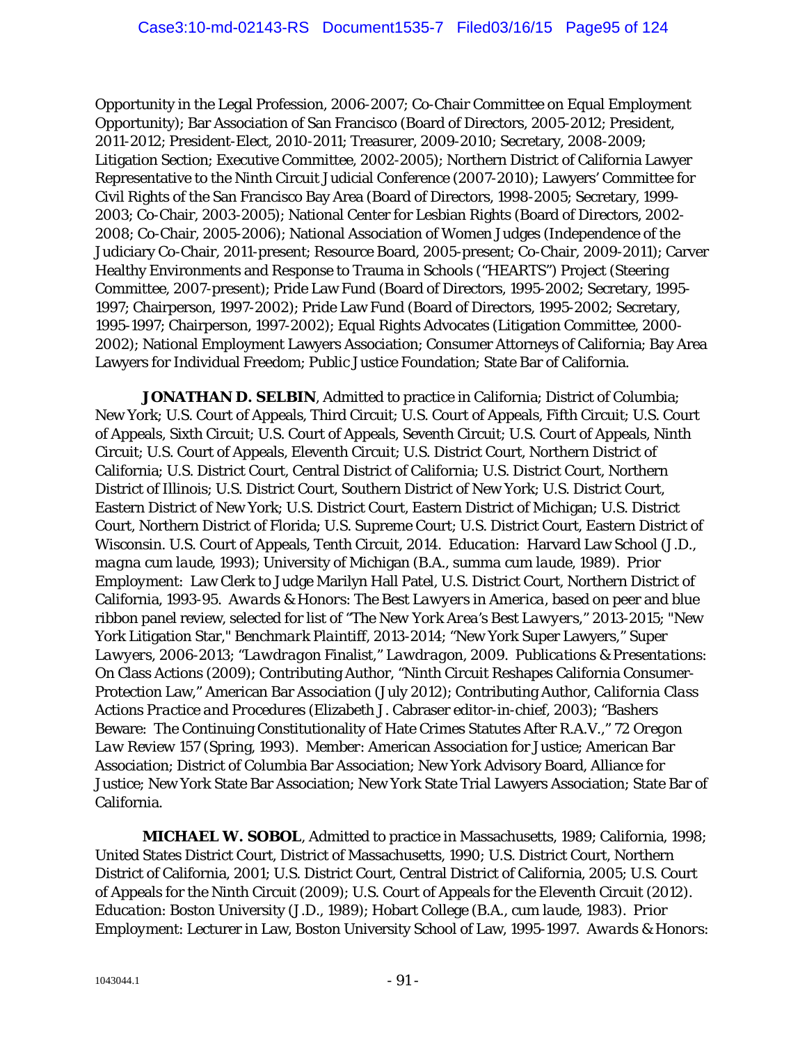Opportunity in the Legal Profession, 2006-2007; Co-Chair Committee on Equal Employment Opportunity); Bar Association of San Francisco (Board of Directors, 2005-2012; President, 2011-2012; President-Elect, 2010-2011; Treasurer, 2009-2010; Secretary, 2008-2009; Litigation Section; Executive Committee, 2002-2005); Northern District of California Lawyer Representative to the Ninth Circuit Judicial Conference (2007-2010); Lawyers' Committee for Civil Rights of the San Francisco Bay Area (Board of Directors, 1998-2005; Secretary, 1999-2003; Co-Chair, 2003-2005); National Center for Lesbian Rights (Board of Directors, 2002-2008; Co-Chair, 2005-2006); National Association of Women Judges (Independence of the Judiciary Co-Chair, 2011-present; Resource Board, 2005-present; Co-Chair, 2009-2011); Carver Healthy Environments and Response to Trauma in Schools ("HEARTS") Project (Steering Committee, 2007-present); Pride Law Fund (Board of Directors, 1995-2002; Secretary, 1995-1997; Chairperson, 1997-2002); Pride Law Fund (Board of Directors, 1995-2002; Secretary, 1995-1997; Chairperson, 1997-2002); Equal Rights Advocates (Litigation Committee, 2000-2002); National Employment Lawyers Association; Consumer Attorneys of California; Bay Area Lawyers for Individual Freedom; Public Justice Foundation; State Bar of California.

**JONATHAN D. SELBIN**, Admitted to practice in California; District of Columbia; New York; U.S. Court of Appeals, Third Circuit; U.S. Court of Appeals, Fifth Circuit; U.S. Court of Appeals, Sixth Circuit; U.S. Court of Appeals, Seventh Circuit; U.S. Court of Appeals, Ninth Circuit; U.S. Court of Appeals, Eleventh Circuit; U.S. District Court, Northern District of California; U.S. District Court, Central District of California; U.S. District Court, Northern District of Illinois; U.S. District Court, Southern District of New York; U.S. District Court, Eastern District of New York; U.S. District Court, Eastern District of Michigan; U.S. District Court, Northern District of Florida; U.S. Supreme Court; U.S. District Court, Eastern District of Wisconsin. U.S. Court of Appeals, Tenth Circuit, 2014. *Education:* Harvard Law School (J.D., *magna cum laude*, 1993); University of Michigan (B.A., *summa cum laude*, 1989). *Prior Employment:* Law Clerk to Judge Marilyn Hall Patel, U.S. District Court, Northern District of California, 1993-95. *Awards & Honors: The Best Lawyers in America*, based on peer and blue ribbon panel review, selected for list of "The New York Area's Best Lawyers," 2013-2015; "New York Litigation Star," *Benchmark Plaintiff*, 2013-2014; "New York Super Lawyers," *Super Lawyers*, 2006-2013; "*Lawdragon* Finalist," *Lawdragon*, 2009. *Publications & Presentations:* On Class Actions (2009); Contributing Author, "Ninth Circuit Reshapes California Consumer-Protection Law," American Bar Association (July 2012); Contributing Author, *California Class Actions Practice and Procedures* (Elizabeth J. Cabraser editor-in-chief, 2003); "Bashers Beware: The Continuing Constitutionality of Hate Crimes Statutes After R.A.V.," 72 *Oregon Law Review* 157 (Spring, 1993). *Member:* American Association for Justice; American Bar Association; District of Columbia Bar Association; New York Advisory Board, Alliance for Justice; New York State Bar Association; New York State Trial Lawyers Association; State Bar of California.

**MICHAEL W. SOBOL**, Admitted to practice in Massachusetts, 1989; California, 1998; United States District Court, District of Massachusetts, 1990; U.S. District Court, Northern District of California, 2001; U.S. District Court, Central District of California, 2005; U.S. Court of Appeals for the Ninth Circuit (2009); U.S. Court of Appeals for the Eleventh Circuit (2012). *Education:* Boston University (J.D., 1989); Hobart College (B.A., *cum laude*, 1983). *Prior Employment:* Lecturer in Law, Boston University School of Law, 1995-1997. *Awards & Honors:*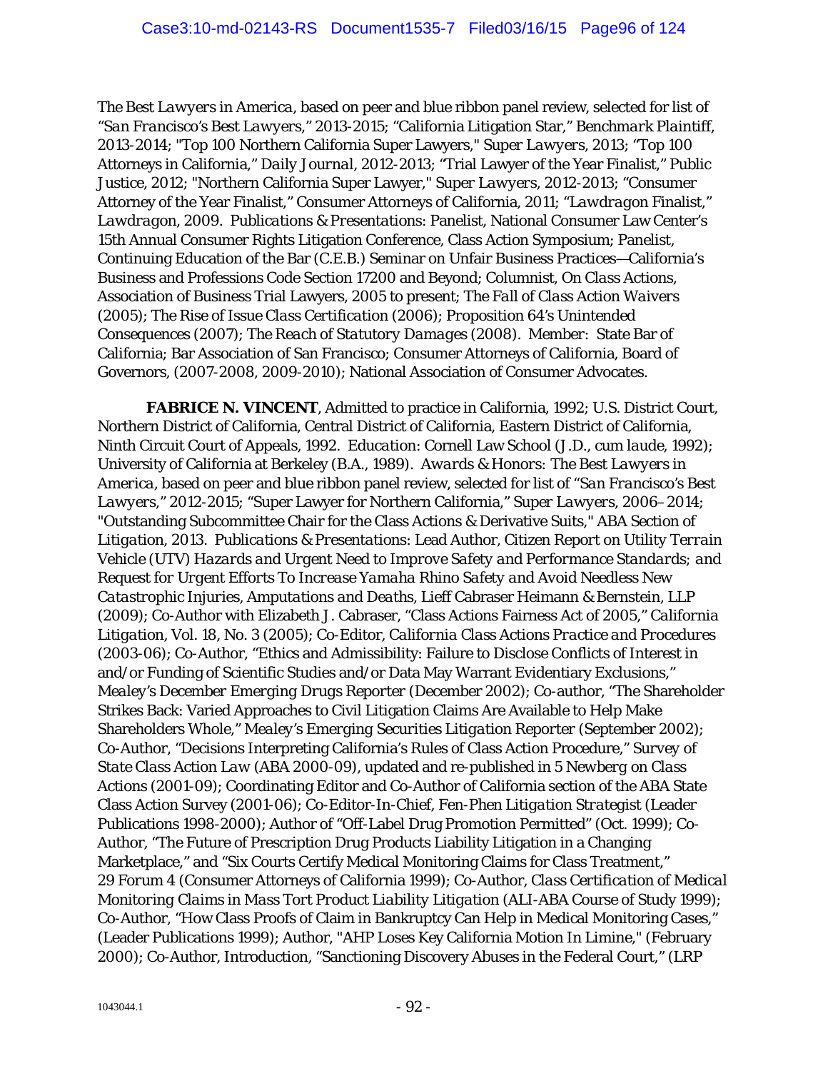*The Best Lawyers in America*, based on peer and blue ribbon panel review, selected for list of "*San Francisco's Best Lawyers*," 2013-2015; "California Litigation Star," *Benchmark Plaintiff*, 2013-2014; "Top 100 Northern California Super Lawyers," *Super Lawyers*, 2013; "Top 100 Attorneys in California," *Daily Journal*, 2012-2013; "Trial Lawyer of the Year Finalist," Public Justice, 2012; "Northern California Super Lawyer," *Super Lawyers*, 2012-2013; "Consumer Attorney of the Year Finalist," Consumer Attorneys of California, 2011; "*Lawdragon* Finalist," *Lawdragon*, 2009. *Publications & Presentations*: Panelist, National Consumer Law Center's 15th Annual Consumer Rights Litigation Conference, Class Action Symposium; Panelist, Continuing Education of the Bar (C.E.B.) Seminar on Unfair Business Practices—California's Business and Professions Code Section 17200 and Beyond; Columnist, *On Class Actions*, Association of Business Trial Lawyers, 2005 to present; *The Fall of Class Action Waivers* (2005); *The Rise of Issue Class Certification* (2006); *Proposition 64's Unintended Consequences* (2007); *The Reach of Statutory Damages* (2008). *Member*: State Bar of California; Bar Association of San Francisco; Consumer Attorneys of California, Board of Governors, (2007-2008, 2009-2010); National Association of Consumer Advocates.

**FABRICE N. VINCENT**, Admitted to practice in California, 1992; U.S. District Court, Northern District of California, Central District of California, Eastern District of California, Ninth Circuit Court of Appeals, 1992. *Education*: Cornell Law School (J.D., *cum laude*, 1992); University of California at Berkeley (B.A., 1989). *Awards & Honors*: *The Best Lawyers in America*, based on peer and blue ribbon panel review, selected for list of "*San Francisco's Best Lawyers*," 2012-2015; "Super Lawyer for Northern California," *Super Lawyers*, 2006–2014; "Outstanding Subcommittee Chair for the Class Actions & Derivative Suits," *ABA Section of Litigation*, 2013. *Publications & Presentations*: Lead Author, *Citizen Report on Utility Terrain Vehicle (UTV) Hazards and Urgent Need to Improve Safety and Performance Standards; and Request for Urgent Efforts To Increase Yamaha Rhino Safety and Avoid Needless New Catastrophic Injuries, Amputations and Deaths*, Lieff Cabraser Heimann & Bernstein, LLP (2009); Co-Author with Elizabeth J. Cabraser, "Class Actions Fairness Act of 2005," *California Litigation*, Vol. 18, No. 3 (2005); Co-Editor, *California Class Actions Practice and Procedures* (2003-06); Co-Author, "Ethics and Admissibility: Failure to Disclose Conflicts of Interest in and/or Funding of Scientific Studies and/or Data May Warrant Evidentiary Exclusions," *Mealey's December Emerging Drugs Reporter* (December 2002); Co-author, "The Shareholder Strikes Back: Varied Approaches to Civil Litigation Claims Are Available to Help Make Shareholders Whole," *Mealey's Emerging Securities Litigation Reporter* (September 2002); Co-Author, "Decisions Interpreting California's Rules of Class Action Procedure," *Survey of State Class Action Law* (ABA 2000-09), updated and re-published in 5 *Newberg on Class Actions* (2001-09); Coordinating Editor and Co-Author of California section of the ABA State Class Action Survey (2001-06); Co-Editor-In-Chief, *Fen-Phen Litigation Strategist* (Leader Publications 1998-2000); Author of "Off-Label Drug Promotion Permitted" (Oct. 1999); Co-Author, "The Future of Prescription Drug Products Liability Litigation in a Changing Marketplace," and "Six Courts Certify Medical Monitoring Claims for Class Treatment," 29 *Forum* 4 (Consumer Attorneys of California 1999); Co-Author, *Class Certification of Medical Monitoring Claims in Mass Tort Product Liability Litigation* (ALI-ABA Course of Study 1999); Co-Author, "How Class Proofs of Claim in Bankruptcy Can Help in Medical Monitoring Cases," (Leader Publications 1999); Author, "AHP Loses Key California Motion In Limine," (February 2000); Co-Author, Introduction, "Sanctioning Discovery Abuses in the Federal Court," (LRP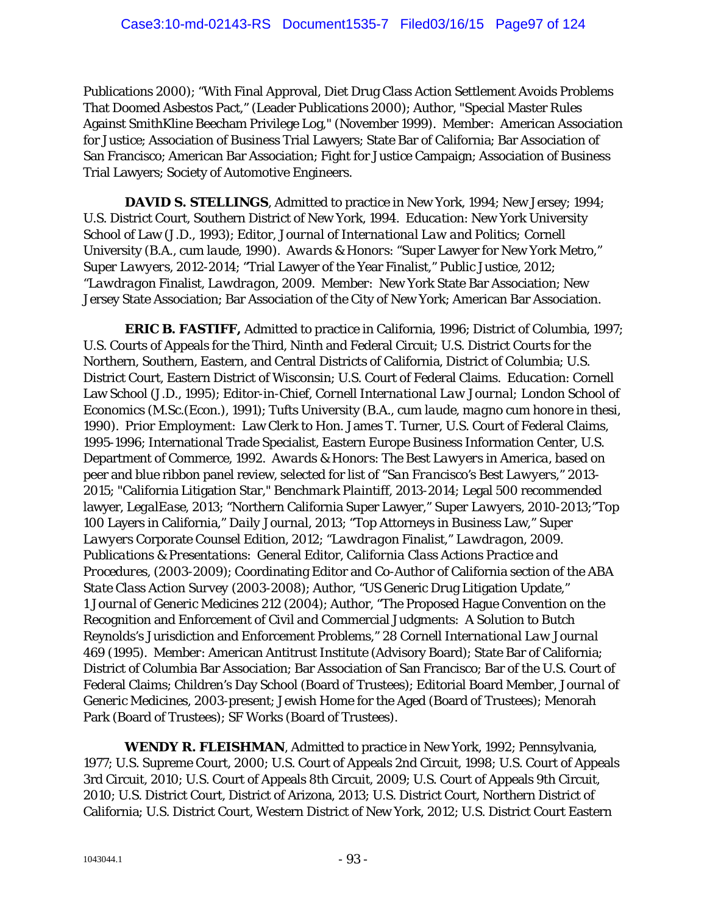Publications 2000); "With Final Approval, Diet Drug Class Action Settlement Avoids Problems That Doomed Asbestos Pact," (Leader Publications 2000); Author, "Special Master Rules Against SmithKline Beecham Privilege Log," (November 1999). Member: American Association for Justice; Association of Business Trial Lawyers; State Bar of California; Bar Association of San Francisco; American Bar Association; Fight for Justice Campaign; Association of Business Trial Lawyers; Society of Automotive Engineers.

**DAVID S. STELLINGS**, Admitted to practice in New York, 1994; New Jersey; 1994; U.S. District Court, Southern District of New York, 1994. *Education*: New York University School of Law (J.D., 1993); Editor, *Journal of International Law and Politics*; Cornell University (B.A., *cum laude*, 1990). *Awards & Honors*: "Super Lawyer for New York Metro," *Super Lawyers*, 2012-2014; "Trial Lawyer of the Year Finalist," Public Justice, 2012; "Lawdragon Finalist, *Lawdragon*, 2009. Member: New York State Bar Association; New Jersey State Association; Bar Association of the City of New York; American Bar Association.

**ERIC B. FASTIFF,** Admitted to practice in California, 1996; District of Columbia, 1997; U.S. Courts of Appeals for the Third, Ninth and Federal Circuit; U.S. District Courts for the Northern, Southern, Eastern, and Central Districts of California, District of Columbia; U.S. District Court, Eastern District of Wisconsin; U.S. Court of Federal Claims. *Education*: Cornell Law School (J.D., 1995); Editor-in-Chief, *Cornell International Law Journal*; London School of Economics (M.Sc.(Econ.), 1991); Tufts University (B.A., *cum laude*, *magno cum honore in thesi*, 1990). *Prior Employment*: Law Clerk to Hon. James T. Turner, U.S. Court of Federal Claims, 1995-1996; International Trade Specialist, Eastern Europe Business Information Center, U.S. Department of Commerce, 1992. *Awards & Honors*: *The Best Lawyers in America*, based on peer and blue ribbon panel review, selected for list of "San Francisco's Best Lawyers," 2013-2015; "California Litigation Star," *Benchmark Plaintiff*, 2013-2014; Legal 500 recommended lawyer, *LegalEase*, 2013; "Northern California Super Lawyer," *Super Lawyers*, 2010-2013;"Top 100 Layers in California," *Daily Journal*, 2013; "Top Attorneys in Business Law," *Super Lawyers* Corporate Counsel Edition, 2012; "Lawdragon Finalist," *Lawdragon*, 2009. *Publications & Presentations*: General Editor, *California Class Actions Practice and Procedures*, (2003-2009); Coordinating Editor and Co-Author of California section of the ABA *State Class Action Survey* (2003-2008); Author, "US Generic Drug Litigation Update," 1 *Journal of Generic Medicines* 212 (2004); Author, "The Proposed Hague Convention on the Recognition and Enforcement of Civil and Commercial Judgments: A Solution to Butch Reynolds's Jurisdiction and Enforcement Problems," 28 *Cornell International Law Journal* 469 (1995). Member: American Antitrust Institute (Advisory Board); State Bar of California; District of Columbia Bar Association; Bar Association of San Francisco; Bar of the U.S. Court of Federal Claims; Children's Day School (Board of Trustees); Editorial Board Member, *Journal of Generic Medicines*, 2003-present; Jewish Home for the Aged (Board of Trustees); Menorah Park (Board of Trustees); SF Works (Board of Trustees).

**WENDY R. FLEISHMAN**, Admitted to practice in New York, 1992; Pennsylvania, 1977; U.S. Supreme Court, 2000; U.S. Court of Appeals 2nd Circuit, 1998; U.S. Court of Appeals 3rd Circuit, 2010; U.S. Court of Appeals 8th Circuit, 2009; U.S. Court of Appeals 9th Circuit, 2010; U.S. District Court, District of Arizona, 2013; U.S. District Court, Northern District of California; U.S. District Court, Western District of New York, 2012; U.S. District Court Eastern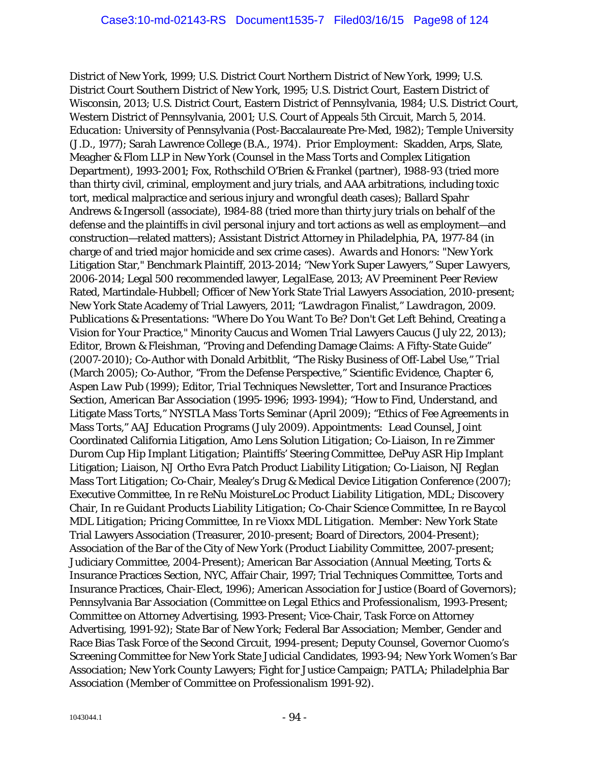District of New York, 1999; U.S. District Court Northern District of New York, 1999; U.S. District Court Southern District of New York, 1995; U.S. District Court, Eastern District of Wisconsin, 2013; U.S. District Court, Eastern District of Pennsylvania, 1984; U.S. District Court, Western District of Pennsylvania, 2001; U.S. Court of Appeals 5th Circuit, March 5, 2014. *Education*: University of Pennsylvania (Post-Baccalaureate Pre-Med, 1982); Temple University (J.D., 1977); Sarah Lawrence College (B.A., 1974). *Prior Employment*: Skadden, Arps, Slate, Meagher & Flom LLP in New York (Counsel in the Mass Torts and Complex Litigation Department), 1993-2001; Fox, Rothschild O'Brien & Frankel (partner), 1988-93 (tried more than thirty civil, criminal, employment and jury trials, and AAA arbitrations, including toxic tort, medical malpractice and serious injury and wrongful death cases); Ballard Spahr Andrews & Ingersoll (associate), 1984-88 (tried more than thirty jury trials on behalf of the defense and the plaintiffs in civil personal injury and tort actions as well as employment—and construction—related matters); Assistant District Attorney in Philadelphia, PA, 1977-84 (in charge of and tried major homicide and sex crime cases). *Awards and Honors*: "New York Litigation Star," *Benchmark Plaintiff*, 2013-2014; "New York Super Lawyers," *Super Lawyers*, 2006-2014; Legal 500 recommended lawyer, *LegalEase*, 2013; AV Preeminent Peer Review Rated, Martindale-Hubbell; Officer of New York State Trial Lawyers Association, 2010-present; New York State Academy of Trial Lawyers, 2011; "*Lawdragon* Finalist," *Lawdragon*, 2009. *Publications & Presentations*: "Where Do You Want To Be? Don't Get Left Behind, Creating a Vision for Your Practice," Minority Caucus and Women Trial Lawyers Caucus (July 22, 2013); Editor, Brown & Fleishman, "Proving and Defending Damage Claims: A Fifty-State Guide" (2007-2010); Co-Author with Donald Arbitblit, "The Risky Business of Off-Label Use," *Trial* (March 2005); Co-Author, "From the Defense Perspective," *Scientific Evidence, Chapter 6, Aspen Law Pub* (1999); Editor, *Trial* Techniques Newsletter, Tort and Insurance Practices Section, American Bar Association (1995-1996; 1993-1994); "How to Find, Understand, and Litigate Mass Torts," NYSTLA Mass Torts Seminar (April 2009); "Ethics of Fee Agreements in Mass Torts," AAJ Education Programs (July 2009). Appointments: Lead Counsel, Joint Coordinated California Litigation, Amo Lens Solution *Litigation*; Co-Liaison, *In re Zimmer Durom Cup Hip Implant Litigation*; Plaintiffs' Steering Committee, DePuy ASR Hip Implant Litigation; Liaison, NJ Ortho Evra Patch Product Liability Litigation; Co-Liaison, NJ Reglan Mass Tort Litigation; Co-Chair, Mealey's Drug & Medical Device Litigation Conference (2007); Executive Committee, *In re ReNu MoistureLoc Product Liability Litigation*, MDL; Discovery Chair, *In re Guidant Products Liability Litigation*; Co-Chair Science Committee, *In re Baycol MDL Litigation*; Pricing Committee, *In re Vioxx MDL Litigation*. Member: New York State Trial Lawyers Association (Treasurer, 2010-present; Board of Directors, 2004-Present); Association of the Bar of the City of New York (Product Liability Committee, 2007-present; Judiciary Committee, 2004-Present); American Bar Association (Annual Meeting, Torts & Insurance Practices Section, NYC, Affair Chair, 1997; Trial Techniques Committee, Torts and Insurance Practices, Chair-Elect, 1996); American Association for Justice (Board of Governors); Pennsylvania Bar Association (Committee on Legal Ethics and Professionalism, 1993-Present; Committee on Attorney Advertising, 1993-Present; Vice-Chair, Task Force on Attorney Advertising, 1991-92); State Bar of New York; Federal Bar Association; Member, Gender and Race Bias Task Force of the Second Circuit, 1994-present; Deputy Counsel, Governor Cuomo's Screening Committee for New York State Judicial Candidates, 1993-94; New York Women's Bar Association; New York County Lawyers; Fight for Justice Campaign; PATLA; Philadelphia Bar Association (Member of Committee on Professionalism 1991-92).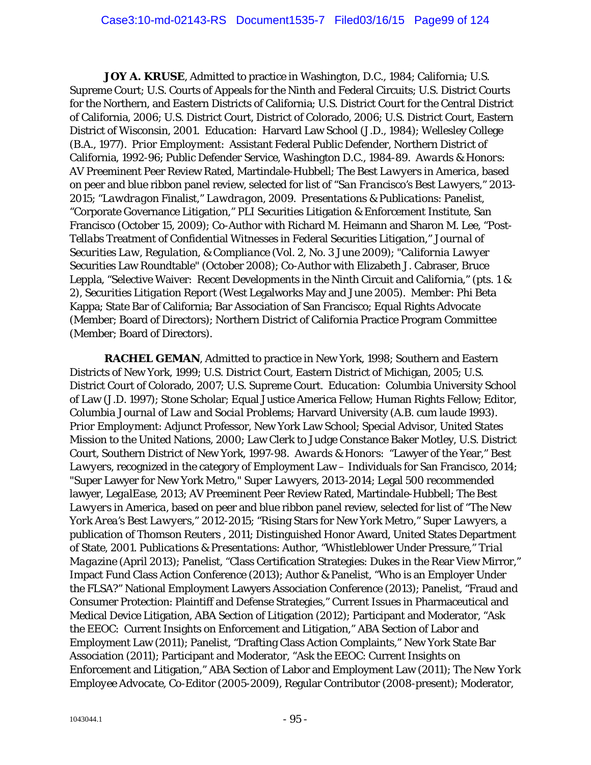**JOY A. KRUSE**, Admitted to practice in Washington, D.C., 1984; California; U.S. Supreme Court; U.S. Courts of Appeals for the Ninth and Federal Circuits; U.S. District Courts for the Northern, and Eastern Districts of California; U.S. District Court for the Central District of California, 2006; U.S. District Court, District of Colorado, 2006; U.S. District Court, Eastern District of Wisconsin, 2001. *Education:* Harvard Law School (J.D., 1984); Wellesley College (B.A., 1977). *Prior Employment:* Assistant Federal Public Defender, Northern District of California, 1992-96; Public Defender Service, Washington D.C., 1984-89. *Awards & Honors:* AV Preeminent Peer Review Rated, Martindale-Hubbell; *The Best Lawyers in America*, based on peer and blue ribbon panel review, selected for list of "*San Francisco's Best Lawyers*," 2013-2015; "*Lawdragon Finalist*," *Lawdragon*, 2009. *Presentations & Publications:* Panelist, "Corporate Governance Litigation," PLI Securities Litigation & Enforcement Institute, San Francisco (October 15, 2009); Co-Author with Richard M. Heimann and Sharon M. Lee, "Post-*Tellabs* Treatment of Confidential Witnesses in Federal Securities Litigation," *Journal of Securities Law, Regulation, & Compliance* (Vol. 2, No. 3 June 2009); "*California Lawyer* Securities Law Roundtable" (October 2008); Co-Author with Elizabeth J. Cabraser, Bruce Leppla, "Selective Waiver: Recent Developments in the Ninth Circuit and California," (pts. 1 & 2), *Securities Litigation Report* (West Legalworks May and June 2005). Member: Phi Beta Kappa; State Bar of California; Bar Association of San Francisco; Equal Rights Advocate (Member; Board of Directors); Northern District of California Practice Program Committee (Member; Board of Directors).

**RACHEL GEMAN**, Admitted to practice in New York, 1998; Southern and Eastern Districts of New York, 1999; U.S. District Court, Eastern District of Michigan, 2005; U.S. District Court of Colorado, 2007; U.S. Supreme Court. *Education:* Columbia University School of Law (J.D. 1997); Stone Scholar; Equal Justice America Fellow; Human Rights Fellow; Editor, *Columbia Journal of Law and Social Problems*; Harvard University (A.B. *cum laude* 1993). *Prior Employment:* Adjunct Professor, New York Law School; Special Advisor, United States Mission to the United Nations, 2000; Law Clerk to Judge Constance Baker Motley, U.S. District Court, Southern District of New York, 1997-98. *Awards & Honors:* "Lawyer of the Year," *Best Lawyers*, recognized in the category of Employment Law – Individuals for San Francisco, 2014; "Super Lawyer for New York Metro," *Super Lawyers*, 2013-2014; Legal 500 recommended lawyer, *LegalEase*, 2013; AV Preeminent Peer Review Rated, Martindale-Hubbell; *The Best Lawyers in America*, based on peer and blue ribbon panel review, selected for list of "*The New York Area's Best Lawyers*," 2012-2015; "Rising Stars for New York Metro," *Super Lawyers*, a publication of Thomson Reuters , 2011; Distinguished Honor Award, United States Department of State, 2001. *Publications & Presentations:* Author, "Whistleblower Under Pressure," *Trial Magazine* (April 2013); Panelist, "Class Certification Strategies: Dukes in the Rear View Mirror," Impact Fund Class Action Conference (2013); Author & Panelist, "Who is an Employer Under the FLSA?" National Employment Lawyers Association Conference (2013); Panelist, "Fraud and Consumer Protection: Plaintiff and Defense Strategies," Current Issues in Pharmaceutical and Medical Device Litigation, ABA Section of Litigation (2012); Participant and Moderator, "Ask the EEOC: Current Insights on Enforcement and Litigation," ABA Section of Labor and Employment Law (2011); Panelist, "Drafting Class Action Complaints," New York State Bar Association (2011); Participant and Moderator, "Ask the EEOC: Current Insights on Enforcement and Litigation," ABA Section of Labor and Employment Law (2011); *The New York Employee Advocate*, Co-Editor (2005-2009), Regular Contributor (2008-present); Moderator,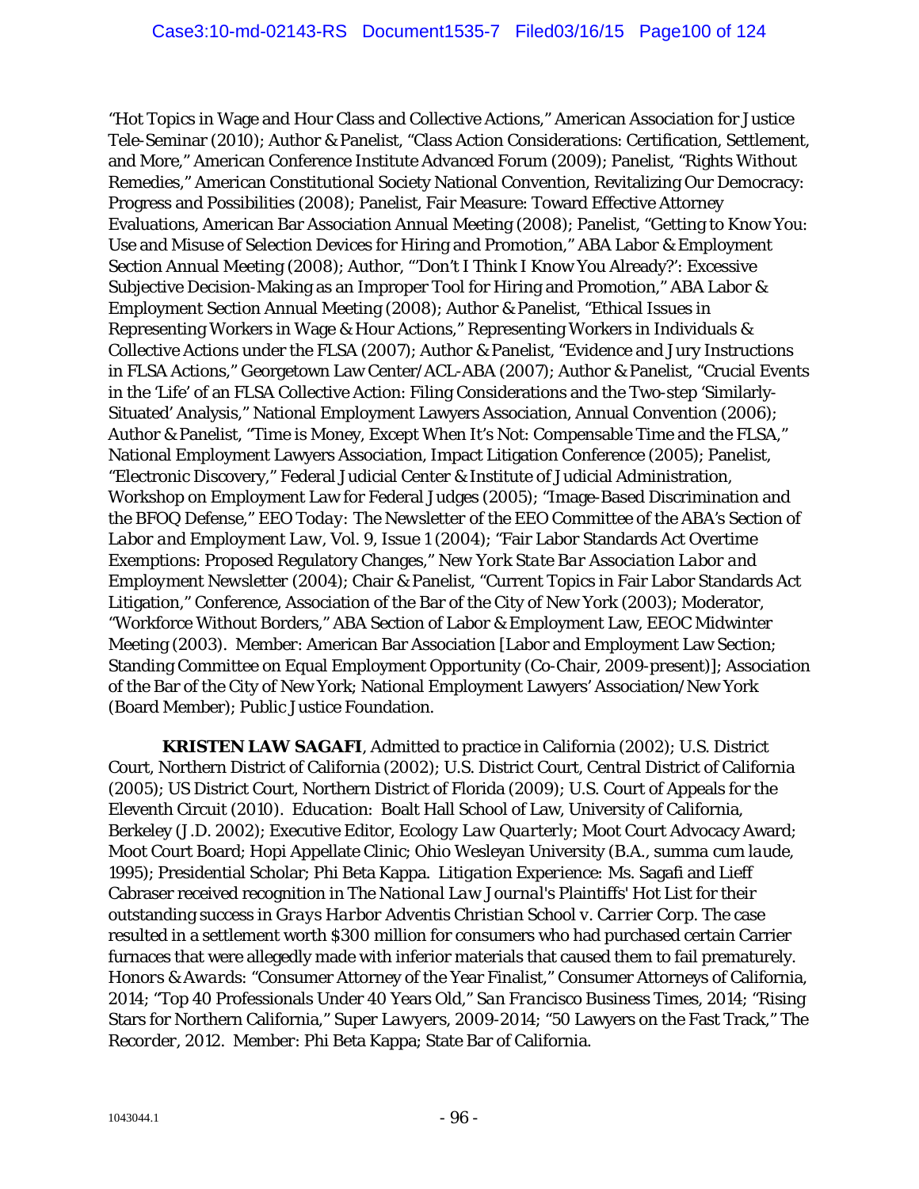"Hot Topics in Wage and Hour Class and Collective Actions," American Association for Justice Tele-Seminar (2010); Author & Panelist, "Class Action Considerations: Certification, Settlement, and More," American Conference Institute Advanced Forum (2009); Panelist, "Rights Without Remedies," American Constitutional Society National Convention, Revitalizing Our Democracy: Progress and Possibilities (2008); Panelist, Fair Measure: Toward Effective Attorney Evaluations, American Bar Association Annual Meeting (2008); Panelist, "Getting to Know You: Use and Misuse of Selection Devices for Hiring and Promotion," ABA Labor & Employment Section Annual Meeting (2008); Author, "'Don't I Think I Know You Already?': Excessive Subjective Decision-Making as an Improper Tool for Hiring and Promotion," ABA Labor & Employment Section Annual Meeting (2008); Author & Panelist, "Ethical Issues in Representing Workers in Wage & Hour Actions," Representing Workers in Individuals & Collective Actions under the FLSA (2007); Author & Panelist, "Evidence and Jury Instructions in FLSA Actions," Georgetown Law Center/ACL-ABA (2007); Author & Panelist, "Crucial Events in the 'Life' of an FLSA Collective Action: Filing Considerations and the Two-step 'Similarly-Situated' Analysis," National Employment Lawyers Association, Annual Convention (2006); Author & Panelist, "Time is Money, Except When It's Not: Compensable Time and the FLSA," National Employment Lawyers Association, Impact Litigation Conference (2005); Panelist, "Electronic Discovery," Federal Judicial Center & Institute of Judicial Administration, Workshop on Employment Law for Federal Judges (2005); "Image-Based Discrimination and the BFOQ Defense," *EEO Today: The Newsletter of the EEO Committee of the ABA's Section of Labor and Employment Law*, Vol. 9, Issue 1 (2004); "Fair Labor Standards Act Overtime Exemptions: Proposed Regulatory Changes," *New York State Bar Association Labor and Employment Newsletter* (2004); Chair & Panelist, "Current Topics in Fair Labor Standards Act Litigation," Conference, Association of the Bar of the City of New York (2003); Moderator, "Workforce Without Borders," ABA Section of Labor & Employment Law, EEOC Midwinter Meeting (2003). *Member:* American Bar Association [Labor and Employment Law Section; Standing Committee on Equal Employment Opportunity (Co-Chair, 2009-present)]; Association of the Bar of the City of New York; National Employment Lawyers' Association/New York (Board Member); Public Justice Foundation.

**KRISTEN LAW SAGAFI**, Admitted to practice in California (2002); U.S. District Court, Northern District of California (2002); U.S. District Court, Central District of California (2005); US District Court, Northern District of Florida (2009); U.S. Court of Appeals for the Eleventh Circuit (2010). *Education:* Boalt Hall School of Law, University of California, Berkeley (J.D. 2002); Executive Editor, *Ecology Law Quarterly*; Moot Court Advocacy Award; Moot Court Board; Hopi Appellate Clinic; Ohio Wesleyan University (B.A., *summa cum laude*, 1995); Presidential Scholar; Phi Beta Kappa. *Litigation Experience:* Ms. Sagafi and Lieff Cabraser received recognition in *The National Law Journal*'s Plaintiffs' Hot List for their outstanding success in *Grays Harbor Adventis Christian School v. Carrier Corp.* The case resulted in a settlement worth $300 million for consumers who had purchased certain Carrier furnaces that were allegedly made with inferior materials that caused them to fail prematurely. *Honors & Awards:* "Consumer Attorney of the Year Finalist," Consumer Attorneys of California, 2014; "Top 40 Professionals Under 40 Years Old," *San Francisco Business Times*, 2014; "Rising Stars for Northern California," *Super Lawyers*, 2009-2014; "50 Lawyers on the Fast Track," *The Recorder*, 2012. *Member:* Phi Beta Kappa; State Bar of California.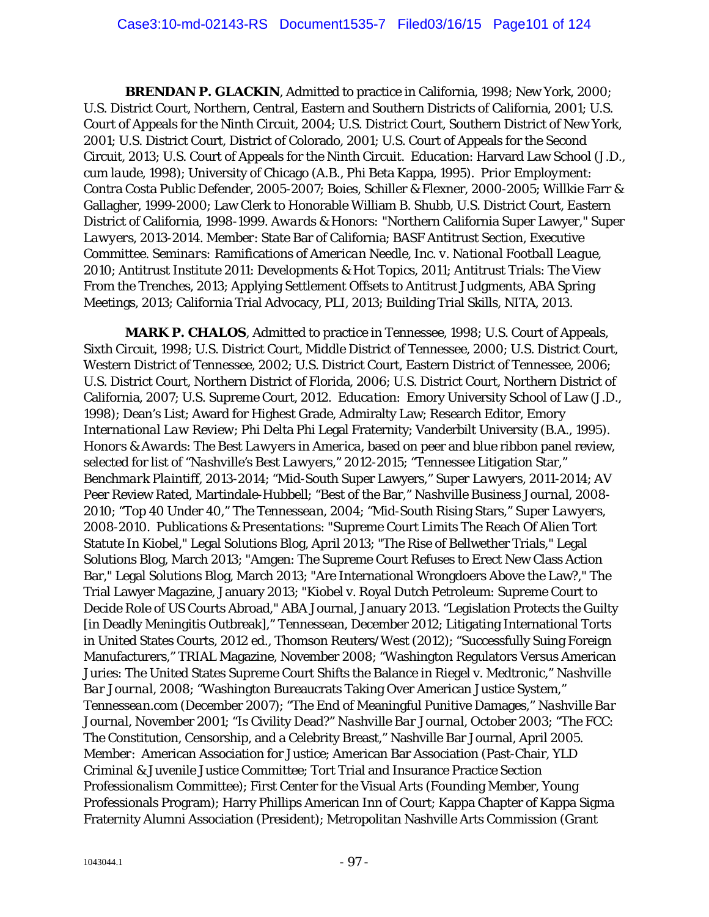**BRENDAN P. GLACKIN**, Admitted to practice in California, 1998; New York, 2000; U.S. District Court, Northern, Central, Eastern and Southern Districts of California, 2001; U.S. Court of Appeals for the Ninth Circuit, 2004; U.S. District Court, Southern District of New York, 2001; U.S. District Court, District of Colorado, 2001; U.S. Court of Appeals for the Second Circuit, 2013; U.S. Court of Appeals for the Ninth Circuit. *Education:* Harvard Law School (J.D., *cum laude*, 1998); University of Chicago (A.B., Phi Beta Kappa, 1995). *Prior Employment:* Contra Costa Public Defender, 2005-2007; Boies, Schiller & Flexner, 2000-2005; Willkie Farr & Gallagher, 1999-2000; Law Clerk to Honorable William B. Shubb, U.S. District Court, Eastern District of California, 1998-1999. *Awards & Honors:* "Northern California Super Lawyer," *Super Lawyers*, 2013-2014. Member: State Bar of California; BASF Antitrust Section, Executive Committee. *Seminars:* Ramifications of *American Needle, Inc. v. National Football League*, 2010; Antitrust Institute 2011: Developments & Hot Topics, 2011; Antitrust Trials: The View From the Trenches, 2013; Applying Settlement Offsets to Antitrust Judgments, ABA Spring Meetings, 2013; California Trial Advocacy, PLI, 2013; Building Trial Skills, NITA, 2013.

**MARK P. CHALOS**, Admitted to practice in Tennessee, 1998; U.S. Court of Appeals, Sixth Circuit, 1998; U.S. District Court, Middle District of Tennessee, 2000; U.S. District Court, Western District of Tennessee, 2002; U.S. District Court, Eastern District of Tennessee, 2006; U.S. District Court, Northern District of Florida, 2006; U.S. District Court, Northern District of California, 2007; U.S. Supreme Court, 2012. *Education:* Emory University School of Law (J.D., 1998); Dean's List; Award for Highest Grade, Admiralty Law; Research Editor, Emory *International Law Review*; Phi Delta Phi Legal Fraternity; Vanderbilt University (B.A., 1995). *Honors & Awards: The Best Lawyers in America*, based on peer and blue ribbon panel review, selected for list of "*Nashville's Best Lawyers*," 2012-2015; "Tennessee Litigation Star," *Benchmark Plaintiff*, 2013-2014; "Mid-South Super Lawyers," *Super Lawyers*, 2011-2014; AV Peer Review Rated, Martindale-Hubbell; "Best of the Bar," *Nashville Business Journal*, 2008-2010; "Top 40 Under 40," The Tennessean, 2004; "Mid-South Rising Stars," *Super Lawyers*, 2008-2010. *Publications & Presentations:* "Supreme Court Limits The Reach Of Alien Tort Statute In Kiobel," Legal Solutions Blog, April 2013; "The Rise of Bellwether Trials," Legal Solutions Blog, March 2013; "Amgen: The Supreme Court Refuses to Erect New Class Action Bar," Legal Solutions Blog, March 2013; "Are International Wrongdoers Above the Law?," The Trial Lawyer Magazine, January 2013; "Kiobel v. Royal Dutch Petroleum: Supreme Court to Decide Role of US Courts Abroad," ABA Journal, January 2013. "Legislation Protects the Guilty [in Deadly Meningitis Outbreak]," Tennessean, December 2012; Litigating International Torts in United States Courts, 2012 ed., Thomson Reuters/West (2012); "Successfully Suing Foreign Manufacturers," TRIAL Magazine, November 2008; "Washington Regulators Versus American Juries: The United States Supreme Court Shifts the Balance in Riegel v. Medtronic," *Nashville Bar Journal*, 2008; "Washington Bureaucrats Taking Over American Justice System," *Tennessean.com* (December 2007); "The End of Meaningful Punitive Damages," *Nashville Bar Journal*, November 2001; "Is Civility Dead?" *Nashville Bar Journal*, October 2003; "The FCC: The Constitution, Censorship, and a Celebrity Breast," Nashville Bar Journal, April 2005. Member: American Association for Justice; American Bar Association (Past-Chair, YLD Criminal & Juvenile Justice Committee; Tort Trial and Insurance Practice Section Professionalism Committee); First Center for the Visual Arts (Founding Member, Young Professionals Program); Harry Phillips American Inn of Court; Kappa Chapter of Kappa Sigma Fraternity Alumni Association (President); Metropolitan Nashville Arts Commission (Grant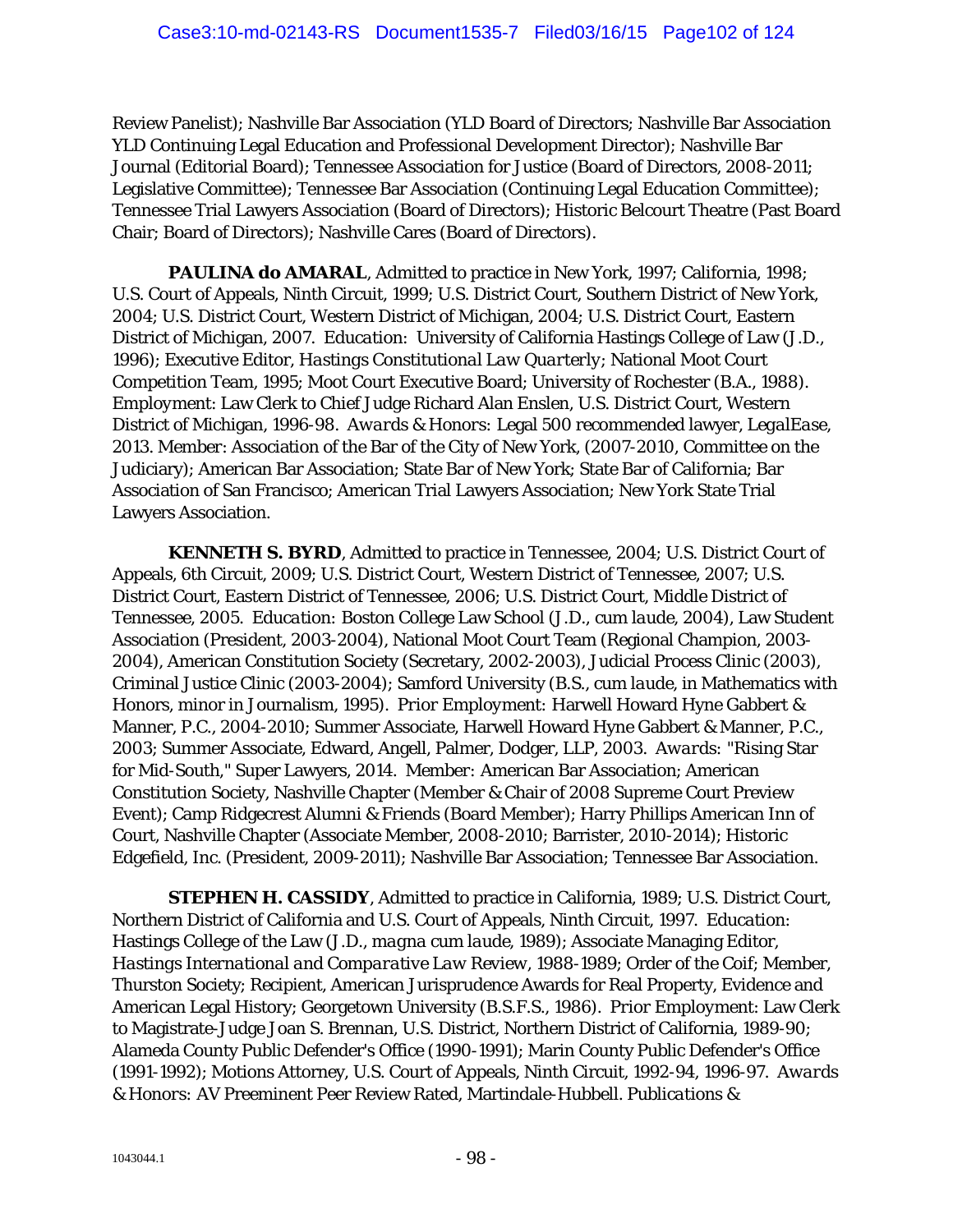Review Panelist); Nashville Bar Association (YLD Board of Directors; Nashville Bar Association YLD Continuing Legal Education and Professional Development Director); Nashville Bar Journal (Editorial Board); Tennessee Association for Justice (Board of Directors, 2008-2011; Legislative Committee); Tennessee Bar Association (Continuing Legal Education Committee); Tennessee Trial Lawyers Association (Board of Directors); Historic Belcourt Theatre (Past Board Chair; Board of Directors); Nashville Cares (Board of Directors).

**PAULINA do AMARAL**, Admitted to practice in New York, 1997; California, 1998; U.S. Court of Appeals, Ninth Circuit, 1999; U.S. District Court, Southern District of New York, 2004; U.S. District Court, Western District of Michigan, 2004; U.S. District Court, Eastern District of Michigan, 2007. *Education:* University of California Hastings College of Law (J.D., 1996); Executive Editor, *Hastings Constitutional Law Quarterly*; National Moot Court Competition Team, 1995; Moot Court Executive Board; University of Rochester (B.A., 1988). *Employment:* Law Clerk to Chief Judge Richard Alan Enslen, U.S. District Court, Western District of Michigan, 1996-98. *Awards & Honors:* Legal 500 recommended lawyer, *LegalEase*, 2013. Member: Association of the Bar of the City of New York, (2007-2010, Committee on the Judiciary); American Bar Association; State Bar of New York; State Bar of California; Bar Association of San Francisco; American Trial Lawyers Association; New York State Trial Lawyers Association.

**KENNETH S. BYRD**, Admitted to practice in Tennessee, 2004; U.S. District Court of Appeals, 6th Circuit, 2009; U.S. District Court, Western District of Tennessee, 2007; U.S. District Court, Eastern District of Tennessee, 2006; U.S. District Court, Middle District of Tennessee, 2005. *Education:* Boston College Law School (J.D., *cum laude*, 2004), Law Student Association (President, 2003-2004), National Moot Court Team (Regional Champion, 2003-2004), American Constitution Society (Secretary, 2002-2003), Judicial Process Clinic (2003), Criminal Justice Clinic (2003-2004); Samford University (B.S., *cum laude*, in Mathematics with Honors, minor in Journalism, 1995). *Prior Employment:* Harwell Howard Hyne Gabbert & Manner, P.C., 2004-2010; Summer Associate, Harwell Howard Hyne Gabbert & Manner, P.C., 2003; Summer Associate, Edward, Angell, Palmer, Dodger, LLP, 2003. *Awards:* "Rising Star for Mid-South," Super Lawyers, 2014. *Member:* American Bar Association; American Constitution Society, Nashville Chapter (Member & Chair of 2008 Supreme Court Preview Event); Camp Ridgecrest Alumni & Friends (Board Member); Harry Phillips American Inn of Court, Nashville Chapter (Associate Member, 2008-2010; Barrister, 2010-2014); Historic Edgefield, Inc. (President, 2009-2011); Nashville Bar Association; Tennessee Bar Association.

**STEPHEN H. CASSIDY**, Admitted to practice in California, 1989; U.S. District Court, Northern District of California and U.S. Court of Appeals, Ninth Circuit, 1997. *Education:* Hastings College of the Law (J.D., *magna cum laude*, 1989); Associate Managing Editor, *Hastings International and Comparative Law Review*, 1988-1989; Order of the Coif; Member, Thurston Society; Recipient, American Jurisprudence Awards for Real Property, Evidence and American Legal History; Georgetown University (B.S.F.S., 1986). *Prior Employment:* Law Clerk to Magistrate-Judge Joan S. Brennan, U.S. District, Northern District of California, 1989-90; Alameda County Public Defender's Office (1990-1991); Marin County Public Defender's Office (1991-1992); Motions Attorney, U.S. Court of Appeals, Ninth Circuit, 1992-94, 1996-97. *Awards & Honors:* AV Preeminent Peer Review Rated, Martindale-Hubbell. *Publications &*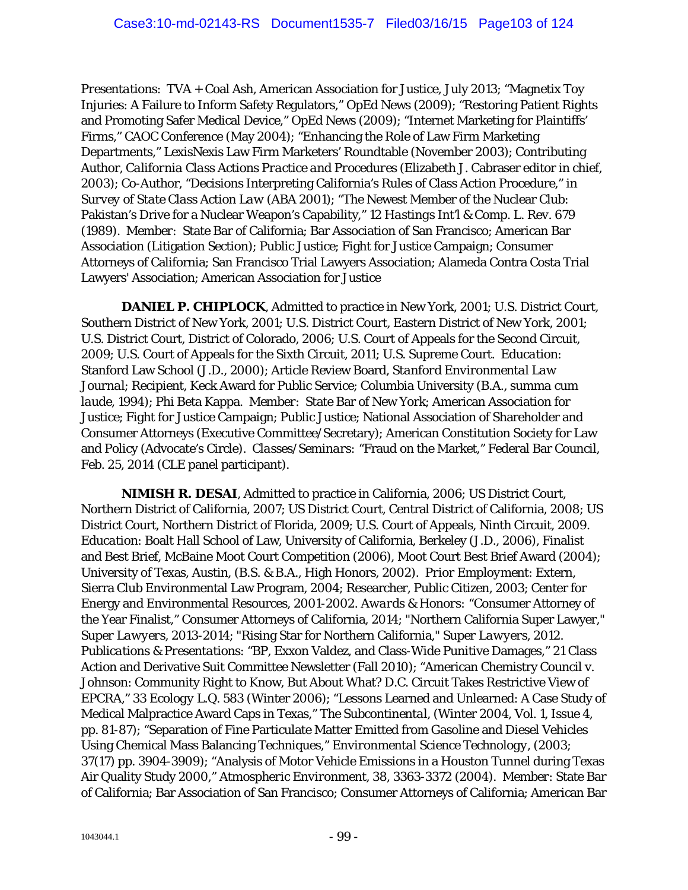*Presentations*: TVA + Coal Ash, American Association for Justice, July 2013; "Magnetix Toy Injuries: A Failure to Inform Safety Regulators," OpEd News (2009); "Restoring Patient Rights and Promoting Safer Medical Device," OpEd News (2009); "Internet Marketing for Plaintiffs' Firms," CAOC Conference (May 2004); "Enhancing the Role of Law Firm Marketing Departments," LexisNexis Law Firm Marketers' Roundtable (November 2003); Contributing Author, *California Class Actions Practice and Procedures* (Elizabeth J. Cabraser editor in chief, 2003); Co-Author, "Decisions Interpreting California's Rules of Class Action Procedure," in *Survey of State Class Action Law* (ABA 2001); "The Newest Member of the Nuclear Club: Pakistan's Drive for a Nuclear Weapon's Capability," 12 *Hastings Int'l & Comp. L. Rev.* 679 (1989). Member: State Bar of California; Bar Association of San Francisco; American Bar Association (Litigation Section); Public Justice; Fight for Justice Campaign; Consumer Attorneys of California; San Francisco Trial Lawyers Association; Alameda Contra Costa Trial Lawyers' Association; American Association for Justice

**DANIEL P. CHIPLOCK**, Admitted to practice in New York, 2001; U.S. District Court, Southern District of New York, 2001; U.S. District Court, Eastern District of New York, 2001; U.S. District Court, District of Colorado, 2006; U.S. Court of Appeals for the Second Circuit, 2009; U.S. Court of Appeals for the Sixth Circuit, 2011; U.S. Supreme Court. *Education*: Stanford Law School (J.D., 2000); Article Review Board, *Stanford Environmental Law Journal*; Recipient, Keck Award for Public Service; Columbia University (B.A., *summa cum laude*, 1994); Phi Beta Kappa. Member: State Bar of New York; American Association for Justice; Fight for Justice Campaign; Public Justice; National Association of Shareholder and Consumer Attorneys (Executive Committee/Secretary); American Constitution Society for Law and Policy (Advocate's Circle). *Classes/Seminars*: "Fraud on the Market," Federal Bar Council, Feb. 25, 2014 (CLE panel participant).

**NIMISH R. DESAI**, Admitted to practice in California, 2006; US District Court, Northern District of California, 2007; US District Court, Central District of California, 2008; US District Court, Northern District of Florida, 2009; U.S. Court of Appeals, Ninth Circuit, 2009. *Education*: Boalt Hall School of Law, University of California, Berkeley (J.D., 2006), Finalist and Best Brief, McBaine Moot Court Competition (2006), Moot Court Best Brief Award (2004); University of Texas, Austin, (B.S. & B.A., High Honors, 2002). *Prior Employment*: Extern, Sierra Club Environmental Law Program, 2004; Researcher, Public Citizen, 2003; Center for Energy and Environmental Resources, 2001-2002. *Awards & Honors*: "Consumer Attorney of the Year Finalist," Consumer Attorneys of California, 2014; "Northern California Super Lawyer," *Super Lawyers*, 2013-2014; "Rising Star for Northern California," *Super Lawyers*, 2012. *Publications & Presentations*: "BP, Exxon Valdez, and Class-Wide Punitive Damages," 21 Class Action and Derivative Suit Committee Newsletter (Fall 2010); "American Chemistry Council v. Johnson: Community Right to Know, But About What? D.C. Circuit Takes Restrictive View of EPCRA," 33 Ecology L.Q. 583 (Winter 2006); "Lessons Learned and Unlearned: A Case Study of Medical Malpractice Award Caps in Texas," *The Subcontinental*, (Winter 2004, Vol. 1, Issue 4, pp. 81-87); "Separation of Fine Particulate Matter Emitted from Gasoline and Diesel Vehicles Using Chemical Mass Balancing Techniques," *Environmental Science Technology*, (2003; 37(17) pp. 3904-3909); "Analysis of Motor Vehicle Emissions in a Houston Tunnel during Texas Air Quality Study 2000," *Atmospheric Environment*, 38, 3363-3372 (2004). Member: State Bar of California; Bar Association of San Francisco; Consumer Attorneys of California; American Bar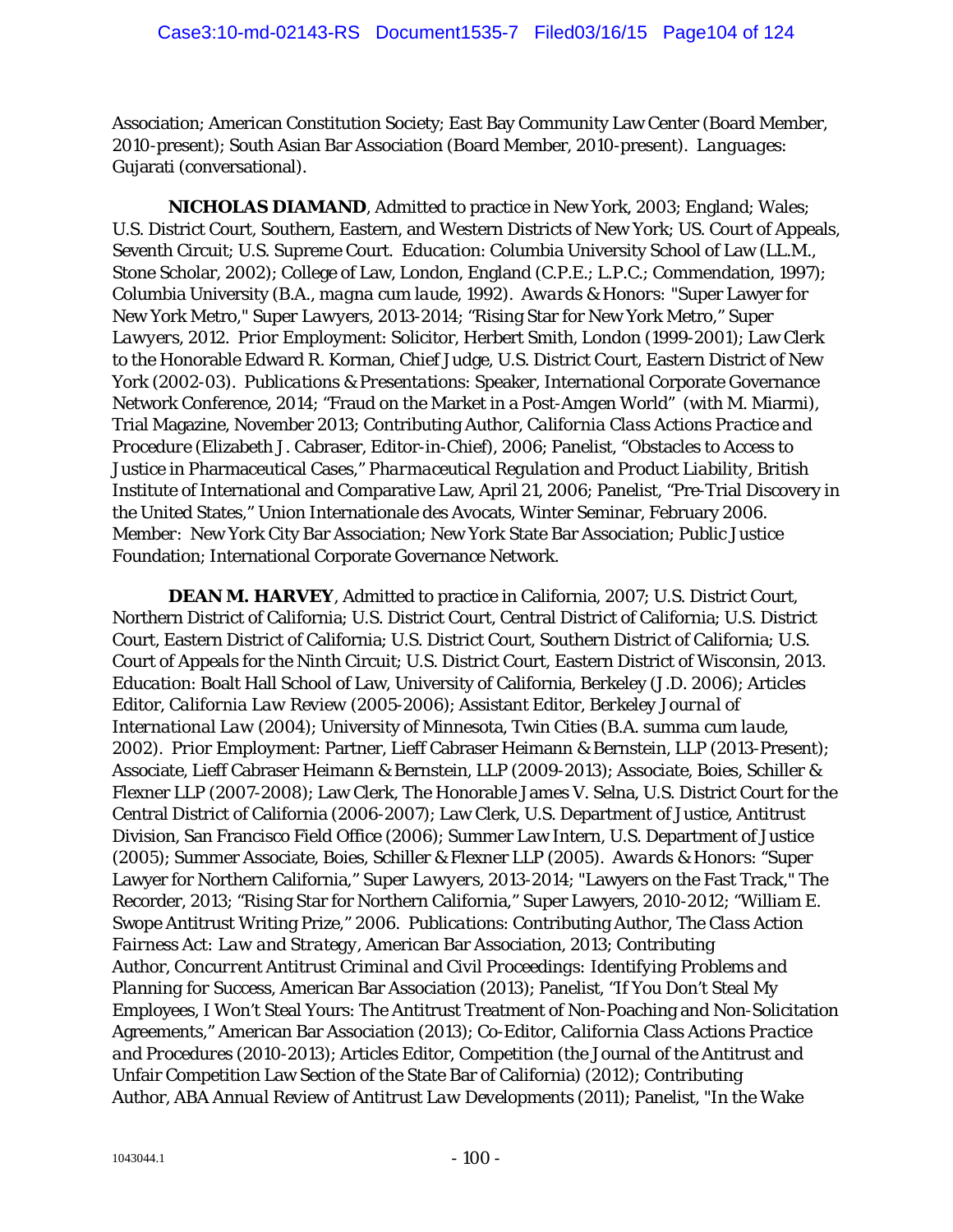Association; American Constitution Society; East Bay Community Law Center (Board Member, 2010-present); South Asian Bar Association (Board Member, 2010-present). *Languages*: Gujarati (conversational).

**NICHOLAS DIAMAND**, Admitted to practice in New York, 2003; England; Wales; U.S. District Court, Southern, Eastern, and Western Districts of New York; US. Court of Appeals, Seventh Circuit; U.S. Supreme Court. *Education*: Columbia University School of Law (LL.M., Stone Scholar, 2002); College of Law, London, England (C.P.E.; L.P.C.; Commendation, 1997); Columbia University (B.A., *magna cum laude*, 1992). *Awards & Honors*: "Super Lawyer for New York Metro," *Super Lawyers*, 2013-2014; "Rising Star for New York Metro," *Super Lawyers*, 2012. *Prior Employment*: Solicitor, Herbert Smith, London (1999-2001); Law Clerk to the Honorable Edward R. Korman, Chief Judge, U.S. District Court, Eastern District of New York (2002-03). *Publications & Presentations*: Speaker, International Corporate Governance Network Conference, 2014; "Fraud on the Market in a Post-Amgen World" (with M. Miarmi), Trial Magazine, November 2013; Contributing Author, *California Class Actions Practice and Procedure* (Elizabeth J. Cabraser, Editor-in-Chief), 2006; Panelist, "Obstacles to Access to Justice in Pharmaceutical Cases," *Pharmaceutical Regulation and Product Liability*, British Institute of International and Comparative Law, April 21, 2006; Panelist, "Pre-Trial Discovery in the United States," Union Internationale des Avocats, Winter Seminar, February 2006. Member: New York City Bar Association; New York State Bar Association; Public Justice Foundation; International Corporate Governance Network.

**DEAN M. HARVEY**, Admitted to practice in California, 2007; U.S. District Court, Northern District of California; U.S. District Court, Central District of California; U.S. District Court, Eastern District of California; U.S. District Court, Southern District of California; U.S. Court of Appeals for the Ninth Circuit; U.S. District Court, Eastern District of Wisconsin, 2013. *Education*: Boalt Hall School of Law, University of California, Berkeley (J.D. 2006); Articles Editor, *California Law Review* (2005-2006); Assistant Editor, *Berkeley Journal of International Law* (2004); University of Minnesota, Twin Cities (B.A. *summa cum laude*, 2002). *Prior Employment*: Partner, Lieff Cabraser Heimann & Bernstein, LLP (2013-Present); Associate, Lieff Cabraser Heimann & Bernstein, LLP (2009-2013); Associate, Boies, Schiller & Flexner LLP (2007-2008); Law Clerk, The Honorable James V. Selna, U.S. District Court for the Central District of California (2006-2007); Law Clerk, U.S. Department of Justice, Antitrust Division, San Francisco Field Office (2006); Summer Law Intern, U.S. Department of Justice (2005); Summer Associate, Boies, Schiller & Flexner LLP (2005). *Awards & Honors*: "Super Lawyer for Northern California," *Super Lawyers*, 2013-2014; "Lawyers on the Fast Track," The Recorder, 2013; "Rising Star for Northern California," Super Lawyers, 2010-2012; "William E. Swope Antitrust Writing Prize," 2006. *Publications*: Contributing Author, *The Class Action Fairness Act: Law and Strategy*, American Bar Association, 2013; Contributing Author, *Concurrent Antitrust Criminal and Civil Proceedings: Identifying Problems and Planning for Success*, American Bar Association (2013); Panelist, "If You Don't Steal My Employees, I Won't Steal Yours: The Antitrust Treatment of Non-Poaching and Non-Solicitation Agreements," American Bar Association (2013); Co-Editor, *California Class Actions Practice and Procedures* (2010-2013); Articles Editor, Competition (the Journal of the Antitrust and Unfair Competition Law Section of the State Bar of California) (2012); Contributing Author, *ABA Annual Review of Antitrust Law Developments* (2011); Panelist, "In the Wake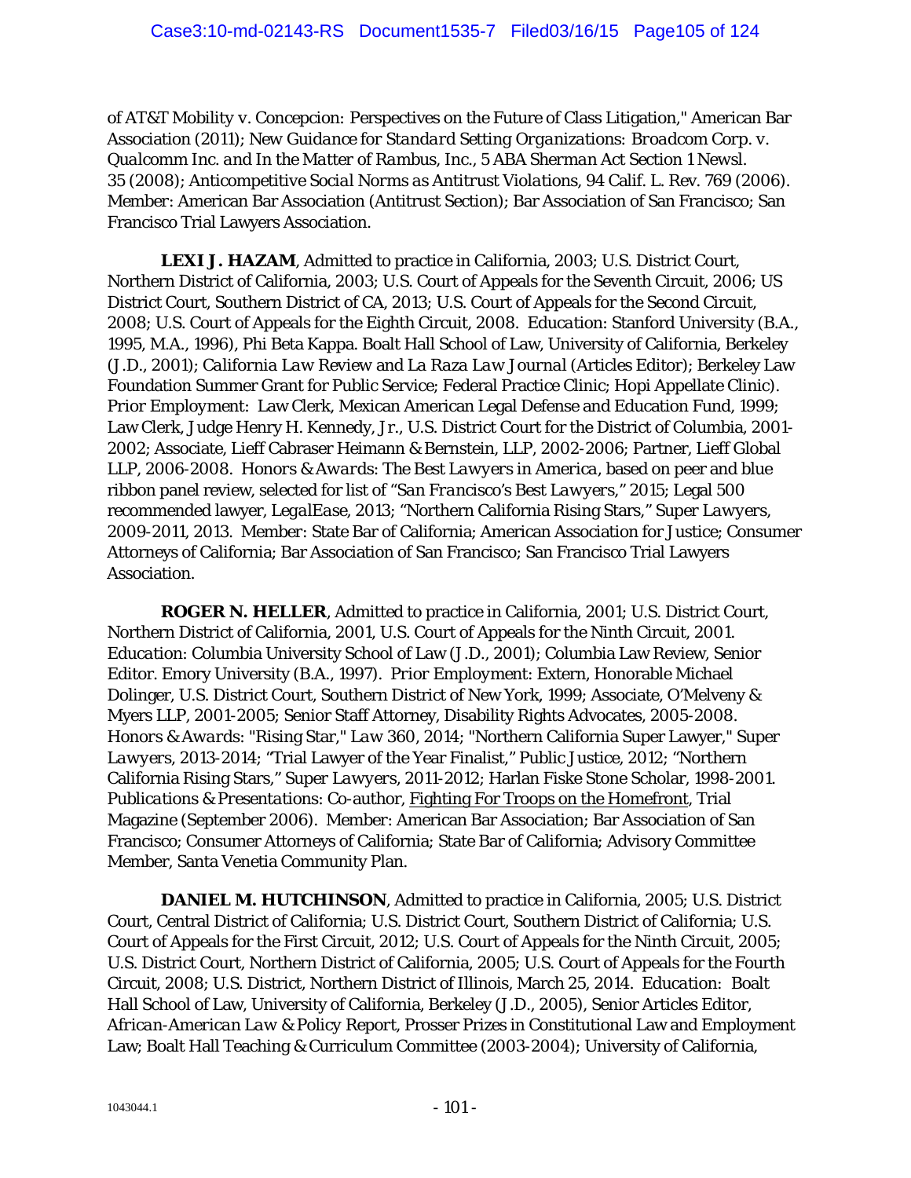of AT&T Mobility *v.* Concepcion: Perspectives on the Future of Class Litigation," American Bar Association (2011); *New Guidance for Standard Setting Organizations: Broadcom Corp. v. Qualcomm Inc. and In the Matter of Rambus, Inc.*, 5 *ABA Sherman Act Section 1 Newsl.* 35 (2008); *Anticompetitive Social Norms as Antitrust Violations*, 94 *Calif. L. Rev.* 769 (2006). Member: American Bar Association (Antitrust Section); Bar Association of San Francisco; San Francisco Trial Lawyers Association.

**LEXI J. HAZAM**, Admitted to practice in California, 2003; U.S. District Court, Northern District of California, 2003; U.S. Court of Appeals for the Seventh Circuit, 2006; US District Court, Southern District of CA, 2013; U.S. Court of Appeals for the Second Circuit, 2008; U.S. Court of Appeals for the Eighth Circuit, 2008. *Education*: Stanford University (B.A., 1995, M.A., 1996), Phi Beta Kappa. Boalt Hall School of Law, University of California, Berkeley (J.D., 2001); *California Law Review* and *La Raza Law Journal* (Articles Editor); Berkeley Law Foundation Summer Grant for Public Service; Federal Practice Clinic; Hopi Appellate Clinic). *Prior Employment*: Law Clerk, Mexican American Legal Defense and Education Fund, 1999; Law Clerk, Judge Henry H. Kennedy, Jr., U.S. District Court for the District of Columbia, 2001-2002; Associate, Lieff Cabraser Heimann & Bernstein, LLP, 2002-2006; Partner, Lieff Global LLP, 2006-2008. *Honors & Awards*: *The Best Lawyers in America*, based on peer and blue ribbon panel review, selected for list of "*San Francisco's Best Lawyers*," 2015; Legal 500 recommended lawyer, *LegalEase*, 2013; "Northern California Rising Stars," *Super Lawyers*, 2009-2011, 2013. Member: State Bar of California; American Association for Justice; Consumer Attorneys of California; Bar Association of San Francisco; San Francisco Trial Lawyers Association.

**ROGER N. HELLER**, Admitted to practice in California, 2001; U.S. District Court, Northern District of California, 2001, U.S. Court of Appeals for the Ninth Circuit, 2001. *Education*: Columbia University School of Law (J.D., 2001); Columbia Law Review, Senior Editor. Emory University (B.A., 1997). *Prior Employment*: Extern, Honorable Michael Dolinger, U.S. District Court, Southern District of New York, 1999; Associate, O'Melveny & Myers LLP, 2001-2005; Senior Staff Attorney, Disability Rights Advocates, 2005-2008. *Honors & Awards*: "Rising Star," *Law 360*, 2014; "Northern California Super Lawyer," *Super Lawyers*, 2013-2014; "Trial Lawyer of the Year Finalist," Public Justice, 2012; "Northern California Rising Stars," *Super Lawyers*, 2011-2012; Harlan Fiske Stone Scholar, 1998-2001. *Publications & Presentations*: Co-author, Fighting For Troops on the Homefront, Trial Magazine (September 2006). Member: American Bar Association; Bar Association of San Francisco; Consumer Attorneys of California; State Bar of California; Advisory Committee Member, Santa Venetia Community Plan.

**DANIEL M. HUTCHINSON**, Admitted to practice in California, 2005; U.S. District Court, Central District of California; U.S. District Court, Southern District of California; U.S. Court of Appeals for the First Circuit, 2012; U.S. Court of Appeals for the Ninth Circuit, 2005; U.S. District Court, Northern District of California, 2005; U.S. Court of Appeals for the Fourth Circuit, 2008; U.S. District, Northern District of Illinois, March 25, 2014. *Education*: Boalt Hall School of Law, University of California, Berkeley (J.D., 2005), Senior Articles Editor, *African-American Law & Policy Report*, Prosser Prizes in Constitutional Law and Employment Law; Boalt Hall Teaching & Curriculum Committee (2003-2004); University of California,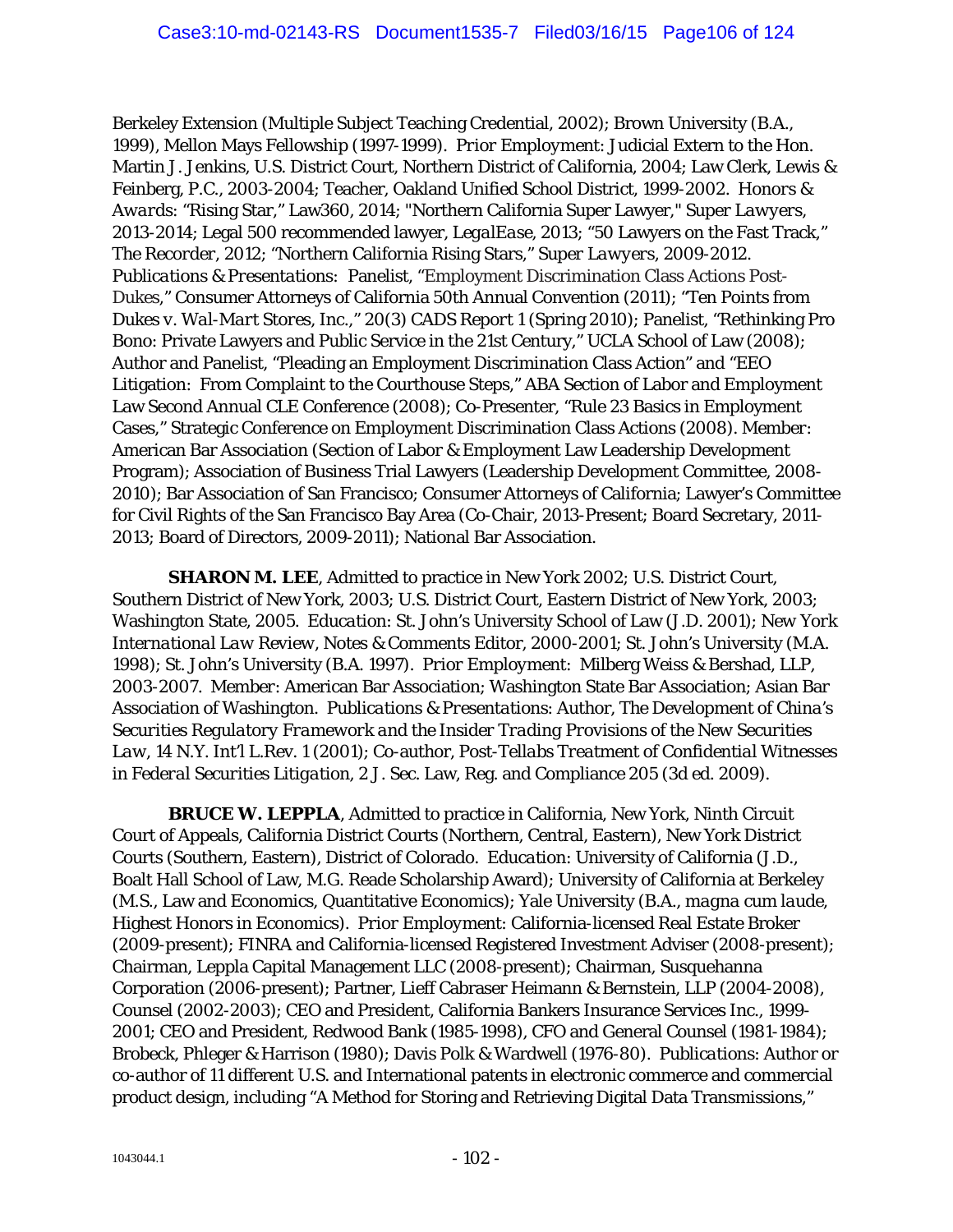Berkeley Extension (Multiple Subject Teaching Credential, 2002); Brown University (B.A., 1999), Mellon Mays Fellowship (1997-1999). *Prior Employment:* Judicial Extern to the Hon. Martin J. Jenkins, U.S. District Court, Northern District of California, 2004; Law Clerk, Lewis & Feinberg, P.C., 2003-2004; Teacher, Oakland Unified School District, 1999-2002. *Honors & Awards:* "Rising Star," *Law360*, 2014; "Northern California Super Lawyer," *Super Lawyers*, 2013-2014; Legal 500 recommended lawyer, *LegalEase*, 2013; "50 Lawyers on the Fast Track," *The Recorder*, 2012; "Northern California Rising Stars," *Super Lawyers*, 2009-2012. *Publications & Presentations:* Panelist, "Employment Discrimination Class Actions Post-*Dukes*," Consumer Attorneys of California 50th Annual Convention (2011); "Ten Points from *Dukes v. Wal-Mart Stores, Inc.*," 20(3) CADS Report 1 (Spring 2010); Panelist, "Rethinking Pro Bono: Private Lawyers and Public Service in the 21st Century," UCLA School of Law (2008); Author and Panelist, "Pleading an Employment Discrimination Class Action" and "EEO Litigation: From Complaint to the Courthouse Steps," ABA Section of Labor and Employment Law Second Annual CLE Conference (2008); Co-Presenter, "Rule 23 Basics in Employment Cases," Strategic Conference on Employment Discrimination Class Actions (2008). Member: American Bar Association (Section of Labor & Employment Law Leadership Development Program); Association of Business Trial Lawyers (Leadership Development Committee, 2008-2010); Bar Association of San Francisco; Consumer Attorneys of California; Lawyer's Committee for Civil Rights of the San Francisco Bay Area (Co-Chair, 2013-Present; Board Secretary, 2011-2013; Board of Directors, 2009-2011); National Bar Association.

**SHARON M. LEE**, Admitted to practice in New York 2002; U.S. District Court, Southern District of New York, 2003; U.S. District Court, Eastern District of New York, 2003; Washington State, 2005. *Education:* St. John's University School of Law (J.D. 2001); *New York International Law Review*, Notes & Comments Editor, 2000-2001; St. John's University (M.A. 1998); St. John's University (B.A. 1997). *Prior Employment:* Milberg Weiss & Bershad, LLP, 2003-2007. Member: American Bar Association; Washington State Bar Association; Asian Bar Association of Washington. *Publications & Presentations:* Author, *The Development of China's Securities Regulatory Framework and the Insider Trading Provisions of the New Securities Law*, 14 N.Y. Int'l L.Rev. 1 (2001); Co-author, *Post-Tellabs Treatment of Confidential Witnesses in Federal Securities Litigation*, 2 J. Sec. Law, Reg. and Compliance 205 (3d ed. 2009).

**BRUCE W. LEPPLA**, Admitted to practice in California, New York, Ninth Circuit Court of Appeals, California District Courts (Northern, Central, Eastern), New York District Courts (Southern, Eastern), District of Colorado. *Education:* University of California (J.D., Boalt Hall School of Law, M.G. Reade Scholarship Award); University of California at Berkeley (M.S., Law and Economics, Quantitative Economics); Yale University (B.A., *magna cum laude*, Highest Honors in Economics). *Prior Employment:* California-licensed Real Estate Broker (2009-present); FINRA and California-licensed Registered Investment Adviser (2008-present); Chairman, Leppla Capital Management LLC (2008-present); Chairman, Susquehanna Corporation (2006-present); Partner, Lieff Cabraser Heimann & Bernstein, LLP (2004-2008), Counsel (2002-2003); CEO and President, California Bankers Insurance Services Inc., 1999-2001; CEO and President, Redwood Bank (1985-1998), CFO and General Counsel (1981-1984); Brobeck, Phleger & Harrison (1980); Davis Polk & Wardwell (1976-80). *Publications:* Author or co-author of 11 different U.S. and International patents in electronic commerce and commercial product design, including "A Method for Storing and Retrieving Digital Data Transmissions,"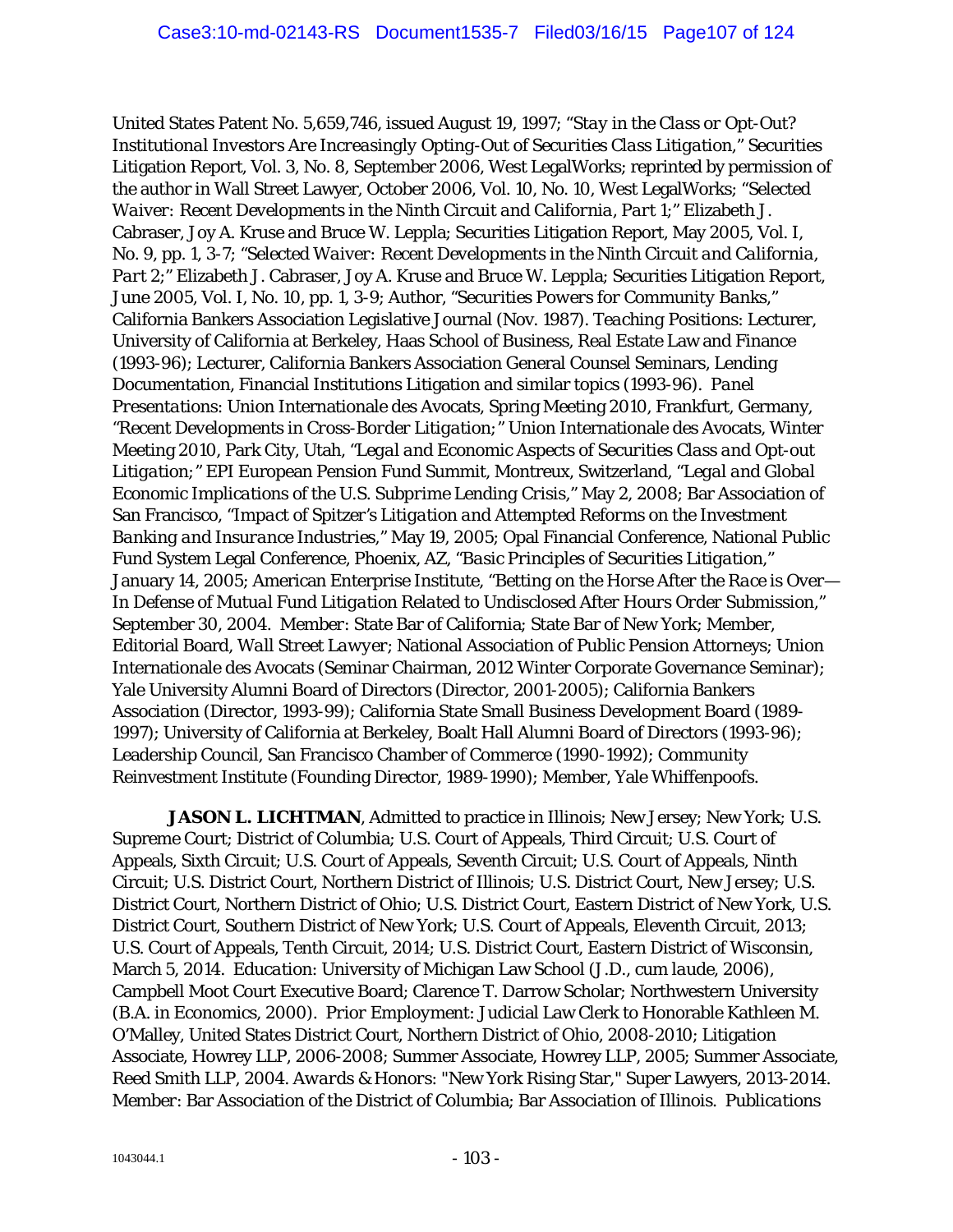United States Patent No. 5,659,746, issued August 19, 1997; "*Stay in the Class or Opt-Out? Institutional Investors Are Increasingly Opting-Out of Securities Class Litigation*," Securities Litigation Report, Vol. 3, No. 8, September 2006, West LegalWorks; reprinted by permission of the author in Wall Street Lawyer, October 2006, Vol. 10, No. 10, West LegalWorks; "*Selected Waiver: Recent Developments in the Ninth Circuit and California, Part 1*;" Elizabeth J. Cabraser, Joy A. Kruse and Bruce W. Leppla; Securities Litigation Report, May 2005, Vol. I, No. 9, pp. 1, 3-7; "*Selected Waiver: Recent Developments in the Ninth Circuit and California, Part 2*;" Elizabeth J. Cabraser, Joy A. Kruse and Bruce W. Leppla; Securities Litigation Report, June 2005, Vol. I, No. 10, pp. 1, 3-9; Author, "*Securities Powers for Community Banks*," California Bankers Association Legislative Journal (Nov. 1987). *Teaching Positions:* Lecturer, University of California at Berkeley, Haas School of Business, Real Estate Law and Finance (1993-96); Lecturer, California Bankers Association General Counsel Seminars, Lending Documentation, Financial Institutions Litigation and similar topics (1993-96). *Panel Presentations:* Union Internationale des Avocats, Spring Meeting 2010, Frankfurt, Germany, "*Recent Developments in Cross-Border Litigation*;" Union Internationale des Avocats, Winter Meeting 2010, Park City, Utah, "*Legal and Economic Aspects of Securities Class and Opt-out Litigation*;" EPI European Pension Fund Summit, Montreux, Switzerland, "*Legal and Global Economic Implications of the U.S. Subprime Lending Crisis*," May 2, 2008; Bar Association of San Francisco, "*Impact of Spitzer's Litigation and Attempted Reforms on the Investment Banking and Insurance Industries*," May 19, 2005; Opal Financial Conference, National Public Fund System Legal Conference, Phoenix, AZ, "*Basic Principles of Securities Litigation*," January 14, 2005; American Enterprise Institute, "*Betting on the Horse After the Race is Over—In Defense of Mutual Fund Litigation Related to Undisclosed After Hours Order Submission*," September 30, 2004. *Member:* State Bar of California; State Bar of New York; Member, Editorial Board, *Wall Street Lawyer*; National Association of Public Pension Attorneys; Union Internationale des Avocats (Seminar Chairman, 2012 Winter Corporate Governance Seminar); Yale University Alumni Board of Directors (Director, 2001-2005); California Bankers Association (Director, 1993-99); California State Small Business Development Board (1989-1997); University of California at Berkeley, Boalt Hall Alumni Board of Directors (1993-96); Leadership Council, San Francisco Chamber of Commerce (1990-1992); Community Reinvestment Institute (Founding Director, 1989-1990); Member, Yale Whiffenpoofs.

**JASON L. LICHTMAN**, Admitted to practice in Illinois; New Jersey; New York; U.S. Supreme Court; District of Columbia; U.S. Court of Appeals, Third Circuit; U.S. Court of Appeals, Sixth Circuit; U.S. Court of Appeals, Seventh Circuit; U.S. Court of Appeals, Ninth Circuit; U.S. District Court, Northern District of Illinois; U.S. District Court, New Jersey; U.S. District Court, Northern District of Ohio; U.S. District Court, Eastern District of New York, U.S. District Court, Southern District of New York; U.S. Court of Appeals, Eleventh Circuit, 2013; U.S. Court of Appeals, Tenth Circuit, 2014; U.S. District Court, Eastern District of Wisconsin, March 5, 2014. *Education:* University of Michigan Law School (J.D., *cum laude*, 2006), Campbell Moot Court Executive Board; Clarence T. Darrow Scholar; Northwestern University (B.A. in Economics, 2000). *Prior Employment:* Judicial Law Clerk to Honorable Kathleen M. O'Malley, United States District Court, Northern District of Ohio, 2008-2010; Litigation Associate, Howrey LLP, 2006-2008; Summer Associate, Howrey LLP, 2005; Summer Associate, Reed Smith LLP, 2004. *Awards & Honors:* "New York Rising Star," Super Lawyers, 2013-2014. *Member:* Bar Association of the District of Columbia; Bar Association of Illinois. *Publications*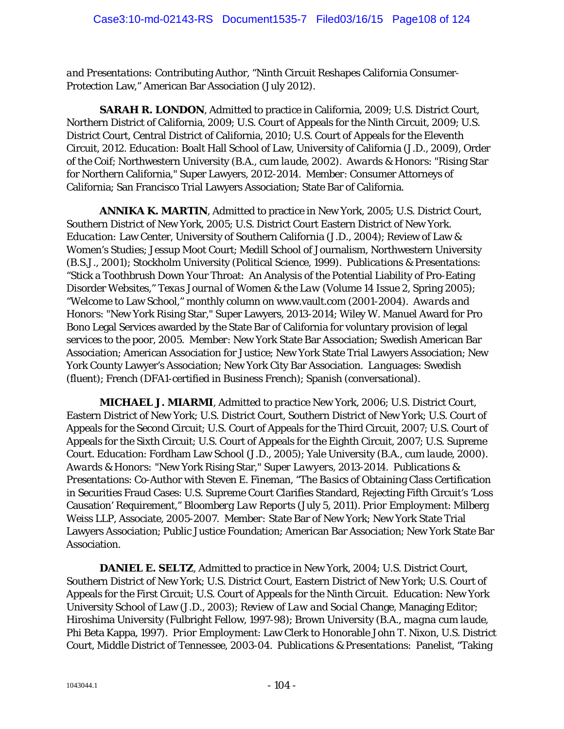*and Presentations:* Contributing Author, "Ninth Circuit Reshapes California Consumer-Protection Law," American Bar Association (July 2012).

**SARAH R. LONDON**, Admitted to practice in California, 2009; U.S. District Court, Northern District of California, 2009; U.S. Court of Appeals for the Ninth Circuit, 2009; U.S. District Court, Central District of California, 2010; U.S. Court of Appeals for the Eleventh Circuit, 2012. *Education:* Boalt Hall School of Law, University of California (J.D., 2009), Order of the Coif; Northwestern University (B.A., *cum laude*, 2002). *Awards & Honors:* "Rising Star for Northern California," Super Lawyers, 2012-2014. Member: Consumer Attorneys of California; San Francisco Trial Lawyers Association; State Bar of California.

**ANNIKA K. MARTIN**, Admitted to practice in New York, 2005; U.S. District Court, Southern District of New York, 2005; U.S. District Court Eastern District of New York. *Education:* Law Center, University of Southern California (J.D., 2004); Review of Law & Women's Studies; Jessup Moot Court; Medill School of Journalism, Northwestern University (B.S.J., 2001); Stockholm University (Political Science, 1999). *Publications & Presentations:* "Stick a Toothbrush Down Your Throat: An Analysis of the Potential Liability of Pro-Eating Disorder Websites," *Texas Journal of Women & the Law* (Volume 14 Issue 2, Spring 2005); "Welcome to Law School," monthly column on www.vault.com (2001-2004). *Awards and Honors:* "New York Rising Star," Super Lawyers, 2013-2014; Wiley W. Manuel Award for Pro Bono Legal Services awarded by the State Bar of California for voluntary provision of legal services to the poor, 2005. Member: New York State Bar Association; Swedish American Bar Association; American Association for Justice; New York State Trial Lawyers Association; New York County Lawyer's Association; New York City Bar Association. *Languages:* Swedish (fluent); French (DFA1-certified in Business French); Spanish (conversational).

**MICHAEL J. MIARMI**, Admitted to practice New York, 2006; U.S. District Court, Eastern District of New York; U.S. District Court, Southern District of New York; U.S. Court of Appeals for the Second Circuit; U.S. Court of Appeals for the Third Circuit, 2007; U.S. Court of Appeals for the Sixth Circuit; U.S. Court of Appeals for the Eighth Circuit, 2007; U.S. Supreme Court. *Education:* Fordham Law School (J.D., 2005); Yale University (B.A., *cum laude*, 2000). *Awards & Honors:* "New York Rising Star," *Super Lawyers*, 2013-2014. *Publications & Presentations:* Co-Author with Steven E. Fineman, "The Basics of Obtaining Class Certification in Securities Fraud Cases: U.S. Supreme Court Clarifies Standard, Rejecting Fifth Circuit's 'Loss Causation' Requirement," *Bloomberg Law Reports* (July 5, 2011). *Prior Employment:* Milberg Weiss LLP, Associate, 2005-2007. Member: State Bar of New York; New York State Trial Lawyers Association; Public Justice Foundation; American Bar Association; New York State Bar Association.

**DANIEL E. SELTZ**, Admitted to practice in New York, 2004; U.S. District Court, Southern District of New York; U.S. District Court, Eastern District of New York; U.S. Court of Appeals for the First Circuit; U.S. Court of Appeals for the Ninth Circuit. *Education:* New York University School of Law (J.D., 2003); *Review of Law and Social Change*, Managing Editor; Hiroshima University (Fulbright Fellow, 1997-98); Brown University (B.A., *magna cum laude*, Phi Beta Kappa, 1997). *Prior Employment:* Law Clerk to Honorable John T. Nixon, U.S. District Court, Middle District of Tennessee, 2003-04. *Publications & Presentations:* Panelist, "Taking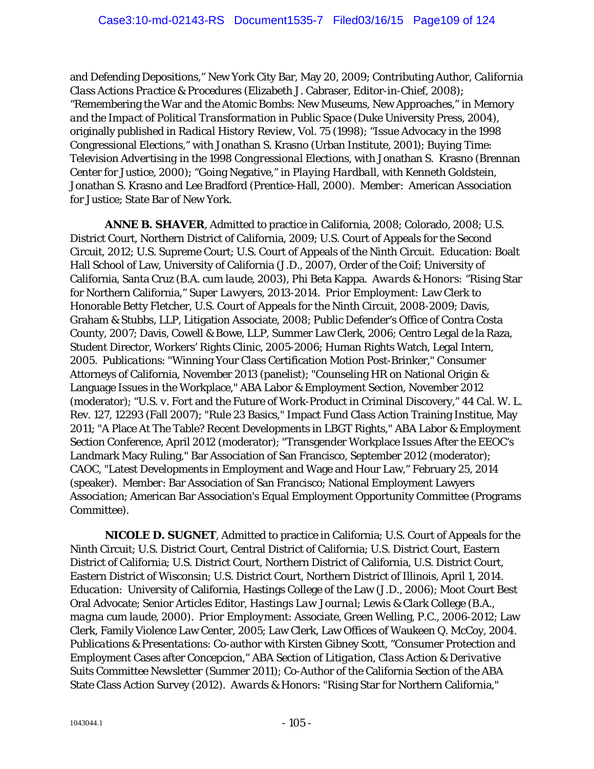and Defending Depositions," New York City Bar, May 20, 2009; Contributing Author, *California Class Actions Practice & Procedures* (Elizabeth J. Cabraser, Editor-in-Chief, 2008); "Remembering the War and the Atomic Bombs: New Museums, New Approaches," in *Memory and the Impact of Political Transformation in Public Space* (Duke University Press, 2004), originally published in *Radical History Review*, Vol. 75 (1998); "Issue Advocacy in the 1998 Congressional Elections," with Jonathan S. Krasno (Urban Institute, 2001); *Buying Time: Television Advertising in the 1998 Congressional Elections*, with Jonathan S. Krasno (Brennan Center for Justice, 2000); "Going Negative," in *Playing Hardball*, with Kenneth Goldstein, Jonathan S. Krasno and Lee Bradford (Prentice-Hall, 2000). Member: American Association for Justice; State Bar of New York.

**ANNE B. SHAVER**, Admitted to practice in California, 2008; Colorado, 2008; U.S. District Court, Northern District of California, 2009; U.S. Court of Appeals for the Second Circuit, 2012; U.S. Supreme Court; U.S. Court of Appeals of the Ninth Circuit. *Education:* Boalt Hall School of Law, University of California (J.D., 2007), Order of the Coif; University of California, Santa Cruz (B.A. *cum laude*, 2003), Phi Beta Kappa. *Awards & Honors:* "Rising Star for Northern California," *Super Lawyers*, 2013-2014. *Prior Employment:* Law Clerk to Honorable Betty Fletcher, U.S. Court of Appeals for the Ninth Circuit, 2008-2009; Davis, Graham & Stubbs, LLP, Litigation Associate, 2008; Public Defender's Office of Contra Costa County, 2007; Davis, Cowell & Bowe, LLP, Summer Law Clerk, 2006; Centro Legal de la Raza, Student Director, Workers' Rights Clinic, 2005-2006; Human Rights Watch, Legal Intern, 2005. *Publications:* "Winning Your Class Certification Motion Post-Brinker," Consumer Attorneys of California, November 2013 (panelist); "Counseling HR on National Origin & Language Issues in the Workplace," ABA Labor & Employment Section, November 2012 (moderator); "U.S. v. Fort and the Future of Work-Product in Criminal Discovery," 44 Cal. W. L. Rev. 127, 12293 (Fall 2007); "Rule 23 Basics," Impact Fund Class Action Training Institue, May 2011; "A Place At The Table? Recent Developments in LBGT Rights," ABA Labor & Employment Section Conference, April 2012 (moderator); "Transgender Workplace Issues After the EEOC's Landmark Macy Ruling," Bar Association of San Francisco, September 2012 (moderator); CAOC, "Latest Developments in Employment and Wage and Hour Law," February 25, 2014 (speaker). Member: Bar Association of San Francisco; National Employment Lawyers Association; American Bar Association's Equal Employment Opportunity Committee (Programs Committee).

**NICOLE D. SUGNET**, Admitted to practice in California; U.S. Court of Appeals for the Ninth Circuit; U.S. District Court, Central District of California; U.S. District Court, Eastern District of California; U.S. District Court, Northern District of California, U.S. District Court, Eastern District of Wisconsin; U.S. District Court, Northern District of Illinois, April 1, 2014. *Education:* University of California, Hastings College of the Law (J.D., 2006); Moot Court Best Oral Advocate; Senior Articles Editor, *Hastings Law Journal*; Lewis & Clark College (B.A., *magna cum laude*, 2000). *Prior Employment:* Associate, Green Welling, P.C., 2006-2012; Law Clerk, Family Violence Law Center, 2005; Law Clerk, Law Offices of Waukeen Q. McCoy, 2004. *Publications & Presentations:* Co-author with Kirsten Gibney Scott, "Consumer Protection and Employment Cases after Concepcion," ABA Section of Litigation, Class Action & Derivative Suits Committee Newsletter (Summer 2011); Co-Author of the California Section of the ABA State Class Action Survey (2012). *Awards & Honors:* "Rising Star for Northern California,"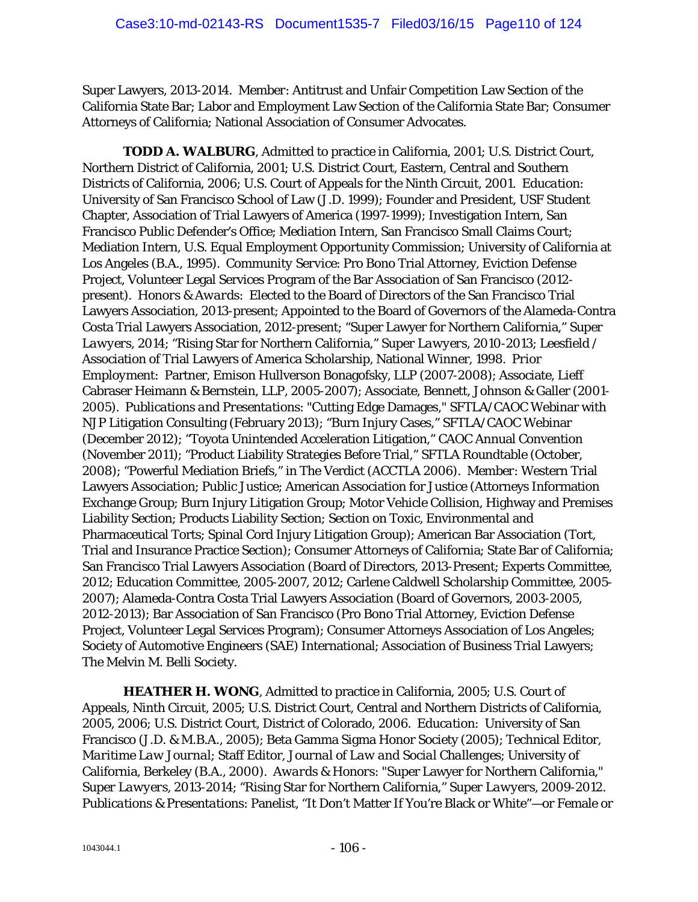Super Lawyers, 2013-2014. Member: Antitrust and Unfair Competition Law Section of the California State Bar; Labor and Employment Law Section of the California State Bar; Consumer Attorneys of California; National Association of Consumer Advocates.

**TODD A. WALBURG**, Admitted to practice in California, 2001; U.S. District Court, Northern District of California, 2001; U.S. District Court, Eastern, Central and Southern Districts of California, 2006; U.S. Court of Appeals for the Ninth Circuit, 2001. *Education:* University of San Francisco School of Law (J.D. 1999); Founder and President, USF Student Chapter, Association of Trial Lawyers of America (1997-1999); Investigation Intern, San Francisco Public Defender's Office; Mediation Intern, San Francisco Small Claims Court; Mediation Intern, U.S. Equal Employment Opportunity Commission; University of California at Los Angeles (B.A., 1995). *Community Service:* Pro Bono Trial Attorney, Eviction Defense Project, Volunteer Legal Services Program of the Bar Association of San Francisco (2012-present). *Honors & Awards:* Elected to the Board of Directors of the San Francisco Trial Lawyers Association, 2013-present; Appointed to the Board of Governors of the Alameda-Contra Costa Trial Lawyers Association, 2012-present; "Super Lawyer for Northern California," *Super Lawyers*, 2014; "Rising Star for Northern California," *Super Lawyers*, 2010-2013; Leesfield / Association of Trial Lawyers of America Scholarship, National Winner, 1998. *Prior Employment:* Partner, Emison Hullverson Bonagofsky, LLP (2007-2008); Associate, Lieff Cabraser Heimann & Bernstein, LLP, 2005-2007); Associate, Bennett, Johnson & Galler (2001-2005). *Publications and Presentations:* "Cutting Edge Damages," SFTLA/CAOC Webinar with NJP Litigation Consulting (February 2013); "Burn Injury Cases," SFTLA/CAOC Webinar (December 2012); "Toyota Unintended Acceleration Litigation," CAOC Annual Convention (November 2011); "Product Liability Strategies Before Trial," SFTLA Roundtable (October, 2008); "Powerful Mediation Briefs," in The Verdict (ACCTLA 2006). *Member:* Western Trial Lawyers Association; Public Justice; American Association for Justice (Attorneys Information Exchange Group; Burn Injury Litigation Group; Motor Vehicle Collision, Highway and Premises Liability Section; Products Liability Section; Section on Toxic, Environmental and Pharmaceutical Torts; Spinal Cord Injury Litigation Group); American Bar Association (Tort, Trial and Insurance Practice Section); Consumer Attorneys of California; State Bar of California; San Francisco Trial Lawyers Association (Board of Directors, 2013-Present; Experts Committee, 2012; Education Committee, 2005-2007, 2012; Carlene Caldwell Scholarship Committee, 2005-2007); Alameda-Contra Costa Trial Lawyers Association (Board of Governors, 2003-2005, 2012-2013); Bar Association of San Francisco (Pro Bono Trial Attorney, Eviction Defense Project, Volunteer Legal Services Program); Consumer Attorneys Association of Los Angeles; Society of Automotive Engineers (SAE) International; Association of Business Trial Lawyers; The Melvin M. Belli Society.

**HEATHER H. WONG**, Admitted to practice in California, 2005; U.S. Court of Appeals, Ninth Circuit, 2005; U.S. District Court, Central and Northern Districts of California, 2005, 2006; U.S. District Court, District of Colorado, 2006. *Education:* University of San Francisco (J.D. & M.B.A., 2005); Beta Gamma Sigma Honor Society (2005); Technical Editor, *Maritime Law Journal*; Staff Editor, *Journal of Law and Social Challenges*; University of California, Berkeley (B.A., 2000). *Awards & Honors:* "Super Lawyer for Northern California," *Super Lawyers*, 2013-2014; "Rising Star for Northern California," *Super Lawyers*, 2009-2012. *Publications & Presentations:* Panelist, "It Don't Matter If You're Black or White"—or Female or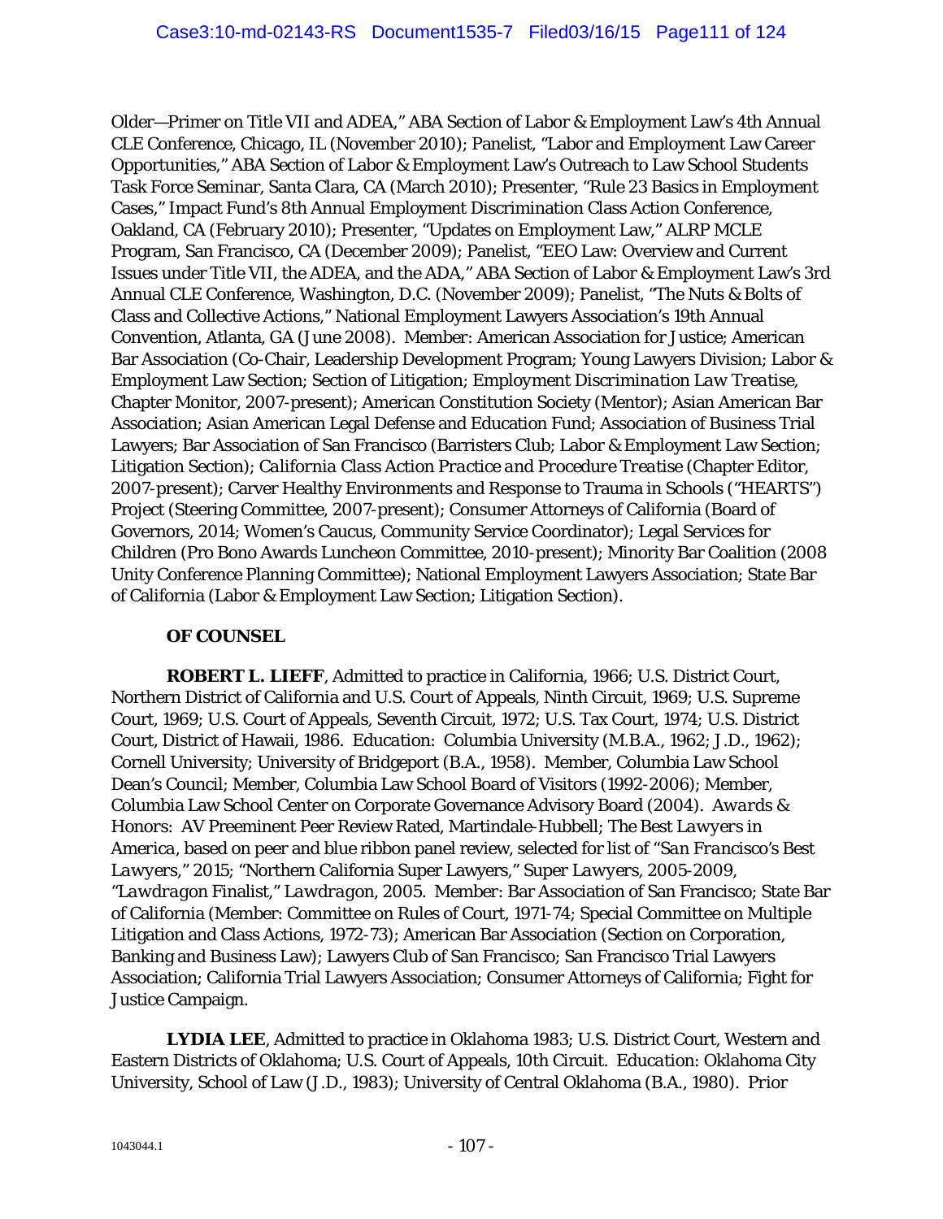Older—Primer on Title VII and ADEA," ABA Section of Labor & Employment Law's 4th Annual CLE Conference, Chicago, IL (November 2010); Panelist, "Labor and Employment Law Career Opportunities," ABA Section of Labor & Employment Law's Outreach to Law School Students Task Force Seminar, Santa Clara, CA (March 2010); Presenter, "Rule 23 Basics in Employment Cases," Impact Fund's 8th Annual Employment Discrimination Class Action Conference, Oakland, CA (February 2010); Presenter, "Updates on Employment Law," ALRP MCLE Program, San Francisco, CA (December 2009); Panelist, "EEO Law: Overview and Current Issues under Title VII, the ADEA, and the ADA," ABA Section of Labor & Employment Law's 3rd Annual CLE Conference, Washington, D.C. (November 2009); Panelist, "The Nuts & Bolts of Class and Collective Actions," National Employment Lawyers Association's 19th Annual Convention, Atlanta, GA (June 2008). Member: American Association for Justice; American Bar Association (Co-Chair, Leadership Development Program; Young Lawyers Division; Labor & Employment Law Section; Section of Litigation; *Employment Discrimination Law Treatise*, Chapter Monitor, 2007-present); American Constitution Society (Mentor); Asian American Bar Association; Asian American Legal Defense and Education Fund; Association of Business Trial Lawyers; Bar Association of San Francisco (Barristers Club; Labor & Employment Law Section; Litigation Section); *California Class Action Practice and Procedure Treatise* (Chapter Editor, 2007-present); Carver Healthy Environments and Response to Trauma in Schools ("HEARTS") Project (Steering Committee, 2007-present); Consumer Attorneys of California (Board of Governors, 2014; Women's Caucus, Community Service Coordinator); Legal Services for Children (Pro Bono Awards Luncheon Committee, 2010-present); Minority Bar Coalition (2008 Unity Conference Planning Committee); National Employment Lawyers Association; State Bar of California (Labor & Employment Law Section; Litigation Section).

**OF COUNSEL**

**ROBERT L. LIEFF**, Admitted to practice in California, 1966; U.S. District Court, Northern District of California and U.S. Court of Appeals, Ninth Circuit, 1969; U.S. Supreme Court, 1969; U.S. Court of Appeals, Seventh Circuit, 1972; U.S. Tax Court, 1974; U.S. District Court, District of Hawaii, 1986. *Education:* Columbia University (M.B.A., 1962; J.D., 1962); Cornell University; University of Bridgeport (B.A., 1958). Member, Columbia Law School Dean's Council; Member, Columbia Law School Board of Visitors (1992-2006); Member, Columbia Law School Center on Corporate Governance Advisory Board (2004). *Awards & Honors:* AV Preeminent Peer Review Rated, Martindale-Hubbell; *The Best Lawyers in America*, based on peer and blue ribbon panel review, selected for list of "*San Francisco's Best Lawyers*," 2015; "Northern California Super Lawyers," *Super Lawyers*, 2005-2009, "*Lawdragon Finalist*," *Lawdragon*, 2005. Member: Bar Association of San Francisco; State Bar of California (Member: Committee on Rules of Court, 1971-74; Special Committee on Multiple Litigation and Class Actions, 1972-73); American Bar Association (Section on Corporation, Banking and Business Law); Lawyers Club of San Francisco; San Francisco Trial Lawyers Association; California Trial Lawyers Association; Consumer Attorneys of California; Fight for Justice Campaign.

**LYDIA LEE**, Admitted to practice in Oklahoma 1983; U.S. District Court, Western and Eastern Districts of Oklahoma; U.S. Court of Appeals, 10th Circuit. *Education:* Oklahoma City University, School of Law (J.D., 1983); University of Central Oklahoma (B.A., 1980). *Prior*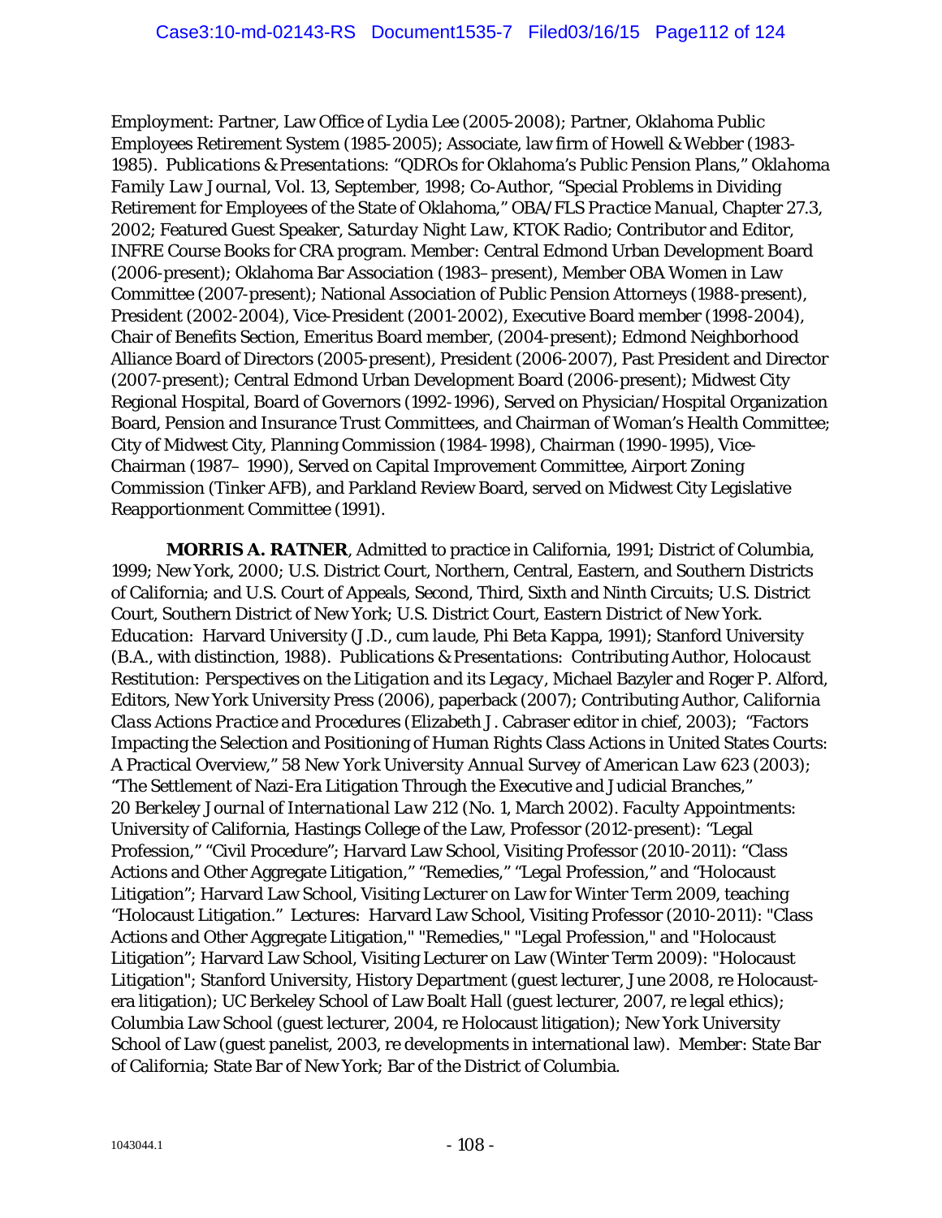Employment: Partner, Law Office of Lydia Lee (2005-2008); Partner, Oklahoma Public Employees Retirement System (1985-2005); Associate, law firm of Howell & Webber (1983-1985). *Publications & Presentations*: "QDROs for Oklahoma's Public Pension Plans," *Oklahoma Family Law Journal*, Vol. 13, September, 1998; Co-Author, "Special Problems in Dividing Retirement for Employees of the State of Oklahoma," *OBA/FLS Practice Manual*, Chapter 27.3, 2002; Featured Guest Speaker, *Saturday Night Law*, KTOK Radio; Contributor and Editor, INFRE Course Books for CRA program. Member: Central Edmond Urban Development Board (2006-present); Oklahoma Bar Association (1983–present), Member OBA Women in Law Committee (2007-present); National Association of Public Pension Attorneys (1988-present), President (2002-2004), Vice-President (2001-2002), Executive Board member (1998-2004), Chair of Benefits Section, Emeritus Board member, (2004-present); Edmond Neighborhood Alliance Board of Directors (2005-present), President (2006-2007), Past President and Director (2007-present); Central Edmond Urban Development Board (2006-present); Midwest City Regional Hospital, Board of Governors (1992-1996), Served on Physician/Hospital Organization Board, Pension and Insurance Trust Committees, and Chairman of Woman's Health Committee; City of Midwest City, Planning Commission (1984-1998), Chairman (1990-1995), Vice-Chairman (1987– 1990), Served on Capital Improvement Committee, Airport Zoning Commission (Tinker AFB), and Parkland Review Board, served on Midwest City Legislative Reapportionment Committee (1991).

***MORRIS A. RATNER***, Admitted to practice in California, 1991; District of Columbia, 1999; New York, 2000; U.S. District Court, Northern, Central, Eastern, and Southern Districts of California; and U.S. Court of Appeals, Second, Third, Sixth and Ninth Circuits; U.S. District Court, Southern District of New York; U.S. District Court, Eastern District of New York. *Education*: Harvard University (J.D., *cum laude*, Phi Beta Kappa, 1991); Stanford University (B.A., with distinction, 1988). *Publications & Presentations*: Contributing Author, *Holocaust Restitution: Perspectives on the Litigation and its Legacy*, Michael Bazyler and Roger P. Alford, Editors, New York University Press (2006), paperback (2007); Contributing Author, *California Class Actions Practice and Procedures* (Elizabeth J. Cabraser editor in chief, 2003); "Factors Impacting the Selection and Positioning of Human Rights Class Actions in United States Courts: A Practical Overview," 58 *New York University Annual Survey of American Law* 623 (2003); "The Settlement of Nazi-Era Litigation Through the Executive and Judicial Branches," 20 *Berkeley Journal of International Law* 212 (No. 1, March 2002). *Faculty Appointments*: University of California, Hastings College of the Law, Professor (2012-present): "Legal Profession," "Civil Procedure"; Harvard Law School, Visiting Professor (2010-2011): "Class Actions and Other Aggregate Litigation," "Remedies," "Legal Profession," and "Holocaust Litigation"; Harvard Law School, Visiting Lecturer on Law for Winter Term 2009, teaching "Holocaust Litigation." *Lectures*: Harvard Law School, Visiting Professor (2010-2011): "Class Actions and Other Aggregate Litigation," "Remedies," "Legal Profession," and "Holocaust Litigation"; Harvard Law School, Visiting Lecturer on Law (Winter Term 2009): "Holocaust Litigation"; Stanford University, History Department (guest lecturer, June 2008, re Holocaust-era litigation); UC Berkeley School of Law Boalt Hall (guest lecturer, 2007, re legal ethics); Columbia Law School (guest lecturer, 2004, re Holocaust litigation); New York University School of Law (guest panelist, 2003, re developments in international law). Member: State Bar of California; State Bar of New York; Bar of the District of Columbia.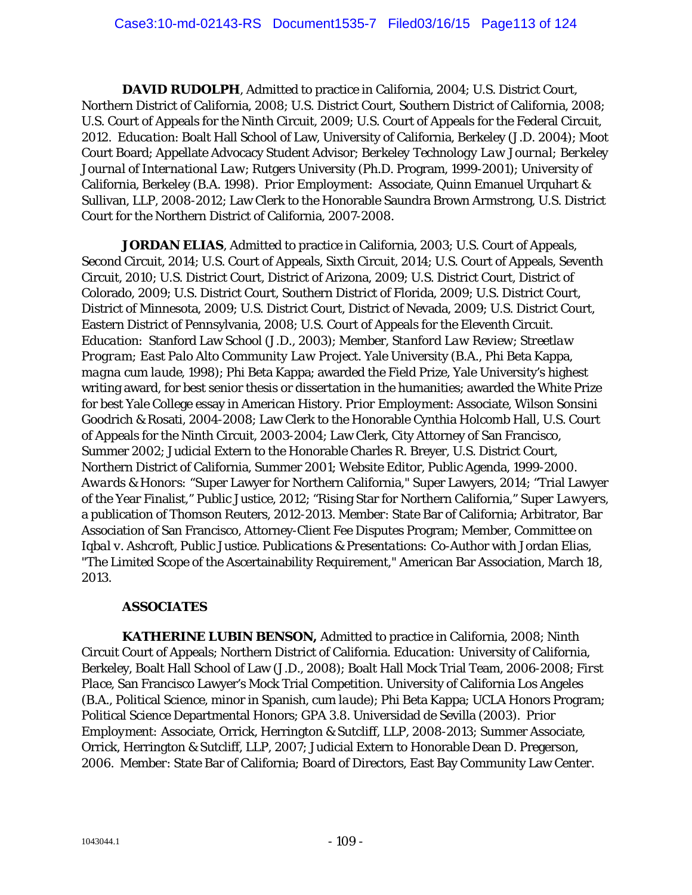**DAVID RUDOLPH**, Admitted to practice in California, 2004; U.S. District Court, Northern District of California, 2008; U.S. District Court, Southern District of California, 2008; U.S. Court of Appeals for the Ninth Circuit, 2009; U.S. Court of Appeals for the Federal Circuit, 2012. *Education*: Boalt Hall School of Law, University of California, Berkeley (J.D. 2004); Moot Court Board; Appellate Advocacy Student Advisor; Berkeley Technology *Law Journal*; *Berkeley Journal of International Law*; Rutgers University (Ph.D. Program, 1999-2001); University of California, Berkeley (B.A. 1998). *Prior Employment*: Associate, Quinn Emanuel Urquhart & Sullivan, LLP, 2008-2012; Law Clerk to the Honorable Saundra Brown Armstrong, U.S. District Court for the Northern District of California, 2007-2008.

**JORDAN ELIAS**, Admitted to practice in California, 2003; U.S. Court of Appeals, Second Circuit, 2014; U.S. Court of Appeals, Sixth Circuit, 2014; U.S. Court of Appeals, Seventh Circuit, 2010; U.S. District Court, District of Arizona, 2009; U.S. District Court, District of Colorado, 2009; U.S. District Court, Southern District of Florida, 2009; U.S. District Court, District of Minnesota, 2009; U.S. District Court, District of Nevada, 2009; U.S. District Court, Eastern District of Pennsylvania, 2008; U.S. Court of Appeals for the Eleventh Circuit. *Education*: Stanford Law School (J.D., 2003); Member, *Stanford Law Review*; *Streetlaw Program*; *East Palo Alto Community Law Project*. Yale University (B.A., Phi Beta Kappa, *magna cum laude*, 1998); Phi Beta Kappa; awarded the Field Prize, Yale University's highest writing award, for best senior thesis or dissertation in the humanities; awarded the White Prize for best Yale College essay in American History. *Prior Employment*: Associate, Wilson Sonsini Goodrich & Rosati, 2004-2008; Law Clerk to the Honorable Cynthia Holcomb Hall, U.S. Court of Appeals for the Ninth Circuit, 2003-2004; Law Clerk, City Attorney of San Francisco, Summer 2002; Judicial Extern to the Honorable Charles R. Breyer, U.S. District Court, Northern District of California, Summer 2001; Website Editor, Public Agenda, 1999-2000. *Awards & Honors*: "Super Lawyer for Northern California," Super Lawyers, 2014; "Trial Lawyer of the Year Finalist," Public Justice, 2012; "Rising Star for Northern California," *Super Lawyers*, a publication of Thomson Reuters, 2012-2013. Member: State Bar of California; Arbitrator, Bar Association of San Francisco, Attorney-Client Fee Disputes Program; Member, Committee on *Iqbal v. Ashcroft*, Public Justice. *Publications & Presentations*: Co-Author with Jordan Elias, "The Limited Scope of the Ascertainability Requirement," American Bar Association, March 18, 2013.

**ASSOCIATES**

**KATHERINE LUBIN BENSON,** Admitted to practice in California, 2008; Ninth Circuit Court of Appeals; Northern District of California. *Education*: University of California, Berkeley, Boalt Hall School of Law (J.D., 2008); Boalt Hall Mock Trial Team, 2006-2008; *First Place*, San Francisco Lawyer's Mock Trial Competition. University of California Los Angeles (B.A., Political Science, minor in Spanish, *cum laude*); Phi Beta Kappa; UCLA Honors Program; Political Science Departmental Honors; GPA 3.8. Universidad de Sevilla (2003). *Prior Employment*: Associate, Orrick, Herrington & Sutcliff, LLP, 2008-2013; Summer Associate, Orrick, Herrington & Sutcliff, LLP, 2007; Judicial Extern to Honorable Dean D. Pregerson, 2006. Member: State Bar of California; Board of Directors, East Bay Community Law Center.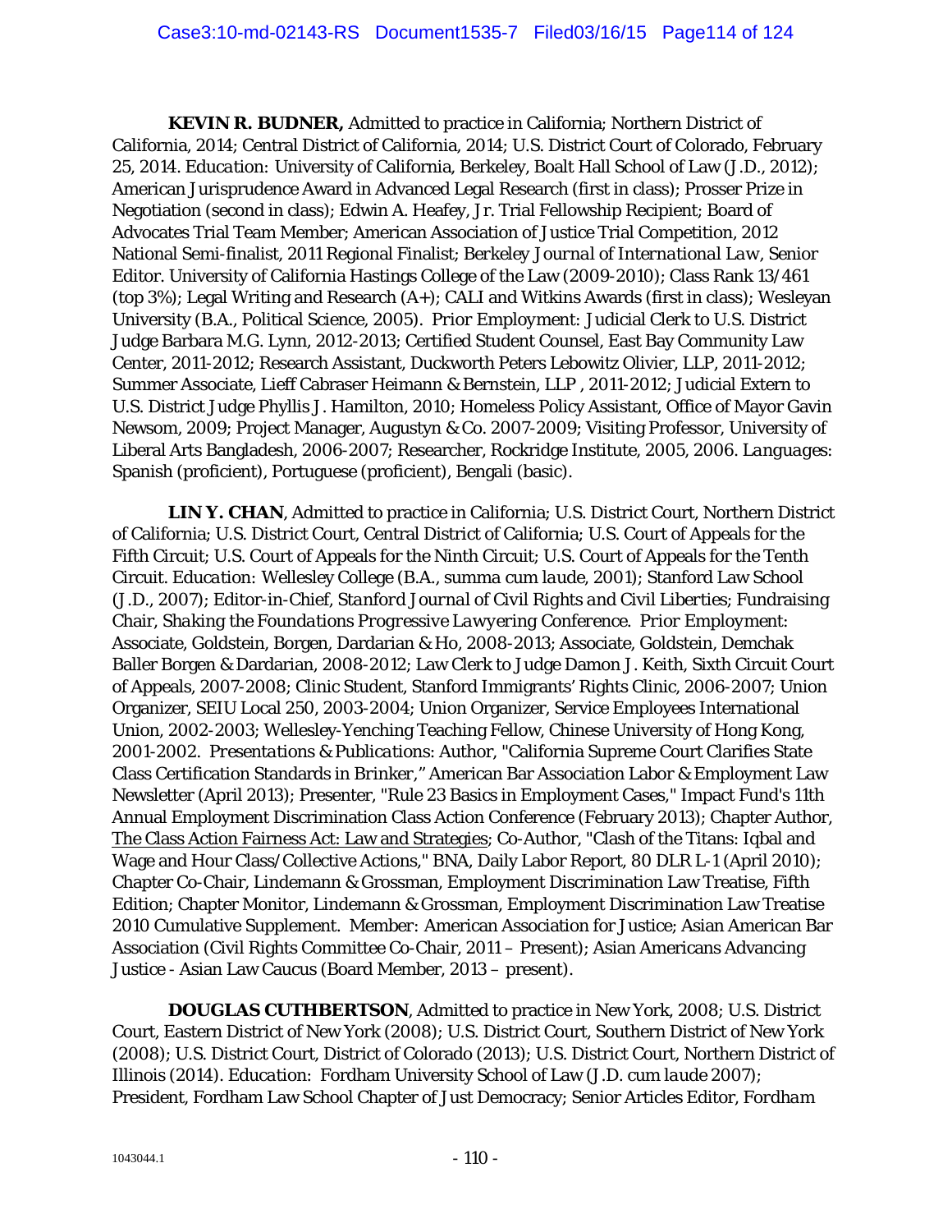**KEVIN R. BUDNER,** Admitted to practice in California; Northern District of California, 2014; Central District of California, 2014; U.S. District Court of Colorado, February 25, 2014. *Education:* University of California, Berkeley, Boalt Hall School of Law (J.D., 2012); American Jurisprudence Award in Advanced Legal Research (first in class); Prosser Prize in Negotiation (second in class); Edwin A. Heafey, Jr. Trial Fellowship Recipient; Board of Advocates Trial Team Member; American Association of Justice Trial Competition, 2012 National Semi-finalist, 2011 Regional Finalist; *Berkeley Journal of International Law*, Senior Editor. University of California Hastings College of the Law (2009-2010); Class Rank 13/461 (top 3%); Legal Writing and Research (A+); CALI and Witkins Awards (first in class); Wesleyan University (B.A., Political Science, 2005). *Prior Employment:* Judicial Clerk to U.S. District Judge Barbara M.G. Lynn, 2012-2013; Certified Student Counsel, East Bay Community Law Center, 2011-2012; Research Assistant, Duckworth Peters Lebowitz Olivier, LLP, 2011-2012; Summer Associate, Lieff Cabraser Heimann & Bernstein, LLP , 2011-2012; Judicial Extern to U.S. District Judge Phyllis J. Hamilton, 2010; Homeless Policy Assistant, Office of Mayor Gavin Newsom, 2009; Project Manager, Augustyn & Co. 2007-2009; Visiting Professor, University of Liberal Arts Bangladesh, 2006-2007; Researcher, Rockridge Institute, 2005, 2006. *Languages:* Spanish (proficient), Portuguese (proficient), Bengali (basic).

**LIN Y. CHAN**, Admitted to practice in California; U.S. District Court, Northern District of California; U.S. District Court, Central District of California; U.S. Court of Appeals for the Fifth Circuit; U.S. Court of Appeals for the Ninth Circuit; U.S. Court of Appeals for the Tenth Circuit. *Education:* Wellesley College (B.A., *summa cum laude*, 2001); Stanford Law School (J.D., 2007); Editor-in-Chief, *Stanford Journal of Civil Rights and Civil Liberties*; Fundraising Chair, *Shaking the Foundations Progressive Lawyering Conference*. *Prior Employment:* Associate, Goldstein, Borgen, Dardarian & Ho, 2008-2013; Associate, Goldstein, Demchak Baller Borgen & Dardarian, 2008-2012; Law Clerk to Judge Damon J. Keith, Sixth Circuit Court of Appeals, 2007-2008; Clinic Student, Stanford Immigrants' Rights Clinic, 2006-2007; Union Organizer, SEIU Local 250, 2003-2004; Union Organizer, Service Employees International Union, 2002-2003; Wellesley-Yenching Teaching Fellow, Chinese University of Hong Kong, 2001-2002. *Presentations & Publications:* Author, "California Supreme Court Clarifies State Class Certification Standards in Brinker," American Bar Association Labor & Employment Law Newsletter (April 2013); Presenter, "Rule 23 Basics in Employment Cases," Impact Fund's 11th Annual Employment Discrimination Class Action Conference (February 2013); Chapter Author, <u>The Class Action Fairness Act: Law and Strategies</u>; Co-Author, "Clash of the Titans: Iqbal and Wage and Hour Class/Collective Actions," BNA, Daily Labor Report, 80 DLR L-1 (April 2010); Chapter Co-Chair, Lindemann & Grossman, Employment Discrimination Law Treatise, Fifth Edition; Chapter Monitor, Lindemann & Grossman, Employment Discrimination Law Treatise 2010 Cumulative Supplement. Member: American Association for Justice; Asian American Bar Association (Civil Rights Committee Co-Chair, 2011 – Present); Asian Americans Advancing Justice - Asian Law Caucus (Board Member, 2013 – present).

**DOUGLAS CUTHBERTSON**, Admitted to practice in New York, 2008; U.S. District Court, Eastern District of New York (2008); U.S. District Court, Southern District of New York (2008); U.S. District Court, District of Colorado (2013); U.S. District Court, Northern District of Illinois (2014). *Education:* Fordham University School of Law (J.D. *cum laude* 2007); President, Fordham Law School Chapter of Just Democracy; Senior Articles Editor, *Fordham*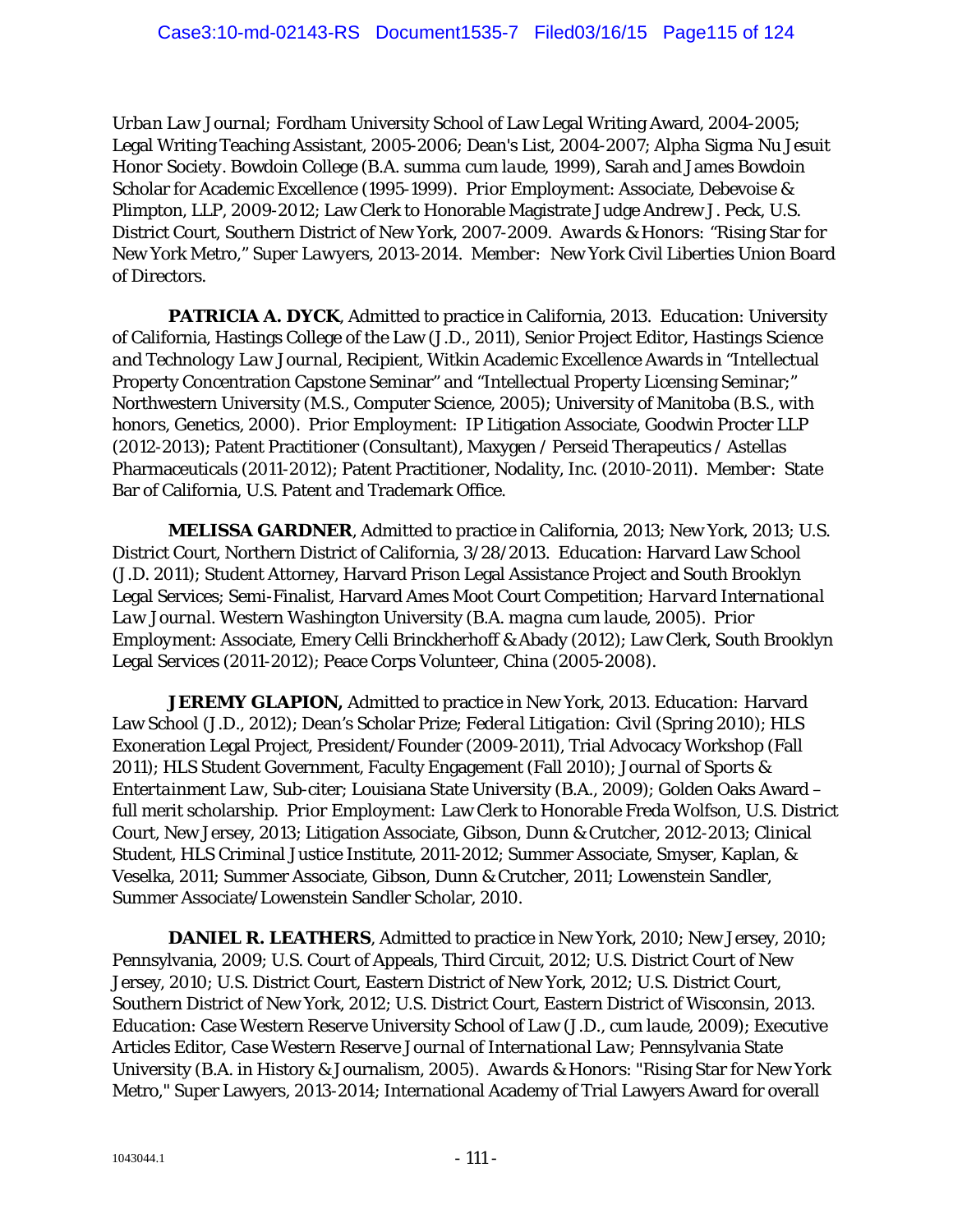*Urban Law Journal*; Fordham University School of Law Legal Writing Award, 2004-2005; Legal Writing Teaching Assistant, 2005-2006; Dean's List, 2004-2007; Alpha Sigma Nu Jesuit Honor Society. Bowdoin College (B.A. *summa cum laude*, 1999), Sarah and James Bowdoin Scholar for Academic Excellence (1995-1999). *Prior Employment*: Associate, Debevoise & Plimpton, LLP, 2009-2012; Law Clerk to Honorable Magistrate Judge Andrew J. Peck, U.S. District Court, Southern District of New York, 2007-2009. *Awards & Honors*: "Rising Star for New York Metro," *Super Lawyers*, 2013-2014. *Member*: New York Civil Liberties Union Board of Directors.

**PATRICIA A. DYCK**, Admitted to practice in California, 2013. *Education*: University of California, Hastings College of the Law (J.D., 2011), Senior Project Editor, *Hastings Science and Technology Law Journal*, Recipient, Witkin Academic Excellence Awards in "Intellectual Property Concentration Capstone Seminar" and "Intellectual Property Licensing Seminar;" Northwestern University (M.S., Computer Science, 2005); University of Manitoba (B.S., with honors, Genetics, 2000). *Prior Employment*: IP Litigation Associate, Goodwin Procter LLP (2012-2013); Patent Practitioner (Consultant), Maxygen / Perseid Therapeutics / Astellas Pharmaceuticals (2011-2012); Patent Practitioner, Nodality, Inc. (2010-2011). *Member*: State Bar of California, U.S. Patent and Trademark Office.

**MELISSA GARDNER**, Admitted to practice in California, 2013; New York, 2013; U.S. District Court, Northern District of California, 3/28/2013. *Education*: Harvard Law School (J.D. 2011); Student Attorney, Harvard Prison Legal Assistance Project and South Brooklyn Legal Services; Semi-Finalist, Harvard Ames Moot Court Competition; *Harvard International Law Journal*. Western Washington University (B.A. *magna cum laude*, 2005). *Prior Employment*: Associate, Emery Celli Brinckherhoff & Abady (2012); Law Clerk, South Brooklyn Legal Services (2011-2012); Peace Corps Volunteer, China (2005-2008).

**JEREMY GLAPION,** Admitted to practice in New York, 2013. *Education*: Harvard Law School (J.D., 2012); Dean's Scholar Prize; *Federal Litigation: Civil* (Spring 2010); HLS Exoneration Legal Project, President/Founder (2009-2011), Trial Advocacy Workshop (Fall 2011); HLS Student Government, Faculty Engagement (Fall 2010); *Journal of Sports & Entertainment Law*, Sub-citer; Louisiana State University (B.A., 2009); Golden Oaks Award – full merit scholarship. *Prior Employment*: Law Clerk to Honorable Freda Wolfson, U.S. District Court, New Jersey, 2013; Litigation Associate, Gibson, Dunn & Crutcher, 2012-2013; Clinical Student, HLS Criminal Justice Institute, 2011-2012; Summer Associate, Smyser, Kaplan, & Veselka, 2011; Summer Associate, Gibson, Dunn & Crutcher, 2011; Lowenstein Sandler, Summer Associate/Lowenstein Sandler Scholar, 2010.

**DANIEL R. LEATHERS**, Admitted to practice in New York, 2010; New Jersey, 2010; Pennsylvania, 2009; U.S. Court of Appeals, Third Circuit, 2012; U.S. District Court of New Jersey, 2010; U.S. District Court, Eastern District of New York, 2012; U.S. District Court, Southern District of New York, 2012; U.S. District Court, Eastern District of Wisconsin, 2013. *Education*: Case Western Reserve University School of Law (J.D., *cum laude*, 2009); Executive Articles Editor, *Case Western Reserve Journal of International Law*; Pennsylvania State University (B.A. in History & Journalism, 2005). *Awards & Honors*: "Rising Star for New York Metro," Super Lawyers, 2013-2014; International Academy of Trial Lawyers Award for overall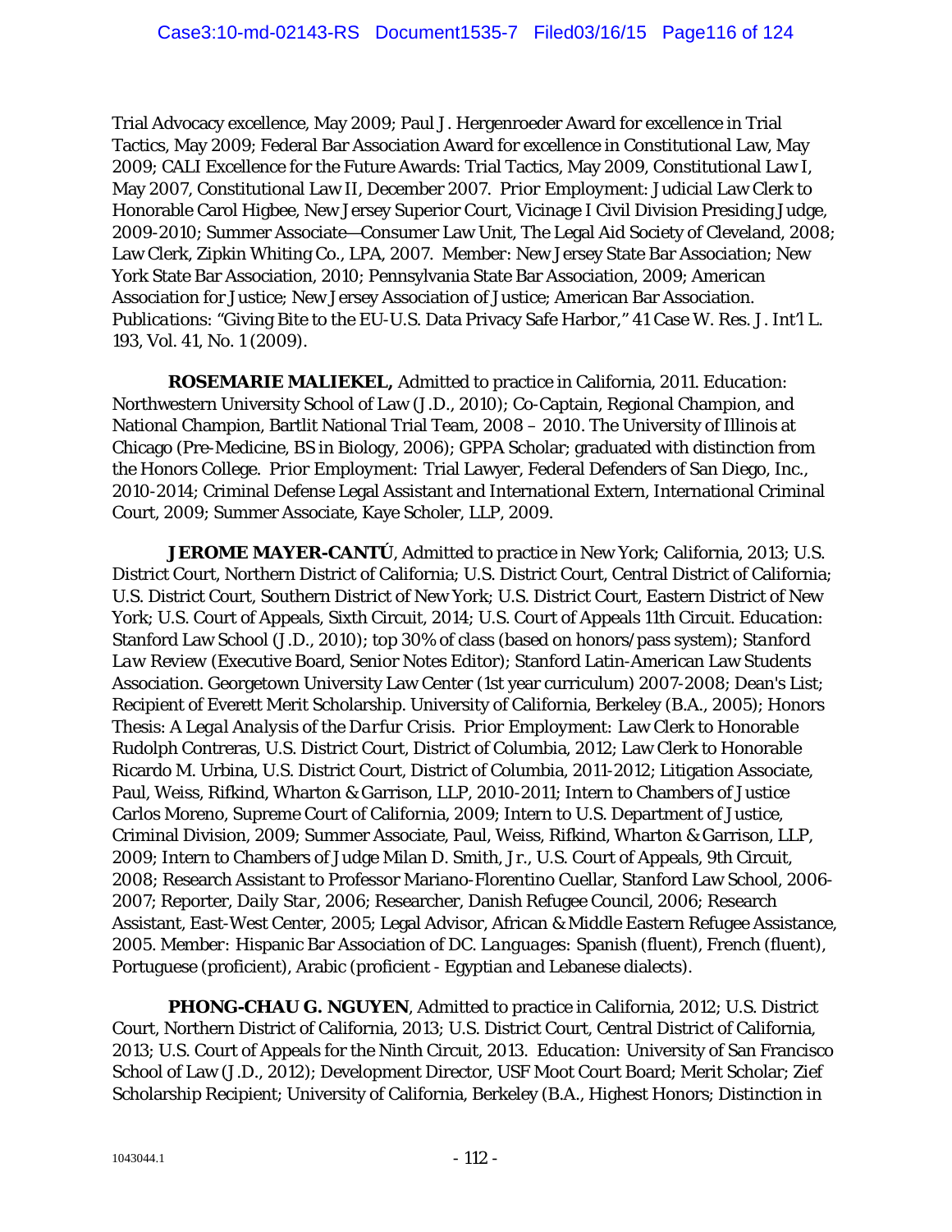Trial Advocacy excellence, May 2009; Paul J. Hergenroeder Award for excellence in Trial Tactics, May 2009; Federal Bar Association Award for excellence in Constitutional Law, May 2009; CALI Excellence for the Future Awards: Trial Tactics, May 2009, Constitutional Law I, May 2007, Constitutional Law II, December 2007. *Prior Employment*: Judicial Law Clerk to Honorable Carol Higbee, New Jersey Superior Court, Vicinage I Civil Division Presiding Judge, 2009-2010; Summer Associate—Consumer Law Unit, The Legal Aid Society of Cleveland, 2008; Law Clerk, Zipkin Whiting Co., LPA, 2007. *Member*: New Jersey State Bar Association; New York State Bar Association, 2010; Pennsylvania State Bar Association, 2009; American Association for Justice; New Jersey Association of Justice; American Bar Association. *Publications*: "Giving Bite to the EU-U.S. Data Privacy Safe Harbor," 41 Case W. Res. J. Int'l L. 193, Vol. 41, No. 1 (2009).

**ROSEMARIE MALIEKEL,** Admitted to practice in California, 2011. *Education*: Northwestern University School of Law (J.D., 2010); Co-Captain, Regional Champion, and National Champion, Bartlit National Trial Team, 2008 – 2010. The University of Illinois at Chicago (Pre-Medicine, BS in Biology, 2006); GPPA Scholar; graduated with distinction from the Honors College. *Prior Employment*: Trial Lawyer, Federal Defenders of San Diego, Inc., 2010-2014; Criminal Defense Legal Assistant and International Extern, International Criminal Court, 2009; Summer Associate, Kaye Scholer, LLP, 2009.

**JEROME MAYER-CANTÚ**, Admitted to practice in New York; California, 2013; U.S. District Court, Northern District of California; U.S. District Court, Central District of California; U.S. District Court, Southern District of New York; U.S. District Court, Eastern District of New York; U.S. Court of Appeals, Sixth Circuit, 2014; U.S. Court of Appeals 11th Circuit. *Education*: Stanford Law School (J.D., 2010); top 30% of class (based on honors/pass system); *Stanford Law Review* (Executive Board, Senior Notes Editor); Stanford Latin-American Law Students Association. Georgetown University Law Center (1st year curriculum) 2007-2008; Dean's List; Recipient of Everett Merit Scholarship. University of California, Berkeley (B.A., 2005); Honors Thesis: *A Legal Analysis of the Darfur Crisis*. *Prior Employment*: Law Clerk to Honorable Rudolph Contreras, U.S. District Court, District of Columbia, 2012; Law Clerk to Honorable Ricardo M. Urbina, U.S. District Court, District of Columbia, 2011-2012; Litigation Associate, Paul, Weiss, Rifkind, Wharton & Garrison, LLP, 2010-2011; Intern to Chambers of Justice Carlos Moreno, Supreme Court of California, 2009; Intern to U.S. Department of Justice, Criminal Division, 2009; Summer Associate, Paul, Weiss, Rifkind, Wharton & Garrison, LLP, 2009; Intern to Chambers of Judge Milan D. Smith, Jr., U.S. Court of Appeals, 9th Circuit, 2008; Research Assistant to Professor Mariano-Florentino Cuellar, Stanford Law School, 2006-2007; Reporter, *Daily Star*, 2006; Researcher, Danish Refugee Council, 2006; Research Assistant, East-West Center, 2005; Legal Advisor, African & Middle Eastern Refugee Assistance, 2005. *Member*: Hispanic Bar Association of DC. *Languages*: Spanish (fluent), French (fluent), Portuguese (proficient), Arabic (proficient - Egyptian and Lebanese dialects).

**PHONG-CHAU G. NGUYEN**, Admitted to practice in California, 2012; U.S. District Court, Northern District of California, 2013; U.S. District Court, Central District of California, 2013; U.S. Court of Appeals for the Ninth Circuit, 2013. *Education*: University of San Francisco School of Law (J.D., 2012); Development Director, USF Moot Court Board; Merit Scholar; Zief Scholarship Recipient; University of California, Berkeley (B.A., Highest Honors; Distinction in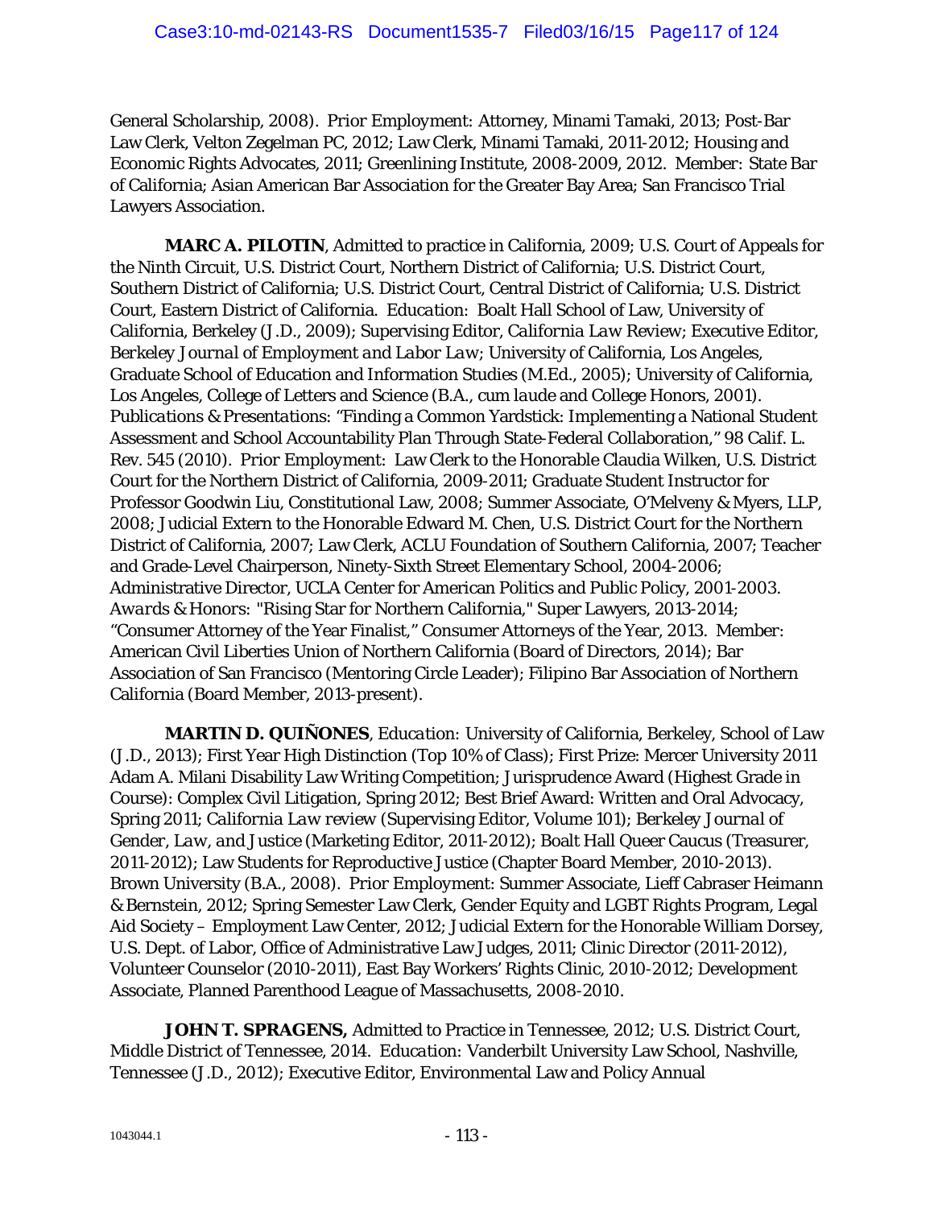General Scholarship, 2008). *Prior Employment:* Attorney, Minami Tamaki, 2013; Post-Bar Law Clerk, Velton Zegelman PC, 2012; Law Clerk, Minami Tamaki, 2011-2012; Housing and Economic Rights Advocates, 2011; Greenlining Institute, 2008-2009, 2012. *Member:* State Bar of California; Asian American Bar Association for the Greater Bay Area; San Francisco Trial Lawyers Association.

**MARC A. PILOTIN**, Admitted to practice in California, 2009; U.S. Court of Appeals for the Ninth Circuit, U.S. District Court, Northern District of California; U.S. District Court, Southern District of California; U.S. District Court, Central District of California; U.S. District Court, Eastern District of California. *Education:* Boalt Hall School of Law, University of California, Berkeley (J.D., 2009); Supervising Editor, *California Law Review*; Executive Editor, *Berkeley Journal of Employment and Labor Law*; University of California, Los Angeles, Graduate School of Education and Information Studies (M.Ed., 2005); University of California, Los Angeles, College of Letters and Science (B.A., *cum laude* and College Honors, 2001). *Publications & Presentations:* "Finding a Common Yardstick: Implementing a National Student Assessment and School Accountability Plan Through State-Federal Collaboration," 98 Calif. L. Rev. 545 (2010). *Prior Employment:* Law Clerk to the Honorable Claudia Wilken, U.S. District Court for the Northern District of California, 2009-2011; Graduate Student Instructor for Professor Goodwin Liu, Constitutional Law, 2008; Summer Associate, O'Melveny & Myers, LLP, 2008; Judicial Extern to the Honorable Edward M. Chen, U.S. District Court for the Northern District of California, 2007; Law Clerk, ACLU Foundation of Southern California, 2007; Teacher and Grade-Level Chairperson, Ninety-Sixth Street Elementary School, 2004-2006; Administrative Director, UCLA Center for American Politics and Public Policy, 2001-2003. *Awards & Honors:* "Rising Star for Northern California," Super Lawyers, 2013-2014; "Consumer Attorney of the Year Finalist," Consumer Attorneys of the Year, 2013. *Member:* American Civil Liberties Union of Northern California (Board of Directors, 2014); Bar Association of San Francisco (Mentoring Circle Leader); Filipino Bar Association of Northern California (Board Member, 2013-present).

**MARTIN D. QUIÑONES**, *Education:* University of California, Berkeley, School of Law (J.D., 2013); First Year High Distinction (Top 10% of Class); First Prize: Mercer University 2011 Adam A. Milani Disability Law Writing Competition; Jurisprudence Award (Highest Grade in Course): Complex Civil Litigation, Spring 2012; Best Brief Award: Written and Oral Advocacy, Spring 2011; *California Law review* (Supervising Editor, Volume 101); *Berkeley Journal of Gender, Law, and Justice* (Marketing Editor, 2011-2012); Boalt Hall Queer Caucus (Treasurer, 2011-2012); Law Students for Reproductive Justice (Chapter Board Member, 2010-2013). Brown University (B.A., 2008). *Prior Employment:* Summer Associate, Lieff Cabraser Heimann & Bernstein, 2012; Spring Semester Law Clerk, Gender Equity and LGBT Rights Program, Legal Aid Society – Employment Law Center, 2012; Judicial Extern for the Honorable William Dorsey, U.S. Dept. of Labor, Office of Administrative Law Judges, 2011; Clinic Director (2011-2012), Volunteer Counselor (2010-2011), East Bay Workers' Rights Clinic, 2010-2012; Development Associate, Planned Parenthood League of Massachusetts, 2008-2010.

**JOHN T. SPRAGENS,** Admitted to Practice in Tennessee, 2012; U.S. District Court, Middle District of Tennessee, 2014. *Education:* Vanderbilt University Law School, Nashville, Tennessee (J.D., 2012); Executive Editor, Environmental Law and Policy Annual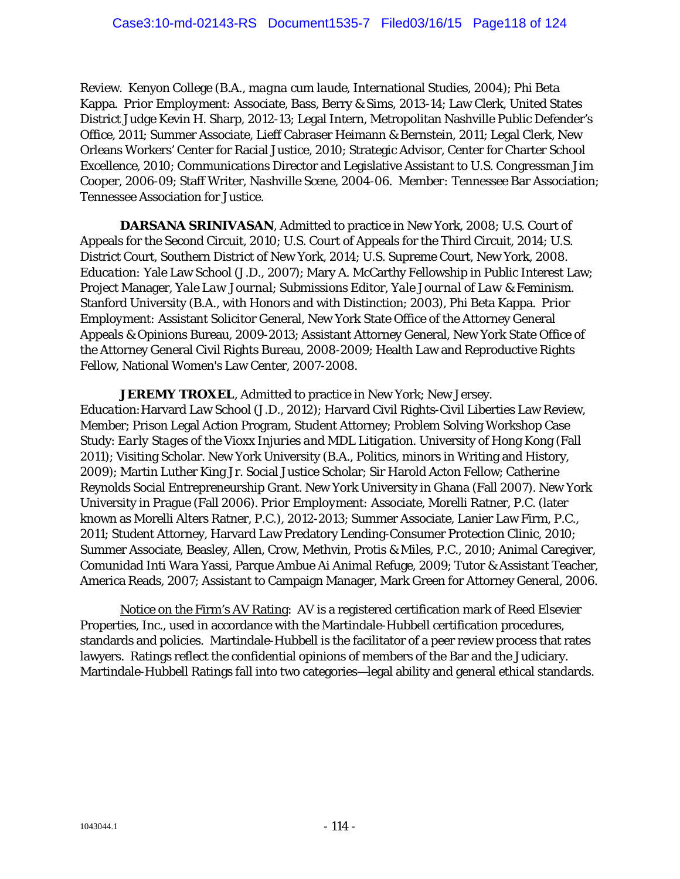Review. Kenyon College (B.A., *magna cum laude*, International Studies, 2004); Phi Beta Kappa. *Prior Employment:* Associate, Bass, Berry & Sims, 2013-14; Law Clerk, United States District Judge Kevin H. Sharp, 2012-13; Legal Intern, Metropolitan Nashville Public Defender's Office, 2011; Summer Associate, Lieff Cabraser Heimann & Bernstein, 2011; Legal Clerk, New Orleans Workers' Center for Racial Justice, 2010; Strategic Advisor, Center for Charter School Excellence, 2010; Communications Director and Legislative Assistant to U.S. Congressman Jim Cooper, 2006-09; Staff Writer, *Nashville Scene*, 2004-06. *Member:* Tennessee Bar Association; Tennessee Association for Justice.

**DARSANA SRINIVASAN**, Admitted to practice in New York, 2008; U.S. Court of Appeals for the Second Circuit, 2010; U.S. Court of Appeals for the Third Circuit, 2014; U.S. District Court, Southern District of New York, 2014; U.S. Supreme Court, New York, 2008. *Education:* Yale Law School (J.D., 2007); Mary A. McCarthy Fellowship in Public Interest Law; Project Manager, *Yale Law Journal*; Submissions Editor, *Yale Journal of Law & Feminism*. Stanford University (B.A., with Honors and with Distinction; 2003), Phi Beta Kappa. *Prior Employment:* Assistant Solicitor General, New York State Office of the Attorney General Appeals & Opinions Bureau, 2009-2013; Assistant Attorney General, New York State Office of the Attorney General Civil Rights Bureau, 2008-2009; Health Law and Reproductive Rights Fellow, National Women's Law Center, 2007-2008.

**JEREMY TROXEL**, Admitted to practice in New York; New Jersey. *Education:* Harvard Law School (J.D., 2012); Harvard Civil Rights-Civil Liberties Law Review, Member; Prison Legal Action Program, Student Attorney; Problem Solving Workshop Case Study: *Early Stages of the Vioxx Injuries and MDL Litigation*. University of Hong Kong (Fall 2011); Visiting Scholar. New York University (B.A., Politics, minors in Writing and History, 2009); Martin Luther King Jr. Social Justice Scholar; Sir Harold Acton Fellow; Catherine Reynolds Social Entrepreneurship Grant. New York University in Ghana (Fall 2007). New York University in Prague (Fall 2006). *Prior Employment:* Associate, Morelli Ratner, P.C. (later known as Morelli Alters Ratner, P.C.), 2012-2013; Summer Associate, Lanier Law Firm, P.C., 2011; Student Attorney, Harvard Law Predatory Lending-Consumer Protection Clinic, 2010; Summer Associate, Beasley, Allen, Crow, Methvin, Protis & Miles, P.C., 2010; Animal Caregiver, Comunidad Inti Wara Yassi, Parque Ambue Ai Animal Refuge, 2009; Tutor & Assistant Teacher, America Reads, 2007; Assistant to Campaign Manager, Mark Green for Attorney General, 2006.

Notice on the Firm's AV Rating: AV is a registered certification mark of Reed Elsevier Properties, Inc., used in accordance with the Martindale-Hubbell certification procedures, standards and policies. Martindale-Hubbell is the facilitator of a peer review process that rates lawyers. Ratings reflect the confidential opinions of members of the Bar and the Judiciary. Martindale-Hubbell Ratings fall into two categories—legal ability and general ethical standards.

1043044.1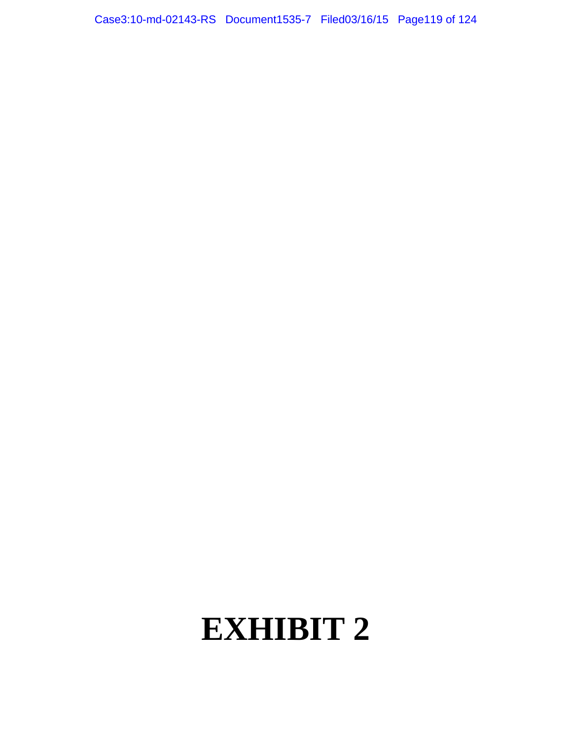# EXHIBIT 2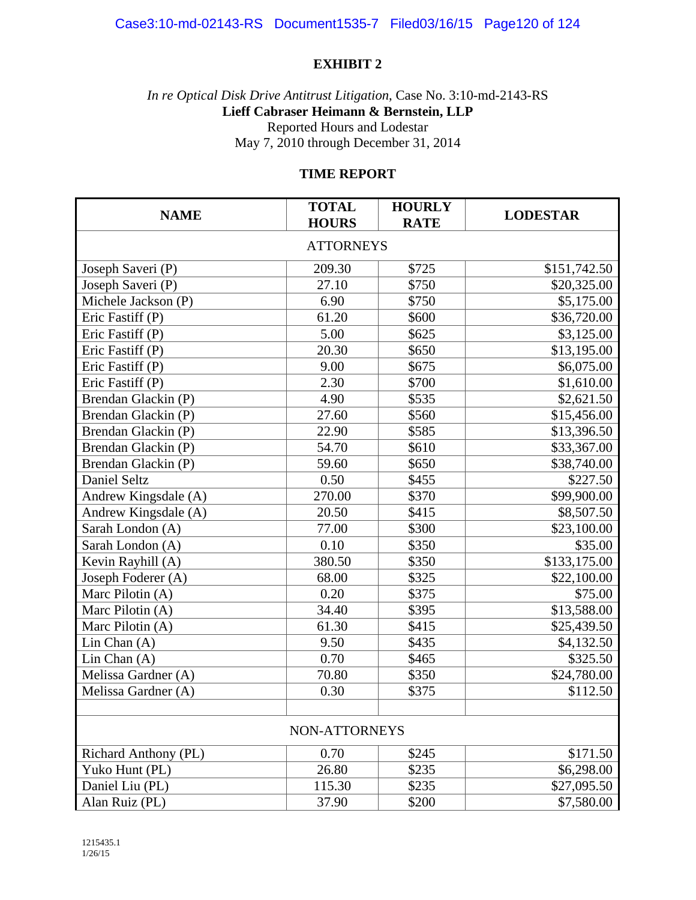**EXHIBIT 2**

*In re Optical Disk Drive Antitrust Litigation*, Case No. 3:10-md-2143-RS
**Lieff Cabraser Heimann & Bernstein, LLP**
Reported Hours and Lodestar
May 7, 2010 through December 31, 2014

**TIME REPORT**

| NAME | TOTAL HOURS | HOURLY RATE | LODESTAR |
|---|---|---|---|
| ATTORNEYS | | | |
| Joseph Saveri (P) | 209.30 | $725 | $151,742.50 |
| Joseph Saveri (P) | 27.10 | $750 | $20,325.00 |
| Michele Jackson (P) | 6.90 | $750 | $5,175.00 |
| Eric Fastiff (P) | 61.20 | $600 | $36,720.00 |
| Eric Fastiff (P) | 5.00 | $625 | $3,125.00 |
| Eric Fastiff (P) | 20.30 | $650 | $13,195.00 |
| Eric Fastiff (P) | 9.00 | $675 | $6,075.00 |
| Eric Fastiff (P) | 2.30 | $700 | $1,610.00 |
| Brendan Glackin (P) | 4.90 | $535 | $2,621.50 |
| Brendan Glackin (P) | 27.60 | $560 | $15,456.00 |
| Brendan Glackin (P) | 22.90 | $585 | $13,396.50 |
| Brendan Glackin (P) | 54.70 | $610 | $33,367.00 |
| Brendan Glackin (P) | 59.60 | $650 | $38,740.00 |
| Daniel Seltz | 0.50 | $455 | $227.50 |
| Andrew Kingsdale (A) | 270.00 | $370 | $99,900.00 |
| Andrew Kingsdale (A) | 20.50 | $415 | $8,507.50 |
| Sarah London (A) | 77.00 | $300 | $23,100.00 |
| Sarah London (A) | 0.10 | $350 | $35.00 |
| Kevin Rayhill (A) | 380.50 | $350 | $133,175.00 |
| Joseph Foderer (A) | 68.00 | $325 | $22,100.00 |
| Marc Pilotin (A) | 0.20 | $375 | $75.00 |
| Marc Pilotin (A) | 34.40 | $395 | $13,588.00 |
| Marc Pilotin (A) | 61.30 | $415 | $25,439.50 |
| Lin Chan (A) | 9.50 | $435 | $4,132.50 |
| Lin Chan (A) | 0.70 | $465 | $325.50 |
| Melissa Gardner (A) | 70.80 | $350 | $24,780.00 |
| Melissa Gardner (A) | 0.30 | $375 | $112.50 |
| | | | |
| NON-ATTORNEYS | | | |
| Richard Anthony (PL) | 0.70 | $245 | $171.50 |
| Yuko Hunt (PL) | 26.80 | $235 | $6,298.00 |
| Daniel Liu (PL) | 115.30 | $235 | $27,095.50 |
| Alan Ruiz (PL) | 37.90 | $200 | $7,580.00 |

1215435.1
1/26/15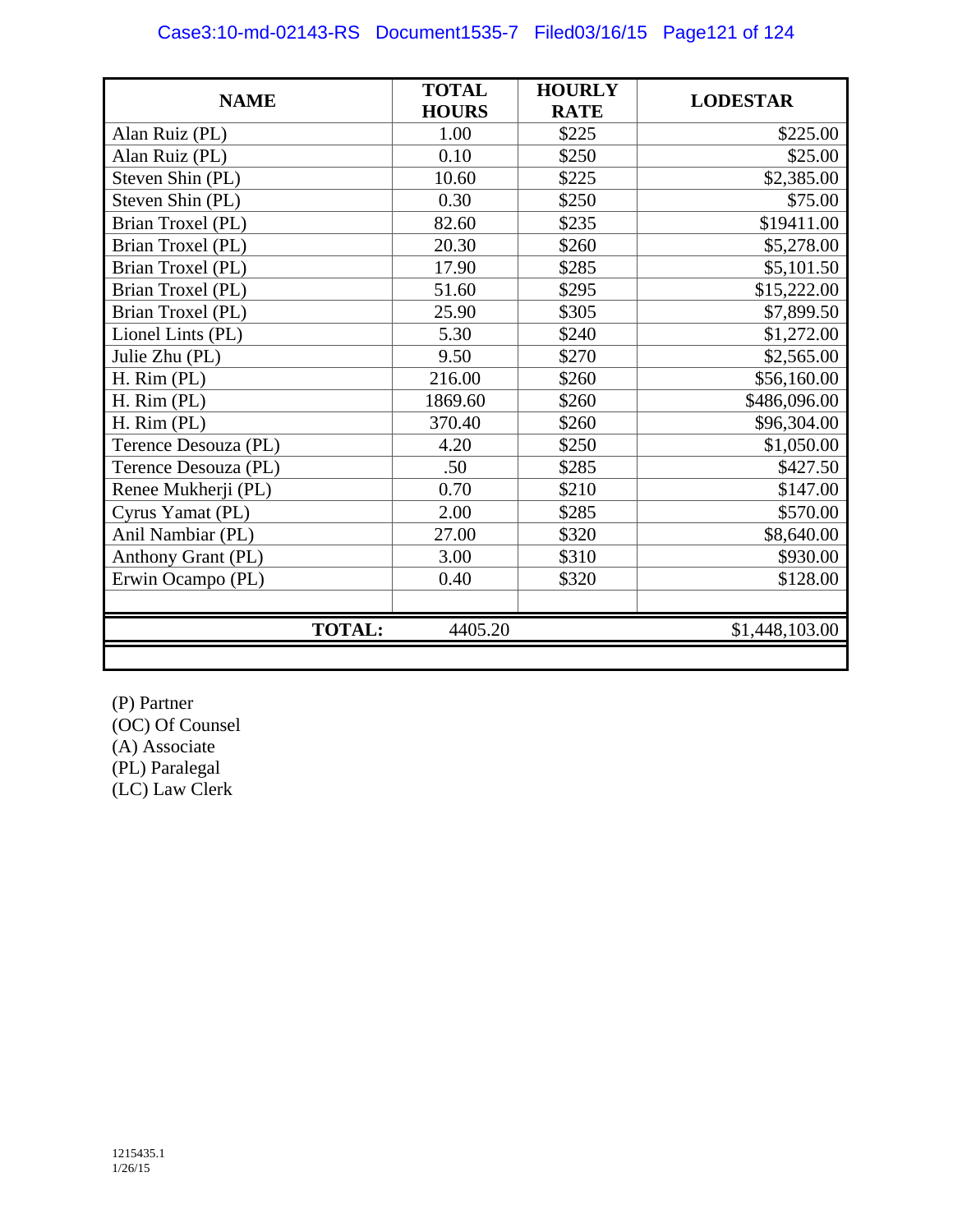| NAME | TOTAL HOURS | HOURLY RATE | LODESTAR |
|---|---|---|---|
| Alan Ruiz (PL) | 1.00 | $225 | $225.00 |
| Alan Ruiz (PL) | 0.10 | $250 | $25.00 |
| Steven Shin (PL) | 10.60 | $225 | $2,385.00 |
| Steven Shin (PL) | 0.30 | $250 | $75.00 |
| Brian Troxel (PL) | 82.60 | $235 | $19411.00 |
| Brian Troxel (PL) | 20.30 | $260 | $5,278.00 |
| Brian Troxel (PL) | 17.90 | $285 | $5,101.50 |
| Brian Troxel (PL) | 51.60 | $295 | $15,222.00 |
| Brian Troxel (PL) | 25.90 | $305 | $7,899.50 |
| Lionel Lints (PL) | 5.30 | $240 | $1,272.00 |
| Julie Zhu (PL) | 9.50 | $270 | $2,565.00 |
| H. Rim (PL) | 216.00 | $260 | $56,160.00 |
| H. Rim (PL) | 1869.60 | $260 | $486,096.00 |
| H. Rim (PL) | 370.40 | $260 | $96,304.00 |
| Terence Desouza (PL) | 4.20 | $250 | $1,050.00 |
| Terence Desouza (PL) | .50 | $285 | $427.50 |
| Renee Mukherji (PL) | 0.70 | $210 | $147.00 |
| Cyrus Yamat (PL) | 2.00 | $285 | $570.00 |
| Anil Nambiar (PL) | 27.00 | $320 | $8,640.00 |
| Anthony Grant (PL) | 3.00 | $310 | $930.00 |
| Erwin Ocampo (PL) | 0.40 | $320 | $128.00 |
| | | | |
| **TOTAL:** | 4405.20 | | $1,448,103.00 |

(P) Partner
(OC) Of Counsel
(A) Associate
(PL) Paralegal
(LC) Law Clerk

1215435.1
1/26/15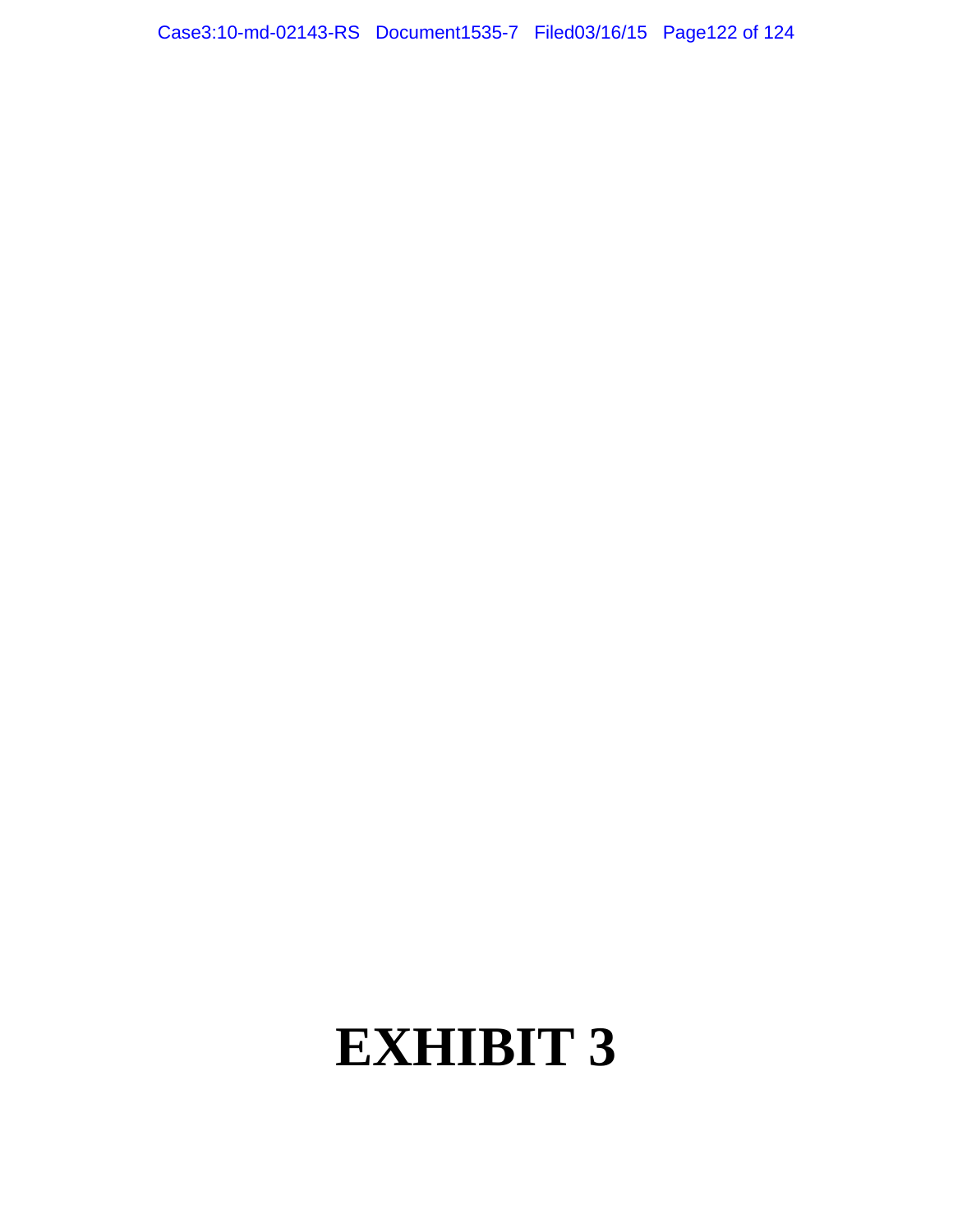# EXHIBIT 3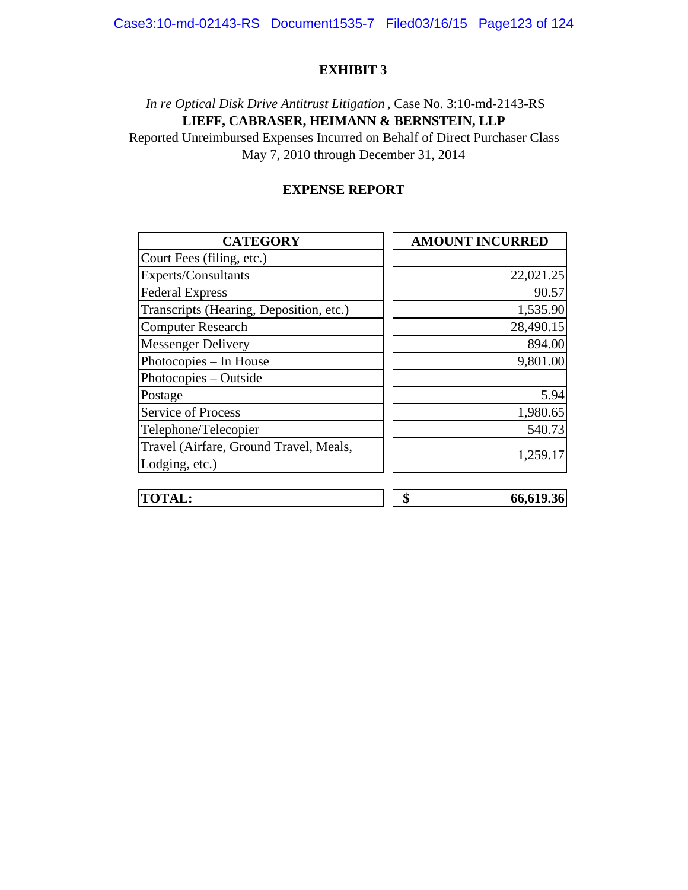**EXHIBIT 3**

*In re Optical Disk Drive Antitrust Litigation* , Case No. 3:10-md-2143-RS
**LIEFF, CABRASER, HEIMANN & BERNSTEIN, LLP**
Reported Unreimbursed Expenses Incurred on Behalf of Direct Purchaser Class
May 7, 2010 through December 31, 2014

**EXPENSE REPORT**

| CATEGORY | AMOUNT INCURRED |
| --- | --- |
| Court Fees (filing, etc.) | |
| Experts/Consultants | 22,021.25 |
| Federal Express | 90.57 |
| Transcripts (Hearing, Deposition, etc.) | 1,535.90 |
| Computer Research | 28,490.15 |
| Messenger Delivery | 894.00 |
| Photocopies – In House | 9,801.00 |
| Photocopies – Outside | |
| Postage | 5.94 |
| Service of Process | 1,980.65 |
| Telephone/Telecopier | 540.73 |
| Travel (Airfare, Ground Travel, Meals, Lodging, etc.) | 1,259.17 |
| **TOTAL:** | **$ 66,619.36** |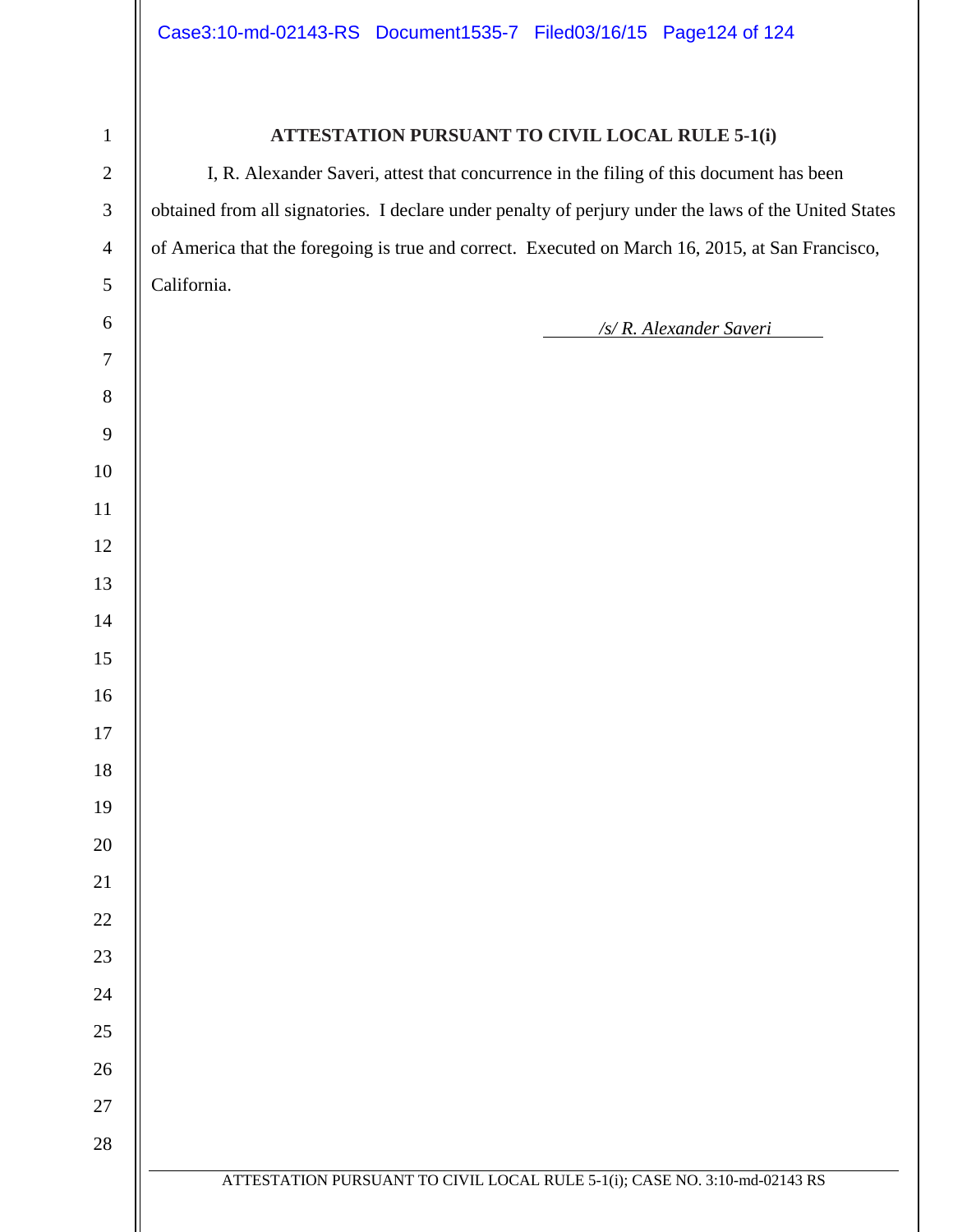**ATTESTATION PURSUANT TO CIVIL LOCAL RULE 5-1(i)**

I, R. Alexander Saveri, attest that concurrence in the filing of this document has been obtained from all signatories. I declare under penalty of perjury under the laws of the United States of America that the foregoing is true and correct. Executed on March 16, 2015, at San Francisco, California.

*/s/ R. Alexander Saveri*

ATTESTATION PURSUANT TO CIVIL LOCAL RULE 5-1(i); CASE NO. 3:10-md-02143 RS